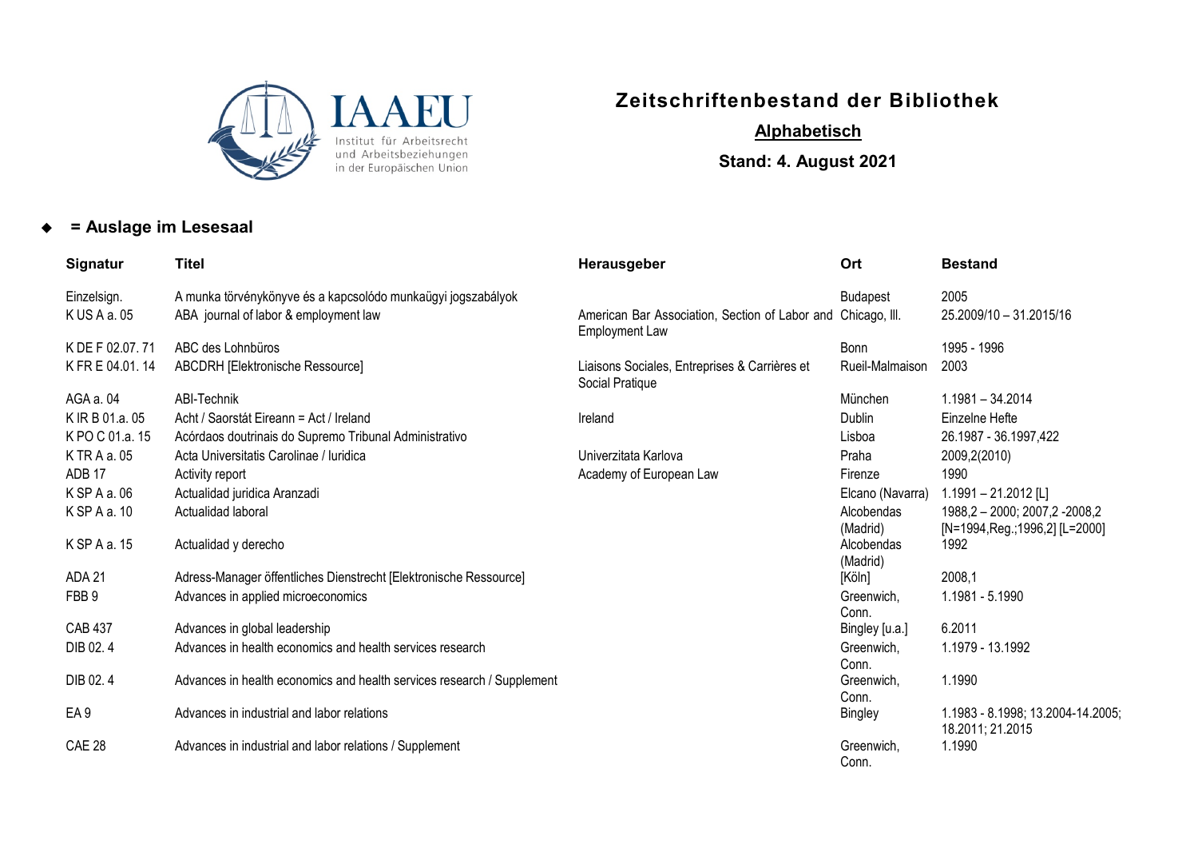IAAEU
Institut für Arbeitsrecht und Arbeitsbeziehungen in der Europäischen Union

# Zeitschriftenbestand der Bibliothek

## Alphabetisch

### Stand: 4. August 2021

◆ **= Auslage im Lesesaal**

| Signatur | Titel | Herausgeber | Ort | Bestand |
|---|---|---|---|---|
| Einzelsign. | A munka törvénykönyve és a kapcsolódo munkaügyi jogszabályok | | Budapest | 2005 |
| K US A a. 05 | ABA journal of labor & employment law | American Bar Association, Section of Labor and Employment Law | Chicago, Ill. | 25.2009/10 – 31.2015/16 |
| K DE F 02.07. 71 | ABC des Lohnbüros | | Bonn | 1995 - 1996 |
| K FR E 04.01. 14 | ABCDRH [Elektronische Ressource] | Liaisons Sociales, Entreprises & Carrières et Social Pratique | Rueil-Malmaison | 2003 |
| AGA a. 04 | ABI-Technik | | München | 1.1981 – 34.2014 |
| K IR B 01.a. 05 | Acht / Saorstát Eireann = Act / Ireland | Ireland | Dublin | Einzelne Hefte |
| K PO C 01.a. 15 | Acórdaos doutrinais do Supremo Tribunal Administrativo | | Lisboa | 26.1987 - 36.1997,422 |
| K TR A a. 05 | Acta Universitatis Carolinae / Iuridica | Univerzitata Karlova | Praha | 2009,2(2010) |
| ADB 17 | Activity report | Academy of European Law | Firenze | 1990 |
| K SP A a. 06 | Actualidad juridica Aranzadi | | Elcano (Navarra) | 1.1991 – 21.2012 [L] |
| K SP A a. 10 | Actualidad laboral | | Alcobendas (Madrid) | 1988,2 – 2000; 2007,2 -2008,2 [N=1994,Reg.;1996,2] [L=2000] |
| K SP A a. 15 | Actualidad y derecho | | Alcobendas (Madrid) | 1992 |
| ADA 21 | Adress-Manager öffentliches Dienstrecht [Elektronische Ressource] | | [Köln] | 2008,1 |
| FBB 9 | Advances in applied microeconomics | | Greenwich, Conn. | 1.1981 - 5.1990 |
| CAB 437 | Advances in global leadership | | Bingley [u.a.] | 6.2011 |
| DIB 02. 4 | Advances in health economics and health services research | | Greenwich, Conn. | 1.1979 - 13.1992 |
| DIB 02. 4 | Advances in health economics and health services research / Supplement | | Greenwich, Conn. | 1.1990 |
| EA 9 | Advances in industrial and labor relations | | Bingley | 1.1983 - 8.1998; 13.2004-14.2005; 18.2011; 21.2015 |
| CAE 28 | Advances in industrial and labor relations / Supplement | | Greenwich, Conn. | 1.1990 |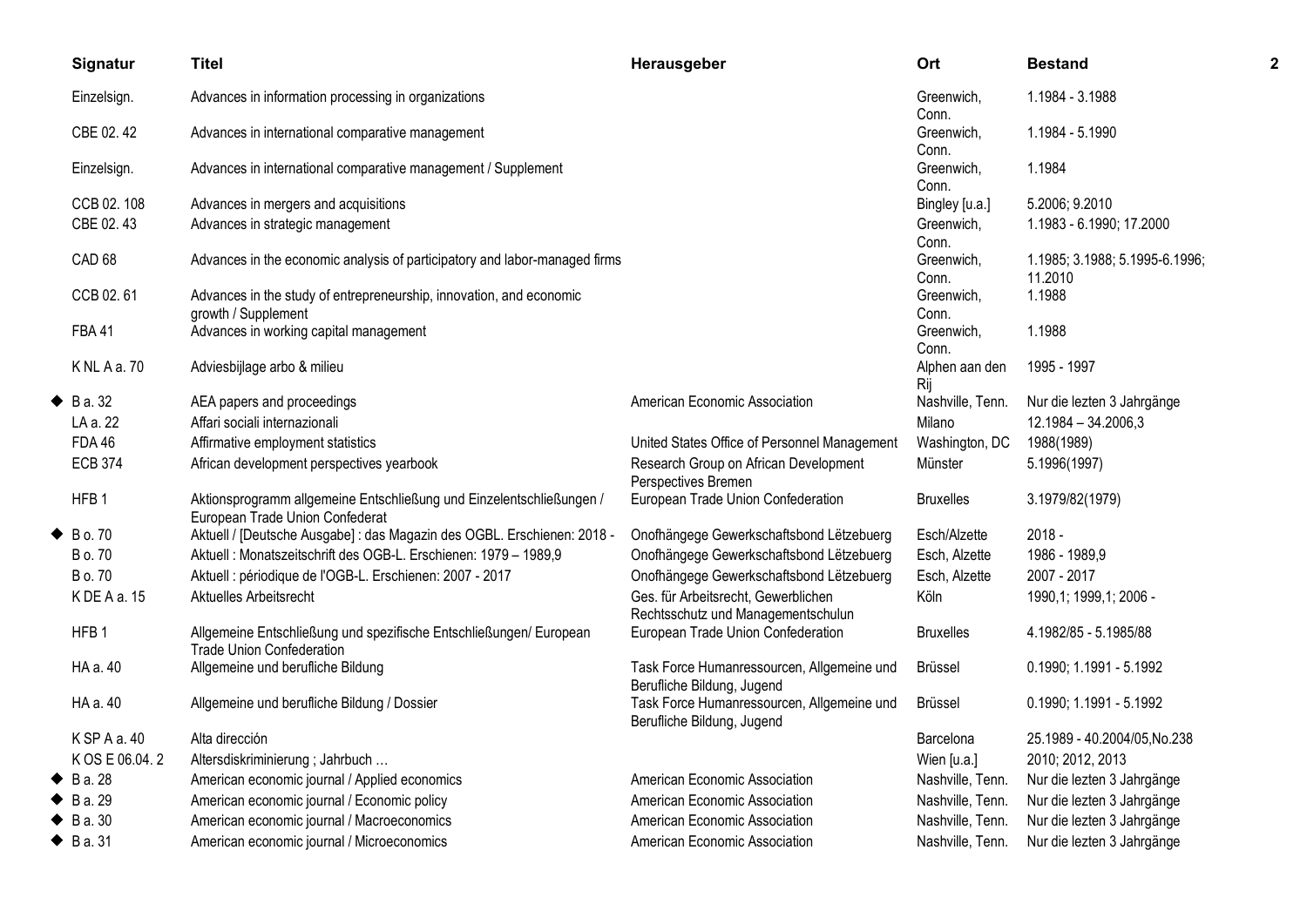| Signatur | Titel | Herausgeber | Ort | Bestand |
|---|---|---|---|---|
| Einzelsign. | Advances in information processing in organizations | | Greenwich, Conn. | 1.1984 - 3.1988 |
| CBE 02. 42 | Advances in international comparative management | | Greenwich, Conn. | 1.1984 - 5.1990 |
| Einzelsign. | Advances in international comparative management / Supplement | | Greenwich, Conn. | 1.1984 |
| CCB 02. 108 | Advances in mergers and acquisitions | | Bingley [u.a.] | 5.2006; 9.2010 |
| CBE 02. 43 | Advances in strategic management | | Greenwich, Conn. | 1.1983 - 6.1990; 17.2000 |
| CAD 68 | Advances in the economic analysis of participatory and labor-managed firms | | Greenwich, Conn. | 1.1985; 3.1988; 5.1995-6.1996; 11.2010 |
| CCB 02. 61 | Advances in the study of entrepreneurship, innovation, and economic growth / Supplement | | Greenwich, Conn. | 1.1988 |
| FBA 41 | Advances in working capital management | | Greenwich, Conn. | 1.1988 |
| K NL A a. 70 | Adviesbijlage arbo & milieu | | Alphen aan den Rij | 1995 - 1997 |
| ◆ B a. 32 | AEA papers and proceedings | American Economic Association | Nashville, Tenn. | Nur die lezten 3 Jahrgänge |
| LA a. 22 | Affari sociali internazionali | | Milano | 12.1984 – 34.2006,3 |
| FDA 46 | Affirmative employment statistics | United States Office of Personnel Management | Washington, DC | 1988(1989) |
| ECB 374 | African development perspectives yearbook | Research Group on African Development Perspectives Bremen | Münster | 5.1996(1997) |
| HFB 1 | Aktionsprogramm allgemeine Entschließung und Einzelentschließungen / European Trade Union Confederat | European Trade Union Confederation | Bruxelles | 3.1979/82(1979) |
| ◆ B o. 70 | Aktuell / [Deutsche Ausgabe] : das Magazin des OGBL. Erschienen: 2018 - | Onofhängege Gewerkschaftsbond Lëtzebuerg | Esch/Alzette | 2018 - |
| B o. 70 | Aktuell : Monatszeitschrift des OGB-L. Erschienen: 1979 – 1989,9 | Onofhängege Gewerkschaftsbond Lëtzebuerg | Esch, Alzette | 1986 - 1989,9 |
| B o. 70 | Aktuell : périodique de l'OGB-L. Erschienen: 2007 - 2017 | Onofhängege Gewerkschaftsbond Lëtzebuerg | Esch, Alzette | 2007 - 2017 |
| K DE A a. 15 | Aktuelles Arbeitsrecht | Ges. für Arbeitsrecht, Gewerblichen Rechtsschutz und Managementschulun | Köln | 1990,1; 1999,1; 2006 - |
| HFB 1 | Allgemeine Entschließung und spezifische Entschließungen/ European Trade Union Confederation | European Trade Union Confederation | Bruxelles | 4.1982/85 - 5.1985/88 |
| HA a. 40 | Allgemeine und berufliche Bildung | Task Force Humanressourcen, Allgemeine und Berufliche Bildung, Jugend | Brüssel | 0.1990; 1.1991 - 5.1992 |
| HA a. 40 | Allgemeine und berufliche Bildung / Dossier | Task Force Humanressourcen, Allgemeine und Berufliche Bildung, Jugend | Brüssel | 0.1990; 1.1991 - 5.1992 |
| K SP A a. 40 | Alta dirección | | Barcelona | 25.1989 - 40.2004/05,No.238 |
| K OS E 06.04. 2 | Altersdiskriminierung ; Jahrbuch … | | Wien [u.a.] | 2010; 2012, 2013 |
| ◆ B a. 28 | American economic journal / Applied economics | American Economic Association | Nashville, Tenn. | Nur die lezten 3 Jahrgänge |
| ◆ B a. 29 | American economic journal / Economic policy | American Economic Association | Nashville, Tenn. | Nur die lezten 3 Jahrgänge |
| ◆ B a. 30 | American economic journal / Macroeconomics | American Economic Association | Nashville, Tenn. | Nur die lezten 3 Jahrgänge |
| ◆ B a. 31 | American economic journal / Microeconomics | American Economic Association | Nashville, Tenn. | Nur die lezten 3 Jahrgänge |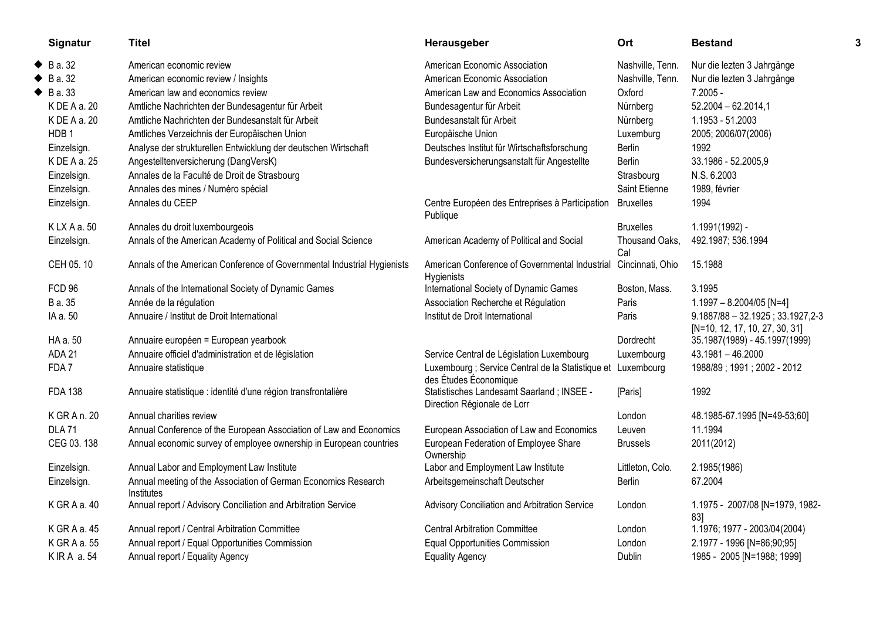| Signatur | Titel | Herausgeber | Ort | Bestand |
|---|---|---|---|---|
| ◆ B a. 32 | American economic review | American Economic Association | Nashville, Tenn. | Nur die lezten 3 Jahrgänge |
| ◆ B a. 32 | American economic review / Insights | American Economic Association | Nashville, Tenn. | Nur die lezten 3 Jahrgänge |
| ◆ B a. 33 | American law and economics review | American Law and Economics Association | Oxford | 7.2005 - |
| K DE A a. 20 | Amtliche Nachrichten der Bundesagentur für Arbeit | Bundesagentur für Arbeit | Nürnberg | 52.2004 – 62.2014,1 |
| K DE A a. 20 | Amtliche Nachrichten der Bundesanstalt für Arbeit | Bundesanstalt für Arbeit | Nürnberg | 1.1953 - 51.2003 |
| HDB 1 | Amtliches Verzeichnis der Europäischen Union | Europäische Union | Luxemburg | 2005; 2006/07(2006) |
| Einzelsign. | Analyse der strukturellen Entwicklung der deutschen Wirtschaft | Deutsches Institut für Wirtschaftsforschung | Berlin | 1992 |
| K DE A a. 25 | Angestelltenversicherung (DangVersK) | Bundesversicherungsanstalt für Angestellte | Berlin | 33.1986 - 52.2005,9 |
| Einzelsign. | Annales de la Faculté de Droit de Strasbourg | | Strasbourg | N.S. 6.2003 |
| Einzelsign. | Annales des mines / Numéro spécial | | Saint Etienne | 1989, février |
| Einzelsign. | Annales du CEEP | Centre Européen des Entreprises à Participation Publique | Bruxelles | 1994 |
| K LX A a. 50 | Annales du droit luxembourgeois | | Bruxelles | 1.1991(1992) - |
| Einzelsign. | Annals of the American Academy of Political and Social Science | American Academy of Political and Social | Thousand Oaks, Cal | 492.1987; 536.1994 |
| CEH 05. 10 | Annals of the American Conference of Governmental Industrial Hygienists | American Conference of Governmental Industrial Hygienists | Cincinnati, Ohio | 15.1988 |
| FCD 96 | Annals of the International Society of Dynamic Games | International Society of Dynamic Games | Boston, Mass. | 3.1995 |
| B a. 35 | Année de la régulation | Association Recherche et Régulation | Paris | 1.1997 – 8.2004/05 [N=4] |
| IA a. 50 | Annuaire / Institut de Droit International | Institut de Droit International | Paris | 9.1887/88 – 32.1925 ; 33.1927,2-3 [N=10, 12, 17, 10, 27, 30, 31] |
| HA a. 50 | Annuaire européen = European yearbook | | Dordrecht | 35.1987(1989) - 45.1997(1999) |
| ADA 21 | Annuaire officiel d'administration et de législation | Service Central de Législation Luxembourg | Luxembourg | 43.1981 – 46.2000 |
| FDA 7 | Annuaire statistique | Luxembourg ; Service Central de la Statistique et des Études Économique | Luxembourg | 1988/89 ; 1991 ; 2002 - 2012 |
| FDA 138 | Annuaire statistique : identité d'une région transfrontalière | Statistisches Landesamt Saarland ; INSEE - Direction Régionale de Lorr | [Paris] | 1992 |
| K GR A n. 20 | Annual charities review | | London | 48.1985-67.1995 [N=49-53;60] |
| DLA 71 | Annual Conference of the European Association of Law and Economics | European Association of Law and Economics | Leuven | 11.1994 |
| CEG 03. 138 | Annual economic survey of employee ownership in European countries | European Federation of Employee Share Ownership | Brussels | 2011(2012) |
| Einzelsign. | Annual Labor and Employment Law Institute | Labor and Employment Law Institute | Littleton, Colo. | 2.1985(1986) |
| Einzelsign. | Annual meeting of the Association of German Economics Research Institutes | Arbeitsgemeinschaft Deutscher | Berlin | 67.2004 |
| K GR A a. 40 | Annual report / Advisory Conciliation and Arbitration Service | Advisory Conciliation and Arbitration Service | London | 1.1975 - 2007/08 [N=1979, 1982-83] |
| K GR A a. 45 | Annual report / Central Arbitration Committee | Central Arbitration Committee | London | 1.1976; 1977 - 2003/04(2004) |
| K GR A a. 55 | Annual report / Equal Opportunities Commission | Equal Opportunities Commission | London | 2.1977 - 1996 [N=86;90;95] |
| K IR A a. 54 | Annual report / Equality Agency | Equality Agency | Dublin | 1985 - 2005 [N=1988; 1999] |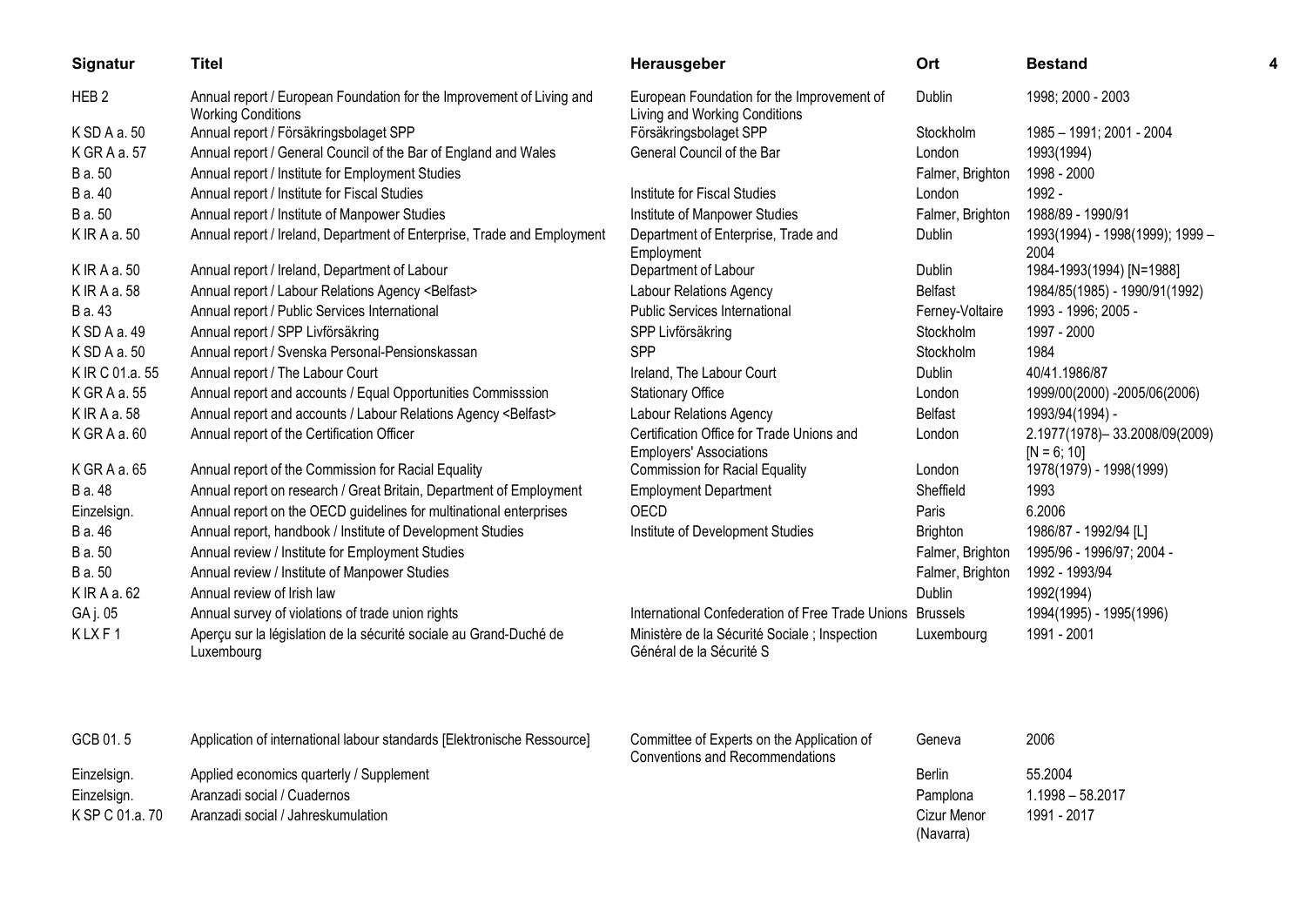| Signatur | Titel | Herausgeber | Ort | Bestand |
|---|---|---|---|---|
| HEB 2 | Annual report / European Foundation for the Improvement of Living and Working Conditions | European Foundation for the Improvement of Living and Working Conditions | Dublin | 1998; 2000 - 2003 |
| K SD A a. 50 | Annual report / Försäkringsbolaget SPP | Försäkringsbolaget SPP | Stockholm | 1985 – 1991; 2001 - 2004 |
| K GR A a. 57 | Annual report / General Council of the Bar of England and Wales | General Council of the Bar | London | 1993(1994) |
| B a. 50 | Annual report / Institute for Employment Studies | | Falmer, Brighton | 1998 - 2000 |
| B a. 40 | Annual report / Institute for Fiscal Studies | Institute for Fiscal Studies | London | 1992 - |
| B a. 50 | Annual report / Institute of Manpower Studies | Institute of Manpower Studies | Falmer, Brighton | 1988/89 - 1990/91 |
| K IR A a. 50 | Annual report / Ireland, Department of Enterprise, Trade and Employment | Department of Enterprise, Trade and Employment | Dublin | 1993(1994) - 1998(1999); 1999 – 2004 |
| K IR A a. 50 | Annual report / Ireland, Department of Labour | Department of Labour | Dublin | 1984-1993(1994) [N=1988] |
| K IR A a. 58 | Annual report / Labour Relations Agency <Belfast> | Labour Relations Agency | Belfast | 1984/85(1985) - 1990/91(1992) |
| B a. 43 | Annual report / Public Services International | Public Services International | Ferney-Voltaire | 1993 - 1996; 2005 - |
| K SD A a. 49 | Annual report / SPP Livförsäkring | SPP Livförsäkring | Stockholm | 1997 - 2000 |
| K SD A a. 50 | Annual report / Svenska Personal-Pensionskassan | SPP | Stockholm | 1984 |
| K IR C 01.a. 55 | Annual report / The Labour Court | Ireland, The Labour Court | Dublin | 40/41.1986/87 |
| K GR A a. 55 | Annual report and accounts / Equal Opportunities Commisssion | Stationary Office | London | 1999/00(2000) -2005/06(2006) |
| K IR A a. 58 | Annual report and accounts / Labour Relations Agency <Belfast> | Labour Relations Agency | Belfast | 1993/94(1994) - |
| K GR A a. 60 | Annual report of the Certification Officer | Certification Office for Trade Unions and Employers' Associations | London | 2.1977(1978)– 33.2008/09(2009) [N = 6; 10] |
| K GR A a. 65 | Annual report of the Commission for Racial Equality | Commission for Racial Equality | London | 1978(1979) - 1998(1999) |
| B a. 48 | Annual report on research / Great Britain, Department of Employment | Employment Department | Sheffield | 1993 |
| Einzelsign. | Annual report on the OECD guidelines for multinational enterprises | OECD | Paris | 6.2006 |
| B a. 46 | Annual report, handbook / Institute of Development Studies | Institute of Development Studies | Brighton | 1986/87 - 1992/94 [L] |
| B a. 50 | Annual review / Institute for Employment Studies | | Falmer, Brighton | 1995/96 - 1996/97; 2004 - |
| B a. 50 | Annual review / Institute of Manpower Studies | | Falmer, Brighton | 1992 - 1993/94 |
| K IR A a. 62 | Annual review of Irish law | | Dublin | 1992(1994) |
| GA j. 05 | Annual survey of violations of trade union rights | International Confederation of Free Trade Unions | Brussels | 1994(1995) - 1995(1996) |
| K LX F 1 | Aperçu sur la législation de la sécurité sociale au Grand-Duché de Luxembourg | Ministère de la Sécurité Sociale ; Inspection Général de la Sécurité S | Luxembourg | 1991 - 2001 |
| GCB 01. 5 | Application of international labour standards [Elektronische Ressource] | Committee of Experts on the Application of Conventions and Recommendations | Geneva | 2006 |
| Einzelsign. | Applied economics quarterly / Supplement | | Berlin | 55.2004 |
| Einzelsign. | Aranzadi social / Cuadernos | | Pamplona | 1.1998 – 58.2017 |
| K SP C 01.a. 70 | Aranzadi social / Jahreskumulation | | Cizur Menor (Navarra) | 1991 - 2017 |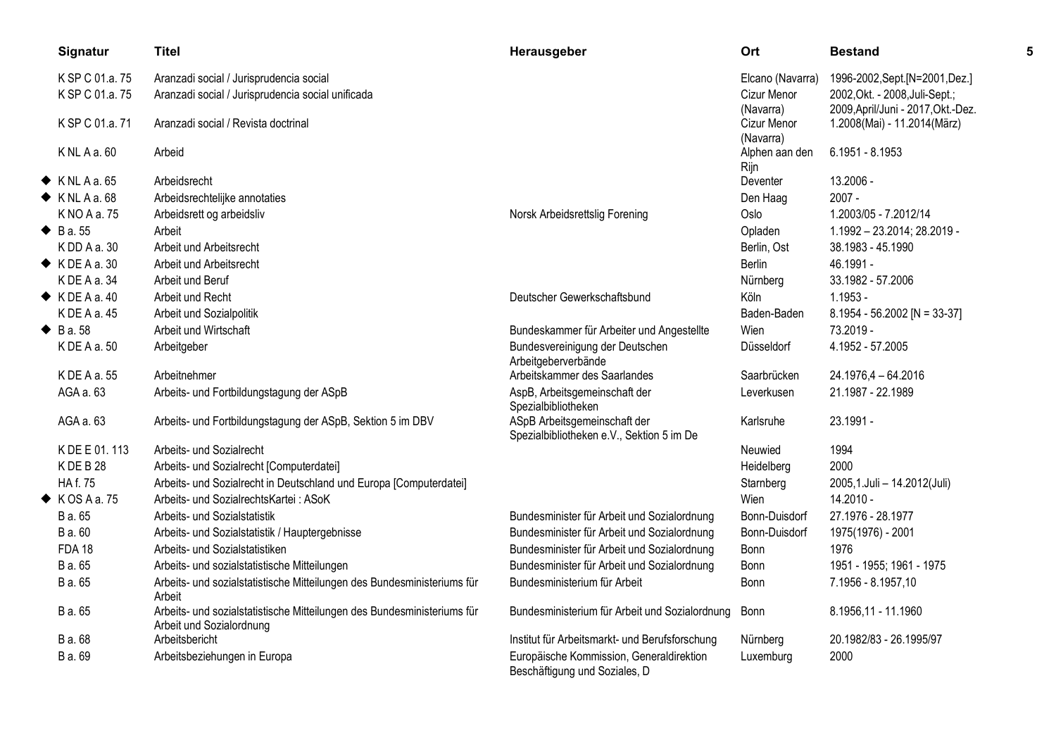| | Signatur | Titel | Herausgeber | Ort | Bestand |
|---|---|---|---|---|---|
| | K SP C 01.a. 75 | Aranzadi social / Jurisprudencia social | | Elcano (Navarra) | 1996-2002,Sept.[N=2001,Dez.] |
| | K SP C 01.a. 75 | Aranzadi social / Jurisprudencia social unificada | | Cizur Menor (Navarra) | 2002,Okt. - 2008,Juli-Sept.; 2009,April/Juni - 2017,Okt.-Dez. |
| | K SP C 01.a. 71 | Aranzadi social / Revista doctrinal | | Cizur Menor (Navarra) | 1.2008(Mai) - 11.2014(März) |
| | K NL A a. 60 | Arbeid | | Alphen aan den Rijn | 6.1951 - 8.1953 |
| ◆ | K NL A a. 65 | Arbeidsrecht | | Deventer | 13.2006 - |
| ◆ | K NL A a. 68 | Arbeidsrechtelijke annotaties | | Den Haag | 2007 - |
| | K NO A a. 75 | Arbeidsrett og arbeidsliv | Norsk Arbeidsrettslig Forening | Oslo | 1.2003/05 - 7.2012/14 |
| ◆ | B a. 55 | Arbeit | | Opladen | 1.1992 – 23.2014; 28.2019 - |
| | K DD A a. 30 | Arbeit und Arbeitsrecht | | Berlin, Ost | 38.1983 - 45.1990 |
| ◆ | K DE A a. 30 | Arbeit und Arbeitsrecht | | Berlin | 46.1991 - |
| | K DE A a. 34 | Arbeit und Beruf | | Nürnberg | 33.1982 - 57.2006 |
| ◆ | K DE A a. 40 | Arbeit und Recht | Deutscher Gewerkschaftsbund | Köln | 1.1953 - |
| | K DE A a. 45 | Arbeit und Sozialpolitik | | Baden-Baden | 8.1954 - 56.2002 [N = 33-37] |
| ◆ | B a. 58 | Arbeit und Wirtschaft | Bundeskammer für Arbeiter und Angestellte | Wien | 73.2019 - |
| | K DE A a. 50 | Arbeitgeber | Bundesvereinigung der Deutschen Arbeitgeberverbände | Düsseldorf | 4.1952 - 57.2005 |
| | K DE A a. 55 | Arbeitnehmer | Arbeitskammer des Saarlandes | Saarbrücken | 24.1976,4 – 64.2016 |
| | AGA a. 63 | Arbeits- und Fortbildungstagung der ASpB | AspB, Arbeitsgemeinschaft der Spezialbibliotheken | Leverkusen | 21.1987 - 22.1989 |
| | AGA a. 63 | Arbeits- und Fortbildungstagung der ASpB, Sektion 5 im DBV | ASpB Arbeitsgemeinschaft der Spezialbibliotheken e.V., Sektion 5 im De | Karlsruhe | 23.1991 - |
| | K DE E 01. 113 | Arbeits- und Sozialrecht | | Neuwied | 1994 |
| | K DE B 28 | Arbeits- und Sozialrecht [Computerdatei] | | Heidelberg | 2000 |
| | HA f. 75 | Arbeits- und Sozialrecht in Deutschland und Europa [Computerdatei] | | Starnberg | 2005,1.Juli – 14.2012(Juli) |
| ◆ | K OS A a. 75 | Arbeits- und SozialrechtsKartei : ASoK | | Wien | 14.2010 - |
| | B a. 65 | Arbeits- und Sozialstatistik | Bundesminister für Arbeit und Sozialordnung | Bonn-Duisdorf | 27.1976 - 28.1977 |
| | B a. 60 | Arbeits- und Sozialstatistik / Hauptergebnisse | Bundesminister für Arbeit und Sozialordnung | Bonn-Duisdorf | 1975(1976) - 2001 |
| | FDA 18 | Arbeits- und Sozialstatistiken | Bundesminister für Arbeit und Sozialordnung | Bonn | 1976 |
| | B a. 65 | Arbeits- und sozialstatistische Mitteilungen | Bundesminister für Arbeit und Sozialordnung | Bonn | 1951 - 1955; 1961 - 1975 |
| | B a. 65 | Arbeits- und sozialstatistische Mitteilungen des Bundesministeriums für Arbeit | Bundesministerium für Arbeit | Bonn | 7.1956 - 8.1957,10 |
| | B a. 65 | Arbeits- und sozialstatistische Mitteilungen des Bundesministeriums für Arbeit und Sozialordnung | Bundesministerium für Arbeit und Sozialordnung | Bonn | 8.1956,11 - 11.1960 |
| | B a. 68 | Arbeitsbericht | Institut für Arbeitsmarkt- und Berufsforschung | Nürnberg | 20.1982/83 - 26.1995/97 |
| | B a. 69 | Arbeitsbeziehungen in Europa | Europäische Kommission, Generaldirektion Beschäftigung und Soziales, D | Luxemburg | 2000 |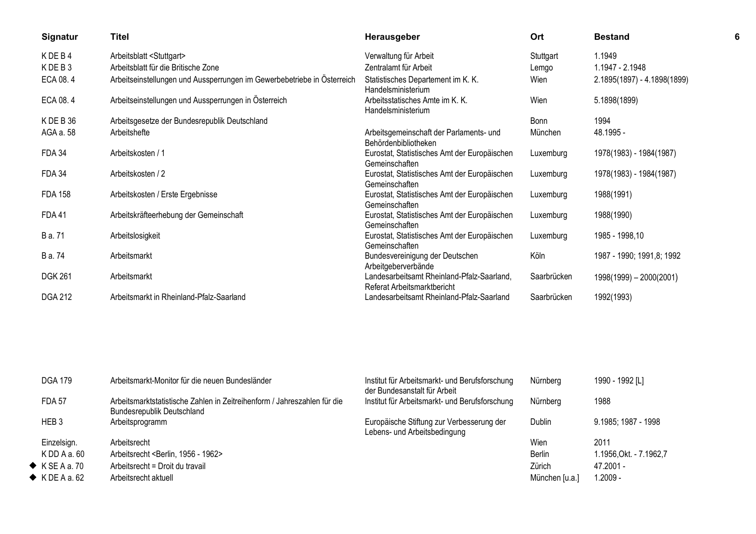| Signatur | Titel | Herausgeber | Ort | Bestand |
|---|---|---|---|---|
| K DE B 4 | Arbeitsblatt <Stuttgart> | Verwaltung für Arbeit | Stuttgart | 1.1949 |
| K DE B 3 | Arbeitsblatt für die Britische Zone | Zentralamt für Arbeit | Lemgo | 1.1947 - 2.1948 |
| ECA 08. 4 | Arbeitseinstellungen und Aussperrungen im Gewerbebetriebe in Österreich | Statistisches Departement im K. K. Handelsministerium | Wien | 2.1895(1897) - 4.1898(1899) |
| ECA 08. 4 | Arbeitseinstellungen und Aussperrungen in Österreich | Arbeitsstatisches Amte im K. K. Handelsministerium | Wien | 5.1898(1899) |
| K DE B 36 | Arbeitsgesetze der Bundesrepublik Deutschland | | Bonn | 1994 |
| AGA a. 58 | Arbeitshefte | Arbeitsgemeinschaft der Parlaments- und Behördenbibliotheken | München | 48.1995 - |
| FDA 34 | Arbeitskosten / 1 | Eurostat, Statistisches Amt der Europäischen Gemeinschaften | Luxemburg | 1978(1983) - 1984(1987) |
| FDA 34 | Arbeitskosten / 2 | Eurostat, Statistisches Amt der Europäischen Gemeinschaften | Luxemburg | 1978(1983) - 1984(1987) |
| FDA 158 | Arbeitskosten / Erste Ergebnisse | Eurostat, Statistisches Amt der Europäischen Gemeinschaften | Luxemburg | 1988(1991) |
| FDA 41 | Arbeitskräfteerhebung der Gemeinschaft | Eurostat, Statistisches Amt der Europäischen Gemeinschaften | Luxemburg | 1988(1990) |
| B a. 71 | Arbeitslosigkeit | Eurostat, Statistisches Amt der Europäischen Gemeinschaften | Luxemburg | 1985 - 1998,10 |
| B a. 74 | Arbeitsmarkt | Bundesvereinigung der Deutschen Arbeitgeberverbände | Köln | 1987 - 1990; 1991,8; 1992 |
| DGK 261 | Arbeitsmarkt | Landesarbeitsamt Rheinland-Pfalz-Saarland, Referat Arbeitsmarktbericht | Saarbrücken | 1998(1999) – 2000(2001) |
| DGA 212 | Arbeitsmarkt in Rheinland-Pfalz-Saarland | Landesarbeitsamt Rheinland-Pfalz-Saarland | Saarbrücken | 1992(1993) |
| DGA 179 | Arbeitsmarkt-Monitor für die neuen Bundesländer | Institut für Arbeitsmarkt- und Berufsforschung der Bundesanstalt für Arbeit | Nürnberg | 1990 - 1992 [L] |
| FDA 57 | Arbeitsmarktstatistische Zahlen in Zeitreihenform / Jahreszahlen für die Bundesrepublik Deutschland | Institut für Arbeitsmarkt- und Berufsforschung | Nürnberg | 1988 |
| HEB 3 | Arbeitsprogramm | Europäische Stiftung zur Verbesserung der Lebens- und Arbeitsbedingung | Dublin | 9.1985; 1987 - 1998 |
| Einzelsign. | Arbeitsrecht | | Wien | 2011 |
| K DD A a. 60 | Arbeitsrecht <Berlin, 1956 - 1962> | | Berlin | 1.1956,Okt. - 7.1962,7 |
| ◆ K SE A a. 70 | Arbeitsrecht = Droit du travail | | Zürich | 47.2001 - |
| ◆ K DE A a. 62 | Arbeitsrecht aktuell | | München [u.a.] | 1.2009 - |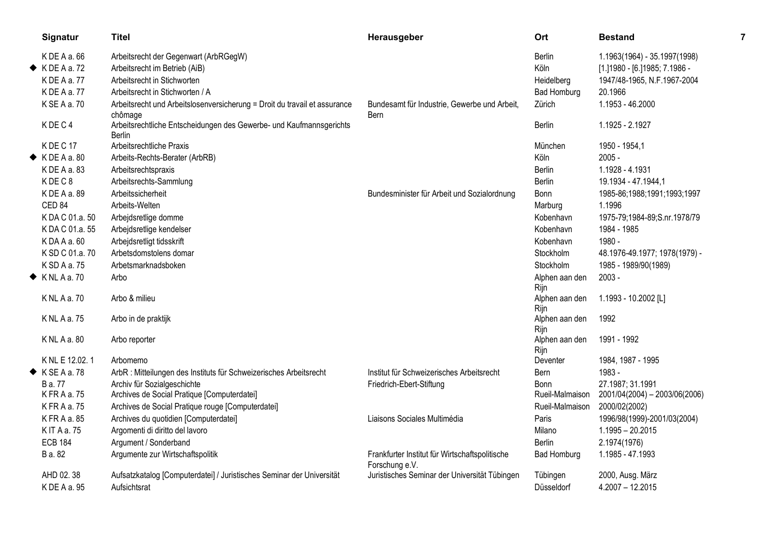| | Signatur | Titel | Herausgeber | Ort | Bestand |
|---|---|---|---|---|---|
| | K DE A a. 66 | Arbeitsrecht der Gegenwart (ArbRGegW) | | Berlin | 1.1963(1964) - 35.1997(1998) |
| ◆ | K DE A a. 72 | Arbeitsrecht im Betrieb (AiB) | | Köln | [1.]1980 - [6.]1985; 7.1986 - |
| | K DE A a. 77 | Arbeitsrecht in Stichworten | | Heidelberg | 1947/48-1965, N.F.1967-2004 |
| | K DE A a. 77 | Arbeitsrecht in Stichworten / A | | Bad Homburg | 20.1966 |
| | K SE A a. 70 | Arbeitsrecht und Arbeitslosenversicherung = Droit du travail et assurance chômage | Bundesamt für Industrie, Gewerbe und Arbeit, Bern | Zürich | 1.1953 - 46.2000 |
| | K DE C 4 | Arbeitsrechtliche Entscheidungen des Gewerbe- und Kaufmannsgerichts Berlin | | Berlin | 1.1925 - 2.1927 |
| | K DE C 17 | Arbeitsrechtliche Praxis | | München | 1950 - 1954,1 |
| ◆ | K DE A a. 80 | Arbeits-Rechts-Berater (ArbRB) | | Köln | 2005 - |
| | K DE A a. 83 | Arbeitsrechtspraxis | | Berlin | 1.1928 - 4.1931 |
| | K DE C 8 | Arbeitsrechts-Sammlung | | Berlin | 19.1934 - 47.1944,1 |
| | K DE A a. 89 | Arbeitssicherheit | Bundesminister für Arbeit und Sozialordnung | Bonn | 1985-86;1988;1991;1993;1997 |
| | CED 84 | Arbeits-Welten | | Marburg | 1.1996 |
| | K DA C 01.a. 50 | Arbejdsretlige domme | | Kobenhavn | 1975-79;1984-89;S.nr.1978/79 |
| | K DA C 01.a. 55 | Arbejdsretlige kendelser | | Kobenhavn | 1984 - 1985 |
| | K DA A a. 60 | Arbejdsretligt tidsskrift | | Kobenhavn | 1980 - |
| | K SD C 01.a. 70 | Arbetsdomstolens domar | | Stockholm | 48.1976-49.1977; 1978(1979) - |
| | K SD A a. 75 | Arbetsmarknadsboken | | Stockholm | 1985 - 1989/90(1989) |
| ◆ | K NL A a. 70 | Arbo | | Alphen aan den Rijn | 2003 - |
| | K NL A a. 70 | Arbo & milieu | | Alphen aan den Rijn | 1.1993 - 10.2002 [L] |
| | K NL A a. 75 | Arbo in de praktijk | | Alphen aan den Rijn | 1992 |
| | K NL A a. 80 | Arbo reporter | | Alphen aan den Rijn | 1991 - 1992 |
| | K NL E 12.02. 1 | Arbomemo | | Deventer | 1984, 1987 - 1995 |
| ◆ | K SE A a. 78 | ArbR : Mitteilungen des Instituts für Schweizerisches Arbeitsrecht | Institut für Schweizerisches Arbeitsrecht | Bern | 1983 - |
| | B a. 77 | Archiv für Sozialgeschichte | Friedrich-Ebert-Stiftung | Bonn | 27.1987; 31.1991 |
| | K FR A a. 75 | Archives de Social Pratique [Computerdatei] | | Rueil-Malmaison | 2001/04(2004) – 2003/06(2006) |
| | K FR A a. 75 | Archives de Social Pratique rouge [Computerdatei] | | Rueil-Malmaison | 2000/02(2002) |
| | K FR A a. 85 | Archives du quotidien [Computerdatei] | Liaisons Sociales Multimédia | Paris | 1996/98(1999)-2001/03(2004) |
| | K IT A a. 75 | Argomenti di diritto del lavoro | | Milano | 1.1995 – 20.2015 |
| | ECB 184 | Argument / Sonderband | | Berlin | 2.1974(1976) |
| | B a. 82 | Argumente zur Wirtschaftspolitik | Frankfurter Institut für Wirtschaftspolitische Forschung e.V. | Bad Homburg | 1.1985 - 47.1993 |
| | AHD 02. 38 | Aufsatzkatalog [Computerdatei] / Juristisches Seminar der Universität | Juristisches Seminar der Universität Tübingen | Tübingen | 2000, Ausg. März |
| | K DE A a. 95 | Aufsichtsrat | | Düsseldorf | 4.2007 – 12.2015 |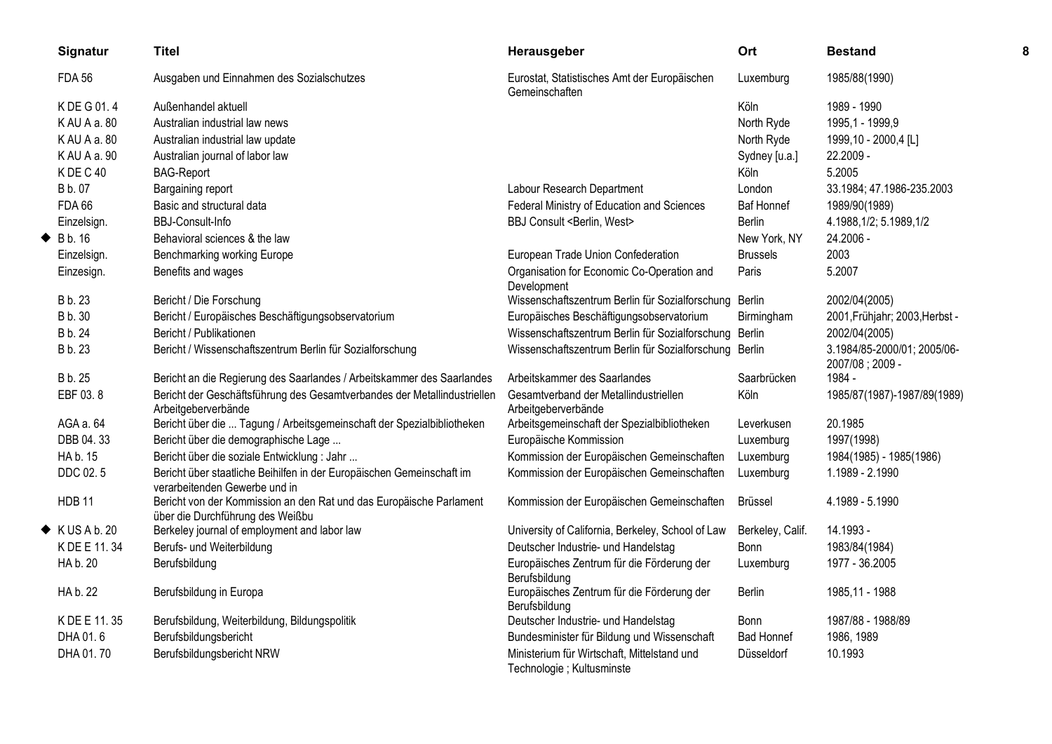| Signatur | Titel | Herausgeber | Ort | Bestand |
|---|---|---|---|---|
| FDA 56 | Ausgaben und Einnahmen des Sozialschutzes | Eurostat, Statistisches Amt der Europäischen Gemeinschaften | Luxemburg | 1985/88(1990) |
| K DE G 01. 4 | Außenhandel aktuell | | Köln | 1989 - 1990 |
| K AU A a. 80 | Australian industrial law news | | North Ryde | 1995,1 - 1999,9 |
| K AU A a. 80 | Australian industrial law update | | North Ryde | 1999,10 - 2000,4 [L] |
| K AU A a. 90 | Australian journal of labor law | | Sydney [u.a.] | 22.2009 - |
| K DE C 40 | BAG-Report | | Köln | 5.2005 |
| B b. 07 | Bargaining report | Labour Research Department | London | 33.1984; 47.1986-235.2003 |
| FDA 66 | Basic and structural data | Federal Ministry of Education and Sciences | Baf Honnef | 1989/90(1989) |
| Einzelsign. | BBJ-Consult-Info | BBJ Consult <Berlin, West> | Berlin | 4.1988,1/2; 5.1989,1/2 |
| ◆ B b. 16 | Behavioral sciences & the law | | New York, NY | 24.2006 - |
| Einzelsign. | Benchmarking working Europe | European Trade Union Confederation | Brussels | 2003 |
| Einzesign. | Benefits and wages | Organisation for Economic Co-Operation and Development | Paris | 5.2007 |
| B b. 23 | Bericht / Die Forschung | Wissenschaftszentrum Berlin für Sozialforschung | Berlin | 2002/04(2005) |
| B b. 30 | Bericht / Europäisches Beschäftigungsobservatorium | Europäisches Beschäftigungsobservatorium | Birmingham | 2001,Frühjahr; 2003,Herbst - |
| B b. 24 | Bericht / Publikationen | Wissenschaftszentrum Berlin für Sozialforschung | Berlin | 2002/04(2005) |
| B b. 23 | Bericht / Wissenschaftszentrum Berlin für Sozialforschung | Wissenschaftszentrum Berlin für Sozialforschung | Berlin | 3.1984/85-2000/01; 2005/06-2007/08 ; 2009 - |
| B b. 25 | Bericht an die Regierung des Saarlandes / Arbeitskammer des Saarlandes | Arbeitskammer des Saarlandes | Saarbrücken | 1984 - |
| EBF 03. 8 | Bericht der Geschäftsführung des Gesamtverbandes der Metallindustriellen Arbeitgeberverbände | Gesamtverband der Metallindustriellen Arbeitgeberverbände | Köln | 1985/87(1987)-1987/89(1989) |
| AGA a. 64 | Bericht über die ... Tagung / Arbeitsgemeinschaft der Spezialbibliotheken | Arbeitsgemeinschaft der Spezialbibliotheken | Leverkusen | 20.1985 |
| DBB 04. 33 | Bericht über die demographische Lage ... | Europäische Kommission | Luxemburg | 1997(1998) |
| HA b. 15 | Bericht über die soziale Entwicklung : Jahr ... | Kommission der Europäischen Gemeinschaften | Luxemburg | 1984(1985) - 1985(1986) |
| DDC 02. 5 | Bericht über staatliche Beihilfen in der Europäischen Gemeinschaft im verarbeitenden Gewerbe und in | Kommission der Europäischen Gemeinschaften | Luxemburg | 1.1989 - 2.1990 |
| HDB 11 | Bericht von der Kommission an den Rat und das Europäische Parlament über die Durchführung des Weißbu | Kommission der Europäischen Gemeinschaften | Brüssel | 4.1989 - 5.1990 |
| ◆ K US A b. 20 | Berkeley journal of employment and labor law | University of California, Berkeley, School of Law | Berkeley, Calif. | 14.1993 - |
| K DE E 11. 34 | Berufs- und Weiterbildung | Deutscher Industrie- und Handelstag | Bonn | 1983/84(1984) |
| HA b. 20 | Berufsbildung | Europäisches Zentrum für die Förderung der Berufsbildung | Luxemburg | 1977 - 36.2005 |
| HA b. 22 | Berufsbildung in Europa | Europäisches Zentrum für die Förderung der Berufsbildung | Berlin | 1985,11 - 1988 |
| K DE E 11. 35 | Berufsbildung, Weiterbildung, Bildungspolitik | Deutscher Industrie- und Handelstag | Bonn | 1987/88 - 1988/89 |
| DHA 01. 6 | Berufsbildungsbericht | Bundesminister für Bildung und Wissenschaft | Bad Honnef | 1986, 1989 |
| DHA 01. 70 | Berufsbildungsbericht NRW | Ministerium für Wirtschaft, Mittelstand und Technologie ; Kultusminste | Düsseldorf | 10.1993 |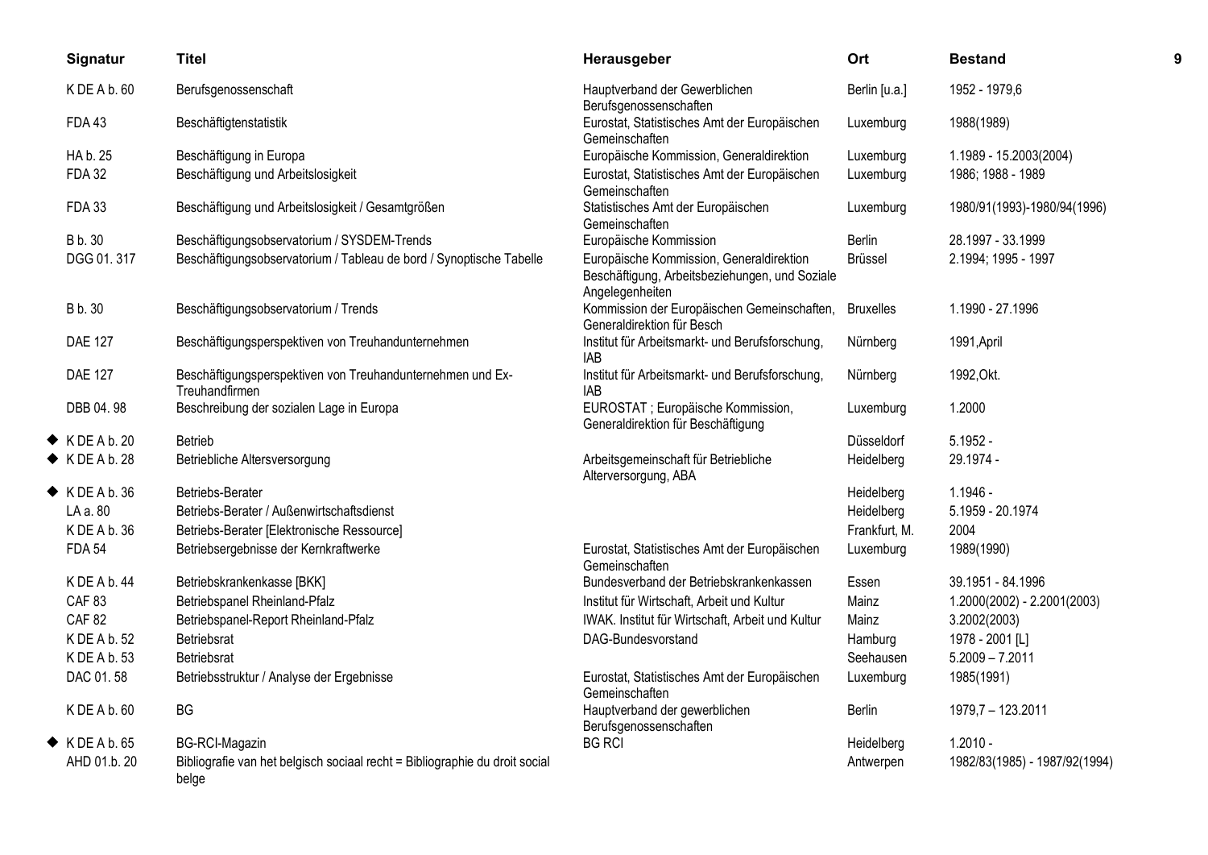| Signatur | Titel | Herausgeber | Ort | Bestand |
|---|---|---|---|---|
| K DE A b. 60 | Berufsgenossenschaft | Hauptverband der Gewerblichen Berufsgenossenschaften | Berlin [u.a.] | 1952 - 1979,6 |
| FDA 43 | Beschäftigtenstatistik | Eurostat, Statistisches Amt der Europäischen Gemeinschaften | Luxemburg | 1988(1989) |
| HA b. 25 | Beschäftigung in Europa | Europäische Kommission, Generaldirektion | Luxemburg | 1.1989 - 15.2003(2004) |
| FDA 32 | Beschäftigung und Arbeitslosigkeit | Eurostat, Statistisches Amt der Europäischen Gemeinschaften | Luxemburg | 1986; 1988 - 1989 |
| FDA 33 | Beschäftigung und Arbeitslosigkeit / Gesamtgrößen | Statistisches Amt der Europäischen Gemeinschaften | Luxemburg | 1980/91(1993)-1980/94(1996) |
| B b. 30 | Beschäftigungsobservatorium / SYSDEM-Trends | Europäische Kommission | Berlin | 28.1997 - 33.1999 |
| DGG 01. 317 | Beschäftigungsobservatorium / Tableau de bord / Synoptische Tabelle | Europäische Kommission, Generaldirektion Beschäftigung, Arbeitsbeziehungen, und Soziale Angelegenheiten | Brüssel | 2.1994; 1995 - 1997 |
| B b. 30 | Beschäftigungsobservatorium / Trends | Kommission der Europäischen Gemeinschaften, Generaldirektion für Besch | Bruxelles | 1.1990 - 27.1996 |
| DAE 127 | Beschäftigungsperspektiven von Treuhandunternehmen | Institut für Arbeitsmarkt- und Berufsforschung, IAB | Nürnberg | 1991,April |
| DAE 127 | Beschäftigungsperspektiven von Treuhandunternehmen und Ex-Treuhandfirmen | Institut für Arbeitsmarkt- und Berufsforschung, IAB | Nürnberg | 1992,Okt. |
| DBB 04. 98 | Beschreibung der sozialen Lage in Europa | EUROSTAT ; Europäische Kommission, Generaldirektion für Beschäftigung | Luxemburg | 1.2000 |
| ◆ K DE A b. 20 | Betrieb | | Düsseldorf | 5.1952 - |
| ◆ K DE A b. 28 | Betriebliche Altersversorgung | Arbeitsgemeinschaft für Betriebliche Alterversorgung, ABA | Heidelberg | 29.1974 - |
| ◆ K DE A b. 36 | Betriebs-Berater | | Heidelberg | 1.1946 - |
| LA a. 80 | Betriebs-Berater / Außenwirtschaftsdienst | | Heidelberg | 5.1959 - 20.1974 |
| K DE A b. 36 | Betriebs-Berater [Elektronische Ressource] | | Frankfurt, M. | 2004 |
| FDA 54 | Betriebsergebnisse der Kernkraftwerke | Eurostat, Statistisches Amt der Europäischen Gemeinschaften | Luxemburg | 1989(1990) |
| K DE A b. 44 | Betriebskrankenkasse [BKK] | Bundesverband der Betriebskrankenkassen | Essen | 39.1951 - 84.1996 |
| CAF 83 | Betriebspanel Rheinland-Pfalz | Institut für Wirtschaft, Arbeit und Kultur | Mainz | 1.2000(2002) - 2.2001(2003) |
| CAF 82 | Betriebspanel-Report Rheinland-Pfalz | IWAK. Institut für Wirtschaft, Arbeit und Kultur | Mainz | 3.2002(2003) |
| K DE A b. 52 | Betriebsrat | DAG-Bundesvorstand | Hamburg | 1978 - 2001 [L] |
| K DE A b. 53 | Betriebsrat | | Seehausen | 5.2009 – 7.2011 |
| DAC 01. 58 | Betriebsstruktur / Analyse der Ergebnisse | Eurostat, Statistisches Amt der Europäischen Gemeinschaften | Luxemburg | 1985(1991) |
| K DE A b. 60 | BG | Hauptverband der gewerblichen Berufsgenossenschaften | Berlin | 1979,7 – 123.2011 |
| ◆ K DE A b. 65 | BG-RCI-Magazin | BG RCI | Heidelberg | 1.2010 - |
| AHD 01.b. 20 | Bibliografie van het belgisch sociaal recht = Bibliographie du droit social belge | | Antwerpen | 1982/83(1985) - 1987/92(1994) |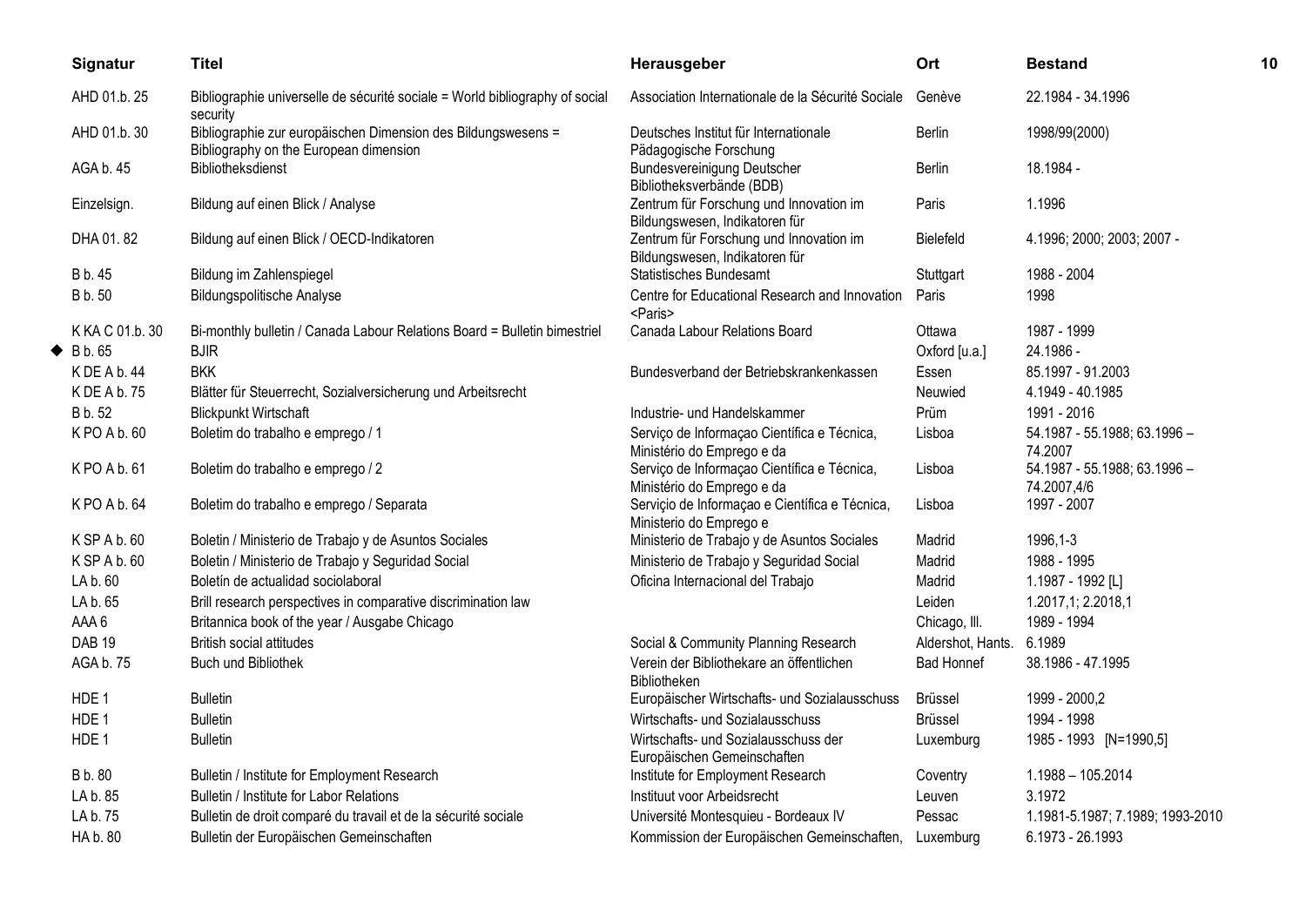| Signatur | Titel | Herausgeber | Ort | Bestand |
|---|---|---|---|---|
| AHD 01.b. 25 | Bibliographie universelle de sécurité sociale = World bibliography of social security | Association Internationale de la Sécurité Sociale | Genève | 22.1984 - 34.1996 |
| AHD 01.b. 30 | Bibliographie zur europäischen Dimension des Bildungswesens = Bibliography on the European dimension | Deutsches Institut für Internationale Pädagogische Forschung | Berlin | 1998/99(2000) |
| AGA b. 45 | Bibliotheksdienst | Bundesvereinigung Deutscher Bibliotheksverbände (BDB) | Berlin | 18.1984 - |
| Einzelsign. | Bildung auf einen Blick / Analyse | Zentrum für Forschung und Innovation im Bildungswesen, Indikatoren für | Paris | 1.1996 |
| DHA 01. 82 | Bildung auf einen Blick / OECD-Indikatoren | Zentrum für Forschung und Innovation im Bildungswesen, Indikatoren für | Bielefeld | 4.1996; 2000; 2003; 2007 - |
| B b. 45 | Bildung im Zahlenspiegel | Statistisches Bundesamt | Stuttgart | 1988 - 2004 |
| B b. 50 | Bildungspolitische Analyse | Centre for Educational Research and Innovation <Paris> | Paris | 1998 |
| K KA C 01.b. 30 | Bi-monthly bulletin / Canada Labour Relations Board = Bulletin bimestriel | Canada Labour Relations Board | Ottawa | 1987 - 1999 |
| ◆ B b. 65 | BJIR | | Oxford [u.a.] | 24.1986 - |
| K DE A b. 44 | BKK | Bundesverband der Betriebskrankenkassen | Essen | 85.1997 - 91.2003 |
| K DE A b. 75 | Blätter für Steuerrecht, Sozialversicherung und Arbeitsrecht | | Neuwied | 4.1949 - 40.1985 |
| B b. 52 | Blickpunkt Wirtschaft | Industrie- und Handelskammer | Prüm | 1991 - 2016 |
| K PO A b. 60 | Boletim do trabalho e emprego / 1 | Serviço de Informaçao Científica e Técnica, Ministério do Emprego e da | Lisboa | 54.1987 - 55.1988; 63.1996 – 74.2007 |
| K PO A b. 61 | Boletim do trabalho e emprego / 2 | Serviço de Informaçao Científica e Técnica, Ministério do Emprego e da | Lisboa | 54.1987 - 55.1988; 63.1996 – 74.2007,4/6 |
| K PO A b. 64 | Boletim do trabalho e emprego / Separata | Serviçio de Informaçao e Científica e Técnica, Ministerio do Emprego e | Lisboa | 1997 - 2007 |
| K SP A b. 60 | Boletin / Ministerio de Trabajo y de Asuntos Sociales | Ministerio de Trabajo y de Asuntos Sociales | Madrid | 1996,1-3 |
| K SP A b. 60 | Boletin / Ministerio de Trabajo y Seguridad Social | Ministerio de Trabajo y Seguridad Social | Madrid | 1988 - 1995 |
| LA b. 60 | Boletín de actualidad sociolaboral | Oficina Internacional del Trabajo | Madrid | 1.1987 - 1992 [L] |
| LA b. 65 | Brill research perspectives in comparative discrimination law | | Leiden | 1.2017,1; 2.2018,1 |
| AAA 6 | Britannica book of the year / Ausgabe Chicago | | Chicago, Ill. | 1989 - 1994 |
| DAB 19 | British social attitudes | Social & Community Planning Research | Aldershot, Hants. | 6.1989 |
| AGA b. 75 | Buch und Bibliothek | Verein der Bibliothekare an öffentlichen Bibliotheken | Bad Honnef | 38.1986 - 47.1995 |
| HDE 1 | Bulletin | Europäischer Wirtschafts- und Sozialausschuss | Brüssel | 1999 - 2000,2 |
| HDE 1 | Bulletin | Wirtschafts- und Sozialausschuss | Brüssel | 1994 - 1998 |
| HDE 1 | Bulletin | Wirtschafts- und Sozialausschuss der Europäischen Gemeinschaften | Luxemburg | 1985 - 1993 [N=1990,5] |
| B b. 80 | Bulletin / Institute for Employment Research | Institute for Employment Research | Coventry | 1.1988 – 105.2014 |
| LA b. 85 | Bulletin / Institute for Labor Relations | Instituut voor Arbeidsrecht | Leuven | 3.1972 |
| LA b. 75 | Bulletin de droit comparé du travail et de la sécurité sociale | Université Montesquieu - Bordeaux IV | Pessac | 1.1981-5.1987; 7.1989; 1993-2010 |
| HA b. 80 | Bulletin der Europäischen Gemeinschaften | Kommission der Europäischen Gemeinschaften, | Luxemburg | 6.1973 - 26.1993 |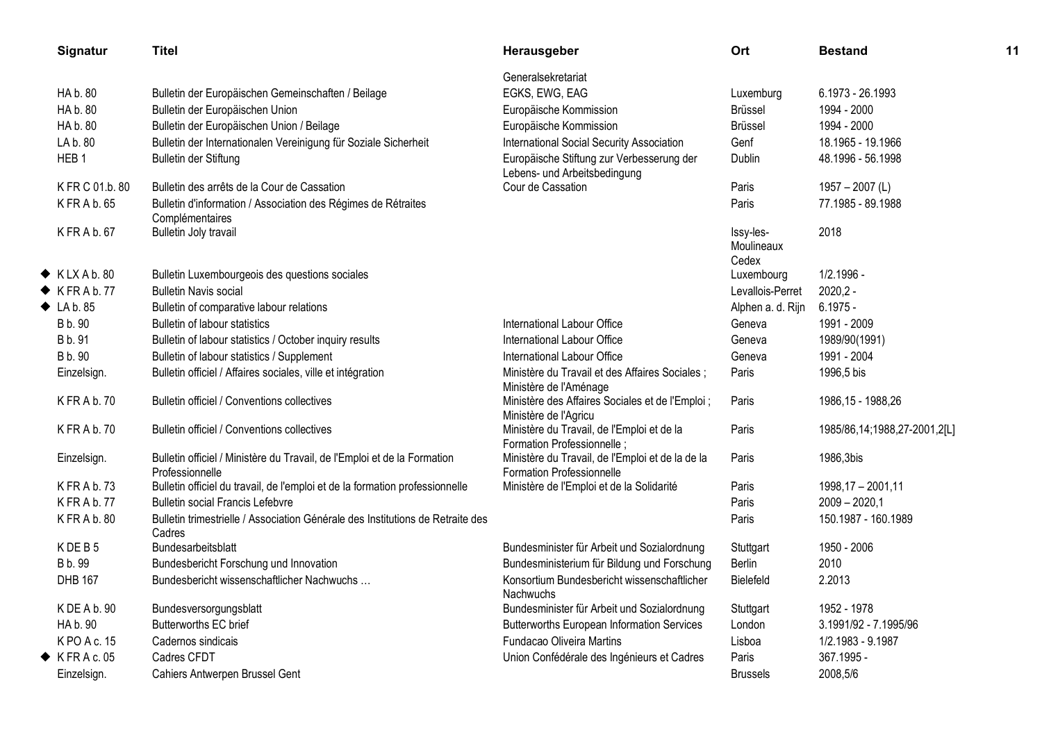| Signatur | Titel | Herausgeber | Ort | Bestand |
|---|---|---|---|---|
| | | Generalsekretariat | | |
| HA b. 80 | Bulletin der Europäischen Gemeinschaften / Beilage | EGKS, EWG, EAG | Luxemburg | 6.1973 - 26.1993 |
| HA b. 80 | Bulletin der Europäischen Union | Europäische Kommission | Brüssel | 1994 - 2000 |
| HA b. 80 | Bulletin der Europäischen Union / Beilage | Europäische Kommission | Brüssel | 1994 - 2000 |
| LA b. 80 | Bulletin der Internationalen Vereinigung für Soziale Sicherheit | International Social Security Association | Genf | 18.1965 - 19.1966 |
| HEB 1 | Bulletin der Stiftung | Europäische Stiftung zur Verbesserung der Lebens- und Arbeitsbedingung | Dublin | 48.1996 - 56.1998 |
| K FR C 01.b. 80 | Bulletin des arrêts de la Cour de Cassation | Cour de Cassation | Paris | 1957 – 2007 (L) |
| K FR A b. 65 | Bulletin d'information / Association des Régimes de Rétraites Complémentaires | | Paris | 77.1985 - 89.1988 |
| K FR A b. 67 | Bulletin Joly travail | | Issy-les-Moulineaux Cedex | 2018 |
| ◆ K LX A b. 80 | Bulletin Luxembourgeois des questions sociales | | Luxembourg | 1/2.1996 - |
| ◆ K FR A b. 77 | Bulletin Navis social | | Levallois-Perret | 2020,2 - |
| ◆ LA b. 85 | Bulletin of comparative labour relations | | Alphen a. d. Rijn | 6.1975 - |
| B b. 90 | Bulletin of labour statistics | International Labour Office | Geneva | 1991 - 2009 |
| B b. 91 | Bulletin of labour statistics / October inquiry results | International Labour Office | Geneva | 1989/90(1991) |
| B b. 90 | Bulletin of labour statistics / Supplement | International Labour Office | Geneva | 1991 - 2004 |
| Einzelsign. | Bulletin officiel / Affaires sociales, ville et intégration | Ministère du Travail et des Affaires Sociales ; Ministère de l'Aménage | Paris | 1996,5 bis |
| K FR A b. 70 | Bulletin officiel / Conventions collectives | Ministère des Affaires Sociales et de l'Emploi ; Ministère de l'Agricu | Paris | 1986,15 - 1988,26 |
| K FR A b. 70 | Bulletin officiel / Conventions collectives | Ministère du Travail, de l'Emploi et de la Formation Professionnelle ; | Paris | 1985/86,14;1988,27-2001,2[L] |
| Einzelsign. | Bulletin officiel / Ministère du Travail, de l'Emploi et de la Formation Professionnelle | Ministère du Travail, de l'Emploi et de la de la Formation Professionnelle | Paris | 1986,3bis |
| K FR A b. 73 | Bulletin officiel du travail, de l'emploi et de la formation professionnelle | Ministère de l'Emploi et de la Solidarité | Paris | 1998,17 – 2001,11 |
| K FR A b. 77 | Bulletin social Francis Lefebvre | | Paris | 2009 – 2020,1 |
| K FR A b. 80 | Bulletin trimestrielle / Association Générale des Institutions de Retraite des Cadres | | Paris | 150.1987 - 160.1989 |
| K DE B 5 | Bundesarbeitsblatt | Bundesminister für Arbeit und Sozialordnung | Stuttgart | 1950 - 2006 |
| B b. 99 | Bundesbericht Forschung und Innovation | Bundesministerium für Bildung und Forschung | Berlin | 2010 |
| DHB 167 | Bundesbericht wissenschaftlicher Nachwuchs … | Konsortium Bundesbericht wissenschaftlicher Nachwuchs | Bielefeld | 2.2013 |
| K DE A b. 90 | Bundesversorgungsblatt | Bundesminister für Arbeit und Sozialordnung | Stuttgart | 1952 - 1978 |
| HA b. 90 | Butterworths EC brief | Butterworths European Information Services | London | 3.1991/92 - 7.1995/96 |
| K PO A c. 15 | Cadernos sindicais | Fundacao Oliveira Martins | Lisboa | 1/2.1983 - 9.1987 |
| ◆ K FR A c. 05 | Cadres CFDT | Union Confédérale des Ingénieurs et Cadres | Paris | 367.1995 - |
| Einzelsign. | Cahiers Antwerpen Brussel Gent | | Brussels | 2008,5/6 |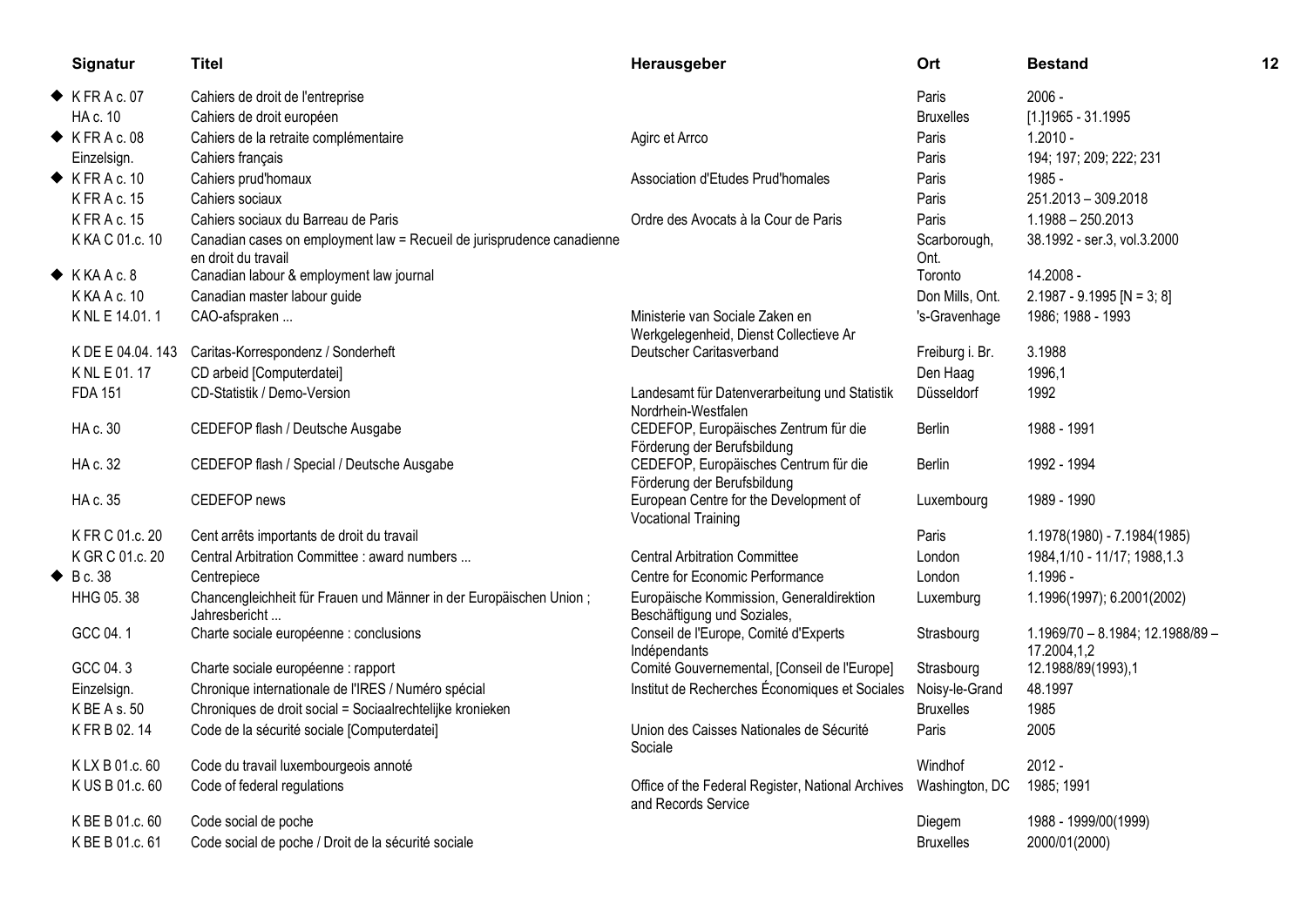| | Signatur | Titel | Herausgeber | Ort | Bestand |
|---|---|---|---|---|---|
| ◆ | K FR A c. 07 | Cahiers de droit de l'entreprise | | Paris | 2006 - |
| | HA c. 10 | Cahiers de droit européen | | Bruxelles | [1.]1965 - 31.1995 |
| ◆ | K FR A c. 08 | Cahiers de la retraite complémentaire | Agirc et Arrco | Paris | 1.2010 - |
| | Einzelsign. | Cahiers français | | Paris | 194; 197; 209; 222; 231 |
| ◆ | K FR A c. 10 | Cahiers prud'homaux | Association d'Etudes Prud'homales | Paris | 1985 - |
| | K FR A c. 15 | Cahiers sociaux | | Paris | 251.2013 – 309.2018 |
| | K FR A c. 15 | Cahiers sociaux du Barreau de Paris | Ordre des Avocats à la Cour de Paris | Paris | 1.1988 – 250.2013 |
| | K KA C 01.c. 10 | Canadian cases on employment law = Recueil de jurisprudence canadienne en droit du travail | | Scarborough, Ont. | 38.1992 - ser.3, vol.3.2000 |
| ◆ | K KA A c. 8 | Canadian labour & employment law journal | | Toronto | 14.2008 - |
| | K KA A c. 10 | Canadian master labour guide | | Don Mills, Ont. | 2.1987 - 9.1995 [N = 3; 8] |
| | K NL E 14.01. 1 | CAO-afspraken ... | Ministerie van Sociale Zaken en Werkgelegenheid, Dienst Collectieve Ar | 's-Gravenhage | 1986; 1988 - 1993 |
| | K DE E 04.04. 143 | Caritas-Korrespondenz / Sonderheft | Deutscher Caritasverband | Freiburg i. Br. | 3.1988 |
| | K NL E 01. 17 | CD arbeid [Computerdatei] | | Den Haag | 1996,1 |
| | FDA 151 | CD-Statistik / Demo-Version | Landesamt für Datenverarbeitung und Statistik Nordrhein-Westfalen | Düsseldorf | 1992 |
| | HA c. 30 | CEDEFOP flash / Deutsche Ausgabe | CEDEFOP, Europäisches Zentrum für die Förderung der Berufsbildung | Berlin | 1988 - 1991 |
| | HA c. 32 | CEDEFOP flash / Special / Deutsche Ausgabe | CEDEFOP, Europäisches Zentrum für die Förderung der Berufsbildung | Berlin | 1992 - 1994 |
| | HA c. 35 | CEDEFOP news | European Centre for the Development of Vocational Training | Luxembourg | 1989 - 1990 |
| | K FR C 01.c. 20 | Cent arrêts importants de droit du travail | | Paris | 1.1978(1980) - 7.1984(1985) |
| | K GR C 01.c. 20 | Central Arbitration Committee : award numbers ... | Central Arbitration Committee | London | 1984,1/10 - 11/17; 1988,1.3 |
| ◆ | B c. 38 | Centrepiece | Centre for Economic Performance | London | 1.1996 - |
| | HHG 05. 38 | Chancengleichheit für Frauen und Männer in der Europäischen Union ; Jahresbericht ... | Europäische Kommission, Generaldirektion Beschäftigung und Soziales, | Luxemburg | 1.1996(1997); 6.2001(2002) |
| | GCC 04. 1 | Charte sociale européenne : conclusions | Conseil de l'Europe, Comité d'Experts Indépendants | Strasbourg | 1.1969/70 – 8.1984; 12.1988/89 – 17.2004,1,2 |
| | GCC 04. 3 | Charte sociale européenne : rapport | Comité Gouvernemental, [Conseil de l'Europe] | Strasbourg | 12.1988/89(1993),1 |
| | Einzelsign. | Chronique internationale de l'IRES / Numéro spécial | Institut de Recherches Économiques et Sociales | Noisy-le-Grand | 48.1997 |
| | K BE A s. 50 | Chroniques de droit social = Sociaalrechtelijke kronieken | | Bruxelles | 1985 |
| | K FR B 02. 14 | Code de la sécurité sociale [Computerdatei] | Union des Caisses Nationales de Sécurité Sociale | Paris | 2005 |
| | K LX B 01.c. 60 | Code du travail luxembourgeois annoté | | Windhof | 2012 - |
| | K US B 01.c. 60 | Code of federal regulations | Office of the Federal Register, National Archives and Records Service | Washington, DC | 1985; 1991 |
| | K BE B 01.c. 60 | Code social de poche | | Diegem | 1988 - 1999/00(1999) |
| | K BE B 01.c. 61 | Code social de poche / Droit de la sécurité sociale | | Bruxelles | 2000/01(2000) |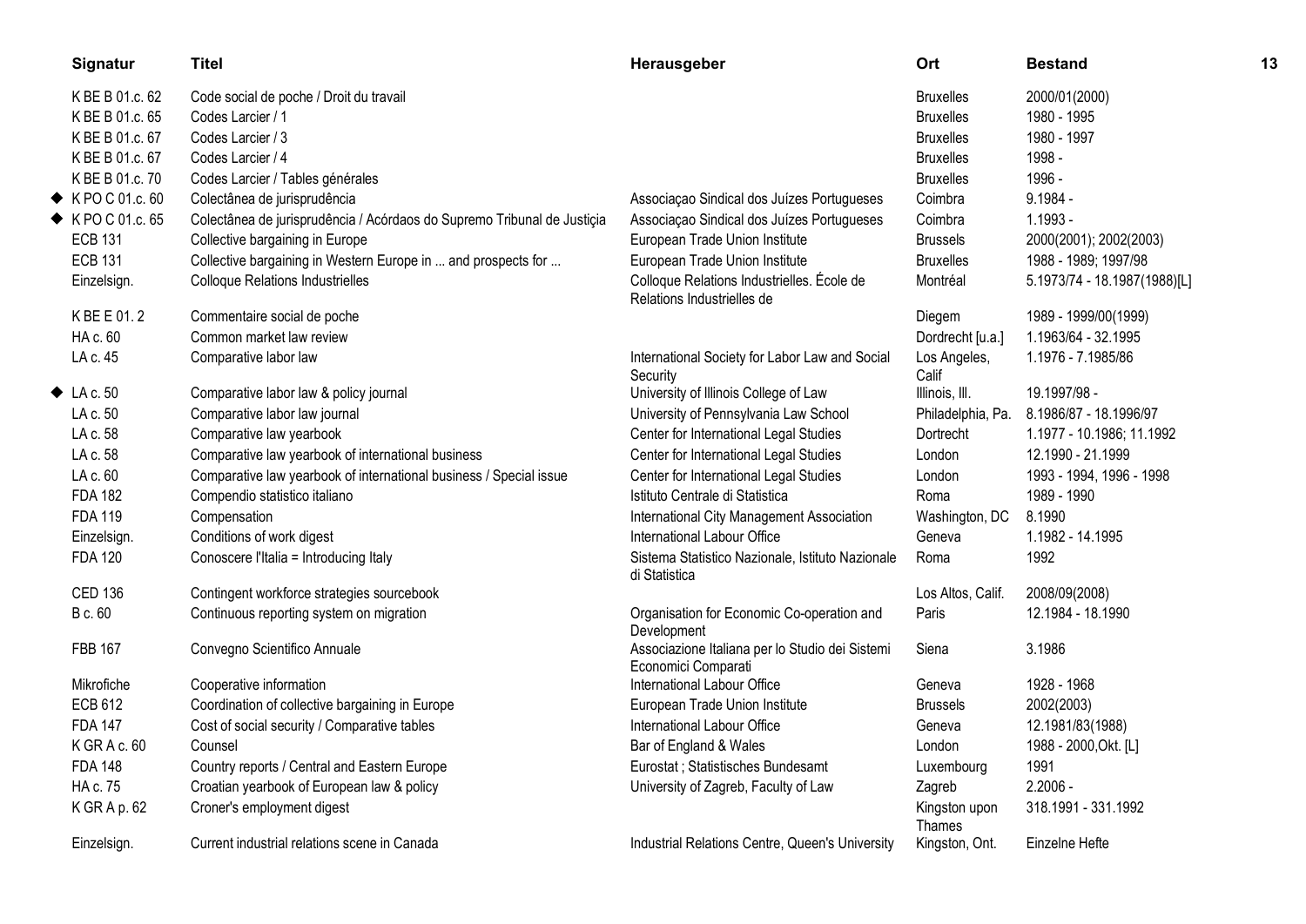| Signatur | Titel | Herausgeber | Ort | Bestand |
|---|---|---|---|---|
| K BE B 01.c. 62 | Code social de poche / Droit du travail | | Bruxelles | 2000/01(2000) |
| K BE B 01.c. 65 | Codes Larcier / 1 | | Bruxelles | 1980 - 1995 |
| K BE B 01.c. 67 | Codes Larcier / 3 | | Bruxelles | 1980 - 1997 |
| K BE B 01.c. 67 | Codes Larcier / 4 | | Bruxelles | 1998 - |
| K BE B 01.c. 70 | Codes Larcier / Tables générales | | Bruxelles | 1996 - |
| ◆ K PO C 01.c. 60 | Colectânea de jurisprudência | Associaçao Sindical dos Juízes Portugueses | Coimbra | 9.1984 - |
| ◆ K PO C 01.c. 65 | Colectânea de jurisprudência / Acórdaos do Supremo Tribunal de Justiça | Associaçao Sindical dos Juízes Portugueses | Coimbra | 1.1993 - |
| ECB 131 | Collective bargaining in Europe | European Trade Union Institute | Brussels | 2000(2001); 2002(2003) |
| ECB 131 | Collective bargaining in Western Europe in ... and prospects for ... | European Trade Union Institute | Bruxelles | 1988 - 1989; 1997/98 |
| Einzelsign. | Colloque Relations Industrielles | Colloque Relations Industrielles. École de Relations Industrielles de | Montréal | 5.1973/74 - 18.1987(1988)[L] |
| K BE E 01. 2 | Commentaire social de poche | | Diegem | 1989 - 1999/00(1999) |
| HA c. 60 | Common market law review | | Dordrecht [u.a.] | 1.1963/64 - 32.1995 |
| LA c. 45 | Comparative labor law | International Society for Labor Law and Social Security | Los Angeles, Calif | 1.1976 - 7.1985/86 |
| ◆ LA c. 50 | Comparative labor law & policy journal | University of Illinois College of Law | Illinois, Ill. | 19.1997/98 - |
| LA c. 50 | Comparative labor law journal | University of Pennsylvania Law School | Philadelphia, Pa. | 8.1986/87 - 18.1996/97 |
| LA c. 58 | Comparative law yearbook | Center for International Legal Studies | Dortrecht | 1.1977 - 10.1986; 11.1992 |
| LA c. 58 | Comparative law yearbook of international business | Center for International Legal Studies | London | 12.1990 - 21.1999 |
| LA c. 60 | Comparative law yearbook of international business / Special issue | Center for International Legal Studies | London | 1993 - 1994, 1996 - 1998 |
| FDA 182 | Compendio statistico italiano | Istituto Centrale di Statistica | Roma | 1989 - 1990 |
| FDA 119 | Compensation | International City Management Association | Washington, DC | 8.1990 |
| Einzelsign. | Conditions of work digest | International Labour Office | Geneva | 1.1982 - 14.1995 |
| FDA 120 | Conoscere l'Italia = Introducing Italy | Sistema Statistico Nazionale, Istituto Nazionale di Statistica | Roma | 1992 |
| CED 136 | Contingent workforce strategies sourcebook | | Los Altos, Calif. | 2008/09(2008) |
| B c. 60 | Continuous reporting system on migration | Organisation for Economic Co-operation and Development | Paris | 12.1984 - 18.1990 |
| FBB 167 | Convegno Scientifico Annuale | Associazione Italiana per lo Studio dei Sistemi Economici Comparati | Siena | 3.1986 |
| Mikrofiche | Cooperative information | International Labour Office | Geneva | 1928 - 1968 |
| ECB 612 | Coordination of collective bargaining in Europe | European Trade Union Institute | Brussels | 2002(2003) |
| FDA 147 | Cost of social security / Comparative tables | International Labour Office | Geneva | 12.1981/83(1988) |
| K GR A c. 60 | Counsel | Bar of England & Wales | London | 1988 - 2000,Okt. [L] |
| FDA 148 | Country reports / Central and Eastern Europe | Eurostat ; Statistisches Bundesamt | Luxembourg | 1991 |
| HA c. 75 | Croatian yearbook of European law & policy | University of Zagreb, Faculty of Law | Zagreb | 2.2006 - |
| K GR A p. 62 | Croner's employment digest | | Kingston upon Thames | 318.1991 - 331.1992 |
| Einzelsign. | Current industrial relations scene in Canada | Industrial Relations Centre, Queen's University | Kingston, Ont. | Einzelne Hefte |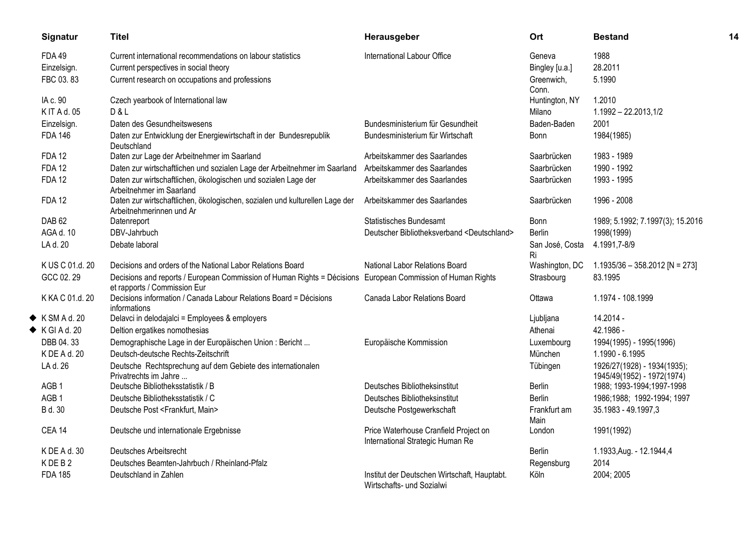| Signatur | Titel | Herausgeber | Ort | Bestand |
|---|---|---|---|---|
| FDA 49 | Current international recommendations on labour statistics | International Labour Office | Geneva | 1988 |
| Einzelsign. | Current perspectives in social theory | | Bingley [u.a.] | 28.2011 |
| FBC 03. 83 | Current research on occupations and professions | | Greenwich, Conn. | 5.1990 |
| IA c. 90 | Czech yearbook of International law | | Huntington, NY | 1.2010 |
| K IT A d. 05 | D & L | | Milano | 1.1992 – 22.2013,1/2 |
| Einzelsign. | Daten des Gesundheitswesens | Bundesministerium für Gesundheit | Baden-Baden | 2001 |
| FDA 146 | Daten zur Entwicklung der Energiewirtschaft in der Bundesrepublik Deutschland | Bundesministerium für Wirtschaft | Bonn | 1984(1985) |
| FDA 12 | Daten zur Lage der Arbeitnehmer im Saarland | Arbeitskammer des Saarlandes | Saarbrücken | 1983 - 1989 |
| FDA 12 | Daten zur wirtschaftlichen und sozialen Lage der Arbeitnehmer im Saarland | Arbeitskammer des Saarlandes | Saarbrücken | 1990 - 1992 |
| FDA 12 | Daten zur wirtschaftlichen, ökologischen und sozialen Lage der Arbeitnehmer im Saarland | Arbeitskammer des Saarlandes | Saarbrücken | 1993 - 1995 |
| FDA 12 | Daten zur wirtschaftlichen, ökologischen, sozialen und kulturellen Lage der Arbeitnehmerinnen und Ar | Arbeitskammer des Saarlandes | Saarbrücken | 1996 - 2008 |
| DAB 62 | Datenreport | Statistisches Bundesamt | Bonn | 1989; 5.1992; 7.1997(3); 15.2016 |
| AGA d. 10 | DBV-Jahrbuch | Deutscher Bibliotheksverband <Deutschland> | Berlin | 1998(1999) |
| LA d. 20 | Debate laboral | | San José, Costa Ri | 4.1991,7-8/9 |
| K US C 01.d. 20 | Decisions and orders of the National Labor Relations Board | National Labor Relations Board | Washington, DC | 1.1935/36 – 358.2012 [N = 273] |
| GCC 02. 29 | Decisions and reports / European Commission of Human Rights = Décisions et rapports / Commission Eur | European Commission of Human Rights | Strasbourg | 83.1995 |
| K KA C 01.d. 20 | Decisions information / Canada Labour Relations Board = Décisions informations | Canada Labor Relations Board | Ottawa | 1.1974 - 108.1999 |
| ◆ K SM A d. 20 | Delavci in delodajalci = Employees & employers | | Ljubljana | 14.2014 - |
| ◆ K GI A d. 20 | Deltion ergatikes nomothesias | | Athenai | 42.1986 - |
| DBB 04. 33 | Demographische Lage in der Europäischen Union : Bericht ... | Europäische Kommission | Luxembourg | 1994(1995) - 1995(1996) |
| K DE A d. 20 | Deutsch-deutsche Rechts-Zeitschrift | | München | 1.1990 - 6.1995 |
| LA d. 26 | Deutsche Rechtsprechung auf dem Gebiete des internationalen Privatrechts im Jahre ... | | Tübingen | 1926/27(1928) - 1934(1935); 1945/49(1952) - 1972(1974) |
| AGB 1 | Deutsche Bibliotheksstatistik / B | Deutsches Bibliotheksinstitut | Berlin | 1988; 1993-1994;1997-1998 |
| AGB 1 | Deutsche Bibliotheksstatistik / C | Deutsches Bibliotheksinstitut | Berlin | 1986;1988; 1992-1994; 1997 |
| B d. 30 | Deutsche Post <Frankfurt, Main> | Deutsche Postgewerkschaft | Frankfurt am Main | 35.1983 - 49.1997,3 |
| CEA 14 | Deutsche und internationale Ergebnisse | Price Waterhouse Cranfield Project on International Strategic Human Re | London | 1991(1992) |
| K DE A d. 30 | Deutsches Arbeitsrecht | | Berlin | 1.1933,Aug. - 12.1944,4 |
| K DE B 2 | Deutsches Beamten-Jahrbuch / Rheinland-Pfalz | | Regensburg | 2014 |
| FDA 185 | Deutschland in Zahlen | Institut der Deutschen Wirtschaft, Hauptabt. Wirtschafts- und Sozialwi | Köln | 2004; 2005 |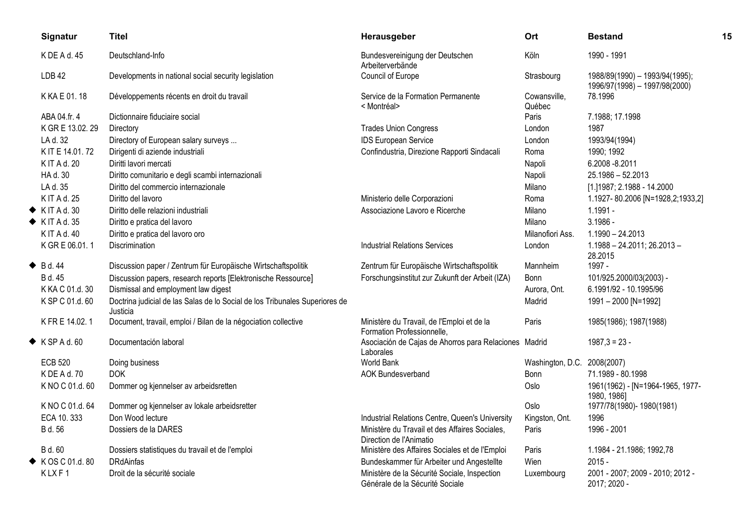| | Signatur | Titel | Herausgeber | Ort | Bestand |
|---|---|---|---|---|---|
| | K DE A d. 45 | Deutschland-Info | Bundesvereinigung der Deutschen Arbeiterverbände | Köln | 1990 - 1991 |
| | LDB 42 | Developments in national social security legislation | Council of Europe | Strasbourg | 1988/89(1990) – 1993/94(1995); 1996/97(1998) – 1997/98(2000) |
| | K KA E 01. 18 | Développements récents en droit du travail | Service de la Formation Permanente < Montréal> | Cowansville, Québec | 78.1996 |
| | ABA 04.fr. 4 | Dictionnaire fiduciaire social | | Paris | 7.1988; 17.1998 |
| | K GR E 13.02. 29 | Directory | Trades Union Congress | London | 1987 |
| | LA d. 32 | Directory of European salary surveys ... | IDS European Service | London | 1993/94(1994) |
| | K IT E 14.01. 72 | Dirigenti di aziende industriali | Confindustria, Direzione Rapporti Sindacali | Roma | 1990; 1992 |
| | K IT A d. 20 | Diritti lavori mercati | | Napoli | 6.2008 -8.2011 |
| | HA d. 30 | Diritto comunitario e degli scambi internazionali | | Napoli | 25.1986 – 52.2013 |
| | LA d. 35 | Diritto del commercio internazionale | | Milano | [1.]1987; 2.1988 - 14.2000 |
| | K IT A d. 25 | Diritto del lavoro | Ministerio delle Corporazioni | Roma | 1.1927- 80.2006 [N=1928,2;1933,2] |
| ◆ | K IT A d. 30 | Diritto delle relazioni industriali | Associazione Lavoro e Ricerche | Milano | 1.1991 - |
| ◆ | K IT A d. 35 | Diritto e pratica del lavoro | | Milano | 3.1986 - |
| | K IT A d. 40 | Diritto e pratica del lavoro oro | | Milanofiori Ass. | 1.1990 – 24.2013 |
| | K GR E 06.01. 1 | Discrimination | Industrial Relations Services | London | 1.1988 – 24.2011; 26.2013 – 28.2015 |
| ◆ | B d. 44 | Discussion paper / Zentrum für Europäische Wirtschaftspolitik | Zentrum für Europäische Wirtschaftspolitik | Mannheim | 1997 - |
| | B d. 45 | Discussion papers, research reports [Elektronische Ressource] | Forschungsinstitut zur Zukunft der Arbeit (IZA) | Bonn | 101/925.2000/03(2003) - |
| | K KA C 01.d. 30 | Dismissal and employment law digest | | Aurora, Ont. | 6.1991/92 - 10.1995/96 |
| | K SP C 01.d. 60 | Doctrina judicial de las Salas de lo Social de los Tribunales Superiores de Justicia | | Madrid | 1991 – 2000 [N=1992] |
| | K FR E 14.02. 1 | Document, travail, emploi / Bilan de la négociation collective | Ministère du Travail, de l'Emploi et de la Formation Professionnelle, | Paris | 1985(1986); 1987(1988) |
| ◆ | K SP A d. 60 | Documentación laboral | Asociación de Cajas de Ahorros para Relaciones Laborales | Madrid | 1987,3 = 23 - |
| | ECB 520 | Doing business | World Bank | Washington, D.C. | 2008(2007) |
| | K DE A d. 70 | DOK | AOK Bundesverband | Bonn | 71.1989 - 80.1998 |
| | K NO C 01.d. 60 | Dommer og kjennelser av arbeidsretten | | Oslo | 1961(1962) - [N=1964-1965, 1977-1980, 1986] |
| | K NO C 01.d. 64 | Dommer og kjennelser av lokale arbeidsretter | | Oslo | 1977/78(1980)- 1980(1981) |
| | ECA 10. 333 | Don Wood lecture | Industrial Relations Centre, Queen's University | Kingston, Ont. | 1996 |
| | B d. 56 | Dossiers de la DARES | Ministère du Travail et des Affaires Sociales, Direction de l'Animatio | Paris | 1996 - 2001 |
| | B d. 60 | Dossiers statistiques du travail et de l'emploi | Ministère des Affaires Sociales et de l'Emploi | Paris | 1.1984 - 21.1986; 1992,78 |
| ◆ | K OS C 01.d. 80 | DRdAinfas | Bundeskammer für Arbeiter und Angestellte | Wien | 2015 - |
| | K LX F 1 | Droit de la sécurité sociale | Ministère de la Sécurité Sociale, Inspection Générale de la Sécurité Sociale | Luxembourg | 2001 - 2007; 2009 - 2010; 2012 - 2017; 2020 - |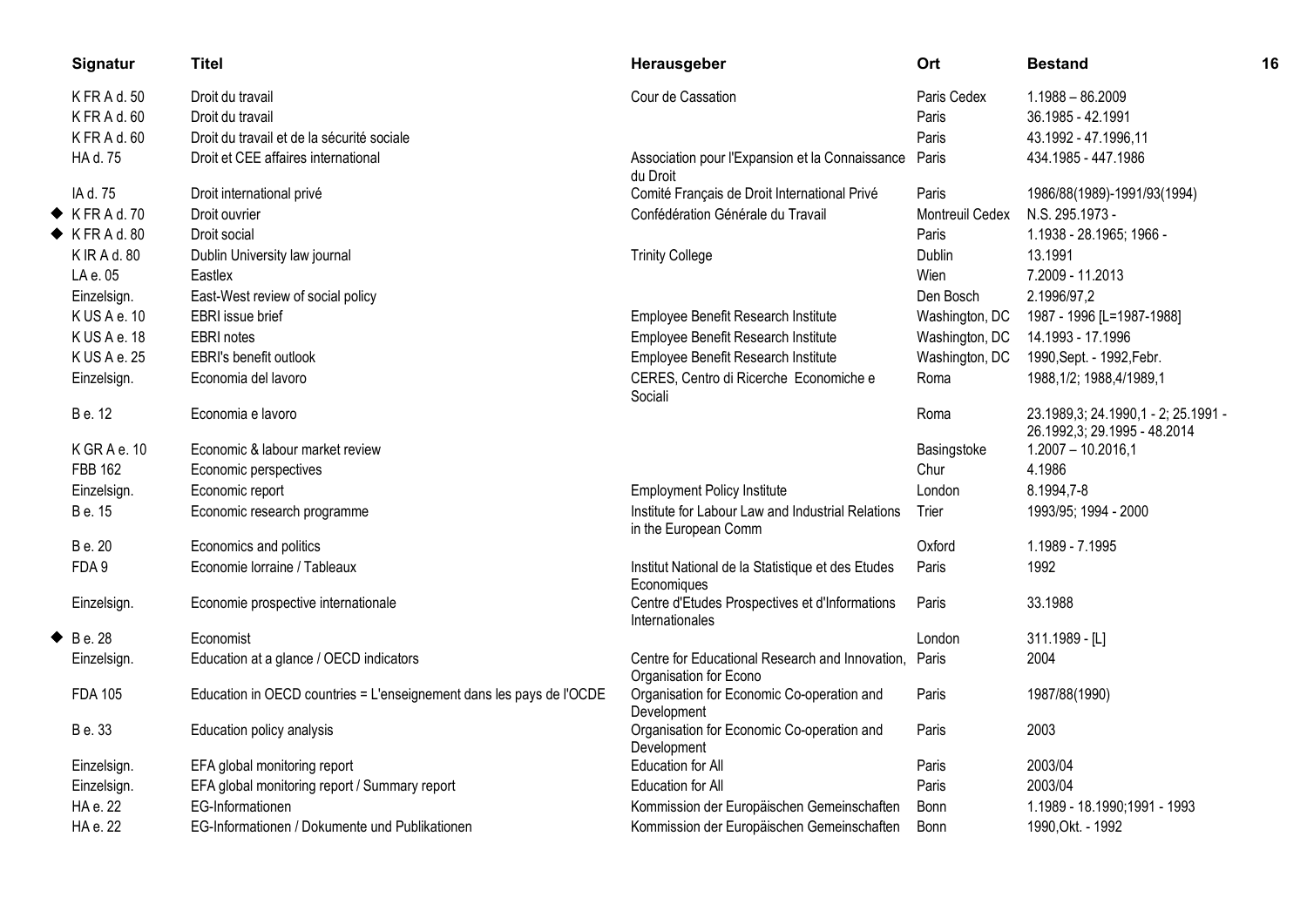| Signatur | Titel | Herausgeber | Ort | Bestand |
|---|---|---|---|---|
| K FR A d. 50 | Droit du travail | Cour de Cassation | Paris Cedex | 1.1988 – 86.2009 |
| K FR A d. 60 | Droit du travail | | Paris | 36.1985 - 42.1991 |
| K FR A d. 60 | Droit du travail et de la sécurité sociale | | Paris | 43.1992 - 47.1996,11 |
| HA d. 75 | Droit et CEE affaires international | Association pour l'Expansion et la Connaissance du Droit | Paris | 434.1985 - 447.1986 |
| IA d. 75 | Droit international privé | Comité Français de Droit International Privé | Paris | 1986/88(1989)-1991/93(1994) |
| ◆ K FR A d. 70 | Droit ouvrier | Confédération Générale du Travail | Montreuil Cedex | N.S. 295.1973 - |
| ◆ K FR A d. 80 | Droit social | | Paris | 1.1938 - 28.1965; 1966 - |
| K IR A d. 80 | Dublin University law journal | Trinity College | Dublin | 13.1991 |
| LA e. 05 | Eastlex | | Wien | 7.2009 - 11.2013 |
| Einzelsign. | East-West review of social policy | | Den Bosch | 2.1996/97,2 |
| K US A e. 10 | EBRI issue brief | Employee Benefit Research Institute | Washington, DC | 1987 - 1996 [L=1987-1988] |
| K US A e. 18 | EBRI notes | Employee Benefit Research Institute | Washington, DC | 14.1993 - 17.1996 |
| K US A e. 25 | EBRI's benefit outlook | Employee Benefit Research Institute | Washington, DC | 1990,Sept. - 1992,Febr. |
| Einzelsign. | Economia del lavoro | CERES, Centro di Ricerche Economiche e Sociali | Roma | 1988,1/2; 1988,4/1989,1 |
| B e. 12 | Economia e lavoro | | Roma | 23.1989,3; 24.1990,1 - 2; 25.1991 - 26.1992,3; 29.1995 - 48.2014 |
| K GR A e. 10 | Economic & labour market review | | Basingstoke | 1.2007 – 10.2016,1 |
| FBB 162 | Economic perspectives | | Chur | 4.1986 |
| Einzelsign. | Economic report | Employment Policy Institute | London | 8.1994,7-8 |
| B e. 15 | Economic research programme | Institute for Labour Law and Industrial Relations in the European Comm | Trier | 1993/95; 1994 - 2000 |
| B e. 20 | Economics and politics | | Oxford | 1.1989 - 7.1995 |
| FDA 9 | Economie lorraine / Tableaux | Institut National de la Statistique et des Etudes Economiques | Paris | 1992 |
| Einzelsign. | Economie prospective internationale | Centre d'Etudes Prospectives et d'Informations Internationales | Paris | 33.1988 |
| ◆ B e. 28 | Economist | | London | 311.1989 - [L] |
| Einzelsign. | Education at a glance / OECD indicators | Centre for Educational Research and Innovation, Organisation for Econo | Paris | 2004 |
| FDA 105 | Education in OECD countries = L'enseignement dans les pays de l'OCDE | Organisation for Economic Co-operation and Development | Paris | 1987/88(1990) |
| B e. 33 | Education policy analysis | Organisation for Economic Co-operation and Development | Paris | 2003 |
| Einzelsign. | EFA global monitoring report | Education for All | Paris | 2003/04 |
| Einzelsign. | EFA global monitoring report / Summary report | Education for All | Paris | 2003/04 |
| HA e. 22 | EG-Informationen | Kommission der Europäischen Gemeinschaften | Bonn | 1.1989 - 18.1990;1991 - 1993 |
| HA e. 22 | EG-Informationen / Dokumente und Publikationen | Kommission der Europäischen Gemeinschaften | Bonn | 1990,Okt. - 1992 |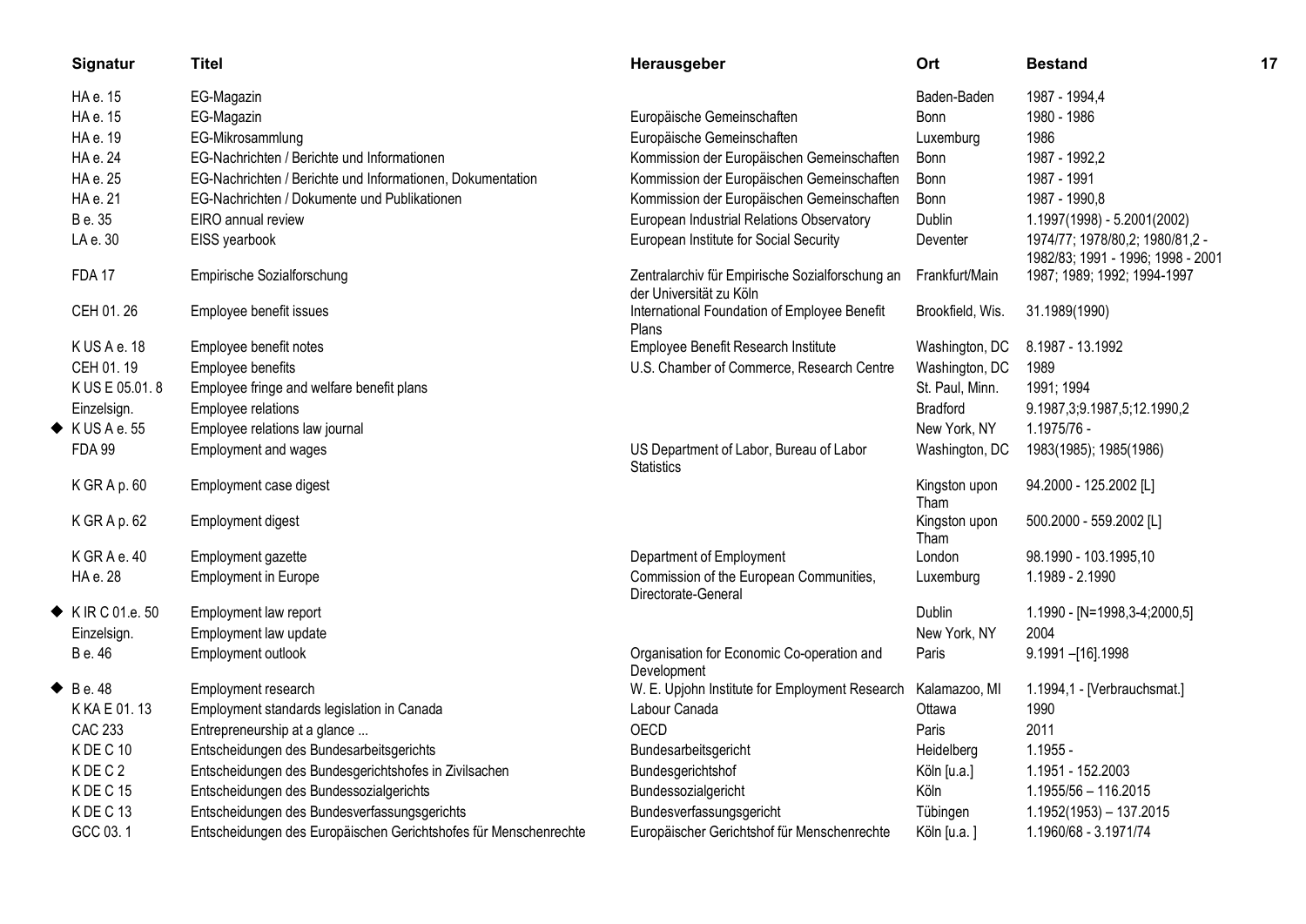| Signatur | Titel | Herausgeber | Ort | Bestand |
|---|---|---|---|---|
| HA e. 15 | EG-Magazin | | Baden-Baden | 1987 - 1994,4 |
| HA e. 15 | EG-Magazin | Europäische Gemeinschaften | Bonn | 1980 - 1986 |
| HA e. 19 | EG-Mikrosammlung | Europäische Gemeinschaften | Luxemburg | 1986 |
| HA e. 24 | EG-Nachrichten / Berichte und Informationen | Kommission der Europäischen Gemeinschaften | Bonn | 1987 - 1992,2 |
| HA e. 25 | EG-Nachrichten / Berichte und Informationen, Dokumentation | Kommission der Europäischen Gemeinschaften | Bonn | 1987 - 1991 |
| HA e. 21 | EG-Nachrichten / Dokumente und Publikationen | Kommission der Europäischen Gemeinschaften | Bonn | 1987 - 1990,8 |
| B e. 35 | EIRO annual review | European Industrial Relations Observatory | Dublin | 1.1997(1998) - 5.2001(2002) |
| LA e. 30 | EISS yearbook | European Institute for Social Security | Deventer | 1974/77; 1978/80,2; 1980/81,2 - 1982/83; 1991 - 1996; 1998 - 2001 |
| FDA 17 | Empirische Sozialforschung | Zentralarchiv für Empirische Sozialforschung an der Universität zu Köln | Frankfurt/Main | 1987; 1989; 1992; 1994-1997 |
| CEH 01. 26 | Employee benefit issues | International Foundation of Employee Benefit Plans | Brookfield, Wis. | 31.1989(1990) |
| K US A e. 18 | Employee benefit notes | Employee Benefit Research Institute | Washington, DC | 8.1987 - 13.1992 |
| CEH 01. 19 | Employee benefits | U.S. Chamber of Commerce, Research Centre | Washington, DC | 1989 |
| K US E 05.01. 8 | Employee fringe and welfare benefit plans | | St. Paul, Minn. | 1991; 1994 |
| Einzelsign. | Employee relations | | Bradford | 9.1987,3;9.1987,5;12.1990,2 |
| ◆ K US A e. 55 | Employee relations law journal | | New York, NY | 1.1975/76 - |
| FDA 99 | Employment and wages | US Department of Labor, Bureau of Labor Statistics | Washington, DC | 1983(1985); 1985(1986) |
| K GR A p. 60 | Employment case digest | | Kingston upon Tham | 94.2000 - 125.2002 [L] |
| K GR A p. 62 | Employment digest | | Kingston upon Tham | 500.2000 - 559.2002 [L] |
| K GR A e. 40 | Employment gazette | Department of Employment | London | 98.1990 - 103.1995,10 |
| HA e. 28 | Employment in Europe | Commission of the European Communities, Directorate-General | Luxemburg | 1.1989 - 2.1990 |
| ◆ K IR C 01.e. 50 | Employment law report | | Dublin | 1.1990 - [N=1998,3-4;2000,5] |
| Einzelsign. | Employment law update | | New York, NY | 2004 |
| B e. 46 | Employment outlook | Organisation for Economic Co-operation and Development | Paris | 9.1991 –[16].1998 |
| ◆ B e. 48 | Employment research | W. E. Upjohn Institute for Employment Research | Kalamazoo, MI | 1.1994,1 - [Verbrauchsmat.] |
| K KA E 01. 13 | Employment standards legislation in Canada | Labour Canada | Ottawa | 1990 |
| CAC 233 | Entrepreneurship at a glance ... | OECD | Paris | 2011 |
| K DE C 10 | Entscheidungen des Bundesarbeitsgerichts | Bundesarbeitsgericht | Heidelberg | 1.1955 - |
| K DE C 2 | Entscheidungen des Bundesgerichtshofes in Zivilsachen | Bundesgerichtshof | Köln [u.a.] | 1.1951 - 152.2003 |
| K DE C 15 | Entscheidungen des Bundessozialgerichts | Bundessozialgericht | Köln | 1.1955/56 – 116.2015 |
| K DE C 13 | Entscheidungen des Bundesverfassungsgerichts | Bundesverfassungsgericht | Tübingen | 1.1952(1953) – 137.2015 |
| GCC 03. 1 | Entscheidungen des Europäischen Gerichtshofes für Menschenrechte | Europäischer Gerichtshof für Menschenrechte | Köln [u.a. ] | 1.1960/68 - 3.1971/74 |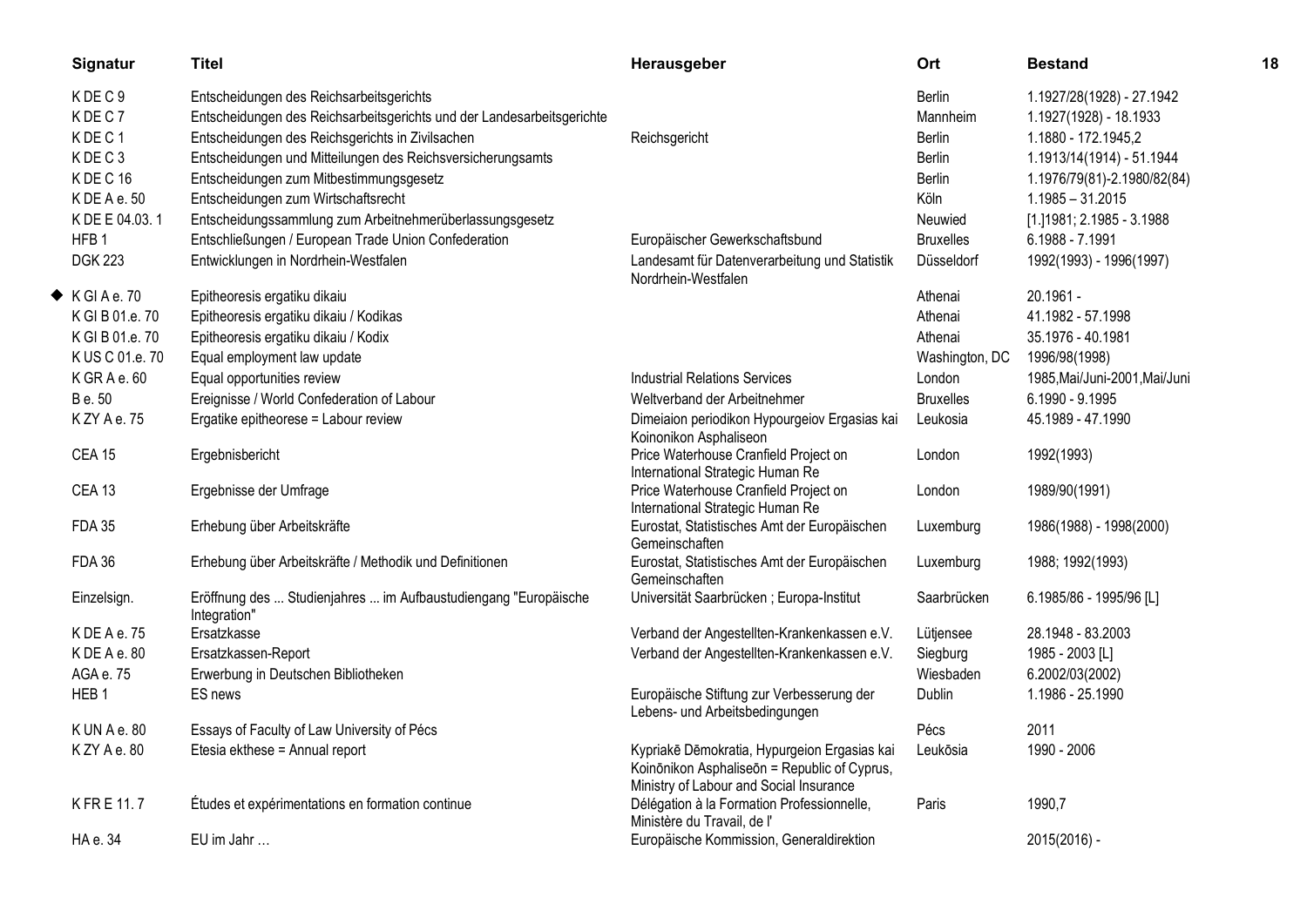| Signatur | Titel | Herausgeber | Ort | Bestand |
|---|---|---|---|---|
| K DE C 9 | Entscheidungen des Reichsarbeitsgerichts | | Berlin | 1.1927/28(1928) - 27.1942 |
| K DE C 7 | Entscheidungen des Reichsarbeitsgerichts und der Landesarbeitsgerichte | | Mannheim | 1.1927(1928) - 18.1933 |
| K DE C 1 | Entscheidungen des Reichsgerichts in Zivilsachen | Reichsgericht | Berlin | 1.1880 - 172.1945,2 |
| K DE C 3 | Entscheidungen und Mitteilungen des Reichsversicherungsamts | | Berlin | 1.1913/14(1914) - 51.1944 |
| K DE C 16 | Entscheidungen zum Mitbestimmungsgesetz | | Berlin | 1.1976/79(81)-2.1980/82(84) |
| K DE A e. 50 | Entscheidungen zum Wirtschaftsrecht | | Köln | 1.1985 – 31.2015 |
| K DE E 04.03. 1 | Entscheidungssammlung zum Arbeitnehmerüberlassungsgesetz | | Neuwied | [1.]1981; 2.1985 - 3.1988 |
| HFB 1 | Entschließungen / European Trade Union Confederation | Europäischer Gewerkschaftsbund | Bruxelles | 6.1988 - 7.1991 |
| DGK 223 | Entwicklungen in Nordrhein-Westfalen | Landesamt für Datenverarbeitung und Statistik Nordrhein-Westfalen | Düsseldorf | 1992(1993) - 1996(1997) |
| ◆ K GI A e. 70 | Epitheoresis ergatiku dikaiu | | Athenai | 20.1961 - |
| K GI B 01.e. 70 | Epitheoresis ergatiku dikaiu / Kodikas | | Athenai | 41.1982 - 57.1998 |
| K GI B 01.e. 70 | Epitheoresis ergatiku dikaiu / Kodix | | Athenai | 35.1976 - 40.1981 |
| K US C 01.e. 70 | Equal employment law update | | Washington, DC | 1996/98(1998) |
| K GR A e. 60 | Equal opportunities review | Industrial Relations Services | London | 1985,Mai/Juni-2001,Mai/Juni |
| B e. 50 | Ereignisse / World Confederation of Labour | Weltverband der Arbeitnehmer | Bruxelles | 6.1990 - 9.1995 |
| K ZY A e. 75 | Ergatike epitheorese = Labour review | Dimeiaion periodikon Hypourgeiov Ergasias kai Koinonikon Asphaliseon | Leukosia | 45.1989 - 47.1990 |
| CEA 15 | Ergebnisbericht | Price Waterhouse Cranfield Project on International Strategic Human Re | London | 1992(1993) |
| CEA 13 | Ergebnisse der Umfrage | Price Waterhouse Cranfield Project on International Strategic Human Re | London | 1989/90(1991) |
| FDA 35 | Erhebung über Arbeitskräfte | Eurostat, Statistisches Amt der Europäischen Gemeinschaften | Luxemburg | 1986(1988) - 1998(2000) |
| FDA 36 | Erhebung über Arbeitskräfte / Methodik und Definitionen | Eurostat, Statistisches Amt der Europäischen Gemeinschaften | Luxemburg | 1988; 1992(1993) |
| Einzelsign. | Eröffnung des ... Studienjahres ... im Aufbaustudiengang "Europäische Integration" | Universität Saarbrücken ; Europa-Institut | Saarbrücken | 6.1985/86 - 1995/96 [L] |
| K DE A e. 75 | Ersatzkasse | Verband der Angestellten-Krankenkassen e.V. | Lütjensee | 28.1948 - 83.2003 |
| K DE A e. 80 | Ersatzkassen-Report | Verband der Angestellten-Krankenkassen e.V. | Siegburg | 1985 - 2003 [L] |
| AGA e. 75 | Erwerbung in Deutschen Bibliotheken | | Wiesbaden | 6.2002/03(2002) |
| HEB 1 | ES news | Europäische Stiftung zur Verbesserung der Lebens- und Arbeitsbedingungen | Dublin | 1.1986 - 25.1990 |
| K UN A e. 80 | Essays of Faculty of Law University of Pécs | | Pécs | 2011 |
| K ZY A e. 80 | Etesia ekthese = Annual report | Kypriakē Dēmokratia, Hypurgeion Ergasias kai Koinōnikon Asphaliseōn = Republic of Cyprus, Ministry of Labour and Social Insurance | Leukōsia | 1990 - 2006 |
| K FR E 11. 7 | Études et expérimentations en formation continue | Délégation à la Formation Professionnelle, Ministère du Travail, de l' | Paris | 1990,7 |
| HA e. 34 | EU im Jahr … | Europäische Kommission, Generaldirektion | | 2015(2016) - |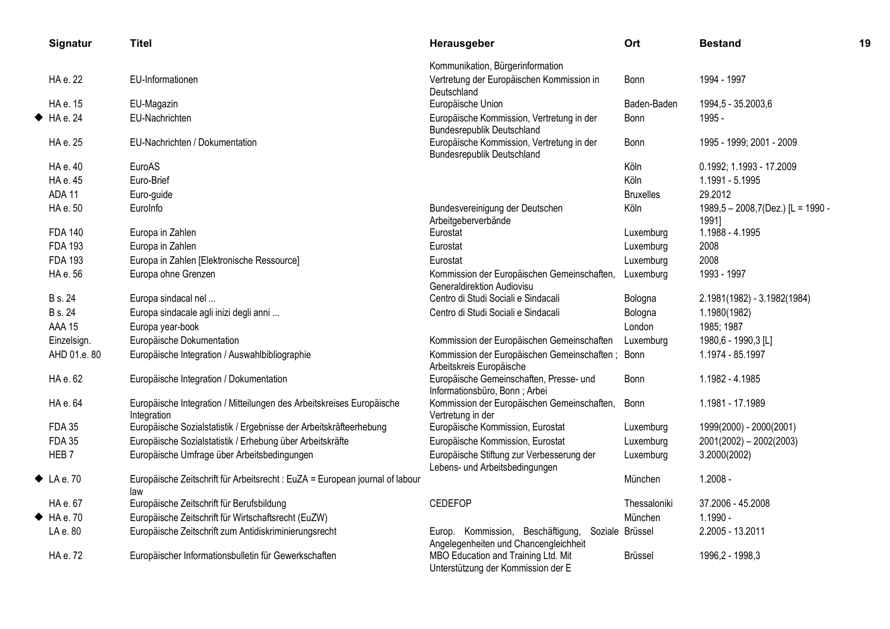| | Signatur | Titel | Herausgeber | Ort | Bestand |
|---|---|---|---|---|---|
| | | | Kommunikation, Bürgerinformation | | |
| | HA e. 22 | EU-Informationen | Vertretung der Europäischen Kommission in Deutschland | Bonn | 1994 - 1997 |
| | HA e. 15 | EU-Magazin | Europäische Union | Baden-Baden | 1994,5 - 35.2003,6 |
| ◆ | HA e. 24 | EU-Nachrichten | Europäische Kommission, Vertretung in der Bundesrepublik Deutschland | Bonn | 1995 - |
| | HA e. 25 | EU-Nachrichten / Dokumentation | Europäische Kommission, Vertretung in der Bundesrepublik Deutschland | Bonn | 1995 - 1999; 2001 - 2009 |
| | HA e. 40 | EuroAS | | Köln | 0.1992; 1.1993 - 17.2009 |
| | HA e. 45 | Euro-Brief | | Köln | 1.1991 - 5.1995 |
| | ADA 11 | Euro-guide | | Bruxelles | 29.2012 |
| | HA e. 50 | EuroInfo | Bundesvereinigung der Deutschen Arbeitgeberverbände | Köln | 1989,5 – 2008,7(Dez.) [L = 1990 - 1991] |
| | FDA 140 | Europa in Zahlen | Eurostat | Luxemburg | 1.1988 - 4.1995 |
| | FDA 193 | Europa in Zahlen | Eurostat | Luxemburg | 2008 |
| | FDA 193 | Europa in Zahlen [Elektronische Ressource] | Eurostat | Luxemburg | 2008 |
| | HA e. 56 | Europa ohne Grenzen | Kommission der Europäischen Gemeinschaften, Generaldirektion Audiovisu | Luxemburg | 1993 - 1997 |
| | B s. 24 | Europa sindacal nel ... | Centro di Studi Sociali e Sindacali | Bologna | 2.1981(1982) - 3.1982(1984) |
| | B s. 24 | Europa sindacale agli inizi degli anni ... | Centro di Studi Sociali e Sindacali | Bologna | 1.1980(1982) |
| | AAA 15 | Europa year-book | | London | 1985; 1987 |
| | Einzelsign. | Europäische Dokumentation | Kommission der Europäischen Gemeinschaften | Luxemburg | 1980,6 - 1990,3 [L] |
| | AHD 01.e. 80 | Europäische Integration / Auswahlbibliographie | Kommission der Europäischen Gemeinschaften ; Arbeitskreis Europäische | Bonn | 1.1974 - 85.1997 |
| | HA e. 62 | Europäische Integration / Dokumentation | Europäische Gemeinschaften, Presse- und Informationsbüro, Bonn ; Arbei | Bonn | 1.1982 - 4.1985 |
| | HA e. 64 | Europäische Integration / Mitteilungen des Arbeitskreises Europäische Integration | Kommission der Europäischen Gemeinschaften, Vertretung in der | Bonn | 1.1981 - 17.1989 |
| | FDA 35 | Europäische Sozialstatistik / Ergebnisse der Arbeitskräfteerhebung | Europäische Kommission, Eurostat | Luxemburg | 1999(2000) - 2000(2001) |
| | FDA 35 | Europäische Sozialstatistik / Erhebung über Arbeitskräfte | Europäische Kommission, Eurostat | Luxemburg | 2001(2002) – 2002(2003) |
| | HEB 7 | Europäische Umfrage über Arbeitsbedingungen | Europäische Stiftung zur Verbesserung der Lebens- und Arbeitsbedingungen | Luxemburg | 3.2000(2002) |
| ◆ | LA e. 70 | Europäische Zeitschrift für Arbeitsrecht : EuZA = European journal of labour law | | München | 1.2008 - |
| | HA e. 67 | Europäische Zeitschrift für Berufsbildung | CEDEFOP | Thessaloniki | 37.2006 - 45.2008 |
| ◆ | HA e. 70 | Europäische Zeitschrift für Wirtschaftsrecht (EuZW) | | München | 1.1990 - |
| | LA e. 80 | Europäische Zeitschrift zum Antidiskriminierungsrecht | Europ. Kommission, Beschäftigung, Soziale Angelegenheiten und Chancengleichheit | Brüssel | 2.2005 - 13.2011 |
| | HA e. 72 | Europäischer Informationsbulletin für Gewerkschaften | MBO Education and Training Ltd. Mit Unterstützung der Kommission der E | Brüssel | 1996,2 - 1998,3 |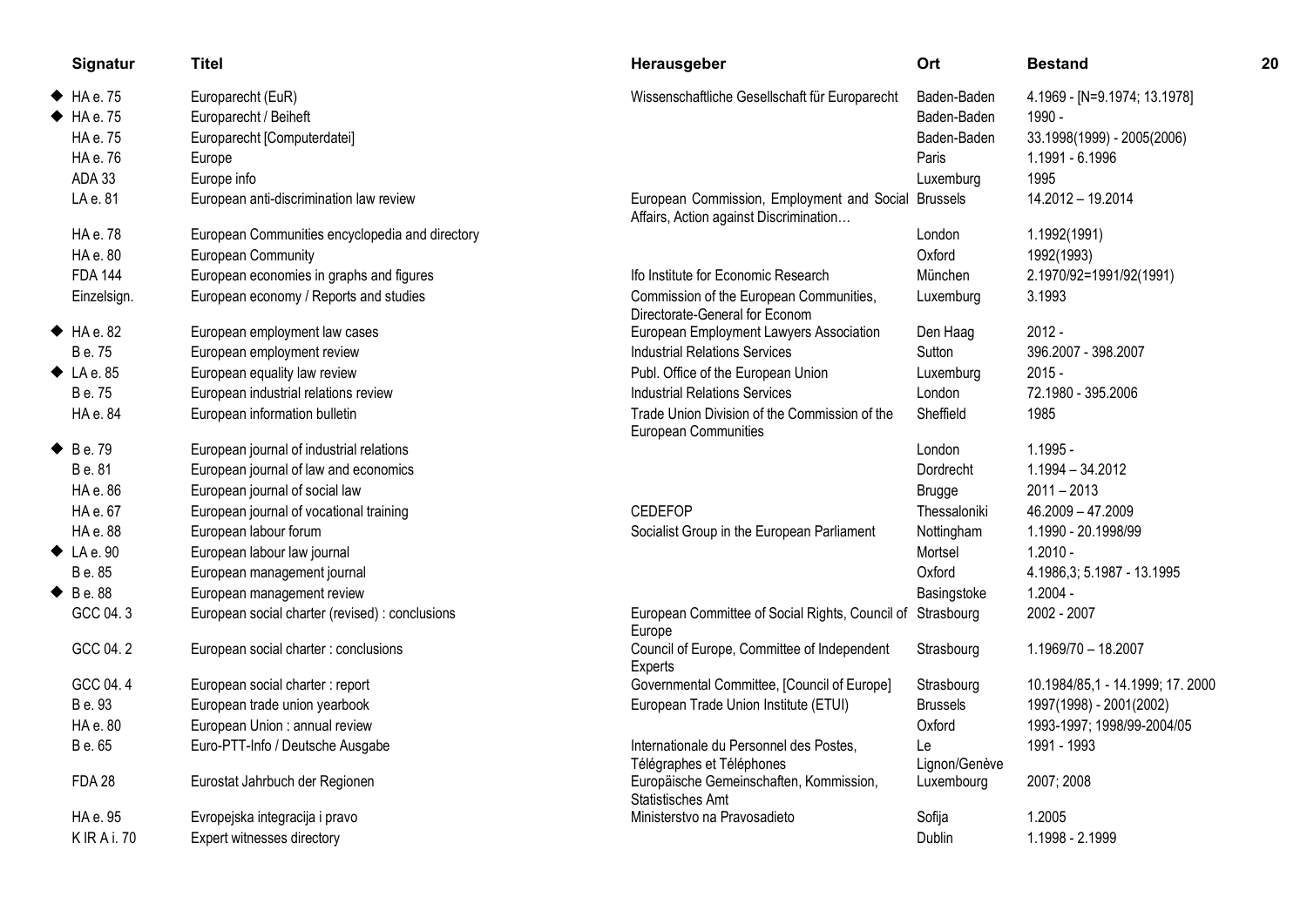| | Signatur | Titel | Herausgeber | Ort | Bestand |
|---|---|---|---|---|---|
| ◆ | HA e. 75 | Europarecht (EuR) | Wissenschaftliche Gesellschaft für Europarecht | Baden-Baden | 4.1969 - [N=9.1974; 13.1978] |
| ◆ | HA e. 75 | Europarecht / Beiheft | | Baden-Baden | 1990 - |
| | HA e. 75 | Europarecht [Computerdatei] | | Baden-Baden | 33.1998(1999) - 2005(2006) |
| | HA e. 76 | Europe | | Paris | 1.1991 - 6.1996 |
| | ADA 33 | Europe info | | Luxemburg | 1995 |
| | LA e. 81 | European anti-discrimination law review | European Commission, Employment and Social Affairs, Action against Discrimination… | Brussels | 14.2012 – 19.2014 |
| | HA e. 78 | European Communities encyclopedia and directory | | London | 1.1992(1991) |
| | HA e. 80 | European Community | | Oxford | 1992(1993) |
| | FDA 144 | European economies in graphs and figures | Ifo Institute for Economic Research | München | 2.1970/92=1991/92(1991) |
| | Einzelsign. | European economy / Reports and studies | Commission of the European Communities, Directorate-General for Econom | Luxemburg | 3.1993 |
| ◆ | HA e. 82 | European employment law cases | European Employment Lawyers Association | Den Haag | 2012 - |
| | B e. 75 | European employment review | Industrial Relations Services | Sutton | 396.2007 - 398.2007 |
| ◆ | LA e. 85 | European equality law review | Publ. Office of the European Union | Luxemburg | 2015 - |
| | B e. 75 | European industrial relations review | Industrial Relations Services | London | 72.1980 - 395.2006 |
| | HA e. 84 | European information bulletin | Trade Union Division of the Commission of the European Communities | Sheffield | 1985 |
| ◆ | B e. 79 | European journal of industrial relations | | London | 1.1995 - |
| | B e. 81 | European journal of law and economics | | Dordrecht | 1.1994 – 34.2012 |
| | HA e. 86 | European journal of social law | | Brugge | 2011 – 2013 |
| | HA e. 67 | European journal of vocational training | CEDEFOP | Thessaloniki | 46.2009 – 47.2009 |
| | HA e. 88 | European labour forum | Socialist Group in the European Parliament | Nottingham | 1.1990 - 20.1998/99 |
| ◆ | LA e. 90 | European labour law journal | | Mortsel | 1.2010 - |
| | B e. 85 | European management journal | | Oxford | 4.1986,3; 5.1987 - 13.1995 |
| ◆ | B e. 88 | European management review | | Basingstoke | 1.2004 - |
| | GCC 04. 3 | European social charter (revised) : conclusions | European Committee of Social Rights, Council of Europe | Strasbourg | 2002 - 2007 |
| | GCC 04. 2 | European social charter : conclusions | Council of Europe, Committee of Independent Experts | Strasbourg | 1.1969/70 – 18.2007 |
| | GCC 04. 4 | European social charter : report | Governmental Committee, [Council of Europe] | Strasbourg | 10.1984/85,1 - 14.1999; 17. 2000 |
| | B e. 93 | European trade union yearbook | European Trade Union Institute (ETUI) | Brussels | 1997(1998) - 2001(2002) |
| | HA e. 80 | European Union : annual review | | Oxford | 1993-1997; 1998/99-2004/05 |
| | B e. 65 | Euro-PTT-Info / Deutsche Ausgabe | Internationale du Personnel des Postes, Télégraphes et Téléphones | Le Lignon/Genève | 1991 - 1993 |
| | FDA 28 | Eurostat Jahrbuch der Regionen | Europäische Gemeinschaften, Kommission, Statistisches Amt | Luxembourg | 2007; 2008 |
| | HA e. 95 | Evropejska integracija i pravo | Ministerstvo na Pravosadieto | Sofija | 1.2005 |
| | K IR A i. 70 | Expert witnesses directory | | Dublin | 1.1998 - 2.1999 |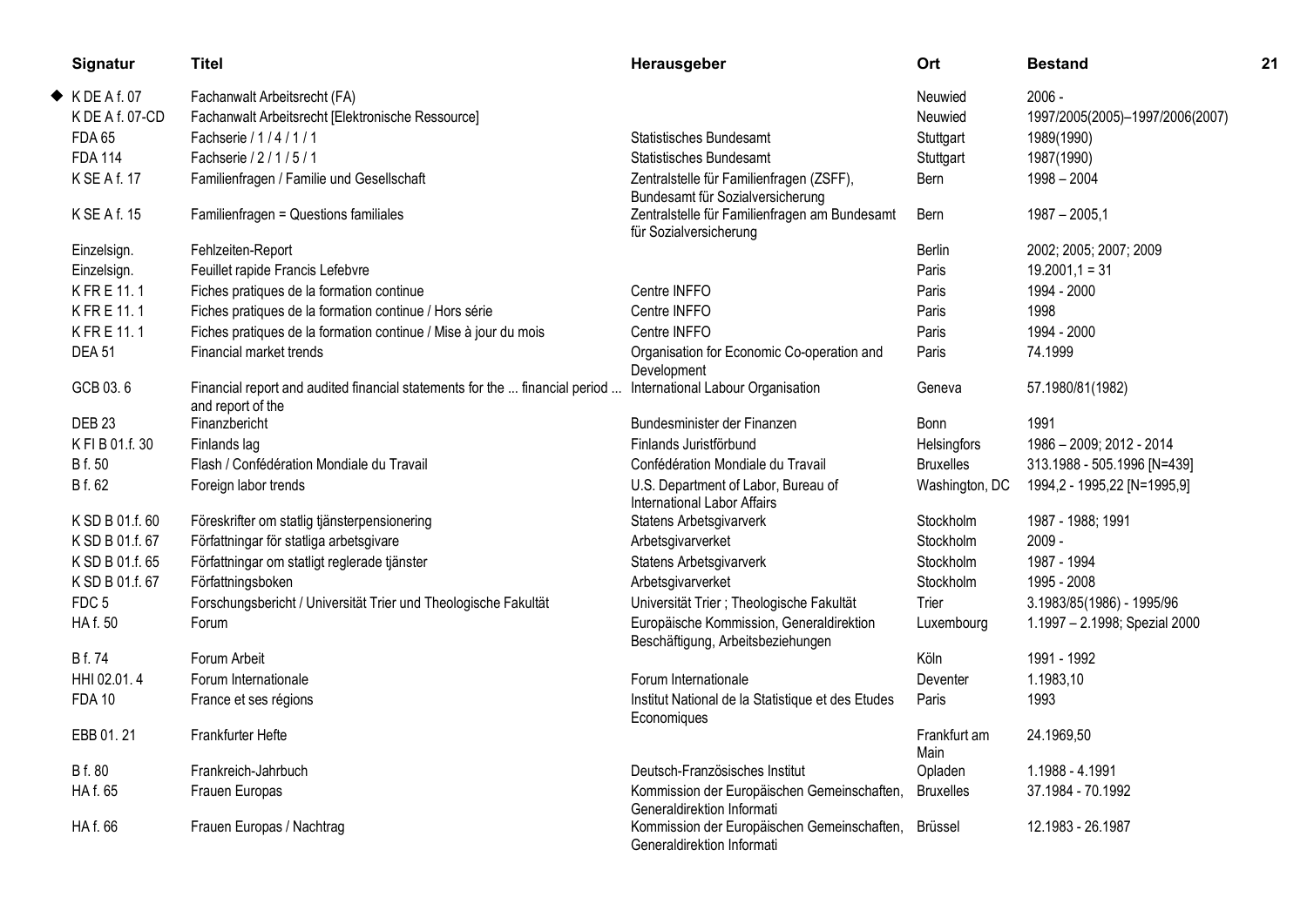| Signatur | Titel | Herausgeber | Ort | Bestand |
|---|---|---|---|---|
| ◆ K DE A f. 07 | Fachanwalt Arbeitsrecht (FA) | | Neuwied | 2006 - |
| K DE A f. 07-CD | Fachanwalt Arbeitsrecht [Elektronische Ressource] | | Neuwied | 1997/2005(2005)–1997/2006(2007) |
| FDA 65 | Fachserie / 1 / 4 / 1 / 1 | Statistisches Bundesamt | Stuttgart | 1989(1990) |
| FDA 114 | Fachserie / 2 / 1 / 5 / 1 | Statistisches Bundesamt | Stuttgart | 1987(1990) |
| K SE A f. 17 | Familienfragen / Familie und Gesellschaft | Zentralstelle für Familienfragen (ZSFF), Bundesamt für Sozialversicherung | Bern | 1998 – 2004 |
| K SE A f. 15 | Familienfragen = Questions familiales | Zentralstelle für Familienfragen am Bundesamt für Sozialversicherung | Bern | 1987 – 2005,1 |
| Einzelsign. | Fehlzeiten-Report | | Berlin | 2002; 2005; 2007; 2009 |
| Einzelsign. | Feuillet rapide Francis Lefebvre | | Paris | 19.2001,1 = 31 |
| K FR E 11. 1 | Fiches pratiques de la formation continue | Centre INFFO | Paris | 1994 - 2000 |
| K FR E 11. 1 | Fiches pratiques de la formation continue / Hors série | Centre INFFO | Paris | 1998 |
| K FR E 11. 1 | Fiches pratiques de la formation continue / Mise à jour du mois | Centre INFFO | Paris | 1994 - 2000 |
| DEA 51 | Financial market trends | Organisation for Economic Co-operation and Development | Paris | 74.1999 |
| GCB 03. 6 | Financial report and audited financial statements for the ... financial period ... and report of the | International Labour Organisation | Geneva | 57.1980/81(1982) |
| DEB 23 | Finanzbericht | Bundesminister der Finanzen | Bonn | 1991 |
| K FI B 01.f. 30 | Finlands lag | Finlands Juristförbund | Helsingfors | 1986 – 2009; 2012 - 2014 |
| B f. 50 | Flash / Confédération Mondiale du Travail | Confédération Mondiale du Travail | Bruxelles | 313.1988 - 505.1996 [N=439] |
| B f. 62 | Foreign labor trends | U.S. Department of Labor, Bureau of International Labor Affairs | Washington, DC | 1994,2 - 1995,22 [N=1995,9] |
| K SD B 01.f. 60 | Föreskrifter om statlig tjänsterpensionering | Statens Arbetsgivarverk | Stockholm | 1987 - 1988; 1991 |
| K SD B 01.f. 67 | Författningar för statliga arbetsgivare | Arbetsgivarverket | Stockholm | 2009 - |
| K SD B 01.f. 65 | Författningar om statligt reglerade tjänster | Statens Arbetsgivarverk | Stockholm | 1987 - 1994 |
| K SD B 01.f. 67 | Författningsboken | Arbetsgivarverket | Stockholm | 1995 - 2008 |
| FDC 5 | Forschungsbericht / Universität Trier und Theologische Fakultät | Universität Trier ; Theologische Fakultät | Trier | 3.1983/85(1986) - 1995/96 |
| HA f. 50 | Forum | Europäische Kommission, Generaldirektion Beschäftigung, Arbeitsbeziehungen | Luxembourg | 1.1997 – 2.1998; Spezial 2000 |
| B f. 74 | Forum Arbeit | | Köln | 1991 - 1992 |
| HHI 02.01. 4 | Forum Internationale | Forum Internationale | Deventer | 1.1983,10 |
| FDA 10 | France et ses régions | Institut National de la Statistique et des Etudes Economiques | Paris | 1993 |
| EBB 01. 21 | Frankfurter Hefte | | Frankfurt am Main | 24.1969,50 |
| B f. 80 | Frankreich-Jahrbuch | Deutsch-Französisches Institut | Opladen | 1.1988 - 4.1991 |
| HA f. 65 | Frauen Europas | Kommission der Europäischen Gemeinschaften, Generaldirektion Informati | Bruxelles | 37.1984 - 70.1992 |
| HA f. 66 | Frauen Europas / Nachtrag | Kommission der Europäischen Gemeinschaften, Generaldirektion Informati | Brüssel | 12.1983 - 26.1987 |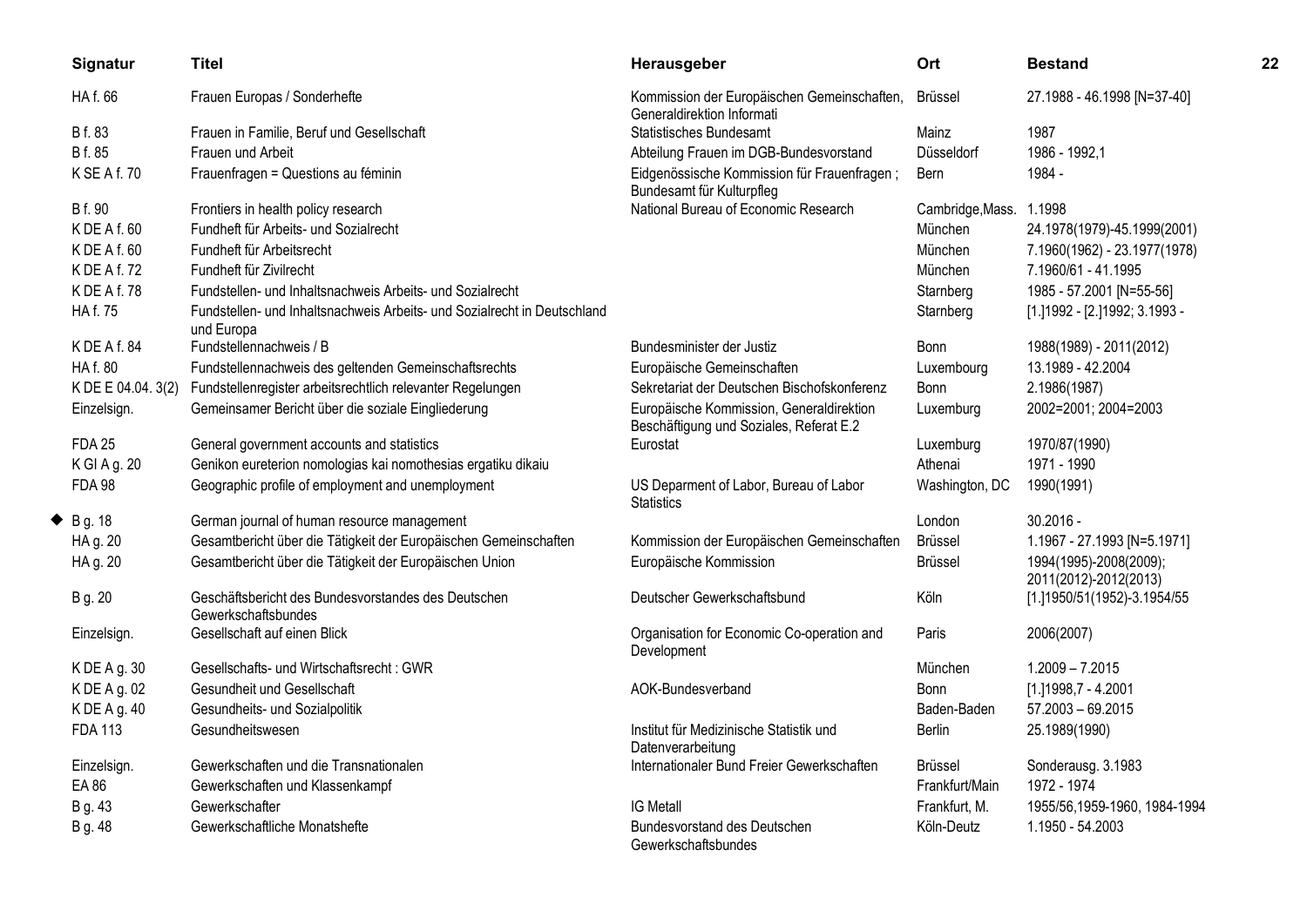| Signatur | Titel | Herausgeber | Ort | Bestand |
|---|---|---|---|---|
| HA f. 66 | Frauen Europas / Sonderhefte | Kommission der Europäischen Gemeinschaften, Generaldirektion Informati | Brüssel | 27.1988 - 46.1998 [N=37-40] |
| B f. 83 | Frauen in Familie, Beruf und Gesellschaft | Statistisches Bundesamt | Mainz | 1987 |
| B f. 85 | Frauen und Arbeit | Abteilung Frauen im DGB-Bundesvorstand | Düsseldorf | 1986 - 1992,1 |
| K SE A f. 70 | Frauenfragen = Questions au féminin | Eidgenössische Kommission für Frauenfragen ; Bundesamt für Kulturpfleg | Bern | 1984 - |
| B f. 90 | Frontiers in health policy research | National Bureau of Economic Research | Cambridge,Mass. | 1.1998 |
| K DE A f. 60 | Fundheft für Arbeits- und Sozialrecht | | München | 24.1978(1979)-45.1999(2001) |
| K DE A f. 60 | Fundheft für Arbeitsrecht | | München | 7.1960(1962) - 23.1977(1978) |
| K DE A f. 72 | Fundheft für Zivilrecht | | München | 7.1960/61 - 41.1995 |
| K DE A f. 78 | Fundstellen- und Inhaltsnachweis Arbeits- und Sozialrecht | | Starnberg | 1985 - 57.2001 [N=55-56] |
| HA f. 75 | Fundstellen- und Inhaltsnachweis Arbeits- und Sozialrecht in Deutschland und Europa | | Starnberg | [1.]1992 - [2.]1992; 3.1993 - |
| K DE A f. 84 | Fundstellennachweis / B | Bundesminister der Justiz | Bonn | 1988(1989) - 2011(2012) |
| HA f. 80 | Fundstellennachweis des geltenden Gemeinschaftsrechts | Europäische Gemeinschaften | Luxembourg | 13.1989 - 42.2004 |
| K DE E 04.04. 3(2) | Fundstellenregister arbeitsrechtlich relevanter Regelungen | Sekretariat der Deutschen Bischofskonferenz | Bonn | 2.1986(1987) |
| Einzelsign. | Gemeinsamer Bericht über die soziale Eingliederung | Europäische Kommission, Generaldirektion Beschäftigung und Soziales, Referat E.2 | Luxemburg | 2002=2001; 2004=2003 |
| FDA 25 | General government accounts and statistics | Eurostat | Luxemburg | 1970/87(1990) |
| K GI A g. 20 | Genikon eureterion nomologias kai nomothesias ergatiku dikaiu | | Athenai | 1971 - 1990 |
| FDA 98 | Geographic profile of employment and unemployment | US Deparment of Labor, Bureau of Labor Statistics | Washington, DC | 1990(1991) |
| ◆ B g. 18 | German journal of human resource management | | London | 30.2016 - |
| HA g. 20 | Gesamtbericht über die Tätigkeit der Europäischen Gemeinschaften | Kommission der Europäischen Gemeinschaften | Brüssel | 1.1967 - 27.1993 [N=5.1971] |
| HA g. 20 | Gesamtbericht über die Tätigkeit der Europäischen Union | Europäische Kommission | Brüssel | 1994(1995)-2008(2009); 2011(2012)-2012(2013) |
| B g. 20 | Geschäftsbericht des Bundesvorstandes des Deutschen Gewerkschaftsbundes | Deutscher Gewerkschaftsbund | Köln | [1.]1950/51(1952)-3.1954/55 |
| Einzelsign. | Gesellschaft auf einen Blick | Organisation for Economic Co-operation and Development | Paris | 2006(2007) |
| K DE A g. 30 | Gesellschafts- und Wirtschaftsrecht : GWR | | München | 1.2009 – 7.2015 |
| K DE A g. 02 | Gesundheit und Gesellschaft | AOK-Bundesverband | Bonn | [1.]1998,7 - 4.2001 |
| K DE A g. 40 | Gesundheits- und Sozialpolitik | | Baden-Baden | 57.2003 – 69.2015 |
| FDA 113 | Gesundheitswesen | Institut für Medizinische Statistik und Datenverarbeitung | Berlin | 25.1989(1990) |
| Einzelsign. | Gewerkschaften und die Transnationalen | Internationaler Bund Freier Gewerkschaften | Brüssel | Sonderausg. 3.1983 |
| EA 86 | Gewerkschaften und Klassenkampf | | Frankfurt/Main | 1972 - 1974 |
| B g. 43 | Gewerkschafter | IG Metall | Frankfurt, M. | 1955/56,1959-1960, 1984-1994 |
| B g. 48 | Gewerkschaftliche Monatshefte | Bundesvorstand des Deutschen Gewerkschaftsbundes | Köln-Deutz | 1.1950 - 54.2003 |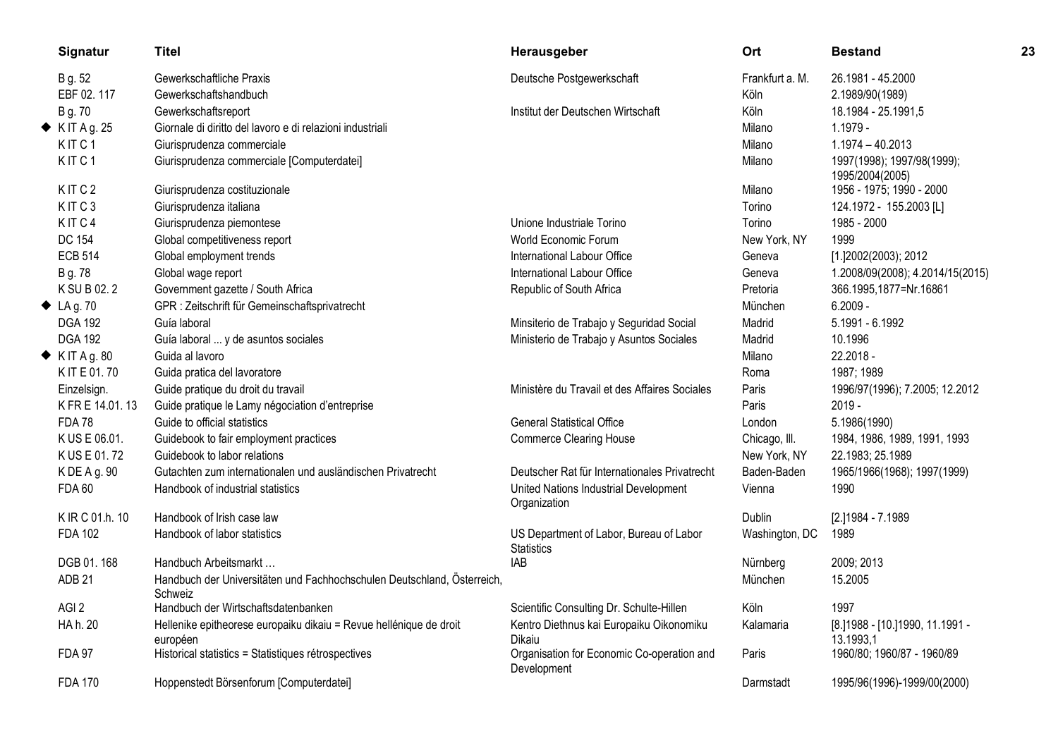| Signatur | Titel | Herausgeber | Ort | Bestand |
|---|---|---|---|---|
| B g. 52 | Gewerkschaftliche Praxis | Deutsche Postgewerkschaft | Frankfurt a. M. | 26.1981 - 45.2000 |
| EBF 02. 117 | Gewerkschaftshandbuch | | Köln | 2.1989/90(1989) |
| B g. 70 | Gewerkschaftsreport | Institut der Deutschen Wirtschaft | Köln | 18.1984 - 25.1991,5 |
| ◆ K IT A g. 25 | Giornale di diritto del lavoro e di relazioni industriali | | Milano | 1.1979 - |
| K IT C 1 | Giurisprudenza commerciale | | Milano | 1.1974 – 40.2013 |
| K IT C 1 | Giurisprudenza commerciale [Computerdatei] | | Milano | 1997(1998); 1997/98(1999); 1995/2004(2005) |
| K IT C 2 | Giurisprudenza costituzionale | | Milano | 1956 - 1975; 1990 - 2000 |
| K IT C 3 | Giurisprudenza italiana | | Torino | 124.1972 - 155.2003 [L] |
| K IT C 4 | Giurisprudenza piemontese | Unione Industriale Torino | Torino | 1985 - 2000 |
| DC 154 | Global competitiveness report | World Economic Forum | New York, NY | 1999 |
| ECB 514 | Global employment trends | International Labour Office | Geneva | [1.]2002(2003); 2012 |
| B g. 78 | Global wage report | International Labour Office | Geneva | 1.2008/09(2008); 4.2014/15(2015) |
| K SU B 02. 2 | Government gazette / South Africa | Republic of South Africa | Pretoria | 366.1995,1877=Nr.16861 |
| ◆ LA g. 70 | GPR : Zeitschrift für Gemeinschaftsprivatrecht | | München | 6.2009 - |
| DGA 192 | Guía laboral | Minsiterio de Trabajo y Seguridad Social | Madrid | 5.1991 - 6.1992 |
| DGA 192 | Guía laboral ... y de asuntos sociales | Ministerio de Trabajo y Asuntos Sociales | Madrid | 10.1996 |
| ◆ K IT A g. 80 | Guida al lavoro | | Milano | 22.2018 - |
| K IT E 01. 70 | Guida pratica del lavoratore | | Roma | 1987; 1989 |
| Einzelsign. | Guide pratique du droit du travail | Ministère du Travail et des Affaires Sociales | Paris | 1996/97(1996); 7.2005; 12.2012 |
| K FR E 14.01. 13 | Guide pratique le Lamy négociation d'entreprise | | Paris | 2019 - |
| FDA 78 | Guide to official statistics | General Statistical Office | London | 5.1986(1990) |
| K US E 06.01. | Guidebook to fair employment practices | Commerce Clearing House | Chicago, Ill. | 1984, 1986, 1989, 1991, 1993 |
| K US E 01. 72 | Guidebook to labor relations | | New York, NY | 22.1983; 25.1989 |
| K DE A g. 90 | Gutachten zum internationalen und ausländischen Privatrecht | Deutscher Rat für Internationales Privatrecht | Baden-Baden | 1965/1966(1968); 1997(1999) |
| FDA 60 | Handbook of industrial statistics | United Nations Industrial Development Organization | Vienna | 1990 |
| K IR C 01.h. 10 | Handbook of Irish case law | | Dublin | [2.]1984 - 7.1989 |
| FDA 102 | Handbook of labor statistics | US Department of Labor, Bureau of Labor Statistics | Washington, DC | 1989 |
| DGB 01. 168 | Handbuch Arbeitsmarkt … | IAB | Nürnberg | 2009; 2013 |
| ADB 21 | Handbuch der Universitäten und Fachhochschulen Deutschland, Österreich, Schweiz | | München | 15.2005 |
| AGI 2 | Handbuch der Wirtschaftsdatenbanken | Scientific Consulting Dr. Schulte-Hillen | Köln | 1997 |
| HA h. 20 | Hellenike epitheorese europaiku dikaiu = Revue hellénique de droit européen | Kentro Diethnus kai Europaiku Oikonomiku Dikaiu | Kalamaria | [8.]1988 - [10.]1990, 11.1991 - 13.1993,1 |
| FDA 97 | Historical statistics = Statistiques rétrospectives | Organisation for Economic Co-operation and Development | Paris | 1960/80; 1960/87 - 1960/89 |
| FDA 170 | Hoppenstedt Börsenforum [Computerdatei] | | Darmstadt | 1995/96(1996)-1999/00(2000) |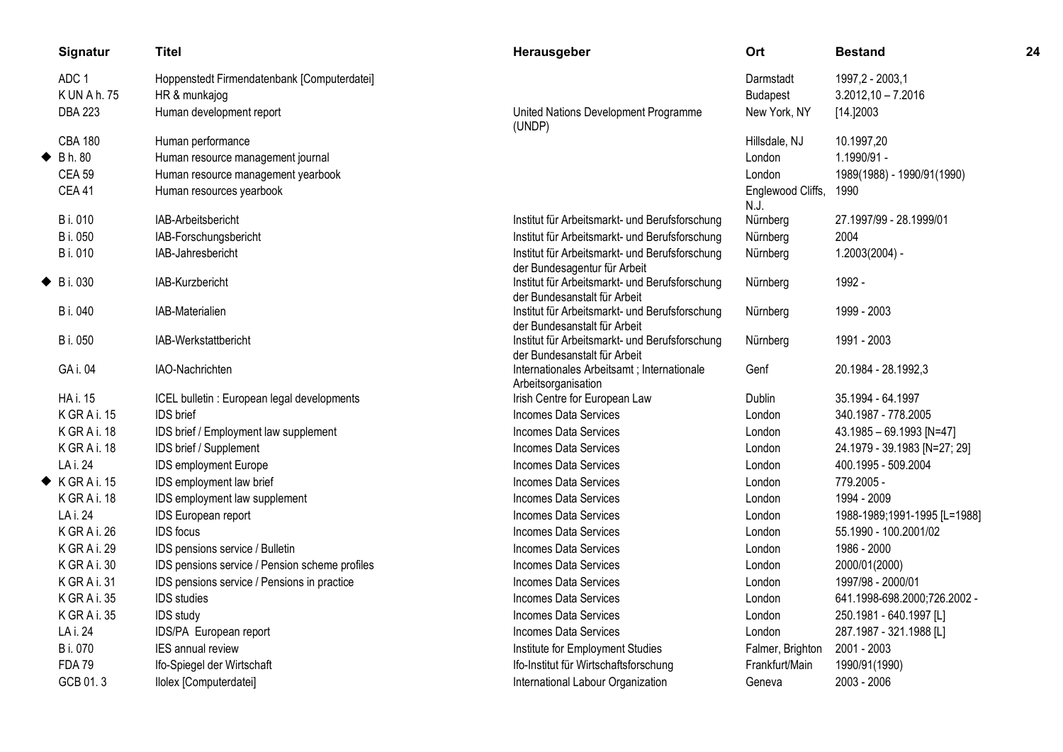| | Signatur | Titel | Herausgeber | Ort | Bestand |
|---|---|---|---|---|---|
| | ADC 1 | Hoppenstedt Firmendatenbank [Computerdatei] | | Darmstadt | 1997,2 - 2003,1 |
| | K UN A h. 75 | HR & munkajog | | Budapest | 3.2012,10 – 7.2016 |
| | DBA 223 | Human development report | United Nations Development Programme (UNDP) | New York, NY | [14.]2003 |
| | CBA 180 | Human performance | | Hillsdale, NJ | 10.1997,20 |
| ◆ | B h. 80 | Human resource management journal | | London | 1.1990/91 - |
| | CEA 59 | Human resource management yearbook | | London | 1989(1988) - 1990/91(1990) |
| | CEA 41 | Human resources yearbook | | Englewood Cliffs, N.J. | 1990 |
| | B i. 010 | IAB-Arbeitsbericht | Institut für Arbeitsmarkt- und Berufsforschung | Nürnberg | 27.1997/99 - 28.1999/01 |
| | B i. 050 | IAB-Forschungsbericht | Institut für Arbeitsmarkt- und Berufsforschung | Nürnberg | 2004 |
| | B i. 010 | IAB-Jahresbericht | Institut für Arbeitsmarkt- und Berufsforschung der Bundesagentur für Arbeit | Nürnberg | 1.2003(2004) - |
| ◆ | B i. 030 | IAB-Kurzbericht | Institut für Arbeitsmarkt- und Berufsforschung der Bundesanstalt für Arbeit | Nürnberg | 1992 - |
| | B i. 040 | IAB-Materialien | Institut für Arbeitsmarkt- und Berufsforschung der Bundesanstalt für Arbeit | Nürnberg | 1999 - 2003 |
| | B i. 050 | IAB-Werkstattbericht | Institut für Arbeitsmarkt- und Berufsforschung der Bundesanstalt für Arbeit | Nürnberg | 1991 - 2003 |
| | GA i. 04 | IAO-Nachrichten | Internationales Arbeitsamt ; Internationale Arbeitsorganisation | Genf | 20.1984 - 28.1992,3 |
| | HA i. 15 | ICEL bulletin : European legal developments | Irish Centre for European Law | Dublin | 35.1994 - 64.1997 |
| | K GR A i. 15 | IDS brief | Incomes Data Services | London | 340.1987 - 778.2005 |
| | K GR A i. 18 | IDS brief / Employment law supplement | Incomes Data Services | London | 43.1985 – 69.1993 [N=47] |
| | K GR A i. 18 | IDS brief / Supplement | Incomes Data Services | London | 24.1979 - 39.1983 [N=27; 29] |
| | LA i. 24 | IDS employment Europe | Incomes Data Services | London | 400.1995 - 509.2004 |
| ◆ | K GR A i. 15 | IDS employment law brief | Incomes Data Services | London | 779.2005 - |
| | K GR A i. 18 | IDS employment law supplement | Incomes Data Services | London | 1994 - 2009 |
| | LA i. 24 | IDS European report | Incomes Data Services | London | 1988-1989;1991-1995 [L=1988] |
| | K GR A i. 26 | IDS focus | Incomes Data Services | London | 55.1990 - 100.2001/02 |
| | K GR A i. 29 | IDS pensions service / Bulletin | Incomes Data Services | London | 1986 - 2000 |
| | K GR A i. 30 | IDS pensions service / Pension scheme profiles | Incomes Data Services | London | 2000/01(2000) |
| | K GR A i. 31 | IDS pensions service / Pensions in practice | Incomes Data Services | London | 1997/98 - 2000/01 |
| | K GR A i. 35 | IDS studies | Incomes Data Services | London | 641.1998-698.2000;726.2002 - |
| | K GR A i. 35 | IDS study | Incomes Data Services | London | 250.1981 - 640.1997 [L] |
| | LA i. 24 | IDS/PA European report | Incomes Data Services | London | 287.1987 - 321.1988 [L] |
| | B i. 070 | IES annual review | Institute for Employment Studies | Falmer, Brighton | 2001 - 2003 |
| | FDA 79 | Ifo-Spiegel der Wirtschaft | Ifo-Institut für Wirtschaftsforschung | Frankfurt/Main | 1990/91(1990) |
| | GCB 01. 3 | Ilolex [Computerdatei] | International Labour Organization | Geneva | 2003 - 2006 |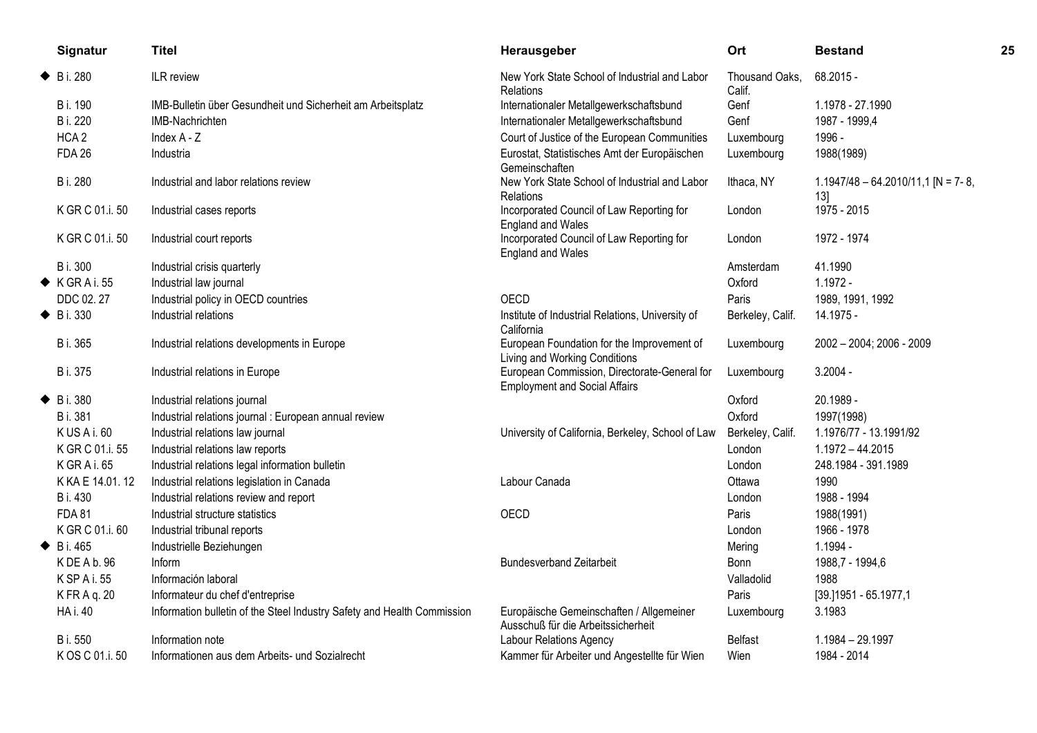| | Signatur | Titel | Herausgeber | Ort | Bestand |
|---|---|---|---|---|---|
| ◆ | B i. 280 | ILR review | New York State School of Industrial and Labor Relations | Thousand Oaks, Calif. | 68.2015 - |
| | B i. 190 | IMB-Bulletin über Gesundheit und Sicherheit am Arbeitsplatz | Internationaler Metallgewerkschaftsbund | Genf | 1.1978 - 27.1990 |
| | B i. 220 | IMB-Nachrichten | Internationaler Metallgewerkschaftsbund | Genf | 1987 - 1999,4 |
| | HCA 2 | Index A - Z | Court of Justice of the European Communities | Luxembourg | 1996 - |
| | FDA 26 | Industria | Eurostat, Statistisches Amt der Europäischen Gemeinschaften | Luxembourg | 1988(1989) |
| | B i. 280 | Industrial and labor relations review | New York State School of Industrial and Labor Relations | Ithaca, NY | 1.1947/48 – 64.2010/11,1 [N = 7- 8, 13] |
| | K GR C 01.i. 50 | Industrial cases reports | Incorporated Council of Law Reporting for England and Wales | London | 1975 - 2015 |
| | K GR C 01.i. 50 | Industrial court reports | Incorporated Council of Law Reporting for England and Wales | London | 1972 - 1974 |
| | B i. 300 | Industrial crisis quarterly | | Amsterdam | 41.1990 |
| ◆ | K GR A i. 55 | Industrial law journal | | Oxford | 1.1972 - |
| | DDC 02. 27 | Industrial policy in OECD countries | OECD | Paris | 1989, 1991, 1992 |
| ◆ | B i. 330 | Industrial relations | Institute of Industrial Relations, University of California | Berkeley, Calif. | 14.1975 - |
| | B i. 365 | Industrial relations developments in Europe | European Foundation for the Improvement of Living and Working Conditions | Luxembourg | 2002 – 2004; 2006 - 2009 |
| | B i. 375 | Industrial relations in Europe | European Commission, Directorate-General for Employment and Social Affairs | Luxembourg | 3.2004 - |
| ◆ | B i. 380 | Industrial relations journal | | Oxford | 20.1989 - |
| | B i. 381 | Industrial relations journal : European annual review | | Oxford | 1997(1998) |
| | K US A i. 60 | Industrial relations law journal | University of California, Berkeley, School of Law | Berkeley, Calif. | 1.1976/77 - 13.1991/92 |
| | K GR C 01.i. 55 | Industrial relations law reports | | London | 1.1972 – 44.2015 |
| | K GR A i. 65 | Industrial relations legal information bulletin | | London | 248.1984 - 391.1989 |
| | K KA E 14.01. 12 | Industrial relations legislation in Canada | Labour Canada | Ottawa | 1990 |
| | B i. 430 | Industrial relations review and report | | London | 1988 - 1994 |
| | FDA 81 | Industrial structure statistics | OECD | Paris | 1988(1991) |
| | K GR C 01.i. 60 | Industrial tribunal reports | | London | 1966 - 1978 |
| ◆ | B i. 465 | Industrielle Beziehungen | | Mering | 1.1994 - |
| | K DE A b. 96 | Inform | Bundesverband Zeitarbeit | Bonn | 1988,7 - 1994,6 |
| | K SP A i. 55 | Información laboral | | Valladolid | 1988 |
| | K FR A q. 20 | Informateur du chef d'entreprise | | Paris | [39.]1951 - 65.1977,1 |
| | HA i. 40 | Information bulletin of the Steel Industry Safety and Health Commission | Europäische Gemeinschaften / Allgemeiner Ausschuß für die Arbeitssicherheit | Luxembourg | 3.1983 |
| | B i. 550 | Information note | Labour Relations Agency | Belfast | 1.1984 – 29.1997 |
| | K OS C 01.i. 50 | Informationen aus dem Arbeits- und Sozialrecht | Kammer für Arbeiter und Angestellte für Wien | Wien | 1984 - 2014 |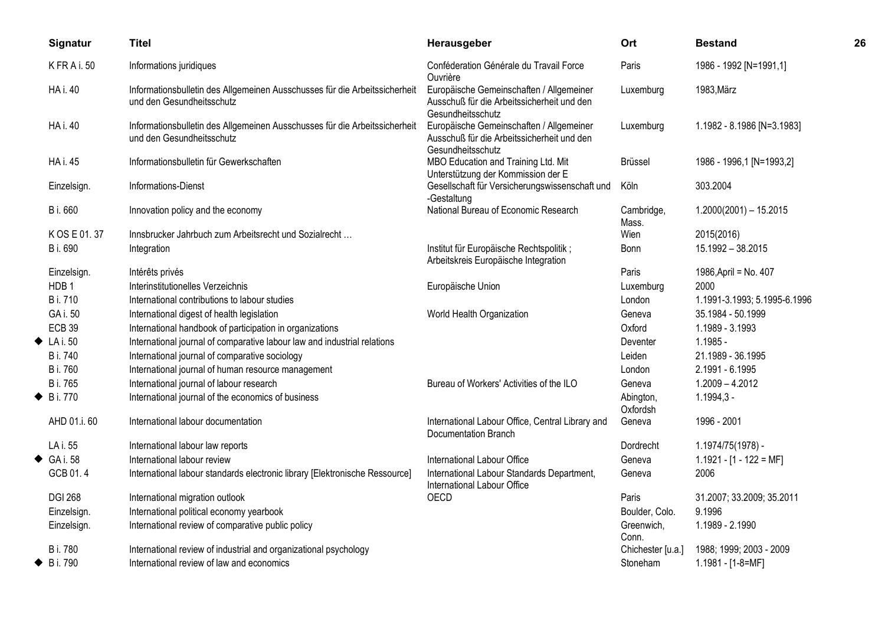| Signatur | Titel | Herausgeber | Ort | Bestand |
|---|---|---|---|---|
| K FR A i. 50 | Informations juridiques | Conféderation Générale du Travail Force Ouvrière | Paris | 1986 - 1992 [N=1991,1] |
| HA i. 40 | Informationsbulletin des Allgemeinen Ausschusses für die Arbeitssicherheit und den Gesundheitsschutz | Europäische Gemeinschaften / Allgemeiner Ausschuß für die Arbeitssicherheit und den Gesundheitsschutz | Luxemburg | 1983,März |
| HA i. 40 | Informationsbulletin des Allgemeinen Ausschusses für die Arbeitssicherheit und den Gesundheitsschutz | Europäische Gemeinschaften / Allgemeiner Ausschuß für die Arbeitssicherheit und den Gesundheitsschutz | Luxemburg | 1.1982 - 8.1986 [N=3.1983] |
| HA i. 45 | Informationsbulletin für Gewerkschaften | MBO Education and Training Ltd. Mit Unterstützung der Kommission der E | Brüssel | 1986 - 1996,1 [N=1993,2] |
| Einzelsign. | Informations-Dienst | Gesellschaft für Versicherungswissenschaft und -Gestaltung | Köln | 303.2004 |
| B i. 660 | Innovation policy and the economy | National Bureau of Economic Research | Cambridge, Mass. | 1.2000(2001) – 15.2015 |
| K OS E 01. 37 | Innsbrucker Jahrbuch zum Arbeitsrecht und Sozialrecht … | | Wien | 2015(2016) |
| B i. 690 | Integration | Institut für Europäische Rechtspolitik ; Arbeitskreis Europäische Integration | Bonn | 15.1992 – 38.2015 |
| Einzelsign. | Intérêts privés | | Paris | 1986,April = No. 407 |
| HDB 1 | Interinstitutionelles Verzeichnis | Europäische Union | Luxemburg | 2000 |
| B i. 710 | International contributions to labour studies | | London | 1.1991-3.1993; 5.1995-6.1996 |
| GA i. 50 | International digest of health legislation | World Health Organization | Geneva | 35.1984 - 50.1999 |
| ECB 39 | International handbook of participation in organizations | | Oxford | 1.1989 - 3.1993 |
| ◆ LA i. 50 | International journal of comparative labour law and industrial relations | | Deventer | 1.1985 - |
| B i. 740 | International journal of comparative sociology | | Leiden | 21.1989 - 36.1995 |
| B i. 760 | International journal of human resource management | | London | 2.1991 - 6.1995 |
| B i. 765 | International journal of labour research | Bureau of Workers' Activities of the ILO | Geneva | 1.2009 – 4.2012 |
| ◆ B i. 770 | International journal of the economics of business | | Abington, Oxfordsh | 1.1994,3 - |
| AHD 01.i. 60 | International labour documentation | International Labour Office, Central Library and Documentation Branch | Geneva | 1996 - 2001 |
| LA i. 55 | International labour law reports | | Dordrecht | 1.1974/75(1978) - |
| ◆ GA i. 58 | International labour review | International Labour Office | Geneva | 1.1921 - [1 - 122 = MF] |
| GCB 01. 4 | International labour standards electronic library [Elektronische Ressource] | International Labour Standards Department, International Labour Office | Geneva | 2006 |
| DGI 268 | International migration outlook | OECD | Paris | 31.2007; 33.2009; 35.2011 |
| Einzelsign. | International political economy yearbook | | Boulder, Colo. | 9.1996 |
| Einzelsign. | International review of comparative public policy | | Greenwich, Conn. | 1.1989 - 2.1990 |
| B i. 780 | International review of industrial and organizational psychology | | Chichester [u.a.] | 1988; 1999; 2003 - 2009 |
| ◆ B i. 790 | International review of law and economics | | Stoneham | 1.1981 - [1-8=MF] |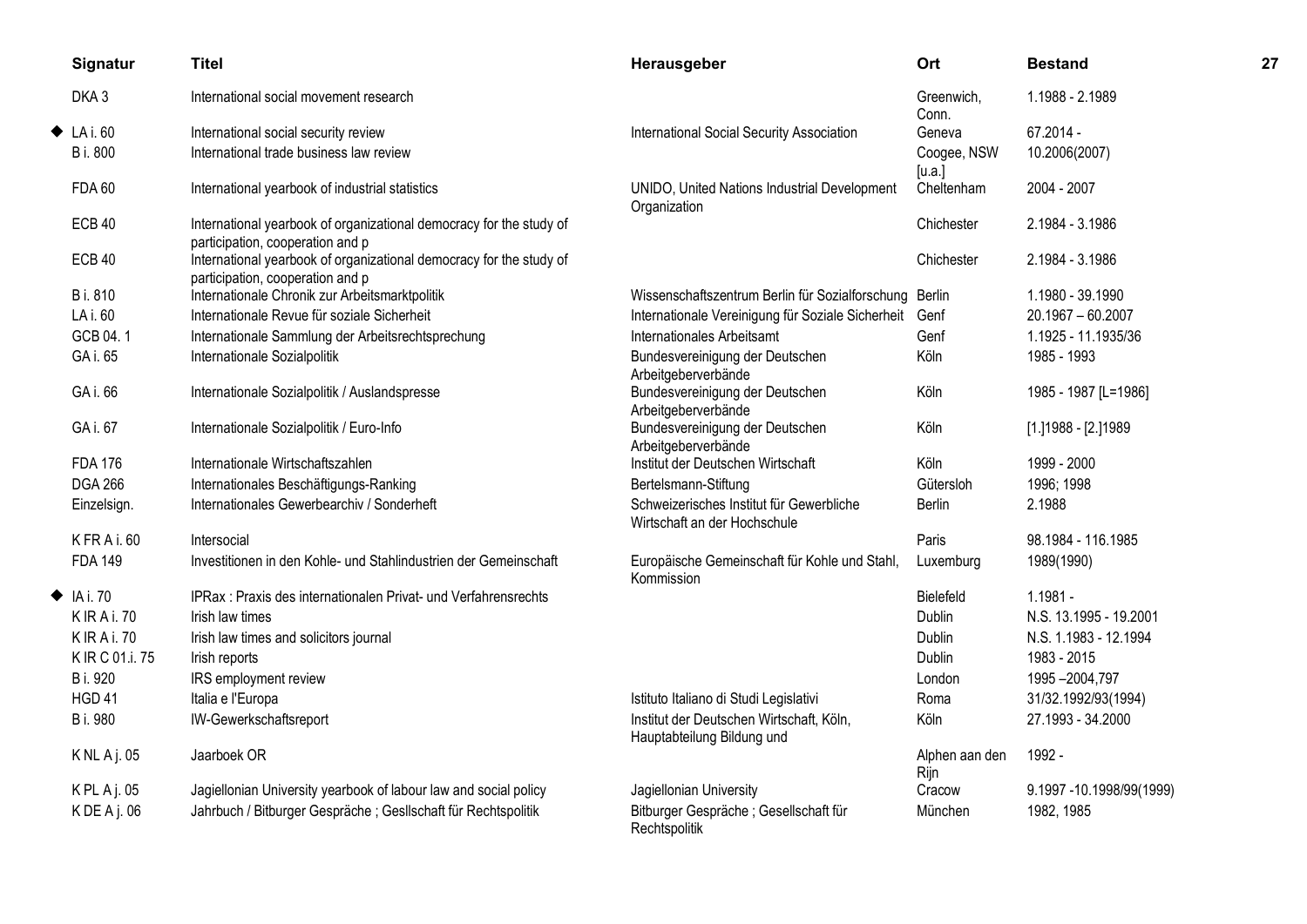| Signatur | Titel | Herausgeber | Ort | Bestand |
|---|---|---|---|---|
| DKA 3 | International social movement research | | Greenwich, Conn. | 1.1988 - 2.1989 |
| ◆ LA i. 60 | International social security review | International Social Security Association | Geneva | 67.2014 - |
| B i. 800 | International trade business law review | | Coogee, NSW [u.a.] | 10.2006(2007) |
| FDA 60 | International yearbook of industrial statistics | UNIDO, United Nations Industrial Development Organization | Cheltenham | 2004 - 2007 |
| ECB 40 | International yearbook of organizational democracy for the study of participation, cooperation and p | | Chichester | 2.1984 - 3.1986 |
| ECB 40 | International yearbook of organizational democracy for the study of participation, cooperation and p | | Chichester | 2.1984 - 3.1986 |
| B i. 810 | Internationale Chronik zur Arbeitsmarktpolitik | Wissenschaftszentrum Berlin für Sozialforschung | Berlin | 1.1980 - 39.1990 |
| LA i. 60 | Internationale Revue für soziale Sicherheit | Internationale Vereinigung für Soziale Sicherheit | Genf | 20.1967 – 60.2007 |
| GCB 04. 1 | Internationale Sammlung der Arbeitsrechtsprechung | Internationales Arbeitsamt | Genf | 1.1925 - 11.1935/36 |
| GA i. 65 | Internationale Sozialpolitik | Bundesvereinigung der Deutschen Arbeitgeberverbände | Köln | 1985 - 1993 |
| GA i. 66 | Internationale Sozialpolitik / Auslandspresse | Bundesvereinigung der Deutschen Arbeitgeberverbände | Köln | 1985 - 1987 [L=1986] |
| GA i. 67 | Internationale Sozialpolitik / Euro-Info | Bundesvereinigung der Deutschen Arbeitgeberverbände | Köln | [1.]1988 - [2.]1989 |
| FDA 176 | Internationale Wirtschaftszahlen | Institut der Deutschen Wirtschaft | Köln | 1999 - 2000 |
| DGA 266 | Internationales Beschäftigungs-Ranking | Bertelsmann-Stiftung | Gütersloh | 1996; 1998 |
| Einzelsign. | Internationales Gewerbearchiv / Sonderheft | Schweizerisches Institut für Gewerbliche Wirtschaft an der Hochschule | Berlin | 2.1988 |
| K FR A i. 60 | Intersocial | | Paris | 98.1984 - 116.1985 |
| FDA 149 | Investitionen in den Kohle- und Stahlindustrien der Gemeinschaft | Europäische Gemeinschaft für Kohle und Stahl, Kommission | Luxemburg | 1989(1990) |
| ◆ IA i. 70 | IPRax : Praxis des internationalen Privat- und Verfahrensrechts | | Bielefeld | 1.1981 - |
| K IR A i. 70 | Irish law times | | Dublin | N.S. 13.1995 - 19.2001 |
| K IR A i. 70 | Irish law times and solicitors journal | | Dublin | N.S. 1.1983 - 12.1994 |
| K IR C 01.i. 75 | Irish reports | | Dublin | 1983 - 2015 |
| B i. 920 | IRS employment review | | London | 1995 –2004,797 |
| HGD 41 | Italia e l'Europa | Istituto Italiano di Studi Legislativi | Roma | 31/32.1992/93(1994) |
| B i. 980 | IW-Gewerkschaftsreport | Institut der Deutschen Wirtschaft, Köln, Hauptabteilung Bildung und | Köln | 27.1993 - 34.2000 |
| K NL A j. 05 | Jaarboek OR | | Alphen aan den Rijn | 1992 - |
| K PL A j. 05 | Jagiellonian University yearbook of labour law and social policy | Jagiellonian University | Cracow | 9.1997 -10.1998/99(1999) |
| K DE A j. 06 | Jahrbuch / Bitburger Gespräche ; Gesllschaft für Rechtspolitik | Bitburger Gespräche ; Gesellschaft für Rechtspolitik | München | 1982, 1985 |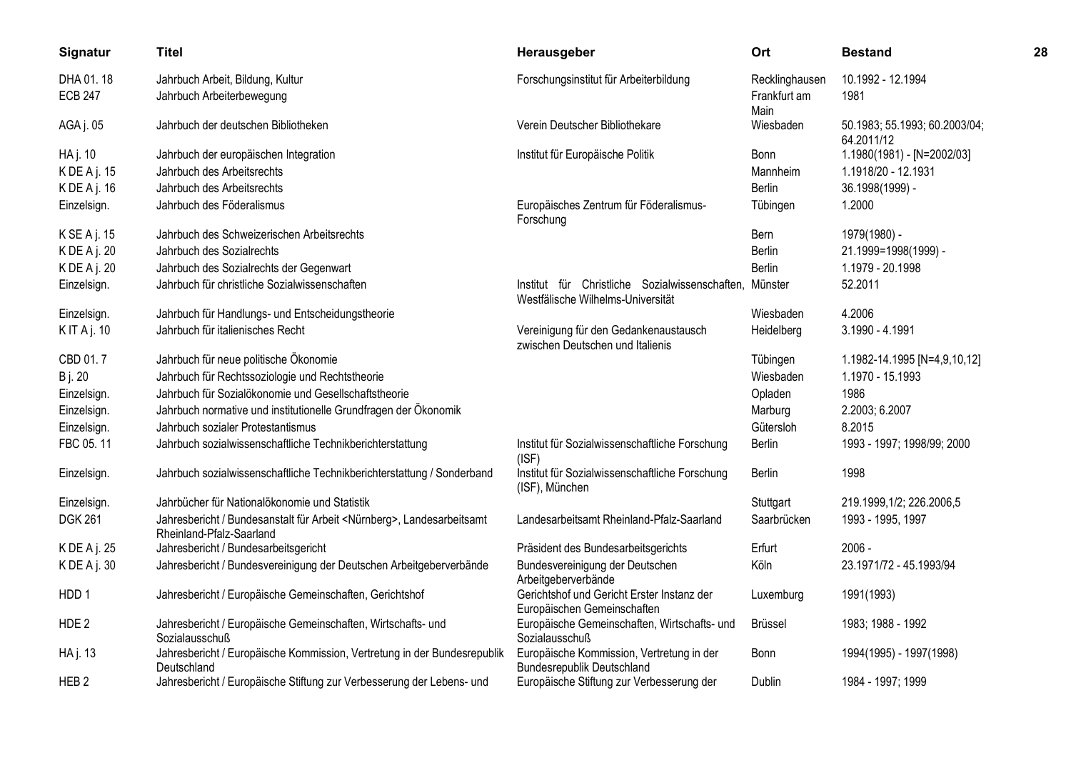| Signatur | Titel | Herausgeber | Ort | Bestand |
|---|---|---|---|---|
| DHA 01. 18 | Jahrbuch Arbeit, Bildung, Kultur | Forschungsinstitut für Arbeiterbildung | Recklinghausen | 10.1992 - 12.1994 |
| ECB 247 | Jahrbuch Arbeiterbewegung | | Frankfurt am Main | 1981 |
| AGA j. 05 | Jahrbuch der deutschen Bibliotheken | Verein Deutscher Bibliothekare | Wiesbaden | 50.1983; 55.1993; 60.2003/04; 64.2011/12 |
| HA j. 10 | Jahrbuch der europäischen Integration | Institut für Europäische Politik | Bonn | 1.1980(1981) - [N=2002/03] |
| K DE A j. 15 | Jahrbuch des Arbeitsrechts | | Mannheim | 1.1918/20 - 12.1931 |
| K DE A j. 16 | Jahrbuch des Arbeitsrechts | | Berlin | 36.1998(1999) - |
| Einzelsign. | Jahrbuch des Föderalismus | Europäisches Zentrum für Föderalismus-Forschung | Tübingen | 1.2000 |
| K SE A j. 15 | Jahrbuch des Schweizerischen Arbeitsrechts | | Bern | 1979(1980) - |
| K DE A j. 20 | Jahrbuch des Sozialrechts | | Berlin | 21.1999=1998(1999) - |
| K DE A j. 20 | Jahrbuch des Sozialrechts der Gegenwart | | Berlin | 1.1979 - 20.1998 |
| Einzelsign. | Jahrbuch für christliche Sozialwissenschaften | Institut für Christliche Sozialwissenschaften, Westfälische Wilhelms-Universität | Münster | 52.2011 |
| Einzelsign. | Jahrbuch für Handlungs- und Entscheidungstheorie | | Wiesbaden | 4.2006 |
| K IT A j. 10 | Jahrbuch für italienisches Recht | Vereinigung für den Gedankenaustausch zwischen Deutschen und Italienis | Heidelberg | 3.1990 - 4.1991 |
| CBD 01. 7 | Jahrbuch für neue politische Ökonomie | | Tübingen | 1.1982-14.1995 [N=4,9,10,12] |
| B j. 20 | Jahrbuch für Rechtssoziologie und Rechtstheorie | | Wiesbaden | 1.1970 - 15.1993 |
| Einzelsign. | Jahrbuch für Sozialökonomie und Gesellschaftstheorie | | Opladen | 1986 |
| Einzelsign. | Jahrbuch normative und institutionelle Grundfragen der Ökonomik | | Marburg | 2.2003; 6.2007 |
| Einzelsign. | Jahrbuch sozialer Protestantismus | | Gütersloh | 8.2015 |
| FBC 05. 11 | Jahrbuch sozialwissenschaftliche Technikberichterstattung | Institut für Sozialwissenschaftliche Forschung (ISF) | Berlin | 1993 - 1997; 1998/99; 2000 |
| Einzelsign. | Jahrbuch sozialwissenschaftliche Technikberichterstattung / Sonderband | Institut für Sozialwissenschaftliche Forschung (ISF), München | Berlin | 1998 |
| Einzelsign. | Jahrbücher für Nationalökonomie und Statistik | | Stuttgart | 219.1999,1/2; 226.2006,5 |
| DGK 261 | Jahresbericht / Bundesanstalt für Arbeit <Nürnberg>, Landesarbeitsamt Rheinland-Pfalz-Saarland | Landesarbeitsamt Rheinland-Pfalz-Saarland | Saarbrücken | 1993 - 1995, 1997 |
| K DE A j. 25 | Jahresbericht / Bundesarbeitsgericht | Präsident des Bundesarbeitsgerichts | Erfurt | 2006 - |
| K DE A j. 30 | Jahresbericht / Bundesvereinigung der Deutschen Arbeitgeberverbände | Bundesvereinigung der Deutschen Arbeitgeberverbände | Köln | 23.1971/72 - 45.1993/94 |
| HDD 1 | Jahresbericht / Europäische Gemeinschaften, Gerichtshof | Gerichtshof und Gericht Erster Instanz der Europäischen Gemeinschaften | Luxemburg | 1991(1993) |
| HDE 2 | Jahresbericht / Europäische Gemeinschaften, Wirtschafts- und Sozialausschuß | Europäische Gemeinschaften, Wirtschafts- und Sozialausschuß | Brüssel | 1983; 1988 - 1992 |
| HA j. 13 | Jahresbericht / Europäische Kommission, Vertretung in der Bundesrepublik Deutschland | Europäische Kommission, Vertretung in der Bundesrepublik Deutschland | Bonn | 1994(1995) - 1997(1998) |
| HEB 2 | Jahresbericht / Europäische Stiftung zur Verbesserung der Lebens- und | Europäische Stiftung zur Verbesserung der | Dublin | 1984 - 1997; 1999 |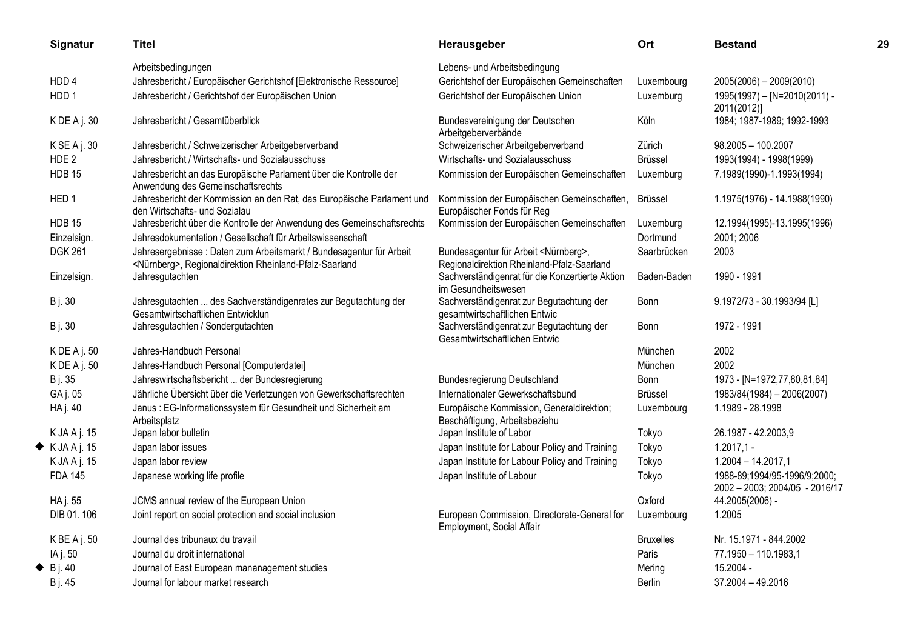| Signatur | Titel | Herausgeber | Ort | Bestand |
|---|---|---|---|---|
| | Arbeitsbedingungen | Lebens- und Arbeitsbedingung | | |
| HDD 4 | Jahresbericht / Europäischer Gerichtshof [Elektronische Ressource] | Gerichtshof der Europäischen Gemeinschaften | Luxembourg | 2005(2006) – 2009(2010) |
| HDD 1 | Jahresbericht / Gerichtshof der Europäischen Union | Gerichtshof der Europäischen Union | Luxemburg | 1995(1997) – [N=2010(2011) - 2011(2012)] |
| K DE A j. 30 | Jahresbericht / Gesamtüberblick | Bundesvereinigung der Deutschen Arbeitgeberverbände | Köln | 1984; 1987-1989; 1992-1993 |
| K SE A j. 30 | Jahresbericht / Schweizerischer Arbeitgeberverband | Schweizerischer Arbeitgeberverband | Zürich | 98.2005 – 100.2007 |
| HDE 2 | Jahresbericht / Wirtschafts- und Sozialausschuss | Wirtschafts- und Sozialausschuss | Brüssel | 1993(1994) - 1998(1999) |
| HDB 15 | Jahresbericht an das Europäische Parlament über die Kontrolle der Anwendung des Gemeinschaftsrechts | Kommission der Europäischen Gemeinschaften | Luxemburg | 7.1989(1990)-1.1993(1994) |
| HED 1 | Jahresbericht der Kommission an den Rat, das Europäische Parlament und den Wirtschafts- und Sozialau | Kommission der Europäischen Gemeinschaften, Europäischer Fonds für Reg | Brüssel | 1.1975(1976) - 14.1988(1990) |
| HDB 15 | Jahresbericht über die Kontrolle der Anwendung des Gemeinschaftsrechts | Kommission der Europäischen Gemeinschaften | Luxemburg | 12.1994(1995)-13.1995(1996) |
| Einzelsign. | Jahresdokumentation / Gesellschaft für Arbeitswissenschaft | | Dortmund | 2001; 2006 |
| DGK 261 | Jahresergebnisse : Daten zum Arbeitsmarkt / Bundesagentur für Arbeit <Nürnberg>, Regionaldirektion Rheinland-Pfalz-Saarland | Bundesagentur für Arbeit <Nürnberg>, Regionaldirektion Rheinland-Pfalz-Saarland | Saarbrücken | 2003 |
| Einzelsign. | Jahresgutachten | Sachverständigenrat für die Konzertierte Aktion im Gesundheitswesen | Baden-Baden | 1990 - 1991 |
| B j. 30 | Jahresgutachten ... des Sachverständigenrates zur Begutachtung der Gesamtwirtschaftlichen Entwicklun | Sachverständigenrat zur Begutachtung der gesamtwirtschaftlichen Entwic | Bonn | 9.1972/73 - 30.1993/94 [L] |
| B j. 30 | Jahresgutachten / Sondergutachten | Sachverständigenrat zur Begutachtung der Gesamtwirtschaftlichen Entwic | Bonn | 1972 - 1991 |
| K DE A j. 50 | Jahres-Handbuch Personal | | München | 2002 |
| K DE A j. 50 | Jahres-Handbuch Personal [Computerdatei] | | München | 2002 |
| B j. 35 | Jahreswirtschaftsbericht ... der Bundesregierung | Bundesregierung Deutschland | Bonn | 1973 - [N=1972,77,80,81,84] |
| GA j. 05 | Jährliche Übersicht über die Verletzungen von Gewerkschaftsrechten | Internationaler Gewerkschaftsbund | Brüssel | 1983/84(1984) – 2006(2007) |
| HA j. 40 | Janus : EG-Informationssystem für Gesundheit und Sicherheit am Arbeitsplatz | Europäische Kommission, Generaldirektion; Beschäftigung, Arbeitsbeziehu | Luxembourg | 1.1989 - 28.1998 |
| K JA A j. 15 | Japan labor bulletin | Japan Institute of Labor | Tokyo | 26.1987 - 42.2003,9 |
| ◆ K JA A j. 15 | Japan labor issues | Japan Institute for Labour Policy and Training | Tokyo | 1.2017,1 - |
| K JA A j. 15 | Japan labor review | Japan Institute for Labour Policy and Training | Tokyo | 1.2004 – 14.2017,1 |
| FDA 145 | Japanese working life profile | Japan Institute of Labour | Tokyo | 1988-89;1994/95-1996/9;2000; 2002 – 2003; 2004/05 - 2016/17 |
| HA j. 55 | JCMS annual review of the European Union | | Oxford | 44.2005(2006) - |
| DIB 01. 106 | Joint report on social protection and social inclusion | European Commission, Directorate-General for Employment, Social Affair | Luxembourg | 1.2005 |
| K BE A j. 50 | Journal des tribunaux du travail | | Bruxelles | Nr. 15.1971 - 844.2002 |
| IA j. 50 | Journal du droit international | | Paris | 77.1950 – 110.1983,1 |
| ◆ B j. 40 | Journal of East European mananagement studies | | Mering | 15.2004 - |
| B j. 45 | Journal for labour market research | | Berlin | 37.2004 – 49.2016 |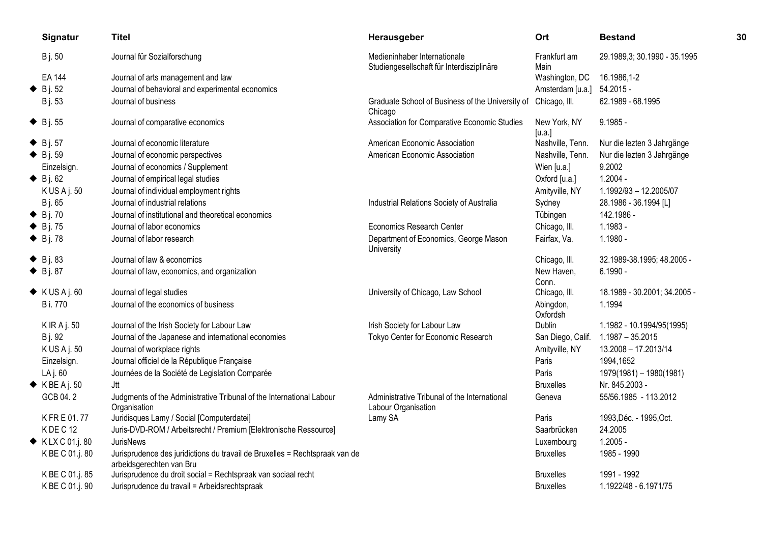| Signatur | Titel | Herausgeber | Ort | Bestand |
|---|---|---|---|---|
| B j. 50 | Journal für Sozialforschung | Medieninhaber Internationale Studiengesellschaft für Interdisziplinäre | Frankfurt am Main | 29.1989,3; 30.1990 - 35.1995 |
| EA 144 | Journal of arts management and law | | Washington, DC | 16.1986,1-2 |
| ◆ B j. 52 | Journal of behavioral and experimental economics | | Amsterdam [u.a.] | 54.2015 - |
| B j. 53 | Journal of business | Graduate School of Business of the University of Chicago | Chicago, Ill. | 62.1989 - 68.1995 |
| ◆ B j. 55 | Journal of comparative economics | Association for Comparative Economic Studies | New York, NY [u.a.] | 9.1985 - |
| ◆ B j. 57 | Journal of economic literature | American Economic Association | Nashville, Tenn. | Nur die lezten 3 Jahrgänge |
| ◆ B j. 59 | Journal of economic perspectives | American Economic Association | Nashville, Tenn. | Nur die lezten 3 Jahrgänge |
| Einzelsign. | Journal of economics / Supplement | | Wien [u.a.] | 9.2002 |
| ◆ B j. 62 | Journal of empirical legal studies | | Oxford [u.a.] | 1.2004 - |
| K US A j. 50 | Journal of individual employment rights | | Amityville, NY | 1.1992/93 – 12.2005/07 |
| B j. 65 | Journal of industrial relations | Industrial Relations Society of Australia | Sydney | 28.1986 - 36.1994 [L] |
| ◆ B j. 70 | Journal of institutional and theoretical economics | | Tübingen | 142.1986 - |
| ◆ B j. 75 | Journal of labor economics | Economics Research Center | Chicago, Ill. | 1.1983 - |
| ◆ B j. 78 | Journal of labor research | Department of Economics, George Mason University | Fairfax, Va. | 1.1980 - |
| ◆ B j. 83 | Journal of law & economics | | Chicago, Ill. | 32.1989-38.1995; 48.2005 - |
| ◆ B j. 87 | Journal of law, economics, and organization | | New Haven, Conn. | 6.1990 - |
| ◆ K US A j. 60 | Journal of legal studies | University of Chicago, Law School | Chicago, Ill. | 18.1989 - 30.2001; 34.2005 - |
| B i. 770 | Journal of the economics of business | | Abingdon, Oxfordsh | 1.1994 |
| K IR A j. 50 | Journal of the Irish Society for Labour Law | Irish Society for Labour Law | Dublin | 1.1982 - 10.1994/95(1995) |
| B j. 92 | Journal of the Japanese and international economies | Tokyo Center for Economic Research | San Diego, Calif. | 1.1987 – 35.2015 |
| K US A j. 50 | Journal of workplace rights | | Amityville, NY | 13.2008 – 17.2013/14 |
| Einzelsign. | Journal officiel de la République Française | | Paris | 1994,1652 |
| LA j. 60 | Journées de la Société de Legislation Comparée | | Paris | 1979(1981) – 1980(1981) |
| ◆ K BE A j. 50 | Jtt | | Bruxelles | Nr. 845.2003 - |
| GCB 04. 2 | Judgments of the Administrative Tribunal of the International Labour Organisation | Administrative Tribunal of the International Labour Organisation | Geneva | 55/56.1985 - 113.2012 |
| K FR E 01. 77 | Juridisques Lamy / Social [Computerdatei] | Lamy SA | Paris | 1993,Déc. - 1995,Oct. |
| K DE C 12 | Juris-DVD-ROM / Arbeitsrecht / Premium [Elektronische Ressource] | | Saarbrücken | 24.2005 |
| ◆ K LX C 01.j. 80 | JurisNews | | Luxembourg | 1.2005 - |
| K BE C 01.j. 80 | Jurisprudence des juridictions du travail de Bruxelles = Rechtspraak van de arbeidsgerechten van Bru | | Bruxelles | 1985 - 1990 |
| K BE C 01.j. 85 | Jurisprudence du droit social = Rechtspraak van sociaal recht | | Bruxelles | 1991 - 1992 |
| K BE C 01.j. 90 | Jurisprudence du travail = Arbeidsrechtspraak | | Bruxelles | 1.1922/48 - 6.1971/75 |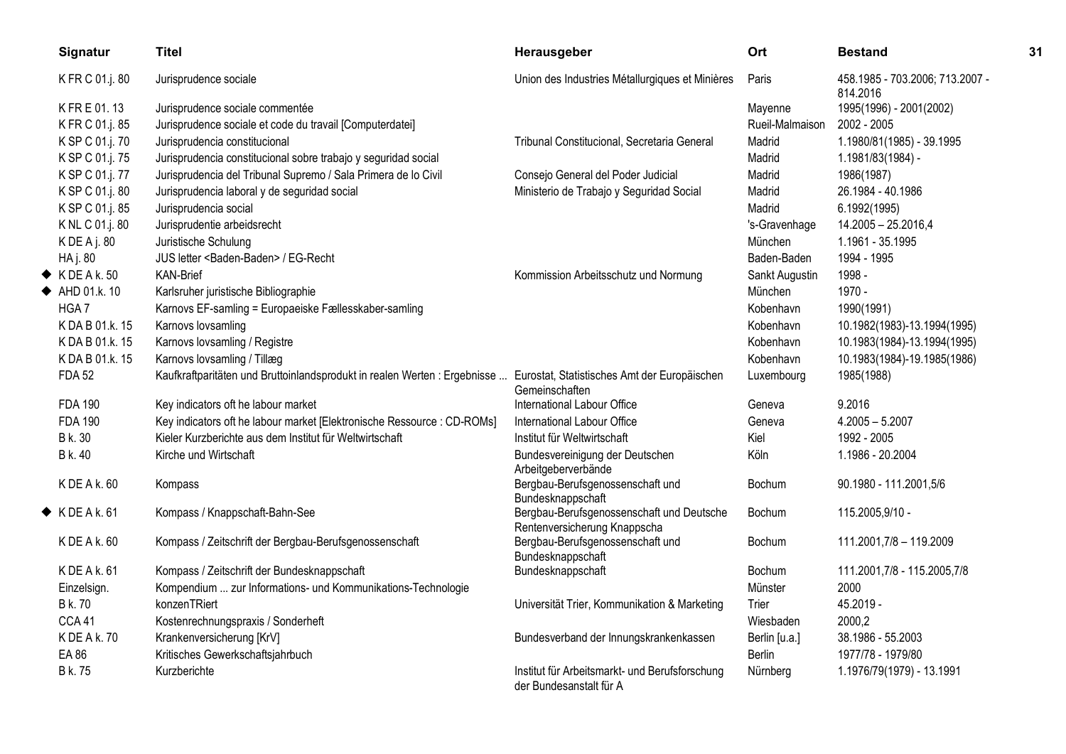| Signatur | Titel | Herausgeber | Ort | Bestand |
|---|---|---|---|---|
| K FR C 01.j. 80 | Jurisprudence sociale | Union des Industries Métallurgiques et Minières | Paris | 458.1985 - 703.2006; 713.2007 - 814.2016 |
| K FR E 01. 13 | Jurisprudence sociale commentée | | Mayenne | 1995(1996) - 2001(2002) |
| K FR C 01.j. 85 | Jurisprudence sociale et code du travail [Computerdatei] | | Rueil-Malmaison | 2002 - 2005 |
| K SP C 01.j. 70 | Jurisprudencia constitucional | Tribunal Constitucional, Secretaria General | Madrid | 1.1980/81(1985) - 39.1995 |
| K SP C 01.j. 75 | Jurisprudencia constitucional sobre trabajo y seguridad social | | Madrid | 1.1981/83(1984) - |
| K SP C 01.j. 77 | Jurisprudencia del Tribunal Supremo / Sala Primera de lo Civil | Consejo General del Poder Judicial | Madrid | 1986(1987) |
| K SP C 01.j. 80 | Jurisprudencia laboral y de seguridad social | Ministerio de Trabajo y Seguridad Social | Madrid | 26.1984 - 40.1986 |
| K SP C 01.j. 85 | Jurisprudencia social | | Madrid | 6.1992(1995) |
| K NL C 01.j. 80 | Jurisprudentie arbeidsrecht | | 's-Gravenhage | 14.2005 – 25.2016,4 |
| K DE A j. 80 | Juristische Schulung | | München | 1.1961 - 35.1995 |
| HA j. 80 | JUS letter <Baden-Baden> / EG-Recht | | Baden-Baden | 1994 - 1995 |
| ◆ K DE A k. 50 | KAN-Brief | Kommission Arbeitsschutz und Normung | Sankt Augustin | 1998 - |
| ◆ AHD 01.k. 10 | Karlsruher juristische Bibliographie | | München | 1970 - |
| HGA 7 | Karnovs EF-samling = Europaeiske Fællesskaber-samling | | Kobenhavn | 1990(1991) |
| K DA B 01.k. 15 | Karnovs lovsamling | | Kobenhavn | 10.1982(1983)-13.1994(1995) |
| K DA B 01.k. 15 | Karnovs lovsamling / Registre | | Kobenhavn | 10.1983(1984)-13.1994(1995) |
| K DA B 01.k. 15 | Karnovs lovsamling / Tillæg | | Kobenhavn | 10.1983(1984)-19.1985(1986) |
| FDA 52 | Kaufkraftparitäten und Bruttoinlandsprodukt in realen Werten : Ergebnisse ... | Eurostat, Statistisches Amt der Europäischen Gemeinschaften | Luxembourg | 1985(1988) |
| FDA 190 | Key indicators oft he labour market | International Labour Office | Geneva | 9.2016 |
| FDA 190 | Key indicators oft he labour market [Elektronische Ressource : CD-ROMs] | International Labour Office | Geneva | 4.2005 – 5.2007 |
| B k. 30 | Kieler Kurzberichte aus dem Institut für Weltwirtschaft | Institut für Weltwirtschaft | Kiel | 1992 - 2005 |
| B k. 40 | Kirche und Wirtschaft | Bundesvereinigung der Deutschen Arbeitgeberverbände | Köln | 1.1986 - 20.2004 |
| K DE A k. 60 | Kompass | Bergbau-Berufsgenossenschaft und Bundesknappschaft | Bochum | 90.1980 - 111.2001,5/6 |
| ◆ K DE A k. 61 | Kompass / Knappschaft-Bahn-See | Bergbau-Berufsgenossenschaft und Deutsche Rentenversicherung Knappscha | Bochum | 115.2005,9/10 - |
| K DE A k. 60 | Kompass / Zeitschrift der Bergbau-Berufsgenossenschaft | Bergbau-Berufsgenossenschaft und Bundesknappschaft | Bochum | 111.2001,7/8 – 119.2009 |
| K DE A k. 61 | Kompass / Zeitschrift der Bundesknappschaft | Bundesknappschaft | Bochum | 111.2001,7/8 - 115.2005,7/8 |
| Einzelsign. | Kompendium ... zur Informations- und Kommunikations-Technologie | | Münster | 2000 |
| B k. 70 | konzenTRiert | Universität Trier, Kommunikation & Marketing | Trier | 45.2019 - |
| CCA 41 | Kostenrechnungspraxis / Sonderheft | | Wiesbaden | 2000,2 |
| K DE A k. 70 | Krankenversicherung [KrV] | Bundesverband der Innungskrankenkassen | Berlin [u.a.] | 38.1986 - 55.2003 |
| EA 86 | Kritisches Gewerkschaftsjahrbuch | | Berlin | 1977/78 - 1979/80 |
| B k. 75 | Kurzberichte | Institut für Arbeitsmarkt- und Berufsforschung der Bundesanstalt für A | Nürnberg | 1.1976/79(1979) - 13.1991 |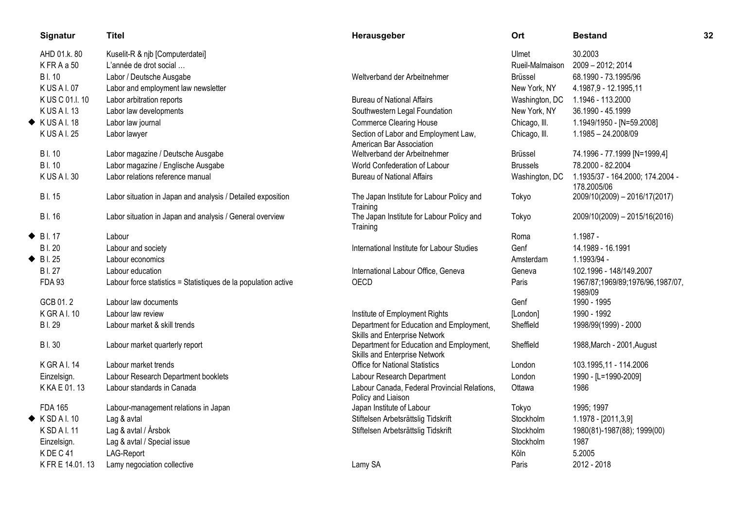| | Signatur | Titel | Herausgeber | Ort | Bestand |
|---|---|---|---|---|---|
| | AHD 01.k. 80 | Kuselit-R & njb [Computerdatei] | | Ulmet | 30.2003 |
| | K FR A a 50 | L'année de drot social … | | Rueil-Malmaison | 2009 – 2012; 2014 |
| | B I. 10 | Labor / Deutsche Ausgabe | Weltverband der Arbeitnehmer | Brüssel | 68.1990 - 73.1995/96 |
| | K US A I. 07 | Labor and employment law newsletter | | New York, NY | 4.1987,9 - 12.1995,11 |
| | K US C 01.I. 10 | Labor arbitration reports | Bureau of National Affairs | Washington, DC | 1.1946 - 113.2000 |
| | K US A I. 13 | Labor law developments | Southwestern Legal Foundation | New York, NY | 36.1990 - 45.1999 |
| ◆ | K US A I. 18 | Labor law journal | Commerce Clearing House | Chicago, Ill. | 1.1949/1950 - [N=59.2008] |
| | K US A I. 25 | Labor lawyer | Section of Labor and Employment Law, American Bar Association | Chicago, Ill. | 1.1985 – 24.2008/09 |
| | B I. 10 | Labor magazine / Deutsche Ausgabe | Weltverband der Arbeitnehmer | Brüssel | 74.1996 - 77.1999 [N=1999,4] |
| | B I. 10 | Labor magazine / Englische Ausgabe | World Confederation of Labour | Brussels | 78.2000 - 82.2004 |
| | K US A I. 30 | Labor relations reference manual | Bureau of National Affairs | Washington, DC | 1.1935/37 - 164.2000; 174.2004 - 178.2005/06 |
| | B I. 15 | Labor situation in Japan and analysis / Detailed exposition | The Japan Institute for Labour Policy and Training | Tokyo | 2009/10(2009) – 2016/17(2017) |
| | B I. 16 | Labor situation in Japan and analysis / General overview | The Japan Institute for Labour Policy and Training | Tokyo | 2009/10(2009) – 2015/16(2016) |
| ◆ | B I. 17 | Labour | | Roma | 1.1987 - |
| | B I. 20 | Labour and society | International Institute for Labour Studies | Genf | 14.1989 - 16.1991 |
| ◆ | B I. 25 | Labour economics | | Amsterdam | 1.1993/94 - |
| | B I. 27 | Labour education | International Labour Office, Geneva | Geneva | 102.1996 - 148/149.2007 |
| | FDA 93 | Labour force statistics = Statistiques de la population active | OECD | Paris | 1967/87;1969/89;1976/96,1987/07, 1989/09 |
| | GCB 01. 2 | Labour law documents | | Genf | 1990 - 1995 |
| | K GR A I. 10 | Labour law review | Institute of Employment Rights | [London] | 1990 - 1992 |
| | B I. 29 | Labour market & skill trends | Department for Education and Employment, Skills and Enterprise Network | Sheffield | 1998/99(1999) - 2000 |
| | B I. 30 | Labour market quarterly report | Department for Education and Employment, Skills and Enterprise Network | Sheffield | 1988,March - 2001,August |
| | K GR A I. 14 | Labour market trends | Office for National Statistics | London | 103.1995,11 - 114.2006 |
| | Einzelsign. | Labour Research Department booklets | Labour Research Department | London | 1990 - [L=1990-2009] |
| | K KA E 01. 13 | Labour standards in Canada | Labour Canada, Federal Provincial Relations, Policy and Liaison | Ottawa | 1986 |
| | FDA 165 | Labour-management relations in Japan | Japan Institute of Labour | Tokyo | 1995; 1997 |
| ◆ | K SD A I. 10 | Lag & avtal | Stiftelsen Arbetsrättslig Tidskrift | Stockholm | 1.1978 - [2011,3,9] |
| | K SD A I. 11 | Lag & avtal / Årsbok | Stiftelsen Arbetsrättslig Tidskrift | Stockholm | 1980(81)-1987(88); 1999(00) |
| | Einzelsign. | Lag & avtal / Special issue | | Stockholm | 1987 |
| | K DE C 41 | LAG-Report | | Köln | 5.2005 |
| | K FR E 14.01. 13 | Lamy negociation collective | Lamy SA | Paris | 2012 - 2018 |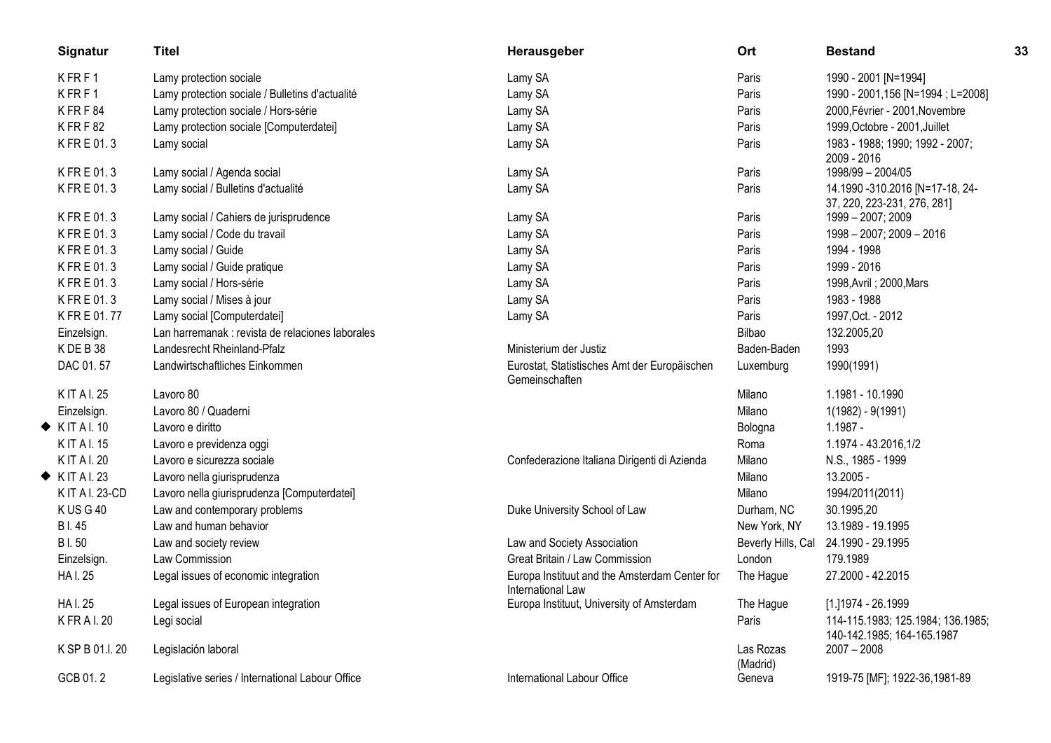| Signatur | Titel | Herausgeber | Ort | Bestand |
|---|---|---|---|---|
| K FR F 1 | Lamy protection sociale | Lamy SA | Paris | 1990 - 2001 [N=1994] |
| K FR F 1 | Lamy protection sociale / Bulletins d'actualité | Lamy SA | Paris | 1990 - 2001,156 [N=1994 ; L=2008] |
| K FR F 84 | Lamy protection sociale / Hors-série | Lamy SA | Paris | 2000,Février - 2001,Novembre |
| K FR F 82 | Lamy protection sociale [Computerdatei] | Lamy SA | Paris | 1999,Octobre - 2001,Juillet |
| K FR E 01. 3 | Lamy social | Lamy SA | Paris | 1983 - 1988; 1990; 1992 - 2007; 2009 - 2016 |
| K FR E 01. 3 | Lamy social / Agenda social | Lamy SA | Paris | 1998/99 – 2004/05 |
| K FR E 01. 3 | Lamy social / Bulletins d'actualité | Lamy SA | Paris | 14.1990 -310.2016 [N=17-18, 24-37, 220, 223-231, 276, 281] |
| K FR E 01. 3 | Lamy social / Cahiers de jurisprudence | Lamy SA | Paris | 1999 – 2007; 2009 |
| K FR E 01. 3 | Lamy social / Code du travail | Lamy SA | Paris | 1998 – 2007; 2009 – 2016 |
| K FR E 01. 3 | Lamy social / Guide | Lamy SA | Paris | 1994 - 1998 |
| K FR E 01. 3 | Lamy social / Guide pratique | Lamy SA | Paris | 1999 - 2016 |
| K FR E 01. 3 | Lamy social / Hors-série | Lamy SA | Paris | 1998,Avril ; 2000,Mars |
| K FR E 01. 3 | Lamy social / Mises à jour | Lamy SA | Paris | 1983 - 1988 |
| K FR E 01. 77 | Lamy social [Computerdatei] | Lamy SA | Paris | 1997,Oct. - 2012 |
| Einzelsign. | Lan harremanak : revista de relaciones laborales | | Bilbao | 132.2005,20 |
| K DE B 38 | Landesrecht Rheinland-Pfalz | Ministerium der Justiz | Baden-Baden | 1993 |
| DAC 01. 57 | Landwirtschaftliches Einkommen | Eurostat, Statistisches Amt der Europäischen Gemeinschaften | Luxemburg | 1990(1991) |
| K IT A I. 25 | Lavoro 80 | | Milano | 1.1981 - 10.1990 |
| Einzelsign. | Lavoro 80 / Quaderni | | Milano | 1(1982) - 9(1991) |
| ◆ K IT A I. 10 | Lavoro e diritto | | Bologna | 1.1987 - |
| K IT A I. 15 | Lavoro e previdenza oggi | | Roma | 1.1974 - 43.2016,1/2 |
| K IT A I. 20 | Lavoro e sicurezza sociale | Confederazione Italiana Dirigenti di Azienda | Milano | N.S., 1985 - 1999 |
| ◆ K IT A I. 23 | Lavoro nella giurisprudenza | | Milano | 13.2005 - |
| K IT A I. 23-CD | Lavoro nella giurisprudenza [Computerdatei] | | Milano | 1994/2011(2011) |
| K US G 40 | Law and contemporary problems | Duke University School of Law | Durham, NC | 30.1995,20 |
| B I. 45 | Law and human behavior | | New York, NY | 13.1989 - 19.1995 |
| B I. 50 | Law and society review | Law and Society Association | Beverly Hills, Cal | 24.1990 - 29.1995 |
| Einzelsign. | Law Commission | Great Britain / Law Commission | London | 179.1989 |
| HA I. 25 | Legal issues of economic integration | Europa Instituut and the Amsterdam Center for International Law | The Hague | 27.2000 - 42.2015 |
| HA I. 25 | Legal issues of European integration | Europa Instituut, University of Amsterdam | The Hague | [1.]1974 - 26.1999 |
| K FR A I. 20 | Legi social | | Paris | 114-115.1983; 125.1984; 136.1985; 140-142.1985; 164-165.1987 |
| K SP B 01.I. 20 | Legislación laboral | | Las Rozas (Madrid) | 2007 – 2008 |
| GCB 01. 2 | Legislative series / International Labour Office | International Labour Office | Geneva | 1919-75 [MF]; 1922-36,1981-89 |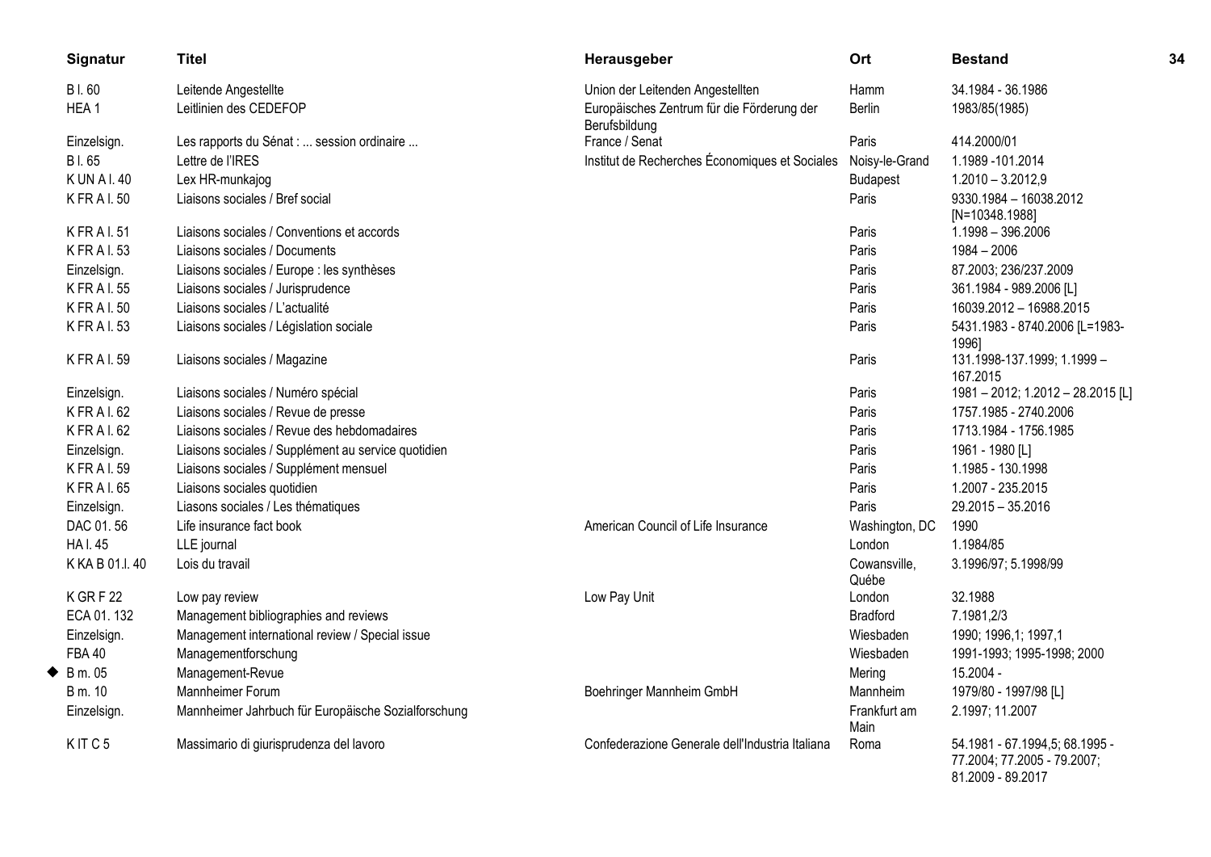| Signatur | Titel | Herausgeber | Ort | Bestand |
|---|---|---|---|---|
| B l. 60 | Leitende Angestellte | Union der Leitenden Angestellten | Hamm | 34.1984 - 36.1986 |
| HEA 1 | Leitlinien des CEDEFOP | Europäisches Zentrum für die Förderung der Berufsbildung | Berlin | 1983/85(1985) |
| Einzelsign. | Les rapports du Sénat : ... session ordinaire ... | France / Senat | Paris | 414.2000/01 |
| B l. 65 | Lettre de l'IRES | Institut de Recherches Économiques et Sociales | Noisy-le-Grand | 1.1989 -101.2014 |
| K UN A l. 40 | Lex HR-munkajog | | Budapest | 1.2010 – 3.2012,9 |
| K FR A l. 50 | Liaisons sociales / Bref social | | Paris | 9330.1984 – 16038.2012 [N=10348.1988] |
| K FR A l. 51 | Liaisons sociales / Conventions et accords | | Paris | 1.1998 – 396.2006 |
| K FR A l. 53 | Liaisons sociales / Documents | | Paris | 1984 – 2006 |
| Einzelsign. | Liaisons sociales / Europe : les synthèses | | Paris | 87.2003; 236/237.2009 |
| K FR A l. 55 | Liaisons sociales / Jurisprudence | | Paris | 361.1984 - 989.2006 [L] |
| K FR A l. 50 | Liaisons sociales / L'actualité | | Paris | 16039.2012 – 16988.2015 |
| K FR A l. 53 | Liaisons sociales / Législation sociale | | Paris | 5431.1983 - 8740.2006 [L=1983-1996] |
| K FR A l. 59 | Liaisons sociales / Magazine | | Paris | 131.1998-137.1999; 1.1999 – 167.2015 |
| Einzelsign. | Liaisons sociales / Numéro spécial | | Paris | 1981 – 2012; 1.2012 – 28.2015 [L] |
| K FR A l. 62 | Liaisons sociales / Revue de presse | | Paris | 1757.1985 - 2740.2006 |
| K FR A l. 62 | Liaisons sociales / Revue des hebdomadaires | | Paris | 1713.1984 - 1756.1985 |
| Einzelsign. | Liaisons sociales / Supplément au service quotidien | | Paris | 1961 - 1980 [L] |
| K FR A l. 59 | Liaisons sociales / Supplément mensuel | | Paris | 1.1985 - 130.1998 |
| K FR A l. 65 | Liaisons sociales quotidien | | Paris | 1.2007 - 235.2015 |
| Einzelsign. | Liasons sociales / Les thématiques | | Paris | 29.2015 – 35.2016 |
| DAC 01. 56 | Life insurance fact book | American Council of Life Insurance | Washington, DC | 1990 |
| HA l. 45 | LLE journal | | London | 1.1984/85 |
| K KA B 01.l. 40 | Lois du travail | | Cowansville, Québe | 3.1996/97; 5.1998/99 |
| K GR F 22 | Low pay review | Low Pay Unit | London | 32.1988 |
| ECA 01. 132 | Management bibliographies and reviews | | Bradford | 7.1981,2/3 |
| Einzelsign. | Management international review / Special issue | | Wiesbaden | 1990; 1996,1; 1997,1 |
| FBA 40 | Managementforschung | | Wiesbaden | 1991-1993; 1995-1998; 2000 |
| ◆ B m. 05 | Management-Revue | | Mering | 15.2004 - |
| B m. 10 | Mannheimer Forum | Boehringer Mannheim GmbH | Mannheim | 1979/80 - 1997/98 [L] |
| Einzelsign. | Mannheimer Jahrbuch für Europäische Sozialforschung | | Frankfurt am Main | 2.1997; 11.2007 |
| K IT C 5 | Massimario di giurisprudenza del lavoro | Confederazione Generale dell'Industria Italiana | Roma | 54.1981 - 67.1994,5; 68.1995 - 77.2004; 77.2005 - 79.2007; 81.2009 - 89.2017 |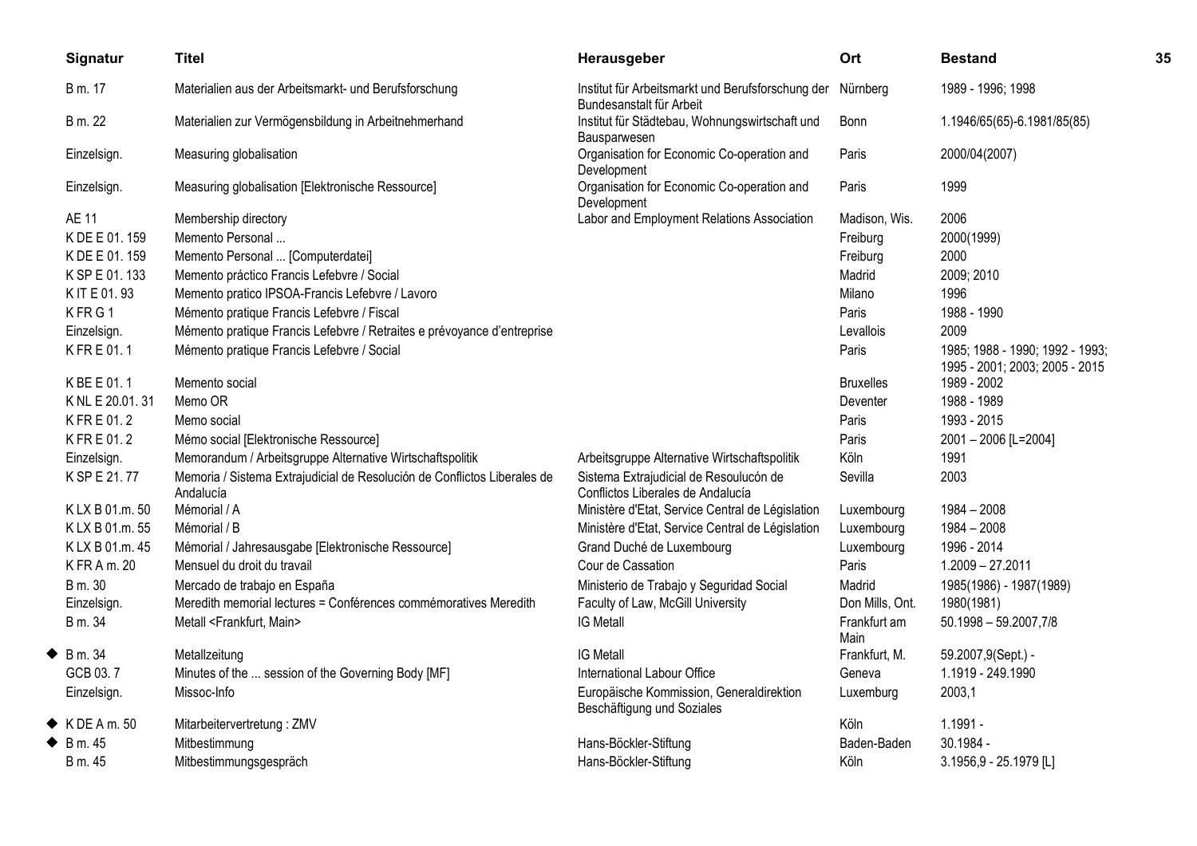| Signatur | Titel | Herausgeber | Ort | Bestand |
|---|---|---|---|---|
| B m. 17 | Materialien aus der Arbeitsmarkt- und Berufsforschung | Institut für Arbeitsmarkt und Berufsforschung der Bundesanstalt für Arbeit | Nürnberg | 1989 - 1996; 1998 |
| B m. 22 | Materialien zur Vermögensbildung in Arbeitnehmerhand | Institut für Städtebau, Wohnungswirtschaft und Bausparwesen | Bonn | 1.1946/65(65)-6.1981/85(85) |
| Einzelsign. | Measuring globalisation | Organisation for Economic Co-operation and Development | Paris | 2000/04(2007) |
| Einzelsign. | Measuring globalisation [Elektronische Ressource] | Organisation for Economic Co-operation and Development | Paris | 1999 |
| AE 11 | Membership directory | Labor and Employment Relations Association | Madison, Wis. | 2006 |
| K DE E 01. 159 | Memento Personal ... | | Freiburg | 2000(1999) |
| K DE E 01. 159 | Memento Personal ... [Computerdatei] | | Freiburg | 2000 |
| K SP E 01. 133 | Memento práctico Francis Lefebvre / Social | | Madrid | 2009; 2010 |
| K IT E 01. 93 | Memento pratico IPSOA-Francis Lefebvre / Lavoro | | Milano | 1996 |
| K FR G 1 | Mémento pratique Francis Lefebvre / Fiscal | | Paris | 1988 - 1990 |
| Einzelsign. | Mémento pratique Francis Lefebvre / Retraites e prévoyance d'entreprise | | Levallois | 2009 |
| K FR E 01. 1 | Mémento pratique Francis Lefebvre / Social | | Paris | 1985; 1988 - 1990; 1992 - 1993; 1995 - 2001; 2003; 2005 - 2015 |
| K BE E 01. 1 | Memento social | | Bruxelles | 1989 - 2002 |
| K NL E 20.01. 31 | Memo OR | | Deventer | 1988 - 1989 |
| K FR E 01. 2 | Memo social | | Paris | 1993 - 2015 |
| K FR E 01. 2 | Mémo social [Elektronische Ressource] | | Paris | 2001 – 2006 [L=2004] |
| Einzelsign. | Memorandum / Arbeitsgruppe Alternative Wirtschaftspolitik | Arbeitsgruppe Alternative Wirtschaftspolitik | Köln | 1991 |
| K SP E 21. 77 | Memoria / Sistema Extrajudicial de Resolución de Conflictos Liberales de Andalucía | Sistema Extrajudicial de Resoulucón de Conflictos Liberales de Andalucía | Sevilla | 2003 |
| K LX B 01.m. 50 | Mémorial / A | Ministère d'Etat, Service Central de Législation | Luxembourg | 1984 – 2008 |
| K LX B 01.m. 55 | Mémorial / B | Ministère d'Etat, Service Central de Législation | Luxembourg | 1984 – 2008 |
| K LX B 01.m. 45 | Mémorial / Jahresausgabe [Elektronische Ressource] | Grand Duché de Luxembourg | Luxembourg | 1996 - 2014 |
| K FR A m. 20 | Mensuel du droit du travail | Cour de Cassation | Paris | 1.2009 – 27.2011 |
| B m. 30 | Mercado de trabajo en España | Ministerio de Trabajo y Seguridad Social | Madrid | 1985(1986) - 1987(1989) |
| Einzelsign. | Meredith memorial lectures = Conférences commémoratives Meredith | Faculty of Law, McGill University | Don Mills, Ont. | 1980(1981) |
| B m. 34 | Metall <Frankfurt, Main> | IG Metall | Frankfurt am Main | 50.1998 – 59.2007,7/8 |
| ◆ B m. 34 | Metallzeitung | IG Metall | Frankfurt, M. | 59.2007,9(Sept.) - |
| GCB 03. 7 | Minutes of the ... session of the Governing Body [MF] | International Labour Office | Geneva | 1.1919 - 249.1990 |
| Einzelsign. | Missoc-Info | Europäische Kommission, Generaldirektion Beschäftigung und Soziales | Luxemburg | 2003,1 |
| ◆ K DE A m. 50 | Mitarbeitervertretung : ZMV | | Köln | 1.1991 - |
| ◆ B m. 45 | Mitbestimmung | Hans-Böckler-Stiftung | Baden-Baden | 30.1984 - |
| B m. 45 | Mitbestimmungsgespräch | Hans-Böckler-Stiftung | Köln | 3.1956,9 - 25.1979 [L] |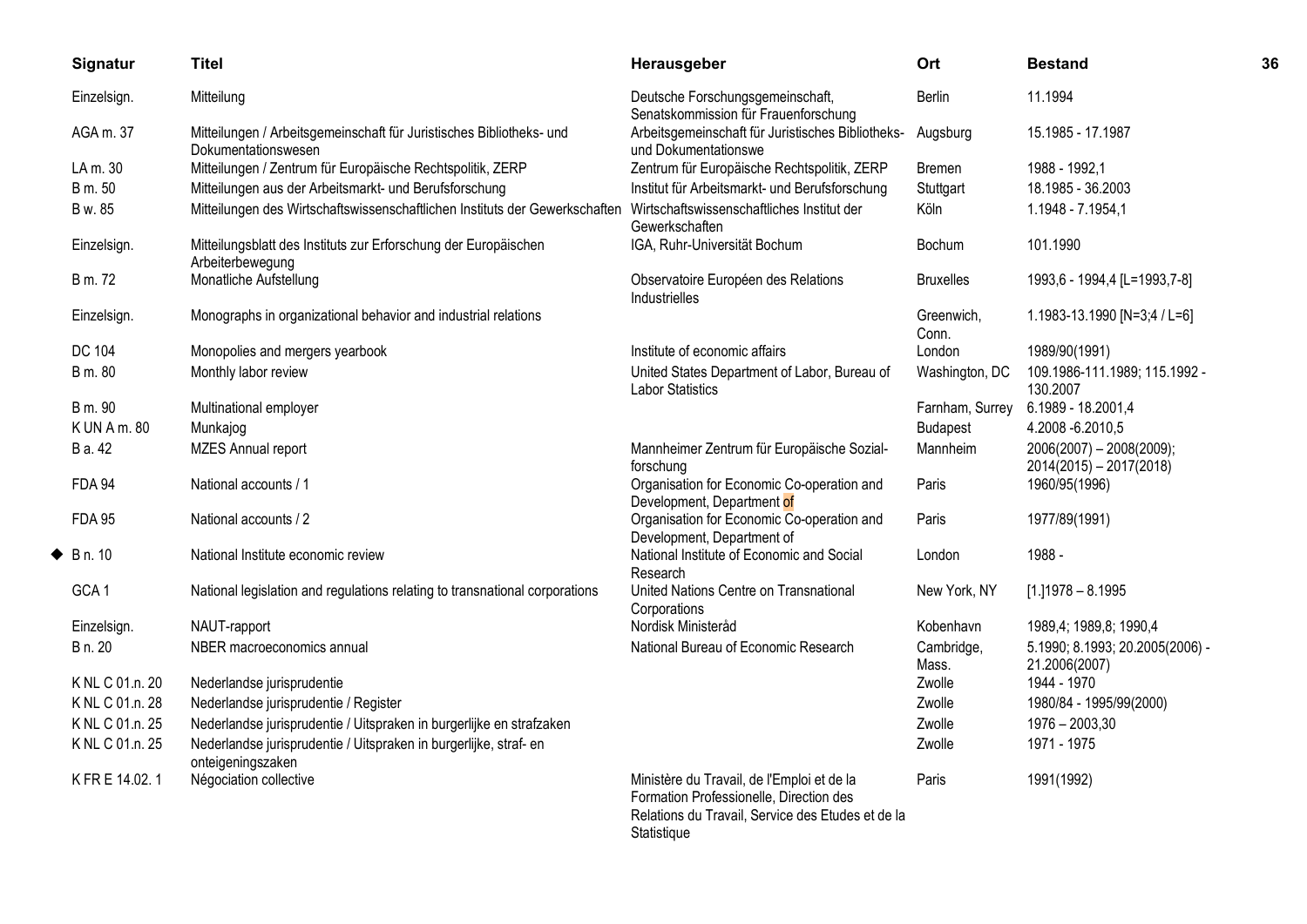| Signatur | Titel | Herausgeber | Ort | Bestand |
|---|---|---|---|---|
| Einzelsign. | Mitteilung | Deutsche Forschungsgemeinschaft, Senatskommission für Frauenforschung | Berlin | 11.1994 |
| AGA m. 37 | Mitteilungen / Arbeitsgemeinschaft für Juristisches Bibliotheks- und Dokumentationswesen | Arbeitsgemeinschaft für Juristisches Bibliotheks- und Dokumentationswe | Augsburg | 15.1985 - 17.1987 |
| LA m. 30 | Mitteilungen / Zentrum für Europäische Rechtspolitik, ZERP | Zentrum für Europäische Rechtspolitik, ZERP | Bremen | 1988 - 1992,1 |
| B m. 50 | Mitteilungen aus der Arbeitsmarkt- und Berufsforschung | Institut für Arbeitsmarkt- und Berufsforschung | Stuttgart | 18.1985 - 36.2003 |
| B w. 85 | Mitteilungen des Wirtschaftswissenschaftlichen Instituts der Gewerkschaften | Wirtschaftswissenschaftliches Institut der Gewerkschaften | Köln | 1.1948 - 7.1954,1 |
| Einzelsign. | Mitteilungsblatt des Instituts zur Erforschung der Europäischen Arbeiterbewegung | IGA, Ruhr-Universität Bochum | Bochum | 101.1990 |
| B m. 72 | Monatliche Aufstellung | Observatoire Européen des Relations Industrielles | Bruxelles | 1993,6 - 1994,4 [L=1993,7-8] |
| Einzelsign. | Monographs in organizational behavior and industrial relations | | Greenwich, Conn. | 1.1983-13.1990 [N=3;4 / L=6] |
| DC 104 | Monopolies and mergers yearbook | Institute of economic affairs | London | 1989/90(1991) |
| B m. 80 | Monthly labor review | United States Department of Labor, Bureau of Labor Statistics | Washington, DC | 109.1986-111.1989; 115.1992 - 130.2007 |
| B m. 90 | Multinational employer | | Farnham, Surrey | 6.1989 - 18.2001,4 |
| K UN A m. 80 | Munkajog | | Budapest | 4.2008 -6.2010,5 |
| B a. 42 | MZES Annual report | Mannheimer Zentrum für Europäische Sozial-forschung | Mannheim | 2006(2007) – 2008(2009); 2014(2015) – 2017(2018) |
| FDA 94 | National accounts / 1 | Organisation for Economic Co-operation and Development, Department of | Paris | 1960/95(1996) |
| FDA 95 | National accounts / 2 | Organisation for Economic Co-operation and Development, Department of | Paris | 1977/89(1991) |
| ◆ B n. 10 | National Institute economic review | National Institute of Economic and Social Research | London | 1988 - |
| GCA 1 | National legislation and regulations relating to transnational corporations | United Nations Centre on Transnational Corporations | New York, NY | [1.]1978 – 8.1995 |
| Einzelsign. | NAUT-rapport | Nordisk Ministeråd | Kobenhavn | 1989,4; 1989,8; 1990,4 |
| B n. 20 | NBER macroeconomics annual | National Bureau of Economic Research | Cambridge, Mass. | 5.1990; 8.1993; 20.2005(2006) - 21.2006(2007) |
| K NL C 01.n. 20 | Nederlandse jurisprudentie | | Zwolle | 1944 - 1970 |
| K NL C 01.n. 28 | Nederlandse jurisprudentie / Register | | Zwolle | 1980/84 - 1995/99(2000) |
| K NL C 01.n. 25 | Nederlandse jurisprudentie / Uitspraken in burgerlijke en strafzaken | | Zwolle | 1976 – 2003,30 |
| K NL C 01.n. 25 | Nederlandse jurisprudentie / Uitspraken in burgerlijke, straf- en onteigeningszaken | | Zwolle | 1971 - 1975 |
| K FR E 14.02. 1 | Négociation collective | Ministère du Travail, de l'Emploi et de la Formation Professionelle, Direction des Relations du Travail, Service des Etudes et de la Statistique | Paris | 1991(1992) |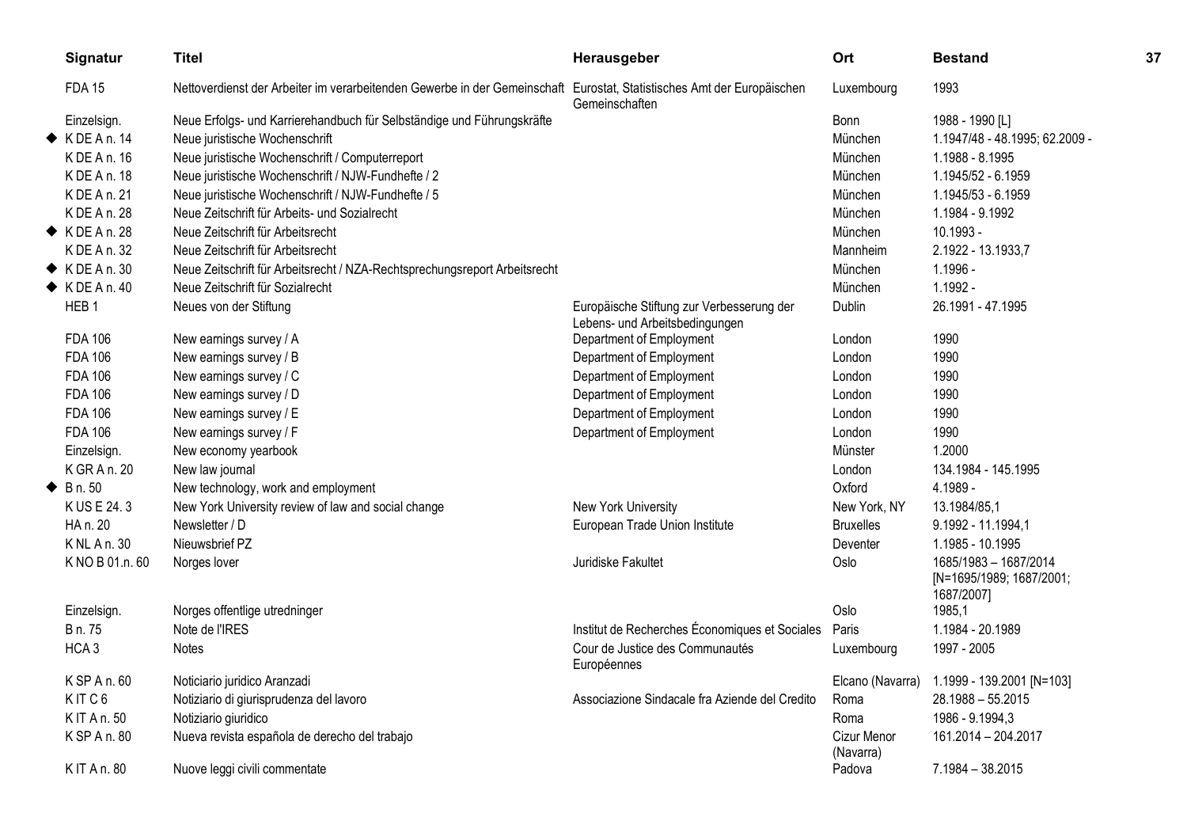| Signatur | Titel | Herausgeber | Ort | Bestand |
|---|---|---|---|---|
| FDA 15 | Nettoverdienst der Arbeiter im verarbeitenden Gewerbe in der Gemeinschaft | Eurostat, Statistisches Amt der Europäischen Gemeinschaften | Luxembourg | 1993 |
| Einzelsign. | Neue Erfolgs- und Karrierehandbuch für Selbständige und Führungskräfte | | Bonn | 1988 - 1990 [L] |
| ◆ K DE A n. 14 | Neue juristische Wochenschrift | | München | 1.1947/48 - 48.1995; 62.2009 - |
| K DE A n. 16 | Neue juristische Wochenschrift / Computerreport | | München | 1.1988 - 8.1995 |
| K DE A n. 18 | Neue juristische Wochenschrift / NJW-Fundhefte / 2 | | München | 1.1945/52 - 6.1959 |
| K DE A n. 21 | Neue juristische Wochenschrift / NJW-Fundhefte / 5 | | München | 1.1945/53 - 6.1959 |
| K DE A n. 28 | Neue Zeitschrift für Arbeits- und Sozialrecht | | München | 1.1984 - 9.1992 |
| ◆ K DE A n. 28 | Neue Zeitschrift für Arbeitsrecht | | München | 10.1993 - |
| K DE A n. 32 | Neue Zeitschrift für Arbeitsrecht | | Mannheim | 2.1922 - 13.1933,7 |
| ◆ K DE A n. 30 | Neue Zeitschrift für Arbeitsrecht / NZA-Rechtsprechungsreport Arbeitsrecht | | München | 1.1996 - |
| ◆ K DE A n. 40 | Neue Zeitschrift für Sozialrecht | | München | 1.1992 - |
| HEB 1 | Neues von der Stiftung | Europäische Stiftung zur Verbesserung der Lebens- und Arbeitsbedingungen | Dublin | 26.1991 - 47.1995 |
| FDA 106 | New earnings survey / A | Department of Employment | London | 1990 |
| FDA 106 | New earnings survey / B | Department of Employment | London | 1990 |
| FDA 106 | New earnings survey / C | Department of Employment | London | 1990 |
| FDA 106 | New earnings survey / D | Department of Employment | London | 1990 |
| FDA 106 | New earnings survey / E | Department of Employment | London | 1990 |
| FDA 106 | New earnings survey / F | Department of Employment | London | 1990 |
| Einzelsign. | New economy yearbook | | Münster | 1.2000 |
| K GR A n. 20 | New law journal | | London | 134.1984 - 145.1995 |
| ◆ B n. 50 | New technology, work and employment | | Oxford | 4.1989 - |
| K US E 24. 3 | New York University review of law and social change | New York University | New York, NY | 13.1984/85,1 |
| HA n. 20 | Newsletter / D | European Trade Union Institute | Bruxelles | 9.1992 - 11.1994,1 |
| K NL A n. 30 | Nieuwsbrief PZ | | Deventer | 1.1985 - 10.1995 |
| K NO B 01.n. 60 | Norges lover | Juridiske Fakultet | Oslo | 1685/1983 – 1687/2014 [N=1695/1989; 1687/2001; 1687/2007] |
| Einzelsign. | Norges offentlige utredninger | | Oslo | 1985,1 |
| B n. 75 | Note de l'IRES | Institut de Recherches Économiques et Sociales | Paris | 1.1984 - 20.1989 |
| HCA 3 | Notes | Cour de Justice des Communautés Européennes | Luxembourg | 1997 - 2005 |
| K SP A n. 60 | Noticiario juridico Aranzadi | | Elcano (Navarra) | 1.1999 - 139.2001 [N=103] |
| K IT C 6 | Notiziario di giurisprudenza del lavoro | Associazione Sindacale fra Aziende del Credito | Roma | 28.1988 – 55.2015 |
| K IT A n. 50 | Notiziario giuridico | | Roma | 1986 - 9.1994,3 |
| K SP A n. 80 | Nueva revista española de derecho del trabajo | | Cizur Menor (Navarra) | 161.2014 – 204.2017 |
| K IT A n. 80 | Nuove leggi civili commentate | | Padova | 7.1984 – 38.2015 |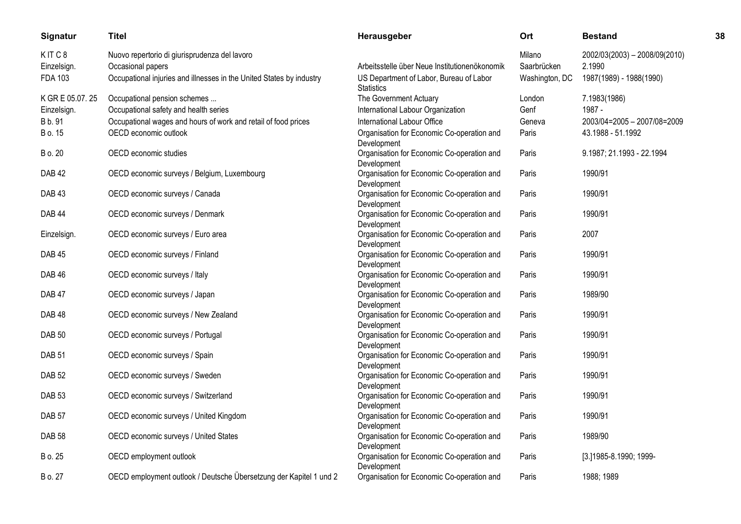| Signatur | Titel | Herausgeber | Ort | Bestand |
| --- | --- | --- | --- | --- |
| K IT C 8 | Nuovo repertorio di giurisprudenza del lavoro | | Milano | 2002/03(2003) – 2008/09(2010) |
| Einzelsign. | Occasional papers | Arbeitsstelle über Neue Institutionenökonomik | Saarbrücken | 2.1990 |
| FDA 103 | Occupational injuries and illnesses in the United States by industry | US Department of Labor, Bureau of Labor Statistics | Washington, DC | 1987(1989) - 1988(1990) |
| K GR E 05.07. 25 | Occupational pension schemes ... | The Government Actuary | London | 7.1983(1986) |
| Einzelsign. | Occupational safety and health series | International Labour Organization | Genf | 1987 - |
| B b. 91 | Occupational wages and hours of work and retail of food prices | International Labour Office | Geneva | 2003/04=2005 – 2007/08=2009 |
| B o. 15 | OECD economic outlook | Organisation for Economic Co-operation and Development | Paris | 43.1988 - 51.1992 |
| B o. 20 | OECD economic studies | Organisation for Economic Co-operation and Development | Paris | 9.1987; 21.1993 - 22.1994 |
| DAB 42 | OECD economic surveys / Belgium, Luxembourg | Organisation for Economic Co-operation and Development | Paris | 1990/91 |
| DAB 43 | OECD economic surveys / Canada | Organisation for Economic Co-operation and Development | Paris | 1990/91 |
| DAB 44 | OECD economic surveys / Denmark | Organisation for Economic Co-operation and Development | Paris | 1990/91 |
| Einzelsign. | OECD economic surveys / Euro area | Organisation for Economic Co-operation and Development | Paris | 2007 |
| DAB 45 | OECD economic surveys / Finland | Organisation for Economic Co-operation and Development | Paris | 1990/91 |
| DAB 46 | OECD economic surveys / Italy | Organisation for Economic Co-operation and Development | Paris | 1990/91 |
| DAB 47 | OECD economic surveys / Japan | Organisation for Economic Co-operation and Development | Paris | 1989/90 |
| DAB 48 | OECD economic surveys / New Zealand | Organisation for Economic Co-operation and Development | Paris | 1990/91 |
| DAB 50 | OECD economic surveys / Portugal | Organisation for Economic Co-operation and Development | Paris | 1990/91 |
| DAB 51 | OECD economic surveys / Spain | Organisation for Economic Co-operation and Development | Paris | 1990/91 |
| DAB 52 | OECD economic surveys / Sweden | Organisation for Economic Co-operation and Development | Paris | 1990/91 |
| DAB 53 | OECD economic surveys / Switzerland | Organisation for Economic Co-operation and Development | Paris | 1990/91 |
| DAB 57 | OECD economic surveys / United Kingdom | Organisation for Economic Co-operation and Development | Paris | 1990/91 |
| DAB 58 | OECD economic surveys / United States | Organisation for Economic Co-operation and Development | Paris | 1989/90 |
| B o. 25 | OECD employment outlook | Organisation for Economic Co-operation and Development | Paris | [3.]1985-8.1990; 1999- |
| B o. 27 | OECD employment outlook / Deutsche Übersetzung der Kapitel 1 und 2 | Organisation for Economic Co-operation and | Paris | 1988; 1989 |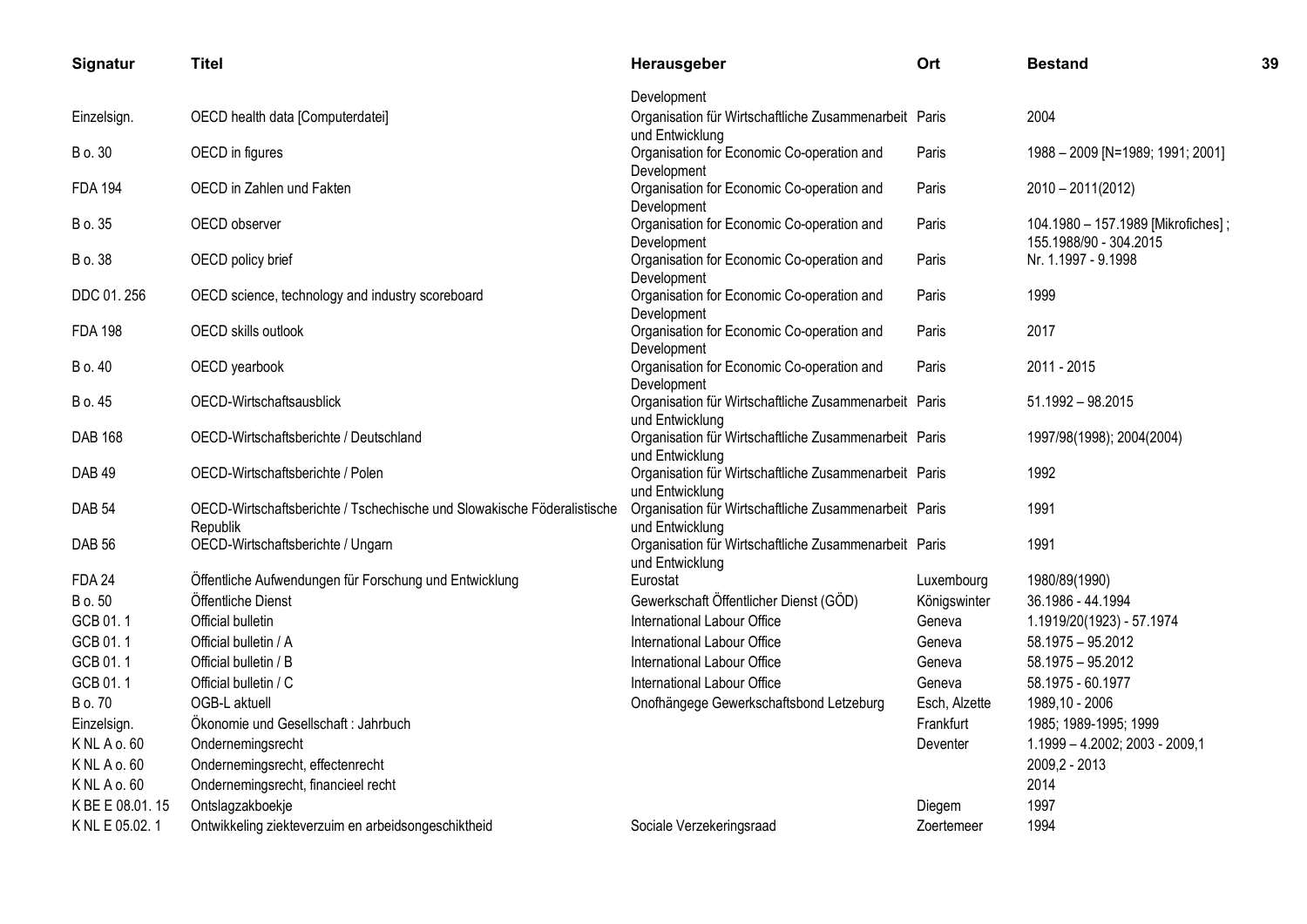| Signatur | Titel | Herausgeber | Ort | Bestand |
|---|---|---|---|---|
| | | Development | | |
| Einzelsign. | OECD health data [Computerdatei] | Organisation für Wirtschaftliche Zusammenarbeit und Entwicklung | Paris | 2004 |
| B o. 30 | OECD in figures | Organisation for Economic Co-operation and Development | Paris | 1988 – 2009 [N=1989; 1991; 2001] |
| FDA 194 | OECD in Zahlen und Fakten | Organisation for Economic Co-operation and Development | Paris | 2010 – 2011(2012) |
| B o. 35 | OECD observer | Organisation for Economic Co-operation and Development | Paris | 104.1980 – 157.1989 [Mikrofiches] ; 155.1988/90 - 304.2015 |
| B o. 38 | OECD policy brief | Organisation for Economic Co-operation and Development | Paris | Nr. 1.1997 - 9.1998 |
| DDC 01. 256 | OECD science, technology and industry scoreboard | Organisation for Economic Co-operation and Development | Paris | 1999 |
| FDA 198 | OECD skills outlook | Organisation for Economic Co-operation and Development | Paris | 2017 |
| B o. 40 | OECD yearbook | Organisation for Economic Co-operation and Development | Paris | 2011 - 2015 |
| B o. 45 | OECD-Wirtschaftsausblick | Organisation für Wirtschaftliche Zusammenarbeit und Entwicklung | Paris | 51.1992 – 98.2015 |
| DAB 168 | OECD-Wirtschaftsberichte / Deutschland | Organisation für Wirtschaftliche Zusammenarbeit und Entwicklung | Paris | 1997/98(1998); 2004(2004) |
| DAB 49 | OECD-Wirtschaftsberichte / Polen | Organisation für Wirtschaftliche Zusammenarbeit und Entwicklung | Paris | 1992 |
| DAB 54 | OECD-Wirtschaftsberichte / Tschechische und Slowakische Föderalistische Republik | Organisation für Wirtschaftliche Zusammenarbeit und Entwicklung | Paris | 1991 |
| DAB 56 | OECD-Wirtschaftsberichte / Ungarn | Organisation für Wirtschaftliche Zusammenarbeit und Entwicklung | Paris | 1991 |
| FDA 24 | Öffentliche Aufwendungen für Forschung und Entwicklung | Eurostat | Luxembourg | 1980/89(1990) |
| B o. 50 | Öffentliche Dienst | Gewerkschaft Öffentlicher Dienst (GÖD) | Königswinter | 36.1986 - 44.1994 |
| GCB 01. 1 | Official bulletin | International Labour Office | Geneva | 1.1919/20(1923) - 57.1974 |
| GCB 01. 1 | Official bulletin / A | International Labour Office | Geneva | 58.1975 – 95.2012 |
| GCB 01. 1 | Official bulletin / B | International Labour Office | Geneva | 58.1975 – 95.2012 |
| GCB 01. 1 | Official bulletin / C | International Labour Office | Geneva | 58.1975 - 60.1977 |
| B o. 70 | OGB-L aktuell | Onofhängege Gewerkschaftsbond Letzeburg | Esch, Alzette | 1989,10 - 2006 |
| Einzelsign. | Ökonomie und Gesellschaft : Jahrbuch | | Frankfurt | 1985; 1989-1995; 1999 |
| K NL A o. 60 | Ondernemingsrecht | | Deventer | 1.1999 – 4.2002; 2003 - 2009,1 |
| K NL A o. 60 | Ondernemingsrecht, effectenrecht | | | 2009,2 - 2013 |
| K NL A o. 60 | Ondernemingsrecht, financieel recht | | | 2014 |
| K BE E 08.01. 15 | Ontslagzakboekje | | Diegem | 1997 |
| K NL E 05.02. 1 | Ontwikkeling ziekteverzuim en arbeidsongeschiktheid | Sociale Verzekeringsraad | Zoertemeer | 1994 |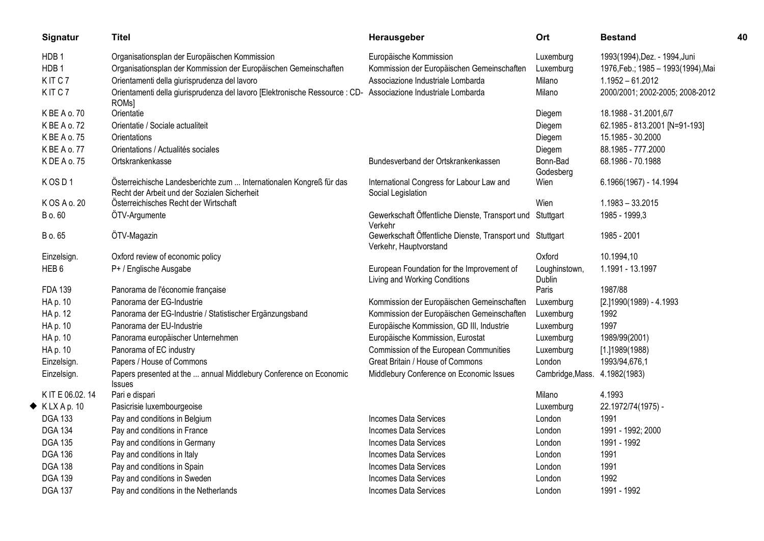| Signatur | Titel | Herausgeber | Ort | Bestand |
|---|---|---|---|---|
| HDB 1 | Organisationsplan der Europäischen Kommission | Europäische Kommission | Luxemburg | 1993(1994),Dez. - 1994,Juni |
| HDB 1 | Organisationsplan der Kommission der Europäischen Gemeinschaften | Kommission der Europäischen Gemeinschaften | Luxemburg | 1976,Feb.; 1985 – 1993(1994),Mai |
| K IT C 7 | Orientamenti della giurisprudenza del lavoro | Associazione Industriale Lombarda | Milano | 1.1952 – 61.2012 |
| K IT C 7 | Orientamenti della giurisprudenza del lavoro [Elektronische Ressource : CD-ROMs] | Associazione Industriale Lombarda | Milano | 2000/2001; 2002-2005; 2008-2012 |
| K BE A o. 70 | Orientatie | | Diegem | 18.1988 - 31.2001,6/7 |
| K BE A o. 72 | Orientatie / Sociale actualiteit | | Diegem | 62.1985 - 813.2001 [N=91-193] |
| K BE A o. 75 | Orientations | | Diegem | 15.1985 - 30.2000 |
| K BE A o. 77 | Orientations / Actualités sociales | | Diegem | 88.1985 - 777.2000 |
| K DE A o. 75 | Ortskrankenkasse | Bundesverband der Ortskrankenkassen | Bonn-Bad Godesberg | 68.1986 - 70.1988 |
| K OS D 1 | Österreichische Landesberichte zum ... Internationalen Kongreß für das Recht der Arbeit und der Sozialen Sicherheit | International Congress for Labour Law and Social Legislation | Wien | 6.1966(1967) - 14.1994 |
| K OS A o. 20 | Österreichisches Recht der Wirtschaft | | Wien | 1.1983 – 33.2015 |
| B o. 60 | ÖTV-Argumente | Gewerkschaft Öffentliche Dienste, Transport und Verkehr | Stuttgart | 1985 - 1999,3 |
| B o. 65 | ÖTV-Magazin | Gewerkschaft Öffentliche Dienste, Transport und Verkehr, Hauptvorstand | Stuttgart | 1985 - 2001 |
| Einzelsign. | Oxford review of economic policy | | Oxford | 10.1994,10 |
| HEB 6 | P+ / Englische Ausgabe | European Foundation for the Improvement of Living and Working Conditions | Loughinstown, Dublin | 1.1991 - 13.1997 |
| FDA 139 | Panorama de l'économie française | | Paris | 1987/88 |
| HA p. 10 | Panorama der EG-Industrie | Kommission der Europäischen Gemeinschaften | Luxemburg | [2.]1990(1989) - 4.1993 |
| HA p. 12 | Panorama der EG-Industrie / Statistischer Ergänzungsband | Kommission der Europäischen Gemeinschaften | Luxemburg | 1992 |
| HA p. 10 | Panorama der EU-Industrie | Europäische Kommission, GD III, Industrie | Luxemburg | 1997 |
| HA p. 10 | Panorama europäischer Unternehmen | Europäische Kommission, Eurostat | Luxemburg | 1989/99(2001) |
| HA p. 10 | Panorama of EC industry | Commission of the European Communities | Luxemburg | [1.]1989(1988) |
| Einzelsign. | Papers / House of Commons | Great Britain / House of Commons | London | 1993/94,676,1 |
| Einzelsign. | Papers presented at the ... annual Middlebury Conference on Economic Issues | Middlebury Conference on Economic Issues | Cambridge,Mass. | 4.1982(1983) |
| K IT E 06.02. 14 | Pari e dispari | | Milano | 4.1993 |
| ◆ K LX A p. 10 | Pasicrisie luxembourgeoise | | Luxemburg | 22.1972/74(1975) - |
| DGA 133 | Pay and conditions in Belgium | Incomes Data Services | London | 1991 |
| DGA 134 | Pay and conditions in France | Incomes Data Services | London | 1991 - 1992; 2000 |
| DGA 135 | Pay and conditions in Germany | Incomes Data Services | London | 1991 - 1992 |
| DGA 136 | Pay and conditions in Italy | Incomes Data Services | London | 1991 |
| DGA 138 | Pay and conditions in Spain | Incomes Data Services | London | 1991 |
| DGA 139 | Pay and conditions in Sweden | Incomes Data Services | London | 1992 |
| DGA 137 | Pay and conditions in the Netherlands | Incomes Data Services | London | 1991 - 1992 |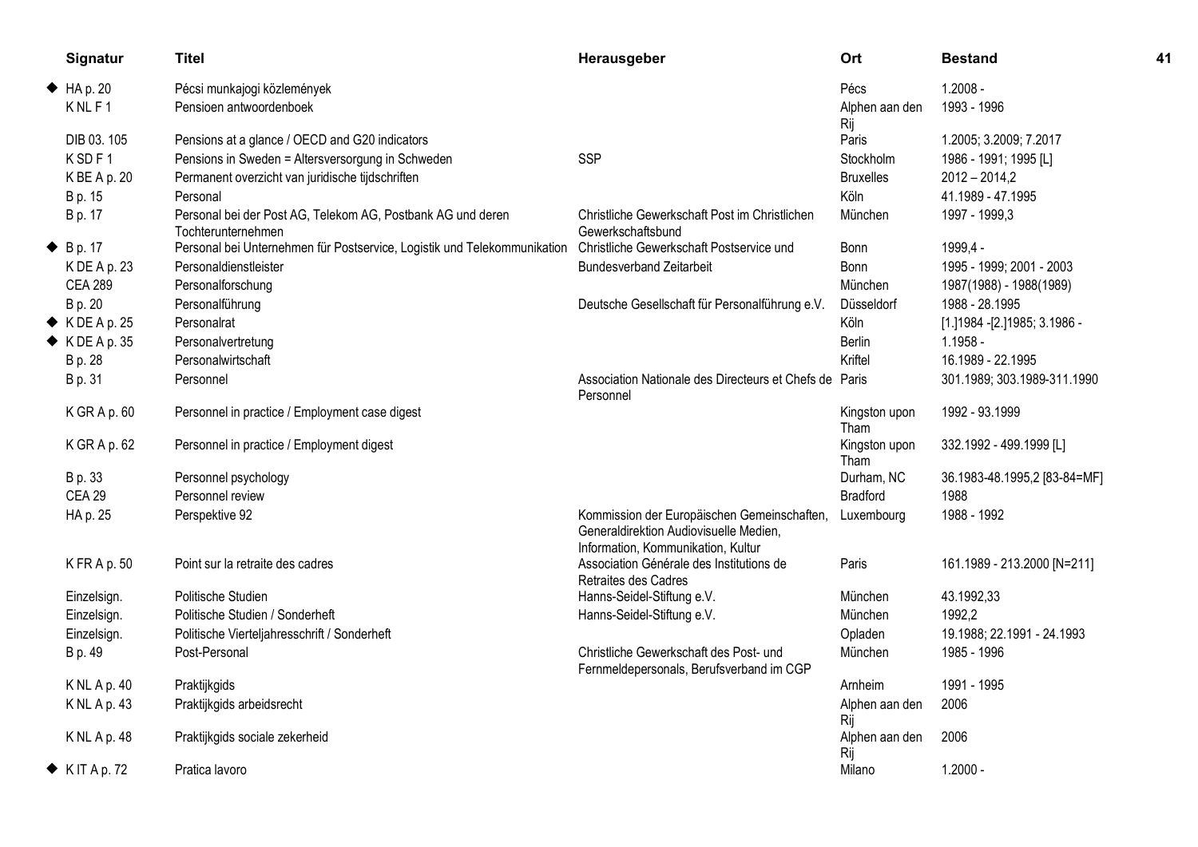| Signatur | Titel | Herausgeber | Ort | Bestand |
|---|---|---|---|---|
| ◆ HA p. 20 | Pécsi munkajogi közlemények | | Pécs | 1.2008 - |
| K NL F 1 | Pensioen antwoordenboek | | Alphen aan den Rij | 1993 - 1996 |
| DIB 03. 105 | Pensions at a glance / OECD and G20 indicators | | Paris | 1.2005; 3.2009; 7.2017 |
| K SD F 1 | Pensions in Sweden = Altersversorgung in Schweden | SSP | Stockholm | 1986 - 1991; 1995 [L] |
| K BE A p. 20 | Permanent overzicht van juridische tijdschriften | | Bruxelles | 2012 – 2014,2 |
| B p. 15 | Personal | | Köln | 41.1989 - 47.1995 |
| B p. 17 | Personal bei der Post AG, Telekom AG, Postbank AG und deren Tochterunternehmen | Christliche Gewerkschaft Post im Christlichen Gewerkschaftsbund | München | 1997 - 1999,3 |
| ◆ B p. 17 | Personal bei Unternehmen für Postservice, Logistik und Telekommunikation | Christliche Gewerkschaft Postservice und | Bonn | 1999,4 - |
| K DE A p. 23 | Personaldienstleister | Bundesverband Zeitarbeit | Bonn | 1995 - 1999; 2001 - 2003 |
| CEA 289 | Personalforschung | | München | 1987(1988) - 1988(1989) |
| B p. 20 | Personalführung | Deutsche Gesellschaft für Personalführung e.V. | Düsseldorf | 1988 - 28.1995 |
| ◆ K DE A p. 25 | Personalrat | | Köln | [1.]1984 -[2.]1985; 3.1986 - |
| ◆ K DE A p. 35 | Personalvertretung | | Berlin | 1.1958 - |
| B p. 28 | Personalwirtschaft | | Kriftel | 16.1989 - 22.1995 |
| B p. 31 | Personnel | Association Nationale des Directeurs et Chefs de Personnel | Paris | 301.1989; 303.1989-311.1990 |
| K GR A p. 60 | Personnel in practice / Employment case digest | | Kingston upon Tham | 1992 - 93.1999 |
| K GR A p. 62 | Personnel in practice / Employment digest | | Kingston upon Tham | 332.1992 - 499.1999 [L] |
| B p. 33 | Personnel psychology | | Durham, NC | 36.1983-48.1995,2 [83-84=MF] |
| CEA 29 | Personnel review | | Bradford | 1988 |
| HA p. 25 | Perspektive 92 | Kommission der Europäischen Gemeinschaften, Generaldirektion Audiovisuelle Medien, Information, Kommunikation, Kultur | Luxembourg | 1988 - 1992 |
| K FR A p. 50 | Point sur la retraite des cadres | Association Générale des Institutions de Retraites des Cadres | Paris | 161.1989 - 213.2000 [N=211] |
| Einzelsign. | Politische Studien | Hanns-Seidel-Stiftung e.V. | München | 43.1992,33 |
| Einzelsign. | Politische Studien / Sonderheft | Hanns-Seidel-Stiftung e.V. | München | 1992,2 |
| Einzelsign. | Politische Vierteljahresschrift / Sonderheft | | Opladen | 19.1988; 22.1991 - 24.1993 |
| B p. 49 | Post-Personal | Christliche Gewerkschaft des Post- und Fernmeldepersonals, Berufsverband im CGP | München | 1985 - 1996 |
| K NL A p. 40 | Praktijkgids | | Arnheim | 1991 - 1995 |
| K NL A p. 43 | Praktijkgids arbeidsrecht | | Alphen aan den Rij | 2006 |
| K NL A p. 48 | Praktijkgids sociale zekerheid | | Alphen aan den Rij | 2006 |
| ◆ K IT A p. 72 | Pratica lavoro | | Milano | 1.2000 - |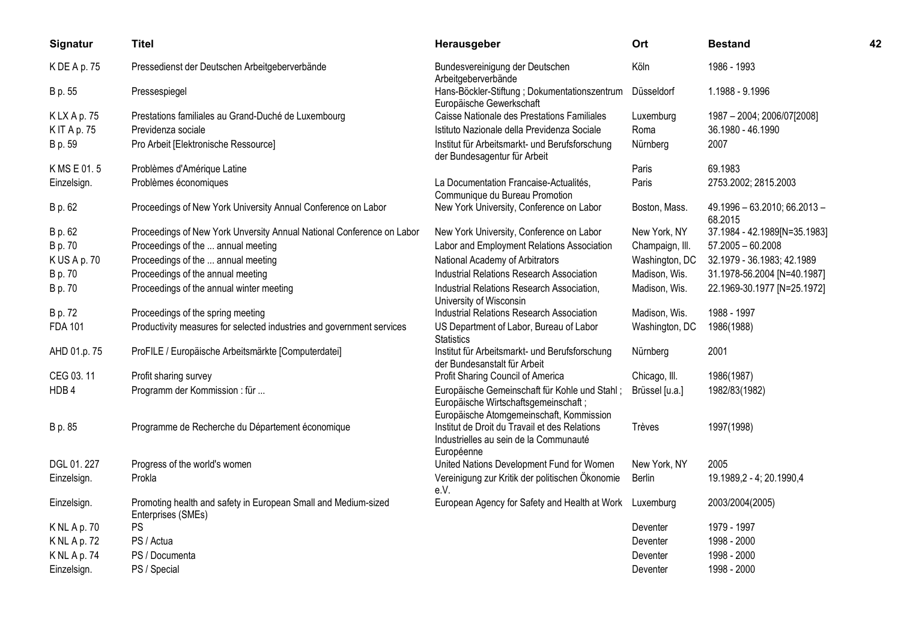| Signatur | Titel | Herausgeber | Ort | Bestand |
|---|---|---|---|---|
| K DE A p. 75 | Pressedienst der Deutschen Arbeitgeberverbände | Bundesvereinigung der Deutschen Arbeitgeberverbände | Köln | 1986 - 1993 |
| B p. 55 | Pressespiegel | Hans-Böckler-Stiftung ; Dokumentationszentrum Europäische Gewerkschaft | Düsseldorf | 1.1988 - 9.1996 |
| K LX A p. 75 | Prestations familiales au Grand-Duché de Luxembourg | Caisse Nationale des Prestations Familiales | Luxemburg | 1987 – 2004; 2006/07[2008] |
| K IT A p. 75 | Previdenza sociale | Istituto Nazionale della Previdenza Sociale | Roma | 36.1980 - 46.1990 |
| B p. 59 | Pro Arbeit [Elektronische Ressource] | Institut für Arbeitsmarkt- und Berufsforschung der Bundesagentur für Arbeit | Nürnberg | 2007 |
| K MS E 01. 5 | Problèmes d'Amérique Latine | | Paris | 69.1983 |
| Einzelsign. | Problèmes économiques | La Documentation Francaise-Actualités, Communique du Bureau Promotion | Paris | 2753.2002; 2815.2003 |
| B p. 62 | Proceedings of New York University Annual Conference on Labor | New York University, Conference on Labor | Boston, Mass. | 49.1996 – 63.2010; 66.2013 – 68.2015 |
| B p. 62 | Proceedings of New York Unversity Annual National Conference on Labor | New York University, Conference on Labor | New York, NY | 37.1984 - 42.1989[N=35.1983] |
| B p. 70 | Proceedings of the ... annual meeting | Labor and Employment Relations Association | Champaign, Ill. | 57.2005 – 60.2008 |
| K US A p. 70 | Proceedings of the ... annual meeting | National Academy of Arbitrators | Washington, DC | 32.1979 - 36.1983; 42.1989 |
| B p. 70 | Proceedings of the annual meeting | Industrial Relations Research Association | Madison, Wis. | 31.1978-56.2004 [N=40.1987] |
| B p. 70 | Proceedings of the annual winter meeting | Industrial Relations Research Association, University of Wisconsin | Madison, Wis. | 22.1969-30.1977 [N=25.1972] |
| B p. 72 | Proceedings of the spring meeting | Industrial Relations Research Association | Madison, Wis. | 1988 - 1997 |
| FDA 101 | Productivity measures for selected industries and government services | US Department of Labor, Bureau of Labor Statistics | Washington, DC | 1986(1988) |
| AHD 01.p. 75 | ProFILE / Europäische Arbeitsmärkte [Computerdatei] | Institut für Arbeitsmarkt- und Berufsforschung der Bundesanstalt für Arbeit | Nürnberg | 2001 |
| CEG 03. 11 | Profit sharing survey | Profit Sharing Council of America | Chicago, Ill. | 1986(1987) |
| HDB 4 | Programm der Kommission : für ... | Europäische Gemeinschaft für Kohle und Stahl ; Europäische Wirtschaftsgemeinschaft ; Europäische Atomgemeinschaft, Kommission | Brüssel [u.a.] | 1982/83(1982) |
| B p. 85 | Programme de Recherche du Département économique | Institut de Droit du Travail et des Relations Industrielles au sein de la Communauté Européenne | Trèves | 1997(1998) |
| DGL 01. 227 | Progress of the world's women | United Nations Development Fund for Women | New York, NY | 2005 |
| Einzelsign. | Prokla | Vereinigung zur Kritik der politischen Ökonomie e.V. | Berlin | 19.1989,2 - 4; 20.1990,4 |
| Einzelsign. | Promoting health and safety in European Small and Medium-sized Enterprises (SMEs) | European Agency for Safety and Health at Work | Luxemburg | 2003/2004(2005) |
| K NL A p. 70 | PS | | Deventer | 1979 - 1997 |
| K NL A p. 72 | PS / Actua | | Deventer | 1998 - 2000 |
| K NL A p. 74 | PS / Documenta | | Deventer | 1998 - 2000 |
| Einzelsign. | PS / Special | | Deventer | 1998 - 2000 |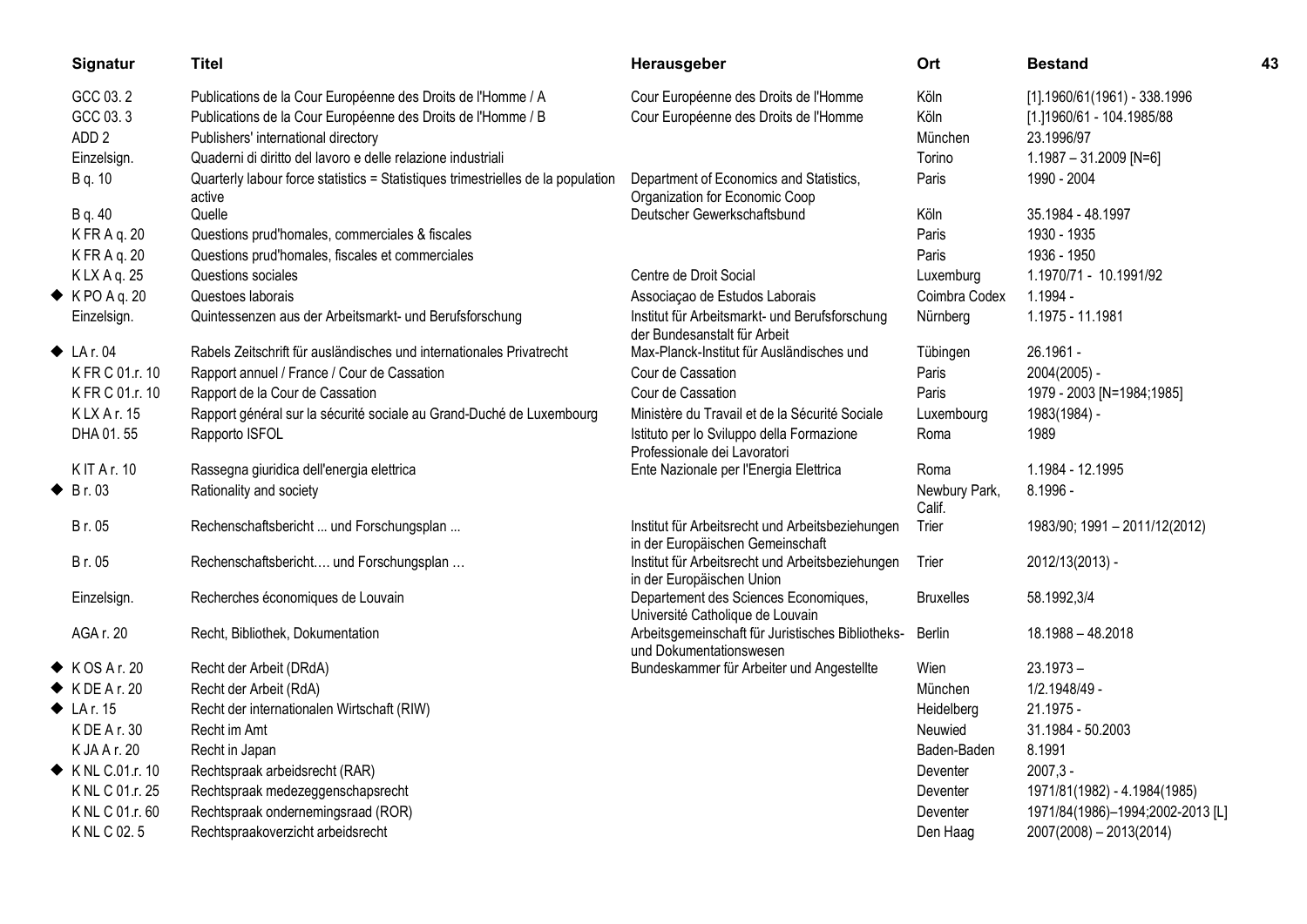| Signatur | Titel | Herausgeber | Ort | Bestand |
|---|---|---|---|---|
| GCC 03. 2 | Publications de la Cour Européenne des Droits de l'Homme / A | Cour Européenne des Droits de l'Homme | Köln | [1].1960/61(1961) - 338.1996 |
| GCC 03. 3 | Publications de la Cour Européenne des Droits de l'Homme / B | Cour Européenne des Droits de l'Homme | Köln | [1.]1960/61 - 104.1985/88 |
| ADD 2 | Publishers' international directory | | München | 23.1996/97 |
| Einzelsign. | Quaderni di diritto del lavoro e delle relazione industriali | | Torino | 1.1987 – 31.2009 [N=6] |
| B q. 10 | Quarterly labour force statistics = Statistiques trimestrielles de la population active | Department of Economics and Statistics, Organization for Economic Coop | Paris | 1990 - 2004 |
| B q. 40 | Quelle | Deutscher Gewerkschaftsbund | Köln | 35.1984 - 48.1997 |
| K FR A q. 20 | Questions prud'homales, commerciales & fiscales | | Paris | 1930 - 1935 |
| K FR A q. 20 | Questions prud'homales, fiscales et commerciales | | Paris | 1936 - 1950 |
| K LX A q. 25 | Questions sociales | Centre de Droit Social | Luxemburg | 1.1970/71 - 10.1991/92 |
| ◆ K PO A q. 20 | Questoes laborais | Associaçao de Estudos Laborais | Coimbra Codex | 1.1994 - |
| Einzelsign. | Quintessenzen aus der Arbeitsmarkt- und Berufsforschung | Institut für Arbeitsmarkt- und Berufsforschung der Bundesanstalt für Arbeit | Nürnberg | 1.1975 - 11.1981 |
| ◆ LA r. 04 | Rabels Zeitschrift für ausländisches und internationales Privatrecht | Max-Planck-Institut für Ausländisches und | Tübingen | 26.1961 - |
| K FR C 01.r. 10 | Rapport annuel / France / Cour de Cassation | Cour de Cassation | Paris | 2004(2005) - |
| K FR C 01.r. 10 | Rapport de la Cour de Cassation | Cour de Cassation | Paris | 1979 - 2003 [N=1984;1985] |
| K LX A r. 15 | Rapport général sur la sécurité sociale au Grand-Duché de Luxembourg | Ministère du Travail et de la Sécurité Sociale | Luxembourg | 1983(1984) - |
| DHA 01. 55 | Rapporto ISFOL | Istituto per lo Sviluppo della Formazione Professionale dei Lavoratori | Roma | 1989 |
| K IT A r. 10 | Rassegna giuridica dell'energia elettrica | Ente Nazionale per l'Energia Elettrica | Roma | 1.1984 - 12.1995 |
| ◆ B r. 03 | Rationality and society | | Newbury Park, Calif. | 8.1996 - |
| B r. 05 | Rechenschaftsbericht ... und Forschungsplan ... | Institut für Arbeitsrecht und Arbeitsbeziehungen in der Europäischen Gemeinschaft | Trier | 1983/90; 1991 – 2011/12(2012) |
| B r. 05 | Rechenschaftsbericht…. und Forschungsplan … | Institut für Arbeitsrecht und Arbeitsbeziehungen in der Europäischen Union | Trier | 2012/13(2013) - |
| Einzelsign. | Recherches économiques de Louvain | Departement des Sciences Economiques, Université Catholique de Louvain | Bruxelles | 58.1992,3/4 |
| AGA r. 20 | Recht, Bibliothek, Dokumentation | Arbeitsgemeinschaft für Juristisches Bibliotheks- und Dokumentationswesen | Berlin | 18.1988 – 48.2018 |
| ◆ K OS A r. 20 | Recht der Arbeit (DRdA) | Bundeskammer für Arbeiter und Angestellte | Wien | 23.1973 – |
| ◆ K DE A r. 20 | Recht der Arbeit (RdA) | | München | 1/2.1948/49 - |
| ◆ LA r. 15 | Recht der internationalen Wirtschaft (RIW) | | Heidelberg | 21.1975 - |
| K DE A r. 30 | Recht im Amt | | Neuwied | 31.1984 - 50.2003 |
| K JA A r. 20 | Recht in Japan | | Baden-Baden | 8.1991 |
| ◆ K NL C.01.r. 10 | Rechtspraak arbeidsrecht (RAR) | | Deventer | 2007,3 - |
| K NL C 01.r. 25 | Rechtspraak medezeggenschapsrecht | | Deventer | 1971/81(1982) - 4.1984(1985) |
| K NL C 01.r. 60 | Rechtspraak ondernemingsraad (ROR) | | Deventer | 1971/84(1986)–1994;2002-2013 [L] |
| K NL C 02. 5 | Rechtspraakoverzicht arbeidsrecht | | Den Haag | 2007(2008) – 2013(2014) |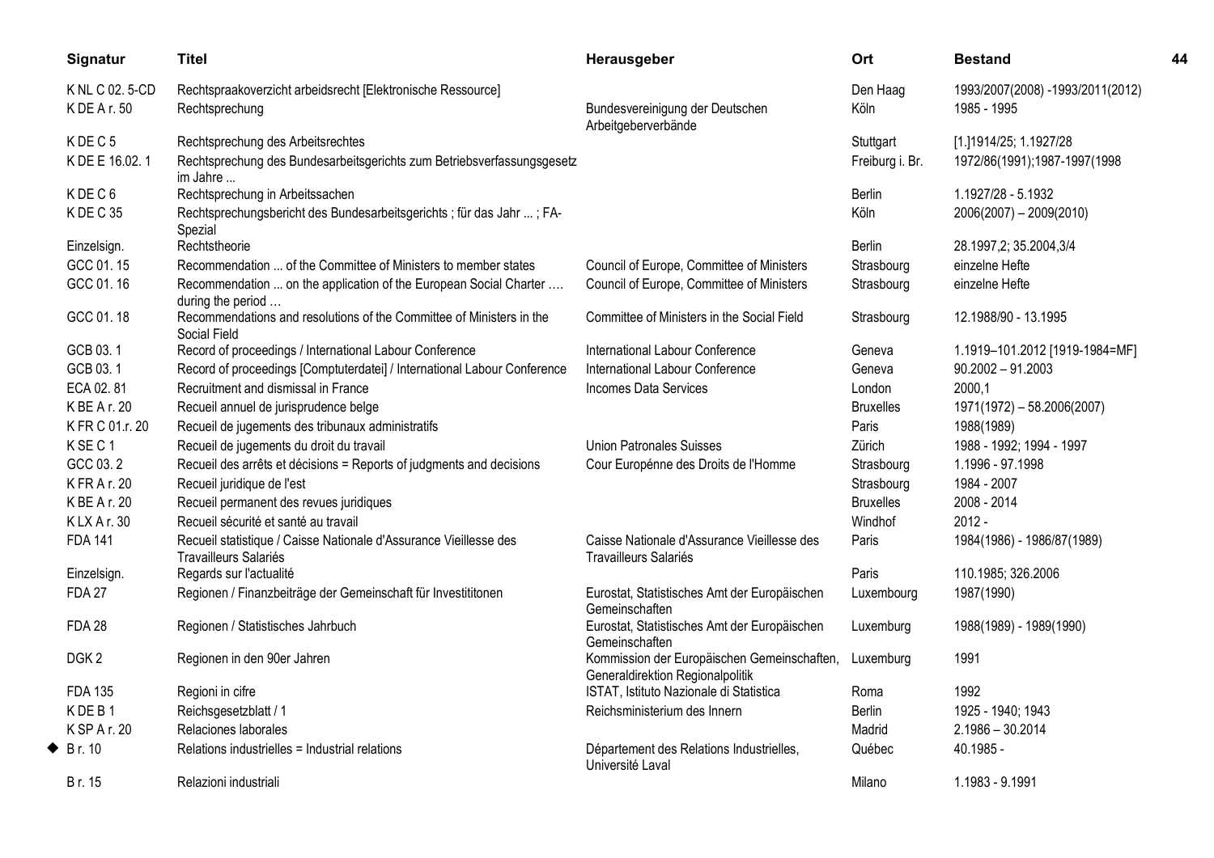| Signatur | Titel | Herausgeber | Ort | Bestand |
|---|---|---|---|---|
| K NL C 02. 5-CD | Rechtspraakoverzicht arbeidsrecht [Elektronische Ressource] | | Den Haag | 1993/2007(2008) -1993/2011(2012) |
| K DE A r. 50 | Rechtsprechung | Bundesvereinigung der Deutschen Arbeitgeberverbände | Köln | 1985 - 1995 |
| K DE C 5 | Rechtsprechung des Arbeitsrechtes | | Stuttgart | [1.]1914/25; 1.1927/28 |
| K DE E 16.02. 1 | Rechtsprechung des Bundesarbeitsgerichts zum Betriebsverfassungsgesetz im Jahre ... | | Freiburg i. Br. | 1972/86(1991);1987-1997(1998 |
| K DE C 6 | Rechtsprechung in Arbeitssachen | | Berlin | 1.1927/28 - 5.1932 |
| K DE C 35 | Rechtsprechungsbericht des Bundesarbeitsgerichts ; für das Jahr ... ; FA-Spezial | | Köln | 2006(2007) – 2009(2010) |
| Einzelsign. | Rechtstheorie | | Berlin | 28.1997,2; 35.2004,3/4 |
| GCC 01. 15 | Recommendation ... of the Committee of Ministers to member states | Council of Europe, Committee of Ministers | Strasbourg | einzelne Hefte |
| GCC 01. 16 | Recommendation ... on the application of the European Social Charter …. during the period … | Council of Europe, Committee of Ministers | Strasbourg | einzelne Hefte |
| GCC 01. 18 | Recommendations and resolutions of the Committee of Ministers in the Social Field | Committee of Ministers in the Social Field | Strasbourg | 12.1988/90 - 13.1995 |
| GCB 03. 1 | Record of proceedings / International Labour Conference | International Labour Conference | Geneva | 1.1919–101.2012 [1919-1984=MF] |
| GCB 03. 1 | Record of proceedings [Comptuterdatei] / International Labour Conference | International Labour Conference | Geneva | 90.2002 – 91.2003 |
| ECA 02. 81 | Recruitment and dismissal in France | Incomes Data Services | London | 2000,1 |
| K BE A r. 20 | Recueil annuel de jurisprudence belge | | Bruxelles | 1971(1972) – 58.2006(2007) |
| K FR C 01.r. 20 | Recueil de jugements des tribunaux administratifs | | Paris | 1988(1989) |
| K SE C 1 | Recueil de jugements du droit du travail | Union Patronales Suisses | Zürich | 1988 - 1992; 1994 - 1997 |
| GCC 03. 2 | Recueil des arrêts et décisions = Reports of judgments and decisions | Cour Europénne des Droits de l'Homme | Strasbourg | 1.1996 - 97.1998 |
| K FR A r. 20 | Recueil juridique de l'est | | Strasbourg | 1984 - 2007 |
| K BE A r. 20 | Recueil permanent des revues juridiques | | Bruxelles | 2008 - 2014 |
| K LX A r. 30 | Recueil sécurité et santé au travail | | Windhof | 2012 - |
| FDA 141 | Recueil statistique / Caisse Nationale d'Assurance Vieillesse des Travailleurs Salariés | Caisse Nationale d'Assurance Vieillesse des Travailleurs Salariés | Paris | 1984(1986) - 1986/87(1989) |
| Einzelsign. | Regards sur l'actualité | | Paris | 110.1985; 326.2006 |
| FDA 27 | Regionen / Finanzbeiträge der Gemeinschaft für Investititonen | Eurostat, Statistisches Amt der Europäischen Gemeinschaften | Luxembourg | 1987(1990) |
| FDA 28 | Regionen / Statistisches Jahrbuch | Eurostat, Statistisches Amt der Europäischen Gemeinschaften | Luxemburg | 1988(1989) - 1989(1990) |
| DGK 2 | Regionen in den 90er Jahren | Kommission der Europäischen Gemeinschaften, Generaldirektion Regionalpolitik | Luxemburg | 1991 |
| FDA 135 | Regioni in cifre | ISTAT, Istituto Nazionale di Statistica | Roma | 1992 |
| K DE B 1 | Reichsgesetzblatt / 1 | Reichsministerium des Innern | Berlin | 1925 - 1940; 1943 |
| K SP A r. 20 | Relaciones laborales | | Madrid | 2.1986 – 30.2014 |
| ◆ B r. 10 | Relations industrielles = Industrial relations | Département des Relations Industrielles, Université Laval | Québec | 40.1985 - |
| B r. 15 | Relazioni industriali | | Milano | 1.1983 - 9.1991 |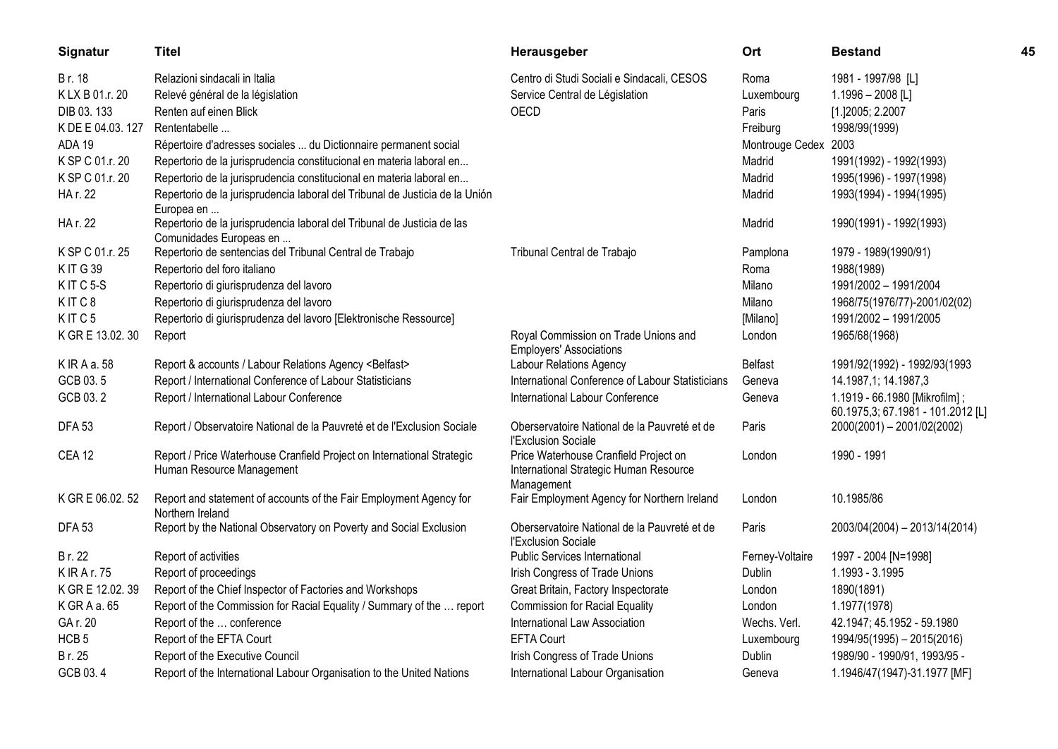| Signatur | Titel | Herausgeber | Ort | Bestand |
|---|---|---|---|---|
| B r. 18 | Relazioni sindacali in Italia | Centro di Studi Sociali e Sindacali, CESOS | Roma | 1981 - 1997/98 [L] |
| K LX B 01.r. 20 | Relevé général de la législation | Service Central de Législation | Luxembourg | 1.1996 – 2008 [L] |
| DIB 03. 133 | Renten auf einen Blick | OECD | Paris | [1.]2005; 2.2007 |
| K DE E 04.03. 127 | Rententabelle ... | | Freiburg | 1998/99(1999) |
| ADA 19 | Répertoire d'adresses sociales ... du Dictionnaire permanent social | | Montrouge Cedex | 2003 |
| K SP C 01.r. 20 | Repertorio de la jurisprudencia constitucional en materia laboral en... | | Madrid | 1991(1992) - 1992(1993) |
| K SP C 01.r. 20 | Repertorio de la jurisprudencia constitucional en materia laboral en... | | Madrid | 1995(1996) - 1997(1998) |
| HA r. 22 | Repertorio de la jurisprudencia laboral del Tribunal de Justicia de la Unión Europea en ... | | Madrid | 1993(1994) - 1994(1995) |
| HA r. 22 | Repertorio de la jurisprudencia laboral del Tribunal de Justicia de las Comunidades Europeas en ... | | Madrid | 1990(1991) - 1992(1993) |
| K SP C 01.r. 25 | Repertorio de sentencias del Tribunal Central de Trabajo | Tribunal Central de Trabajo | Pamplona | 1979 - 1989(1990/91) |
| K IT G 39 | Repertorio del foro italiano | | Roma | 1988(1989) |
| K IT C 5-S | Repertorio di giurisprudenza del lavoro | | Milano | 1991/2002 – 1991/2004 |
| K IT C 8 | Repertorio di giurisprudenza del lavoro | | Milano | 1968/75(1976/77)-2001/02(02) |
| K IT C 5 | Repertorio di giurisprudenza del lavoro [Elektronische Ressource] | | [Milano] | 1991/2002 – 1991/2005 |
| K GR E 13.02. 30 | Report | Royal Commission on Trade Unions and Employers' Associations | London | 1965/68(1968) |
| K IR A a. 58 | Report & accounts / Labour Relations Agency <Belfast> | Labour Relations Agency | Belfast | 1991/92(1992) - 1992/93(1993 |
| GCB 03. 5 | Report / International Conference of Labour Statisticians | International Conference of Labour Statisticians | Geneva | 14.1987,1; 14.1987,3 |
| GCB 03. 2 | Report / International Labour Conference | International Labour Conference | Geneva | 1.1919 - 66.1980 [Mikrofilm] ; 60.1975,3; 67.1981 - 101.2012 [L] |
| DFA 53 | Report / Observatoire National de la Pauvreté et de l'Exclusion Sociale | Oberservatoire National de la Pauvreté et de l'Exclusion Sociale | Paris | 2000(2001) – 2001/02(2002) |
| CEA 12 | Report / Price Waterhouse Cranfield Project on International Strategic Human Resource Management | Price Waterhouse Cranfield Project on International Strategic Human Resource Management | London | 1990 - 1991 |
| K GR E 06.02. 52 | Report and statement of accounts of the Fair Employment Agency for Northern Ireland | Fair Employment Agency for Northern Ireland | London | 10.1985/86 |
| DFA 53 | Report by the National Observatory on Poverty and Social Exclusion | Oberservatoire National de la Pauvreté et de l'Exclusion Sociale | Paris | 2003/04(2004) – 2013/14(2014) |
| B r. 22 | Report of activities | Public Services International | Ferney-Voltaire | 1997 - 2004 [N=1998] |
| K IR A r. 75 | Report of proceedings | Irish Congress of Trade Unions | Dublin | 1.1993 - 3.1995 |
| K GR E 12.02. 39 | Report of the Chief Inspector of Factories and Workshops | Great Britain, Factory Inspectorate | London | 1890(1891) |
| K GR A a. 65 | Report of the Commission for Racial Equality / Summary of the … report | Commission for Racial Equality | London | 1.1977(1978) |
| GA r. 20 | Report of the … conference | International Law Association | Wechs. Verl. | 42.1947; 45.1952 - 59.1980 |
| HCB 5 | Report of the EFTA Court | EFTA Court | Luxembourg | 1994/95(1995) – 2015(2016) |
| B r. 25 | Report of the Executive Council | Irish Congress of Trade Unions | Dublin | 1989/90 - 1990/91, 1993/95 - |
| GCB 03. 4 | Report of the International Labour Organisation to the United Nations | International Labour Organisation | Geneva | 1.1946/47(1947)-31.1977 [MF] |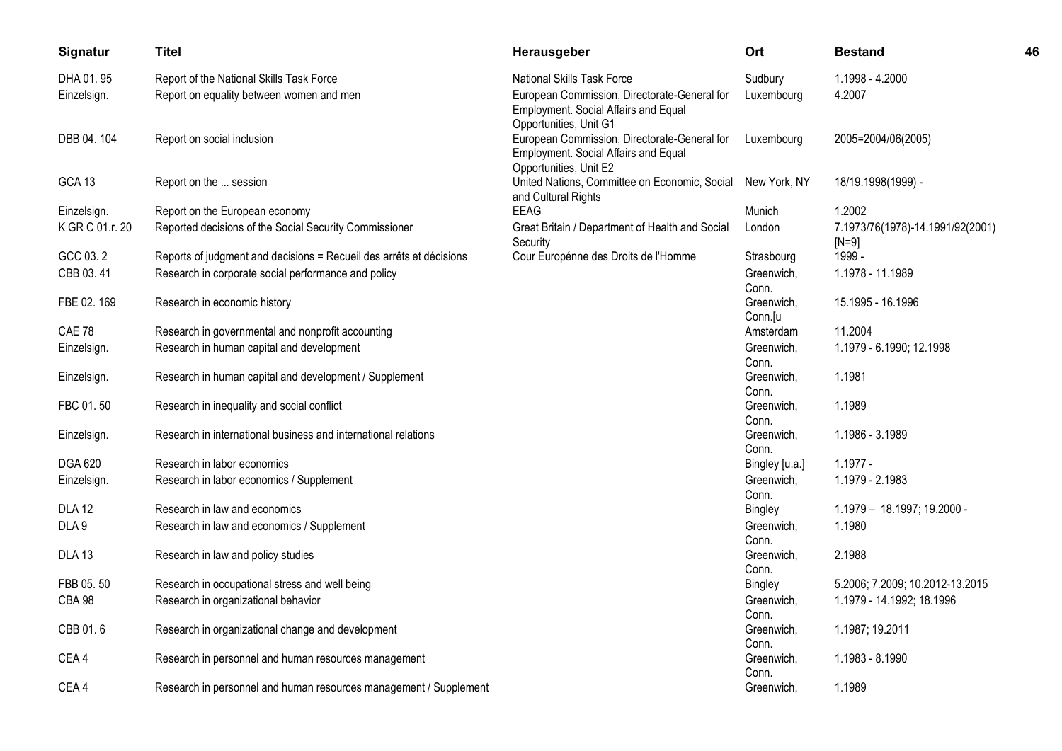| Signatur | Titel | Herausgeber | Ort | Bestand |
|---|---|---|---|---|
| DHA 01. 95 | Report of the National Skills Task Force | National Skills Task Force | Sudbury | 1.1998 - 4.2000 |
| Einzelsign. | Report on equality between women and men | European Commission, Directorate-General for Employment. Social Affairs and Equal Opportunities, Unit G1 | Luxembourg | 4.2007 |
| DBB 04. 104 | Report on social inclusion | European Commission, Directorate-General for Employment. Social Affairs and Equal Opportunities, Unit E2 | Luxembourg | 2005=2004/06(2005) |
| GCA 13 | Report on the ... session | United Nations, Committee on Economic, Social and Cultural Rights | New York, NY | 18/19.1998(1999) - |
| Einzelsign. | Report on the European economy | EEAG | Munich | 1.2002 |
| K GR C 01.r. 20 | Reported decisions of the Social Security Commissioner | Great Britain / Department of Health and Social Security | London | 7.1973/76(1978)-14.1991/92(2001) [N=9] |
| GCC 03. 2 | Reports of judgment and decisions = Recueil des arrêts et décisions | Cour Europénne des Droits de l'Homme | Strasbourg | 1999 - |
| CBB 03. 41 | Research in corporate social performance and policy | | Greenwich, Conn. | 1.1978 - 11.1989 |
| FBE 02. 169 | Research in economic history | | Greenwich, Conn.[u | 15.1995 - 16.1996 |
| CAE 78 | Research in governmental and nonprofit accounting | | Amsterdam | 11.2004 |
| Einzelsign. | Research in human capital and development | | Greenwich, Conn. | 1.1979 - 6.1990; 12.1998 |
| Einzelsign. | Research in human capital and development / Supplement | | Greenwich, Conn. | 1.1981 |
| FBC 01. 50 | Research in inequality and social conflict | | Greenwich, Conn. | 1.1989 |
| Einzelsign. | Research in international business and international relations | | Greenwich, Conn. | 1.1986 - 3.1989 |
| DGA 620 | Research in labor economics | | Bingley [u.a.] | 1.1977 - |
| Einzelsign. | Research in labor economics / Supplement | | Greenwich, Conn. | 1.1979 - 2.1983 |
| DLA 12 | Research in law and economics | | Bingley | 1.1979 – 18.1997; 19.2000 - |
| DLA 9 | Research in law and economics / Supplement | | Greenwich, Conn. | 1.1980 |
| DLA 13 | Research in law and policy studies | | Greenwich, Conn. | 2.1988 |
| FBB 05. 50 | Research in occupational stress and well being | | Bingley | 5.2006; 7.2009; 10.2012-13.2015 |
| CBA 98 | Research in organizational behavior | | Greenwich, Conn. | 1.1979 - 14.1992; 18.1996 |
| CBB 01. 6 | Research in organizational change and development | | Greenwich, Conn. | 1.1987; 19.2011 |
| CEA 4 | Research in personnel and human resources management | | Greenwich, Conn. | 1.1983 - 8.1990 |
| CEA 4 | Research in personnel and human resources management / Supplement | | Greenwich, | 1.1989 |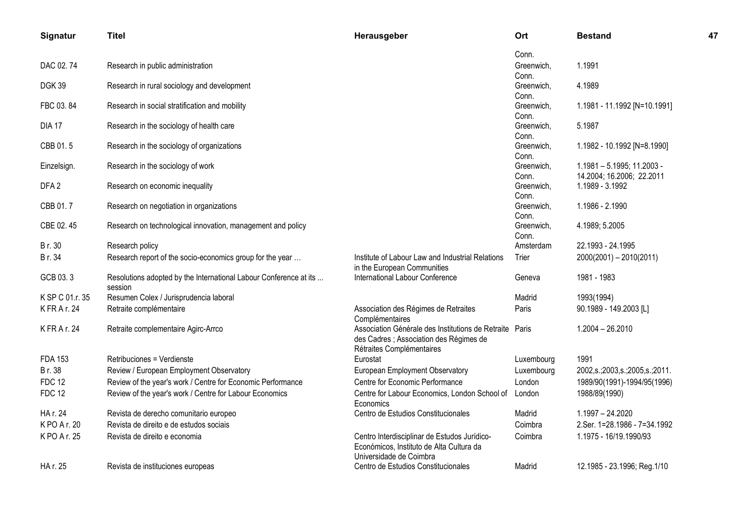| Signatur | Titel | Herausgeber | Ort | Bestand |
|---|---|---|---|---|
| | | | Conn. | |
| DAC 02. 74 | Research in public administration | | Greenwich, Conn. | 1.1991 |
| DGK 39 | Research in rural sociology and development | | Greenwich, Conn. | 4.1989 |
| FBC 03. 84 | Research in social stratification and mobility | | Greenwich, Conn. | 1.1981 - 11.1992 [N=10.1991] |
| DIA 17 | Research in the sociology of health care | | Greenwich, Conn. | 5.1987 |
| CBB 01. 5 | Research in the sociology of organizations | | Greenwich, Conn. | 1.1982 - 10.1992 [N=8.1990] |
| Einzelsign. | Research in the sociology of work | | Greenwich, Conn. | 1.1981 – 5.1995; 11.2003 - 14.2004; 16.2006; 22.2011 |
| DFA 2 | Research on economic inequality | | Greenwich, Conn. | 1.1989 - 3.1992 |
| CBB 01. 7 | Research on negotiation in organizations | | Greenwich, Conn. | 1.1986 - 2.1990 |
| CBE 02. 45 | Research on technological innovation, management and policy | | Greenwich, Conn. | 4.1989; 5.2005 |
| B r. 30 | Research policy | | Amsterdam | 22.1993 - 24.1995 |
| B r. 34 | Research report of the socio-economics group for the year … | Institute of Labour Law and Industrial Relations in the European Communities | Trier | 2000(2001) – 2010(2011) |
| GCB 03. 3 | Resolutions adopted by the International Labour Conference at its ... session | International Labour Conference | Geneva | 1981 - 1983 |
| K SP C 01.r. 35 | Resumen Colex / Jurisprudencia laboral | | Madrid | 1993(1994) |
| K FR A r. 24 | Retraite complémentaire | Association des Régimes de Retraites Complémentaires | Paris | 90.1989 - 149.2003 [L] |
| K FR A r. 24 | Retraite complementaire Agirc-Arrco | Association Générale des Institutions de Retraite des Cadres ; Association des Régimes de Rétraites Complémentaires | Paris | 1.2004 – 26.2010 |
| FDA 153 | Retribuciones = Verdienste | Eurostat | Luxembourg | 1991 |
| B r. 38 | Review / European Employment Observatory | European Employment Observatory | Luxembourg | 2002,s.;2003,s.;2005,s.;2011. |
| FDC 12 | Review of the year's work / Centre for Economic Performance | Centre for Economic Performance | London | 1989/90(1991)-1994/95(1996) |
| FDC 12 | Review of the year's work / Centre for Labour Economics | Centre for Labour Economics, London School of Economics | London | 1988/89(1990) |
| HA r. 24 | Revista de derecho comunitario europeo | Centro de Estudios Constitucionales | Madrid | 1.1997 – 24.2020 |
| K PO A r. 20 | Revista de direito e de estudos sociais | | Coimbra | 2.Ser. 1=28.1986 - 7=34.1992 |
| K PO A r. 25 | Revista de direito e economia | Centro Interdisciplinar de Estudos Jurídico-Económicos, Instituto de Alta Cultura da Universidade de Coimbra | Coimbra | 1.1975 - 16/19.1990/93 |
| HA r. 25 | Revista de instituciones europeas | Centro de Estudios Constitucionales | Madrid | 12.1985 - 23.1996; Reg.1/10 |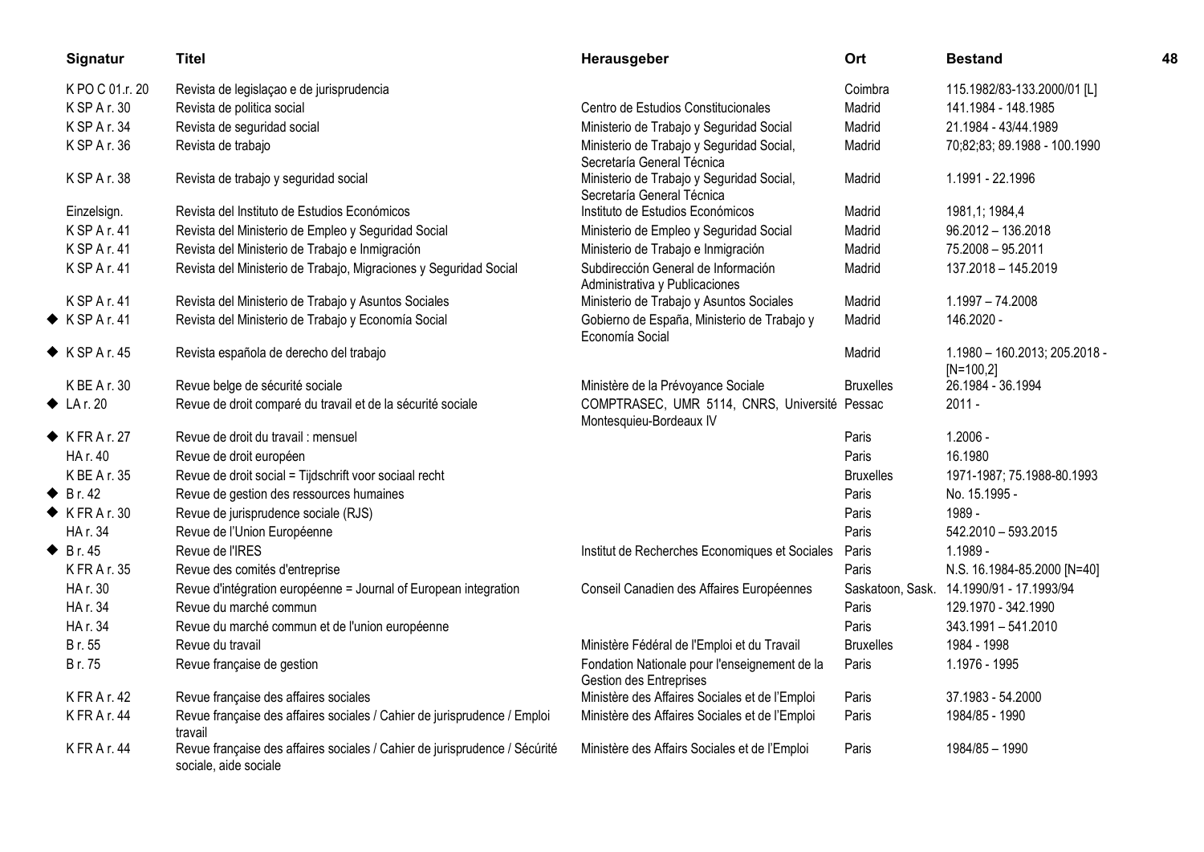| Signatur | Titel | Herausgeber | Ort | Bestand |
|---|---|---|---|---|
| K PO C 01.r. 20 | Revista de legislaçao e de jurisprudencia | | Coimbra | 115.1982/83-133.2000/01 [L] |
| K SP A r. 30 | Revista de politica social | Centro de Estudios Constitucionales | Madrid | 141.1984 - 148.1985 |
| K SP A r. 34 | Revista de seguridad social | Ministerio de Trabajo y Seguridad Social | Madrid | 21.1984 - 43/44.1989 |
| K SP A r. 36 | Revista de trabajo | Ministerio de Trabajo y Seguridad Social, Secretaría General Técnica | Madrid | 70;82;83; 89.1988 - 100.1990 |
| K SP A r. 38 | Revista de trabajo y seguridad social | Ministerio de Trabajo y Seguridad Social, Secretaría General Técnica | Madrid | 1.1991 - 22.1996 |
| Einzelsign. | Revista del Instituto de Estudios Económicos | Instituto de Estudios Económicos | Madrid | 1981,1; 1984,4 |
| K SP A r. 41 | Revista del Ministerio de Empleo y Seguridad Social | Ministerio de Empleo y Seguridad Social | Madrid | 96.2012 – 136.2018 |
| K SP A r. 41 | Revista del Ministerio de Trabajo e Inmigración | Ministerio de Trabajo e Inmigración | Madrid | 75.2008 – 95.2011 |
| K SP A r. 41 | Revista del Ministerio de Trabajo, Migraciones y Seguridad Social | Subdirección General de Información Administrativa y Publicaciones | Madrid | 137.2018 – 145.2019 |
| K SP A r. 41 | Revista del Ministerio de Trabajo y Asuntos Sociales | Ministerio de Trabajo y Asuntos Sociales | Madrid | 1.1997 – 74.2008 |
| ◆ K SP A r. 41 | Revista del Ministerio de Trabajo y Economía Social | Gobierno de España, Ministerio de Trabajo y Economía Social | Madrid | 146.2020 - |
| ◆ K SP A r. 45 | Revista española de derecho del trabajo | | Madrid | 1.1980 – 160.2013; 205.2018 - [N=100,2] |
| K BE A r. 30 | Revue belge de sécurité sociale | Ministère de la Prévoyance Sociale | Bruxelles | 26.1984 - 36.1994 |
| ◆ LA r. 20 | Revue de droit comparé du travail et de la sécurité sociale | COMPTRASEC, UMR 5114, CNRS, Université Montesquieu-Bordeaux IV | Pessac | 2011 - |
| ◆ K FR A r. 27 | Revue de droit du travail : mensuel | | Paris | 1.2006 - |
| HA r. 40 | Revue de droit européen | | Paris | 16.1980 |
| K BE A r. 35 | Revue de droit social = Tijdschrift voor sociaal recht | | Bruxelles | 1971-1987; 75.1988-80.1993 |
| ◆ B r. 42 | Revue de gestion des ressources humaines | | Paris | No. 15.1995 - |
| ◆ K FR A r. 30 | Revue de jurisprudence sociale (RJS) | | Paris | 1989 - |
| HA r. 34 | Revue de l'Union Européenne | | Paris | 542.2010 – 593.2015 |
| ◆ B r. 45 | Revue de l'IRES | Institut de Recherches Economiques et Sociales | Paris | 1.1989 - |
| K FR A r. 35 | Revue des comités d'entreprise | | Paris | N.S. 16.1984-85.2000 [N=40] |
| HA r. 30 | Revue d'intégration européenne = Journal of European integration | Conseil Canadien des Affaires Européennes | Saskatoon, Sask. | 14.1990/91 - 17.1993/94 |
| HA r. 34 | Revue du marché commun | | Paris | 129.1970 - 342.1990 |
| HA r. 34 | Revue du marché commun et de l'union européenne | | Paris | 343.1991 – 541.2010 |
| B r. 55 | Revue du travail | Ministère Fédéral de l'Emploi et du Travail | Bruxelles | 1984 - 1998 |
| B r. 75 | Revue française de gestion | Fondation Nationale pour l'enseignement de la Gestion des Entreprises | Paris | 1.1976 - 1995 |
| K FR A r. 42 | Revue française des affaires sociales | Ministère des Affaires Sociales et de l'Emploi | Paris | 37.1983 - 54.2000 |
| K FR A r. 44 | Revue française des affaires sociales / Cahier de jurisprudence / Emploi travail | Ministère des Affaires Sociales et de l'Emploi | Paris | 1984/85 - 1990 |
| K FR A r. 44 | Revue française des affaires sociales / Cahier de jurisprudence / Sécúrité sociale, aide sociale | Ministère des Affairs Sociales et de l'Emploi | Paris | 1984/85 – 1990 |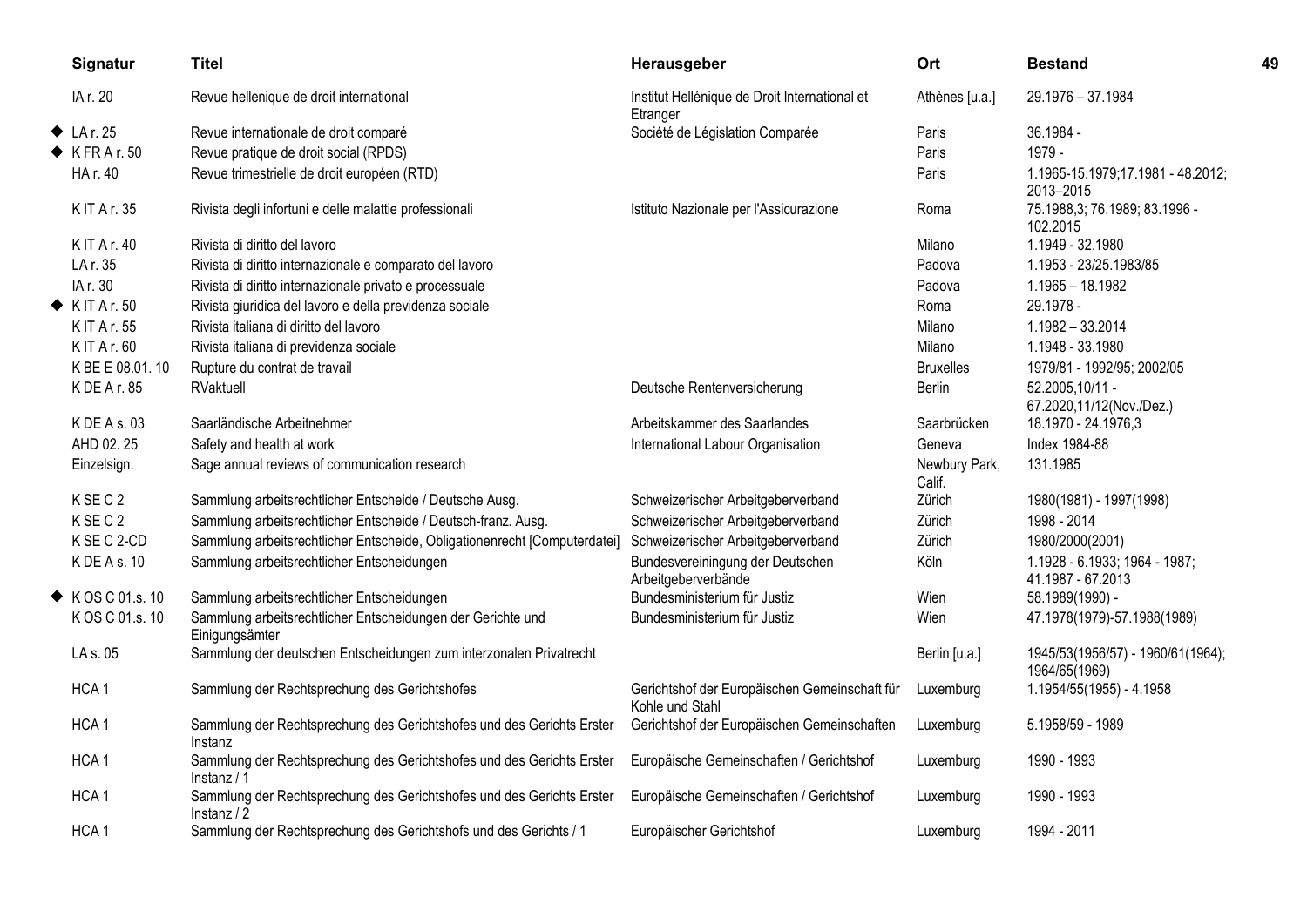| Signatur | Titel | Herausgeber | Ort | Bestand |
|---|---|---|---|---|
| IA r. 20 | Revue hellenique de droit international | Institut Hellénique de Droit International et Etranger | Athènes [u.a.] | 29.1976 – 37.1984 |
| ◆ LA r. 25 | Revue internationale de droit comparé | Société de Législation Comparée | Paris | 36.1984 - |
| ◆ K FR A r. 50 | Revue pratique de droit social (RPDS) | | Paris | 1979 - |
| HA r. 40 | Revue trimestrielle de droit européen (RTD) | | Paris | 1.1965-15.1979;17.1981 - 48.2012; 2013–2015 |
| K IT A r. 35 | Rivista degli infortuni e delle malattie professionali | Istituto Nazionale per l'Assicurazione | Roma | 75.1988,3; 76.1989; 83.1996 - 102.2015 |
| K IT A r. 40 | Rivista di diritto del lavoro | | Milano | 1.1949 - 32.1980 |
| LA r. 35 | Rivista di diritto internazionale e comparato del lavoro | | Padova | 1.1953 - 23/25.1983/85 |
| IA r. 30 | Rivista di diritto internazionale privato e processuale | | Padova | 1.1965 – 18.1982 |
| ◆ K IT A r. 50 | Rivista giuridica del lavoro e della previdenza sociale | | Roma | 29.1978 - |
| K IT A r. 55 | Rivista italiana di diritto del lavoro | | Milano | 1.1982 – 33.2014 |
| K IT A r. 60 | Rivista italiana di previdenza sociale | | Milano | 1.1948 - 33.1980 |
| K BE E 08.01. 10 | Rupture du contrat de travail | | Bruxelles | 1979/81 - 1992/95; 2002/05 |
| K DE A r. 85 | RVaktuell | Deutsche Rentenversicherung | Berlin | 52.2005,10/11 - 67.2020,11/12(Nov./Dez.) |
| K DE A s. 03 | Saarländische Arbeitnehmer | Arbeitskammer des Saarlandes | Saarbrücken | 18.1970 - 24.1976,3 |
| AHD 02. 25 | Safety and health at work | International Labour Organisation | Geneva | Index 1984-88 |
| Einzelsign. | Sage annual reviews of communication research | | Newbury Park, Calif. | 131.1985 |
| K SE C 2 | Sammlung arbeitsrechtlicher Entscheide / Deutsche Ausg. | Schweizerischer Arbeitgeberverband | Zürich | 1980(1981) - 1997(1998) |
| K SE C 2 | Sammlung arbeitsrechtlicher Entscheide / Deutsch-franz. Ausg. | Schweizerischer Arbeitgeberverband | Zürich | 1998 - 2014 |
| K SE C 2-CD | Sammlung arbeitsrechtlicher Entscheide, Obligationenrecht [Computerdatei] | Schweizerischer Arbeitgeberverband | Zürich | 1980/2000(2001) |
| K DE A s. 10 | Sammlung arbeitsrechtlicher Entscheidungen | Bundesvereiningung der Deutschen Arbeitgeberverbände | Köln | 1.1928 - 6.1933; 1964 - 1987; 41.1987 - 67.2013 |
| ◆ K OS C 01.s. 10 | Sammlung arbeitsrechtlicher Entscheidungen | Bundesministerium für Justiz | Wien | 58.1989(1990) - |
| K OS C 01.s. 10 | Sammlung arbeitsrechtlicher Entscheidungen der Gerichte und Einigungsämter | Bundesministerium für Justiz | Wien | 47.1978(1979)-57.1988(1989) |
| LA s. 05 | Sammlung der deutschen Entscheidungen zum interzonalen Privatrecht | | Berlin [u.a.] | 1945/53(1956/57) - 1960/61(1964); 1964/65(1969) |
| HCA 1 | Sammlung der Rechtsprechung des Gerichtshofes | Gerichtshof der Europäischen Gemeinschaft für Kohle und Stahl | Luxemburg | 1.1954/55(1955) - 4.1958 |
| HCA 1 | Sammlung der Rechtsprechung des Gerichtshofes und des Gerichts Erster Instanz | Gerichtshof der Europäischen Gemeinschaften | Luxemburg | 5.1958/59 - 1989 |
| HCA 1 | Sammlung der Rechtsprechung des Gerichtshofes und des Gerichts Erster Instanz / 1 | Europäische Gemeinschaften / Gerichtshof | Luxemburg | 1990 - 1993 |
| HCA 1 | Sammlung der Rechtsprechung des Gerichtshofes und des Gerichts Erster Instanz / 2 | Europäische Gemeinschaften / Gerichtshof | Luxemburg | 1990 - 1993 |
| HCA 1 | Sammlung der Rechtsprechung des Gerichtshofs und des Gerichts / 1 | Europäischer Gerichtshof | Luxemburg | 1994 - 2011 |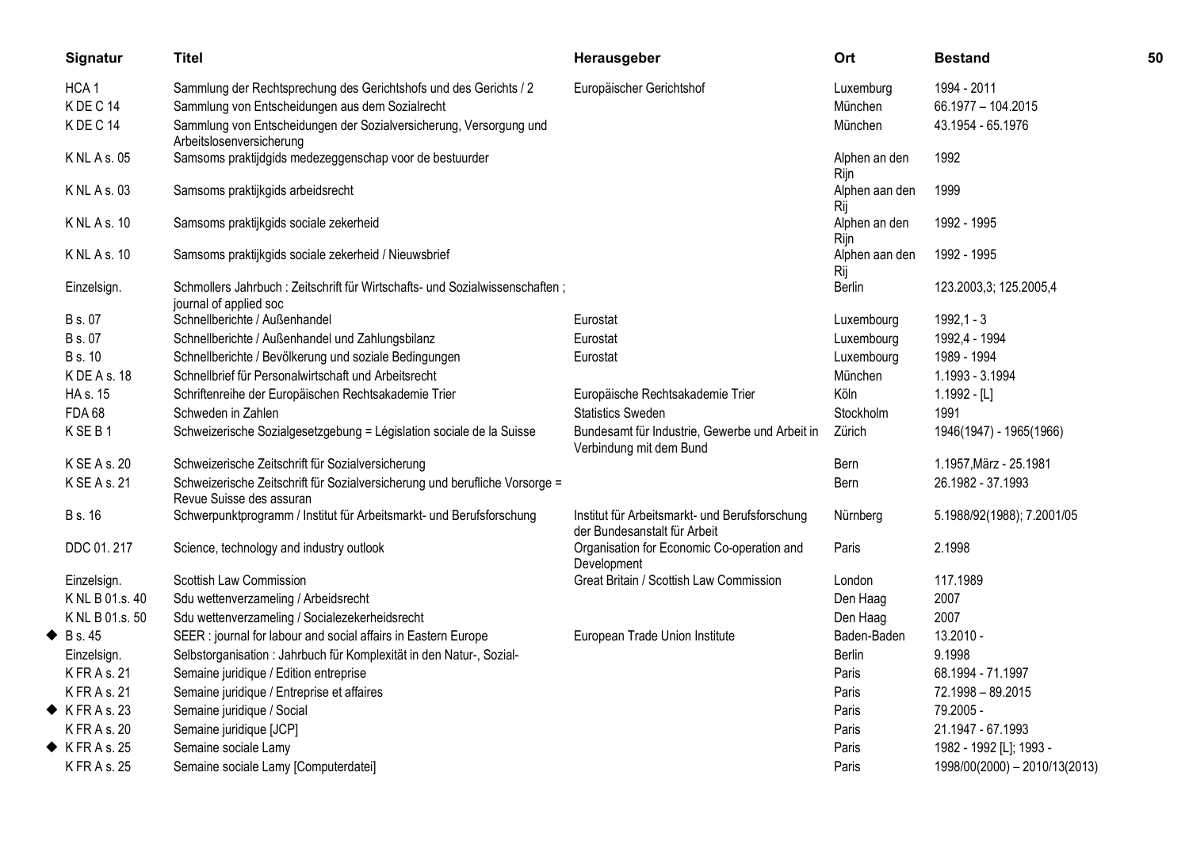| Signatur | Titel | Herausgeber | Ort | Bestand |
|---|---|---|---|---|
| HCA 1 | Sammlung der Rechtsprechung des Gerichtshofs und des Gerichts / 2 | Europäischer Gerichtshof | Luxemburg | 1994 - 2011 |
| K DE C 14 | Sammlung von Entscheidungen aus dem Sozialrecht | | München | 66.1977 – 104.2015 |
| K DE C 14 | Sammlung von Entscheidungen der Sozialversicherung, Versorgung und Arbeitslosenversicherung | | München | 43.1954 - 65.1976 |
| K NL A s. 05 | Samsoms praktijdgids medezeggenschap voor de bestuurder | | Alphen an den Rijn | 1992 |
| K NL A s. 03 | Samsoms praktijkgids arbeidsrecht | | Alphen aan den Rij | 1999 |
| K NL A s. 10 | Samsoms praktijkgids sociale zekerheid | | Alphen an den Rijn | 1992 - 1995 |
| K NL A s. 10 | Samsoms praktijkgids sociale zekerheid / Nieuwsbrief | | Alphen aan den Rij | 1992 - 1995 |
| Einzelsign. | Schmollers Jahrbuch : Zeitschrift für Wirtschafts- und Sozialwissenschaften ; journal of applied soc | | Berlin | 123.2003,3; 125.2005,4 |
| B s. 07 | Schnellberichte / Außenhandel | Eurostat | Luxembourg | 1992,1 - 3 |
| B s. 07 | Schnellberichte / Außenhandel und Zahlungsbilanz | Eurostat | Luxembourg | 1992,4 - 1994 |
| B s. 10 | Schnellberichte / Bevölkerung und soziale Bedingungen | Eurostat | Luxembourg | 1989 - 1994 |
| K DE A s. 18 | Schnellbrief für Personalwirtschaft und Arbeitsrecht | | München | 1.1993 - 3.1994 |
| HA s. 15 | Schriftenreihe der Europäischen Rechtsakademie Trier | Europäische Rechtsakademie Trier | Köln | 1.1992 - [L] |
| FDA 68 | Schweden in Zahlen | Statistics Sweden | Stockholm | 1991 |
| K SE B 1 | Schweizerische Sozialgesetzgebung = Législation sociale de la Suisse | Bundesamt für Industrie, Gewerbe und Arbeit in Verbindung mit dem Bund | Zürich | 1946(1947) - 1965(1966) |
| K SE A s. 20 | Schweizerische Zeitschrift für Sozialversicherung | | Bern | 1.1957,März - 25.1981 |
| K SE A s. 21 | Schweizerische Zeitschrift für Sozialversicherung und berufliche Vorsorge = Revue Suisse des assuran | | Bern | 26.1982 - 37.1993 |
| B s. 16 | Schwerpunktprogramm / Institut für Arbeitsmarkt- und Berufsforschung | Institut für Arbeitsmarkt- und Berufsforschung der Bundesanstalt für Arbeit | Nürnberg | 5.1988/92(1988); 7.2001/05 |
| DDC 01. 217 | Science, technology and industry outlook | Organisation for Economic Co-operation and Development | Paris | 2.1998 |
| Einzelsign. | Scottish Law Commission | Great Britain / Scottish Law Commission | London | 117.1989 |
| K NL B 01.s. 40 | Sdu wettenverzameling / Arbeidsrecht | | Den Haag | 2007 |
| K NL B 01.s. 50 | Sdu wettenverzameling / Socialezekerheidsrecht | | Den Haag | 2007 |
| ◆ B s. 45 | SEER : journal for labour and social affairs in Eastern Europe | European Trade Union Institute | Baden-Baden | 13.2010 - |
| Einzelsign. | Selbstorganisation : Jahrbuch für Komplexität in den Natur-, Sozial- | | Berlin | 9.1998 |
| K FR A s. 21 | Semaine juridique / Edition entreprise | | Paris | 68.1994 - 71.1997 |
| K FR A s. 21 | Semaine juridique / Entreprise et affaires | | Paris | 72.1998 – 89.2015 |
| ◆ K FR A s. 23 | Semaine juridique / Social | | Paris | 79.2005 - |
| K FR A s. 20 | Semaine juridique [JCP] | | Paris | 21.1947 - 67.1993 |
| ◆ K FR A s. 25 | Semaine sociale Lamy | | Paris | 1982 - 1992 [L]; 1993 - |
| K FR A s. 25 | Semaine sociale Lamy [Computerdatei] | | Paris | 1998/00(2000) – 2010/13(2013) |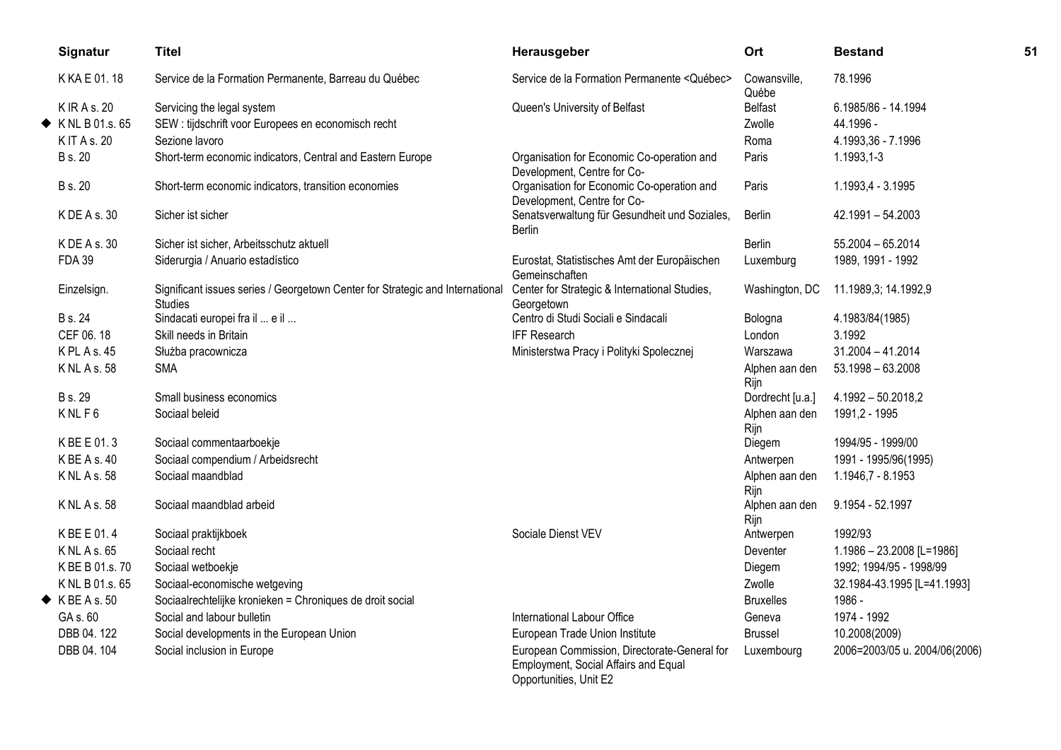| Signatur | Titel | Herausgeber | Ort | Bestand |
|---|---|---|---|---|
| K KA E 01. 18 | Service de la Formation Permanente, Barreau du Québec | Service de la Formation Permanente <Québec> | Cowansville, Québe | 78.1996 |
| K IR A s. 20 | Servicing the legal system | Queen's University of Belfast | Belfast | 6.1985/86 - 14.1994 |
| ◆ K NL B 01.s. 65 | SEW : tijdschrift voor Europees en economisch recht | | Zwolle | 44.1996 - |
| K IT A s. 20 | Sezione lavoro | | Roma | 4.1993,36 - 7.1996 |
| B s. 20 | Short-term economic indicators, Central and Eastern Europe | Organisation for Economic Co-operation and Development, Centre for Co- | Paris | 1.1993,1-3 |
| B s. 20 | Short-term economic indicators, transition economies | Organisation for Economic Co-operation and Development, Centre for Co- | Paris | 1.1993,4 - 3.1995 |
| K DE A s. 30 | Sicher ist sicher | Senatsverwaltung für Gesundheit und Soziales, Berlin | Berlin | 42.1991 – 54.2003 |
| K DE A s. 30 | Sicher ist sicher, Arbeitsschutz aktuell | | Berlin | 55.2004 – 65.2014 |
| FDA 39 | Siderurgia / Anuario estadístico | Eurostat, Statistisches Amt der Europäischen Gemeinschaften | Luxemburg | 1989, 1991 - 1992 |
| Einzelsign. | Significant issues series / Georgetown Center for Strategic and International Studies | Center for Strategic & International Studies, Georgetown | Washington, DC | 11.1989,3; 14.1992,9 |
| B s. 24 | Sindacati europei fra il ... e il ... | Centro di Studi Sociali e Sindacali | Bologna | 4.1983/84(1985) |
| CEF 06. 18 | Skill needs in Britain | IFF Research | London | 3.1992 |
| K PL A s. 45 | Służba pracownicza | Ministerstwa Pracy i Polityki Spolecznej | Warszawa | 31.2004 – 41.2014 |
| K NL A s. 58 | SMA | | Alphen aan den Rijn | 53.1998 – 63.2008 |
| B s. 29 | Small business economics | | Dordrecht [u.a.] | 4.1992 – 50.2018,2 |
| K NL F 6 | Sociaal beleid | | Alphen aan den Rijn | 1991,2 - 1995 |
| K BE E 01. 3 | Sociaal commentaarboekje | | Diegem | 1994/95 - 1999/00 |
| K BE A s. 40 | Sociaal compendium / Arbeidsrecht | | Antwerpen | 1991 - 1995/96(1995) |
| K NL A s. 58 | Sociaal maandblad | | Alphen aan den Rijn | 1.1946,7 - 8.1953 |
| K NL A s. 58 | Sociaal maandblad arbeid | | Alphen aan den Rijn | 9.1954 - 52.1997 |
| K BE E 01. 4 | Sociaal praktijkboek | Sociale Dienst VEV | Antwerpen | 1992/93 |
| K NL A s. 65 | Sociaal recht | | Deventer | 1.1986 – 23.2008 [L=1986] |
| K BE B 01.s. 70 | Sociaal wetboekje | | Diegem | 1992; 1994/95 - 1998/99 |
| K NL B 01.s. 65 | Sociaal-economische wetgeving | | Zwolle | 32.1984-43.1995 [L=41.1993] |
| ◆ K BE A s. 50 | Sociaalrechtelijke kronieken = Chroniques de droit social | | Bruxelles | 1986 - |
| GA s. 60 | Social and labour bulletin | International Labour Office | Geneva | 1974 - 1992 |
| DBB 04. 122 | Social developments in the European Union | European Trade Union Institute | Brussel | 10.2008(2009) |
| DBB 04. 104 | Social inclusion in Europe | European Commission, Directorate-General for Employment, Social Affairs and Equal Opportunities, Unit E2 | Luxembourg | 2006=2003/05 u. 2004/06(2006) |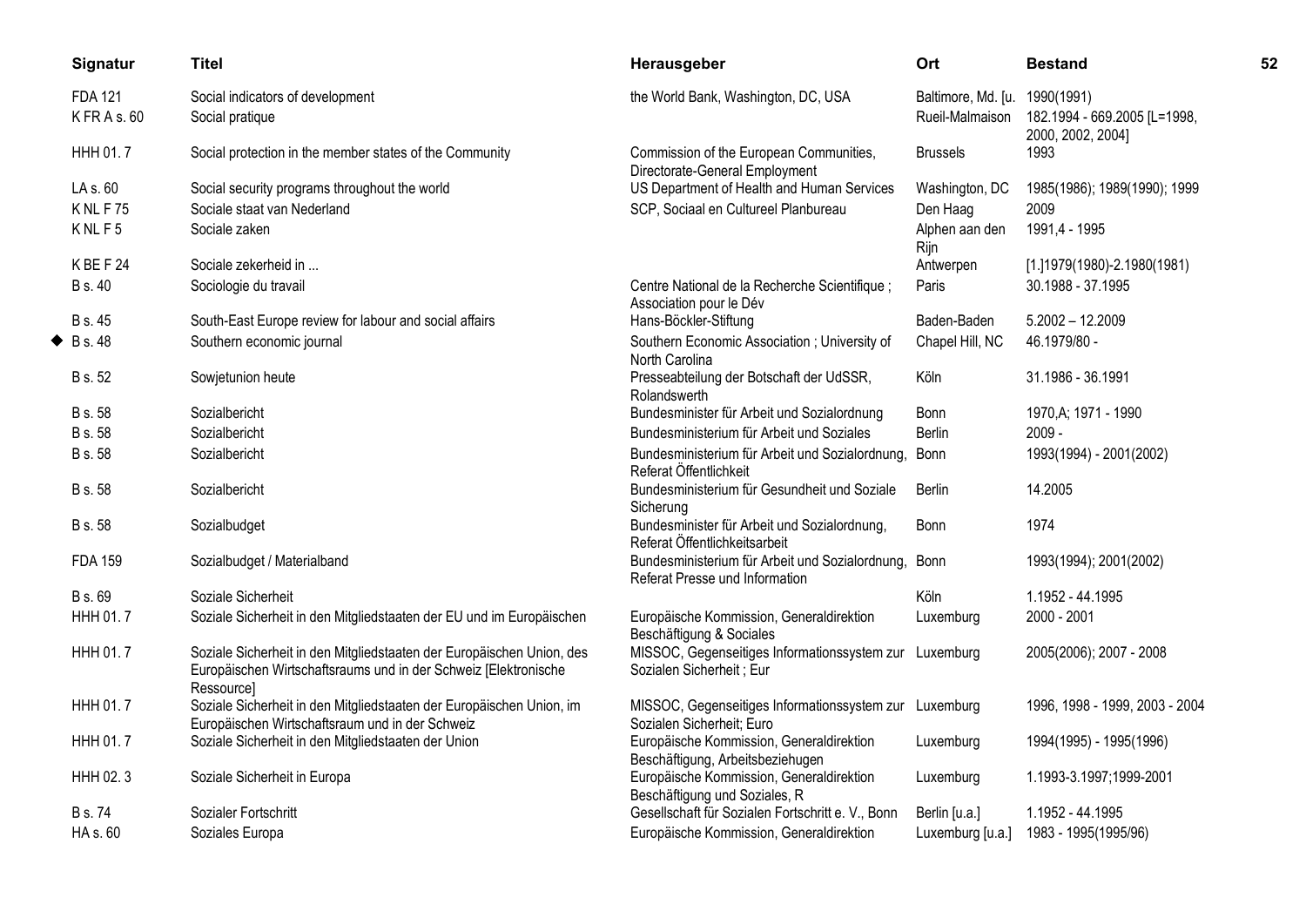| Signatur | Titel | Herausgeber | Ort | Bestand |
|---|---|---|---|---|
| FDA 121 | Social indicators of development | the World Bank, Washington, DC, USA | Baltimore, Md. [u. | 1990(1991) |
| K FR A s. 60 | Social pratique | | Rueil-Malmaison | 182.1994 - 669.2005 [L=1998, 2000, 2002, 2004] |
| HHH 01. 7 | Social protection in the member states of the Community | Commission of the European Communities, Directorate-General Employment | Brussels | 1993 |
| LA s. 60 | Social security programs throughout the world | US Department of Health and Human Services | Washington, DC | 1985(1986); 1989(1990); 1999 |
| K NL F 75 | Sociale staat van Nederland | SCP, Sociaal en Cultureel Planbureau | Den Haag | 2009 |
| K NL F 5 | Sociale zaken | | Alphen aan den Rijn | 1991,4 - 1995 |
| K BE F 24 | Sociale zekerheid in ... | | Antwerpen | [1.]1979(1980)-2.1980(1981) |
| B s. 40 | Sociologie du travail | Centre National de la Recherche Scientifique ; Association pour le Dév | Paris | 30.1988 - 37.1995 |
| B s. 45 | South-East Europe review for labour and social affairs | Hans-Böckler-Stiftung | Baden-Baden | 5.2002 – 12.2009 |
| ◆ B s. 48 | Southern economic journal | Southern Economic Association ; University of North Carolina | Chapel Hill, NC | 46.1979/80 - |
| B s. 52 | Sowjetunion heute | Presseabteilung der Botschaft der UdSSR, Rolandswerth | Köln | 31.1986 - 36.1991 |
| B s. 58 | Sozialbericht | Bundesminister für Arbeit und Sozialordnung | Bonn | 1970,A; 1971 - 1990 |
| B s. 58 | Sozialbericht | Bundesministerium für Arbeit und Soziales | Berlin | 2009 - |
| B s. 58 | Sozialbericht | Bundesministerium für Arbeit und Sozialordnung, Referat Öffentlichkeit | Bonn | 1993(1994) - 2001(2002) |
| B s. 58 | Sozialbericht | Bundesministerium für Gesundheit und Soziale Sicherung | Berlin | 14.2005 |
| B s. 58 | Sozialbudget | Bundesminister für Arbeit und Sozialordnung, Referat Öffentlichkeitsarbeit | Bonn | 1974 |
| FDA 159 | Sozialbudget / Materialband | Bundesministerium für Arbeit und Sozialordnung, Referat Presse und Information | Bonn | 1993(1994); 2001(2002) |
| B s. 69 | Soziale Sicherheit | | Köln | 1.1952 - 44.1995 |
| HHH 01. 7 | Soziale Sicherheit in den Mitgliedstaaten der EU und im Europäischen | Europäische Kommission, Generaldirektion Beschäftigung & Sociales | Luxemburg | 2000 - 2001 |
| HHH 01. 7 | Soziale Sicherheit in den Mitgliedstaaten der Europäischen Union, des Europäischen Wirtschaftsraums und in der Schweiz [Elektronische Ressource] | MISSOC, Gegenseitiges Informationssystem zur Sozialen Sicherheit ; Eur | Luxemburg | 2005(2006); 2007 - 2008 |
| HHH 01. 7 | Soziale Sicherheit in den Mitgliedstaaten der Europäischen Union, im Europäischen Wirtschaftsraum und in der Schweiz | MISSOC, Gegenseitiges Informationssystem zur Sozialen Sicherheit; Euro | Luxemburg | 1996, 1998 - 1999, 2003 - 2004 |
| HHH 01. 7 | Soziale Sicherheit in den Mitgliedstaaten der Union | Europäische Kommission, Generaldirektion Beschäftigung, Arbeitsbeziehugen | Luxemburg | 1994(1995) - 1995(1996) |
| HHH 02. 3 | Soziale Sicherheit in Europa | Europäische Kommission, Generaldirektion Beschäftigung und Soziales, R | Luxemburg | 1.1993-3.1997;1999-2001 |
| B s. 74 | Sozialer Fortschritt | Gesellschaft für Sozialen Fortschritt e. V., Bonn | Berlin [u.a.] | 1.1952 - 44.1995 |
| HA s. 60 | Soziales Europa | Europäische Kommission, Generaldirektion | Luxemburg [u.a.] | 1983 - 1995(1995/96) |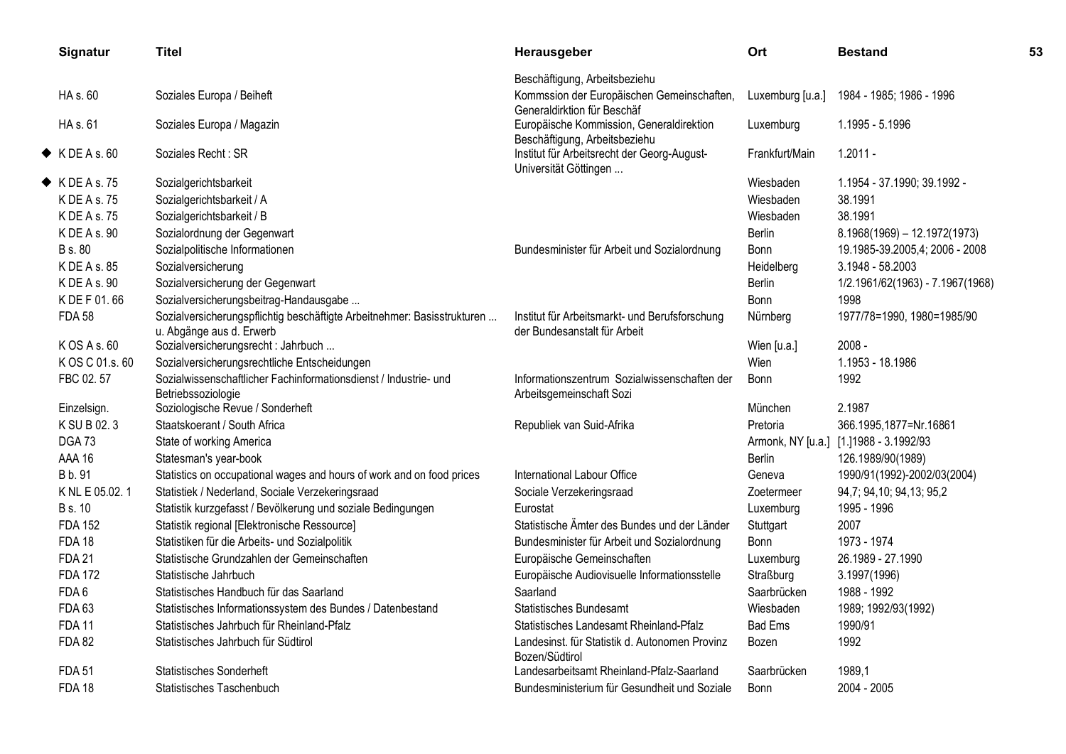| Signatur | Titel | Herausgeber | Ort | Bestand |
|---|---|---|---|---|
| | | Beschäftigung, Arbeitsbeziehu | | |
| HA s. 60 | Soziales Europa / Beiheft | Kommssion der Europäischen Gemeinschaften, Generaldirktion für Beschäf | Luxemburg [u.a.] | 1984 - 1985; 1986 - 1996 |
| HA s. 61 | Soziales Europa / Magazin | Europäische Kommission, Generaldirektion Beschäftigung, Arbeitsbeziehu | Luxemburg | 1.1995 - 5.1996 |
| ◆ K DE A s. 60 | Soziales Recht : SR | Institut für Arbeitsrecht der Georg-August-Universität Göttingen ... | Frankfurt/Main | 1.2011 - |
| ◆ K DE A s. 75 | Sozialgerichtsbarkeit | | Wiesbaden | 1.1954 - 37.1990; 39.1992 - |
| K DE A s. 75 | Sozialgerichtsbarkeit / A | | Wiesbaden | 38.1991 |
| K DE A s. 75 | Sozialgerichtsbarkeit / B | | Wiesbaden | 38.1991 |
| K DE A s. 90 | Sozialordnung der Gegenwart | | Berlin | 8.1968(1969) – 12.1972(1973) |
| B s. 80 | Sozialpolitische Informationen | Bundesminister für Arbeit und Sozialordnung | Bonn | 19.1985-39.2005,4; 2006 - 2008 |
| K DE A s. 85 | Sozialversicherung | | Heidelberg | 3.1948 - 58.2003 |
| K DE A s. 90 | Sozialversicherung der Gegenwart | | Berlin | 1/2.1961/62(1963) - 7.1967(1968) |
| K DE F 01. 66 | Sozialversicherungsbeitrag-Handausgabe ... | | Bonn | 1998 |
| FDA 58 | Sozialversicherungspflichtig beschäftigte Arbeitnehmer: Basisstrukturen ... u. Abgänge aus d. Erwerb | Institut für Arbeitsmarkt- und Berufsforschung der Bundesanstalt für Arbeit | Nürnberg | 1977/78=1990, 1980=1985/90 |
| K OS A s. 60 | Sozialversicherungsrecht : Jahrbuch ... | | Wien [u.a.] | 2008 - |
| K OS C 01.s. 60 | Sozialversicherungsrechtliche Entscheidungen | | Wien | 1.1953 - 18.1986 |
| FBC 02. 57 | Sozialwissenschaftlicher Fachinformationsdienst / Industrie- und Betriebssoziologie | Informationszentrum Sozialwissenschaften der Arbeitsgemeinschaft Sozi | Bonn | 1992 |
| Einzelsign. | Soziologische Revue / Sonderheft | | München | 2.1987 |
| K SU B 02. 3 | Staatskoerant / South Africa | Republiek van Suid-Afrika | Pretoria | 366.1995,1877=Nr.16861 |
| DGA 73 | State of working America | | Armonk, NY [u.a.] | [1.]1988 - 3.1992/93 |
| AAA 16 | Statesman's year-book | | Berlin | 126.1989/90(1989) |
| B b. 91 | Statistics on occupational wages and hours of work and on food prices | International Labour Office | Geneva | 1990/91(1992)-2002/03(2004) |
| K NL E 05.02. 1 | Statistiek / Nederland, Sociale Verzekeringsraad | Sociale Verzekeringsraad | Zoetermeer | 94,7; 94,10; 94,13; 95,2 |
| B s. 10 | Statistik kurzgefasst / Bevölkerung und soziale Bedingungen | Eurostat | Luxemburg | 1995 - 1996 |
| FDA 152 | Statistik regional [Elektronische Ressource] | Statistische Ämter des Bundes und der Länder | Stuttgart | 2007 |
| FDA 18 | Statistiken für die Arbeits- und Sozialpolitik | Bundesminister für Arbeit und Sozialordnung | Bonn | 1973 - 1974 |
| FDA 21 | Statistische Grundzahlen der Gemeinschaften | Europäische Gemeinschaften | Luxemburg | 26.1989 - 27.1990 |
| FDA 172 | Statistische Jahrbuch | Europäische Audiovisuelle Informationsstelle | Straßburg | 3.1997(1996) |
| FDA 6 | Statistisches Handbuch für das Saarland | Saarland | Saarbrücken | 1988 - 1992 |
| FDA 63 | Statistisches Informationssystem des Bundes / Datenbestand | Statistisches Bundesamt | Wiesbaden | 1989; 1992/93(1992) |
| FDA 11 | Statistisches Jahrbuch für Rheinland-Pfalz | Statistisches Landesamt Rheinland-Pfalz | Bad Ems | 1990/91 |
| FDA 82 | Statistisches Jahrbuch für Südtirol | Landesinst. für Statistik d. Autonomen Provinz Bozen/Südtirol | Bozen | 1992 |
| FDA 51 | Statistisches Sonderheft | Landesarbeitsamt Rheinland-Pfalz-Saarland | Saarbrücken | 1989,1 |
| FDA 18 | Statistisches Taschenbuch | Bundesministerium für Gesundheit und Soziale | Bonn | 2004 - 2005 |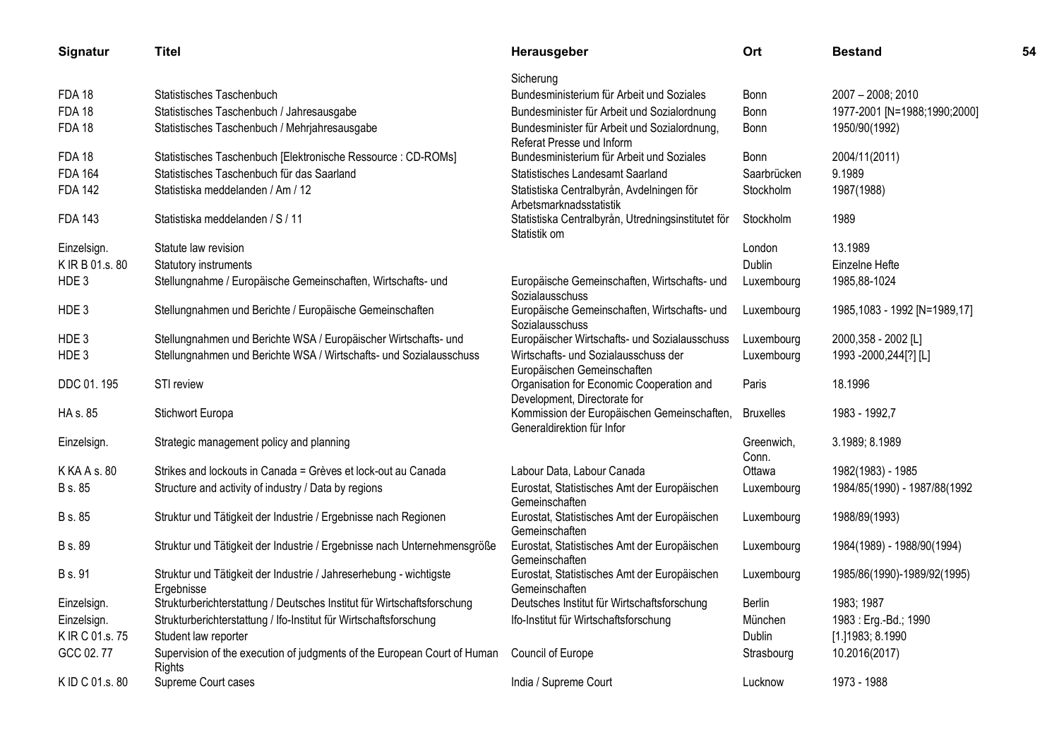| Signatur | Titel | Herausgeber | Ort | Bestand |
|---|---|---|---|---|
| | | Sicherung | | |
| FDA 18 | Statistisches Taschenbuch | Bundesministerium für Arbeit und Soziales | Bonn | 2007 – 2008; 2010 |
| FDA 18 | Statistisches Taschenbuch / Jahresausgabe | Bundesminister für Arbeit und Sozialordnung | Bonn | 1977-2001 [N=1988;1990;2000] |
| FDA 18 | Statistisches Taschenbuch / Mehrjahresausgabe | Bundesminister für Arbeit und Sozialordnung, Referat Presse und Inform | Bonn | 1950/90(1992) |
| FDA 18 | Statistisches Taschenbuch [Elektronische Ressource : CD-ROMs] | Bundesministerium für Arbeit und Soziales | Bonn | 2004/11(2011) |
| FDA 164 | Statistisches Taschenbuch für das Saarland | Statistisches Landesamt Saarland | Saarbrücken | 9.1989 |
| FDA 142 | Statistiska meddelanden / Am / 12 | Statistiska Centralbyrån, Avdelningen för Arbetsmarknadsstatistik | Stockholm | 1987(1988) |
| FDA 143 | Statistiska meddelanden / S / 11 | Statistiska Centralbyrån, Utredningsinstitutet för Statistik om | Stockholm | 1989 |
| Einzelsign. | Statute law revision | | London | 13.1989 |
| K IR B 01.s. 80 | Statutory instruments | | Dublin | Einzelne Hefte |
| HDE 3 | Stellungnahme / Europäische Gemeinschaften, Wirtschafts- und | Europäische Gemeinschaften, Wirtschafts- und Sozialausschuss | Luxembourg | 1985,88-1024 |
| HDE 3 | Stellungnahmen und Berichte / Europäische Gemeinschaften | Europäische Gemeinschaften, Wirtschafts- und Sozialausschuss | Luxembourg | 1985,1083 - 1992 [N=1989,17] |
| HDE 3 | Stellungnahmen und Berichte WSA / Europäischer Wirtschafts- und | Europäischer Wirtschafts- und Sozialausschuss | Luxembourg | 2000,358 - 2002 [L] |
| HDE 3 | Stellungnahmen und Berichte WSA / Wirtschafts- und Sozialausschuss | Wirtschafts- und Sozialausschuss der Europäischen Gemeinschaften | Luxembourg | 1993 -2000,244[?] [L] |
| DDC 01. 195 | STI review | Organisation for Economic Cooperation and Development, Directorate for | Paris | 18.1996 |
| HA s. 85 | Stichwort Europa | Kommission der Europäischen Gemeinschaften, Generaldirektion für Infor | Bruxelles | 1983 - 1992,7 |
| Einzelsign. | Strategic management policy and planning | | Greenwich, Conn. | 3.1989; 8.1989 |
| K KA A s. 80 | Strikes and lockouts in Canada = Grèves et lock-out au Canada | Labour Data, Labour Canada | Ottawa | 1982(1983) - 1985 |
| B s. 85 | Structure and activity of industry / Data by regions | Eurostat, Statistisches Amt der Europäischen Gemeinschaften | Luxembourg | 1984/85(1990) - 1987/88(1992 |
| B s. 85 | Struktur und Tätigkeit der Industrie / Ergebnisse nach Regionen | Eurostat, Statistisches Amt der Europäischen Gemeinschaften | Luxembourg | 1988/89(1993) |
| B s. 89 | Struktur und Tätigkeit der Industrie / Ergebnisse nach Unternehmensgröße | Eurostat, Statistisches Amt der Europäischen Gemeinschaften | Luxembourg | 1984(1989) - 1988/90(1994) |
| B s. 91 | Struktur und Tätigkeit der Industrie / Jahreserhebung - wichtigste Ergebnisse | Eurostat, Statistisches Amt der Europäischen Gemeinschaften | Luxembourg | 1985/86(1990)-1989/92(1995) |
| Einzelsign. | Strukturberichterstattung / Deutsches Institut für Wirtschaftsforschung | Deutsches Institut für Wirtschaftsforschung | Berlin | 1983; 1987 |
| Einzelsign. | Strukturberichterstattung / Ifo-Institut für Wirtschaftsforschung | Ifo-Institut für Wirtschaftsforschung | München | 1983 : Erg.-Bd.; 1990 |
| K IR C 01.s. 75 | Student law reporter | | Dublin | [1.]1983; 8.1990 |
| GCC 02. 77 | Supervision of the execution of judgments of the European Court of Human Rights | Council of Europe | Strasbourg | 10.2016(2017) |
| K ID C 01.s. 80 | Supreme Court cases | India / Supreme Court | Lucknow | 1973 - 1988 |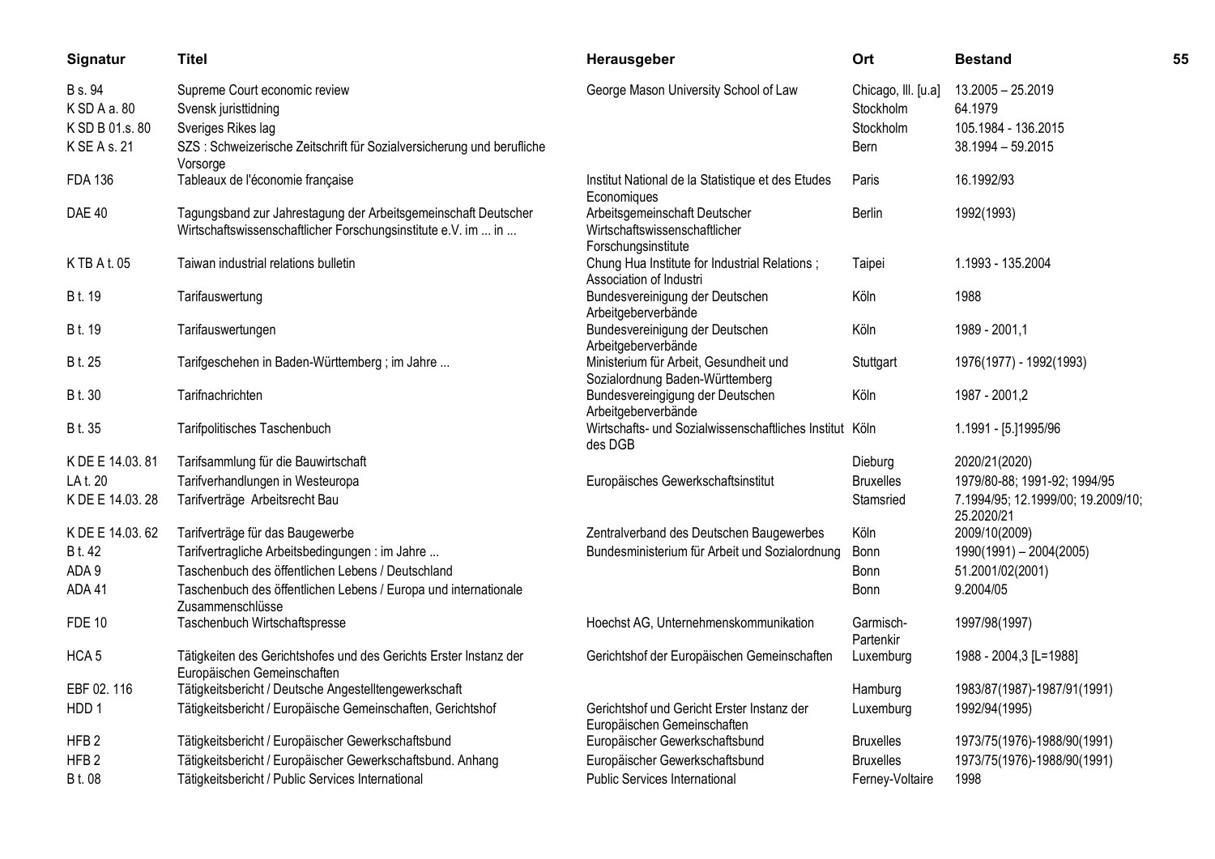| Signatur | Titel | Herausgeber | Ort | Bestand |
|---|---|---|---|---|
| B s. 94 | Supreme Court economic review | George Mason University School of Law | Chicago, Ill. [u.a] | 13.2005 – 25.2019 |
| K SD A a. 80 | Svensk juristtidning | | Stockholm | 64.1979 |
| K SD B 01.s. 80 | Sveriges Rikes lag | | Stockholm | 105.1984 - 136.2015 |
| K SE A s. 21 | SZS : Schweizerische Zeitschrift für Sozialversicherung und berufliche Vorsorge | | Bern | 38.1994 – 59.2015 |
| FDA 136 | Tableaux de l'économie française | Institut National de la Statistique et des Etudes Economiques | Paris | 16.1992/93 |
| DAE 40 | Tagungsband zur Jahrestagung der Arbeitsgemeinschaft Deutscher Wirtschaftswissenschaftlicher Forschungsinstitute e.V. im ... in ... | Arbeitsgemeinschaft Deutscher Wirtschaftswissenschaftlicher Forschungsinstitute | Berlin | 1992(1993) |
| K TB A t. 05 | Taiwan industrial relations bulletin | Chung Hua Institute for Industrial Relations ; Association of Industri | Taipei | 1.1993 - 135.2004 |
| B t. 19 | Tarifauswertung | Bundesvereinigung der Deutschen Arbeitgeberverbände | Köln | 1988 |
| B t. 19 | Tarifauswertungen | Bundesvereinigung der Deutschen Arbeitgeberverbände | Köln | 1989 - 2001,1 |
| B t. 25 | Tarifgeschehen in Baden-Württemberg ; im Jahre ... | Ministerium für Arbeit, Gesundheit und Sozialordnung Baden-Württemberg | Stuttgart | 1976(1977) - 1992(1993) |
| B t. 30 | Tarifnachrichten | Bundesvereingigung der Deutschen Arbeitgeberverbände | Köln | 1987 - 2001,2 |
| B t. 35 | Tarifpolitisches Taschenbuch | Wirtschafts- und Sozialwissenschaftliches Institut des DGB | Köln | 1.1991 - [5.]1995/96 |
| K DE E 14.03. 81 | Tarifsammlung für die Bauwirtschaft | | Dieburg | 2020/21(2020) |
| LA t. 20 | Tarifverhandlungen in Westeuropa | Europäisches Gewerkschaftsinstitut | Bruxelles | 1979/80-88; 1991-92; 1994/95 |
| K DE E 14.03. 28 | Tarifverträge Arbeitsrecht Bau | | Stamsried | 7.1994/95; 12.1999/00; 19.2009/10; 25.2020/21 |
| K DE E 14.03. 62 | Tarifverträge für das Baugewerbe | Zentralverband des Deutschen Baugewerbes | Köln | 2009/10(2009) |
| B t. 42 | Tarifvertragliche Arbeitsbedingungen : im Jahre ... | Bundesministerium für Arbeit und Sozialordnung | Bonn | 1990(1991) – 2004(2005) |
| ADA 9 | Taschenbuch des öffentlichen Lebens / Deutschland | | Bonn | 51.2001/02(2001) |
| ADA 41 | Taschenbuch des öffentlichen Lebens / Europa und internationale Zusammenschlüsse | | Bonn | 9.2004/05 |
| FDE 10 | Taschenbuch Wirtschaftspresse | Hoechst AG, Unternehmenskommunikation | Garmisch-Partenkir | 1997/98(1997) |
| HCA 5 | Tätigkeiten des Gerichtshofes und des Gerichts Erster Instanz der Europäischen Gemeinschaften | Gerichtshof der Europäischen Gemeinschaften | Luxemburg | 1988 - 2004,3 [L=1988] |
| EBF 02. 116 | Tätigkeitsbericht / Deutsche Angestelltengewerkschaft | | Hamburg | 1983/87(1987)-1987/91(1991) |
| HDD 1 | Tätigkeitsbericht / Europäische Gemeinschaften, Gerichtshof | Gerichtshof und Gericht Erster Instanz der Europäischen Gemeinschaften | Luxemburg | 1992/94(1995) |
| HFB 2 | Tätigkeitsbericht / Europäischer Gewerkschaftsbund | Europäischer Gewerkschaftsbund | Bruxelles | 1973/75(1976)-1988/90(1991) |
| HFB 2 | Tätigkeitsbericht / Europäischer Gewerkschaftsbund. Anhang | Europäischer Gewerkschaftsbund | Bruxelles | 1973/75(1976)-1988/90(1991) |
| B t. 08 | Tätigkeitsbericht / Public Services International | Public Services International | Ferney-Voltaire | 1998 |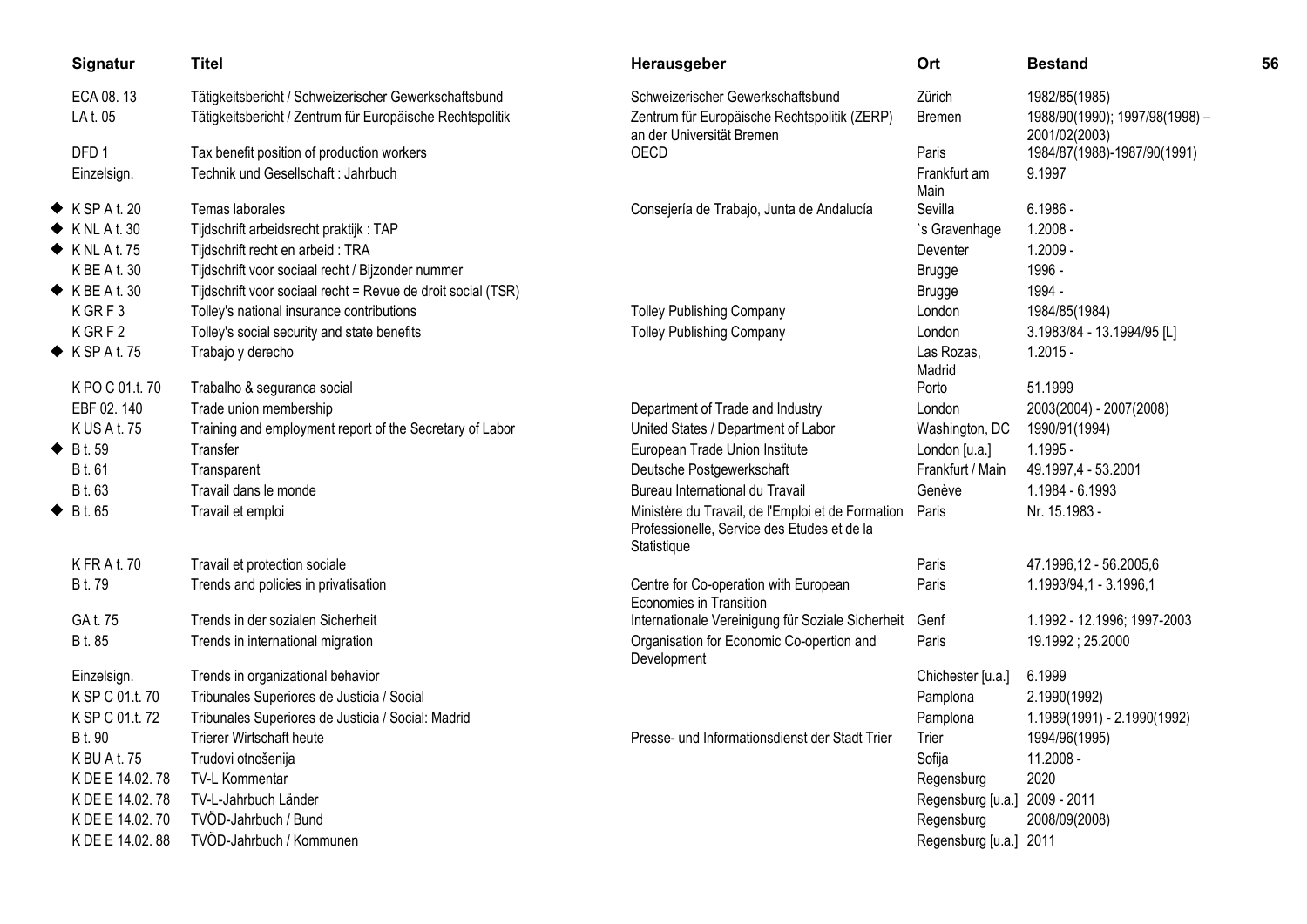| | Signatur | Titel | Herausgeber | Ort | Bestand |
|---|---|---|---|---|---|
| | ECA 08. 13 | Tätigkeitsbericht / Schweizerischer Gewerkschaftsbund | Schweizerischer Gewerkschaftsbund | Zürich | 1982/85(1985) |
| | LA t. 05 | Tätigkeitsbericht / Zentrum für Europäische Rechtspolitik | Zentrum für Europäische Rechtspolitik (ZERP) an der Universität Bremen | Bremen | 1988/90(1990); 1997/98(1998) – 2001/02(2003) |
| | DFD 1 | Tax benefit position of production workers | OECD | Paris | 1984/87(1988)-1987/90(1991) |
| | Einzelsign. | Technik und Gesellschaft : Jahrbuch | | Frankfurt am Main | 9.1997 |
| ◆ | K SP A t. 20 | Temas laborales | Consejería de Trabajo, Junta de Andalucía | Sevilla | 6.1986 - |
| ◆ | K NL A t. 30 | Tijdschrift arbeidsrecht praktijk : TAP | | `s Gravenhage | 1.2008 - |
| ◆ | K NL A t. 75 | Tijdschrift recht en arbeid : TRA | | Deventer | 1.2009 - |
| | K BE A t. 30 | Tijdschrift voor sociaal recht / Bijzonder nummer | | Brugge | 1996 - |
| ◆ | K BE A t. 30 | Tijdschrift voor sociaal recht = Revue de droit social (TSR) | | Brugge | 1994 - |
| | K GR F 3 | Tolley's national insurance contributions | Tolley Publishing Company | London | 1984/85(1984) |
| | K GR F 2 | Tolley's social security and state benefits | Tolley Publishing Company | London | 3.1983/84 - 13.1994/95 [L] |
| ◆ | K SP A t. 75 | Trabajo y derecho | | Las Rozas, Madrid | 1.2015 - |
| | K PO C 01.t. 70 | Trabalho & seguranca social | | Porto | 51.1999 |
| | EBF 02. 140 | Trade union membership | Department of Trade and Industry | London | 2003(2004) - 2007(2008) |
| | K US A t. 75 | Training and employment report of the Secretary of Labor | United States / Department of Labor | Washington, DC | 1990/91(1994) |
| ◆ | B t. 59 | Transfer | European Trade Union Institute | London [u.a.] | 1.1995 - |
| | B t. 61 | Transparent | Deutsche Postgewerkschaft | Frankfurt / Main | 49.1997,4 - 53.2001 |
| | B t. 63 | Travail dans le monde | Bureau International du Travail | Genève | 1.1984 - 6.1993 |
| ◆ | B t. 65 | Travail et emploi | Ministère du Travail, de l'Emploi et de Formation Professionelle, Service des Etudes et de la Statistique | Paris | Nr. 15.1983 - |
| | K FR A t. 70 | Travail et protection sociale | | Paris | 47.1996,12 - 56.2005,6 |
| | B t. 79 | Trends and policies in privatisation | Centre for Co-operation with European Economies in Transition | Paris | 1.1993/94,1 - 3.1996,1 |
| | GA t. 75 | Trends in der sozialen Sicherheit | Internationale Vereinigung für Soziale Sicherheit | Genf | 1.1992 - 12.1996; 1997-2003 |
| | B t. 85 | Trends in international migration | Organisation for Economic Co-opertion and Development | Paris | 19.1992 ; 25.2000 |
| | Einzelsign. | Trends in organizational behavior | | Chichester [u.a.] | 6.1999 |
| | K SP C 01.t. 70 | Tribunales Superiores de Justicia / Social | | Pamplona | 2.1990(1992) |
| | K SP C 01.t. 72 | Tribunales Superiores de Justicia / Social: Madrid | | Pamplona | 1.1989(1991) - 2.1990(1992) |
| | B t. 90 | Trierer Wirtschaft heute | Presse- und Informationsdienst der Stadt Trier | Trier | 1994/96(1995) |
| | K BU A t. 75 | Trudovi otnošenija | | Sofija | 11.2008 - |
| | K DE E 14.02. 78 | TV-L Kommentar | | Regensburg | 2020 |
| | K DE E 14.02. 78 | TV-L-Jahrbuch Länder | | Regensburg [u.a.] | 2009 - 2011 |
| | K DE E 14.02. 70 | TVÖD-Jahrbuch / Bund | | Regensburg | 2008/09(2008) |
| | K DE E 14.02. 88 | TVÖD-Jahrbuch / Kommunen | | Regensburg [u.a.] | 2011 |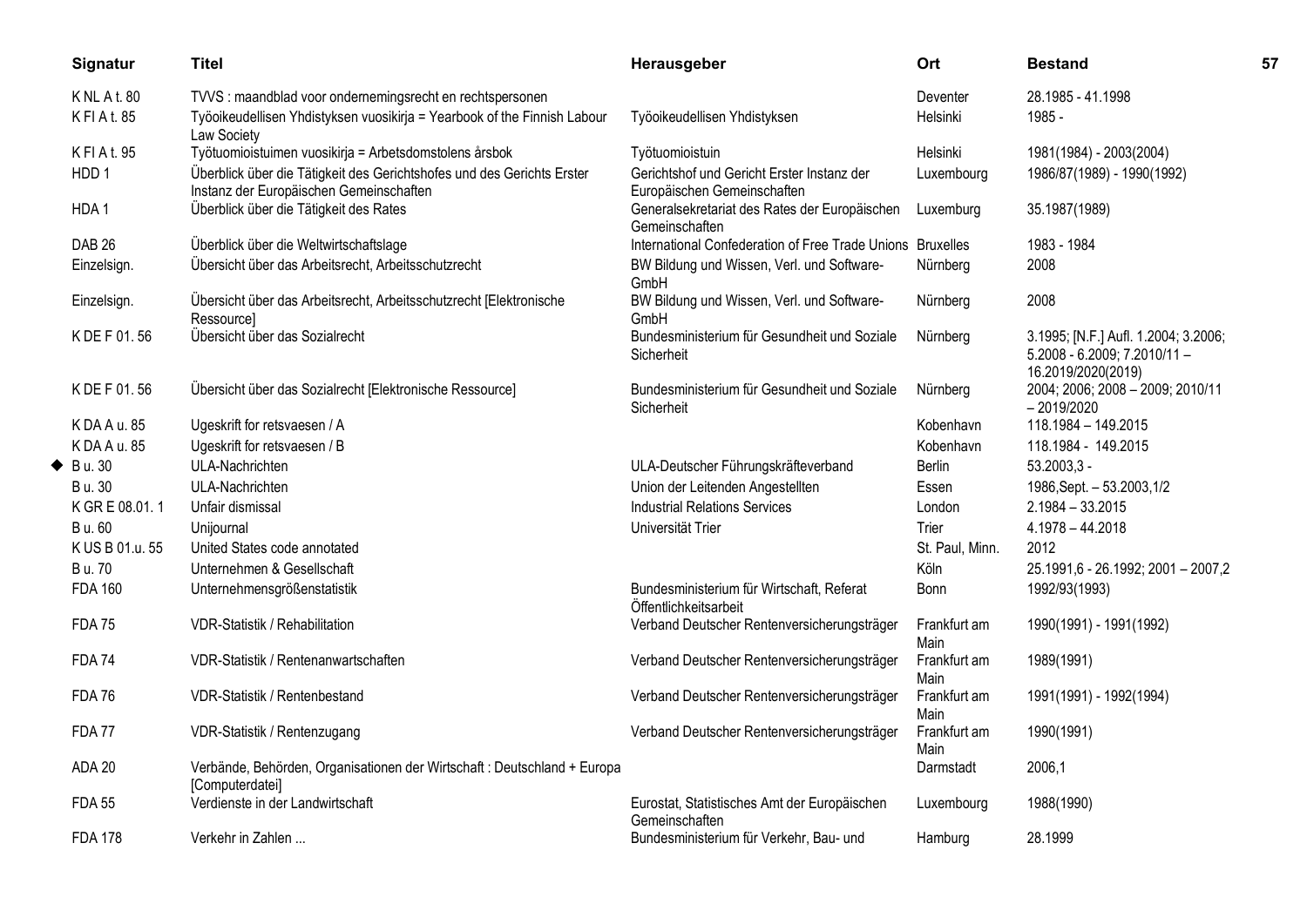| Signatur | Titel | Herausgeber | Ort | Bestand |
|---|---|---|---|---|
| K NL A t. 80 | TVVS : maandblad voor ondernemingsrecht en rechtspersonen | | Deventer | 28.1985 - 41.1998 |
| K FI A t. 85 | Työoikeudellisen Yhdistyksen vuosikirja = Yearbook of the Finnish Labour Law Society | Työoikeudellisen Yhdistyksen | Helsinki | 1985 - |
| K FI A t. 95 | Työtuomioistuimen vuosikirja = Arbetsdomstolens årsbok | Työtuomioistuin | Helsinki | 1981(1984) - 2003(2004) |
| HDD 1 | Überblick über die Tätigkeit des Gerichtshofes und des Gerichts Erster Instanz der Europäischen Gemeinschaften | Gerichtshof und Gericht Erster Instanz der Europäischen Gemeinschaften | Luxembourg | 1986/87(1989) - 1990(1992) |
| HDA 1 | Überblick über die Tätigkeit des Rates | Generalsekretariat des Rates der Europäischen Gemeinschaften | Luxemburg | 35.1987(1989) |
| DAB 26 | Überblick über die Weltwirtschaftslage | International Confederation of Free Trade Unions | Bruxelles | 1983 - 1984 |
| Einzelsign. | Übersicht über das Arbeitsrecht, Arbeitsschutzrecht | BW Bildung und Wissen, Verl. und Software-GmbH | Nürnberg | 2008 |
| Einzelsign. | Übersicht über das Arbeitsrecht, Arbeitsschutzrecht [Elektronische Ressource] | BW Bildung und Wissen, Verl. und Software-GmbH | Nürnberg | 2008 |
| K DE F 01. 56 | Übersicht über das Sozialrecht | Bundesministerium für Gesundheit und Soziale Sicherheit | Nürnberg | 3.1995; [N.F.] Aufl. 1.2004; 3.2006; 5.2008 - 6.2009; 7.2010/11 – 16.2019/2020(2019) |
| K DE F 01. 56 | Übersicht über das Sozialrecht [Elektronische Ressource] | Bundesministerium für Gesundheit und Soziale Sicherheit | Nürnberg | 2004; 2006; 2008 – 2009; 2010/11 – 2019/2020 |
| K DA A u. 85 | Ugeskrift for retsvaesen / A | | Kobenhavn | 118.1984 – 149.2015 |
| K DA A u. 85 | Ugeskrift for retsvaesen / B | | Kobenhavn | 118.1984 - 149.2015 |
| ◆ B u. 30 | ULA-Nachrichten | ULA-Deutscher Führungskräfteverband | Berlin | 53.2003,3 - |
| B u. 30 | ULA-Nachrichten | Union der Leitenden Angestellten | Essen | 1986,Sept. – 53.2003,1/2 |
| K GR E 08.01. 1 | Unfair dismissal | Industrial Relations Services | London | 2.1984 – 33.2015 |
| B u. 60 | Unijournal | Universität Trier | Trier | 4.1978 – 44.2018 |
| K US B 01.u. 55 | United States code annotated | | St. Paul, Minn. | 2012 |
| B u. 70 | Unternehmen & Gesellschaft | | Köln | 25.1991,6 - 26.1992; 2001 – 2007,2 |
| FDA 160 | Unternehmensgrößenstatistik | Bundesministerium für Wirtschaft, Referat Öffentlichkeitsarbeit | Bonn | 1992/93(1993) |
| FDA 75 | VDR-Statistik / Rehabilitation | Verband Deutscher Rentenversicherungsträger | Frankfurt am Main | 1990(1991) - 1991(1992) |
| FDA 74 | VDR-Statistik / Rentenanwartschaften | Verband Deutscher Rentenversicherungsträger | Frankfurt am Main | 1989(1991) |
| FDA 76 | VDR-Statistik / Rentenbestand | Verband Deutscher Rentenversicherungsträger | Frankfurt am Main | 1991(1991) - 1992(1994) |
| FDA 77 | VDR-Statistik / Rentenzugang | Verband Deutscher Rentenversicherungsträger | Frankfurt am Main | 1990(1991) |
| ADA 20 | Verbände, Behörden, Organisationen der Wirtschaft : Deutschland + Europa [Computerdatei] | | Darmstadt | 2006,1 |
| FDA 55 | Verdienste in der Landwirtschaft | Eurostat, Statistisches Amt der Europäischen Gemeinschaften | Luxembourg | 1988(1990) |
| FDA 178 | Verkehr in Zahlen ... | Bundesministerium für Verkehr, Bau- und | Hamburg | 28.1999 |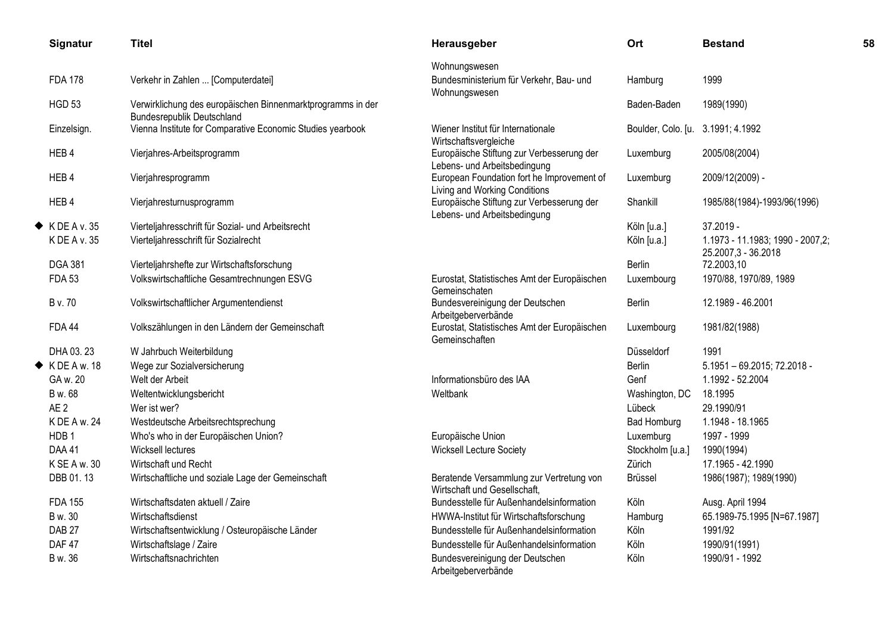| Signatur | Titel | Herausgeber | Ort | Bestand |
|---|---|---|---|---|
| | | Wohnungswesen | | |
| FDA 178 | Verkehr in Zahlen ... [Computerdatei] | Bundesministerium für Verkehr, Bau- und Wohnungswesen | Hamburg | 1999 |
| HGD 53 | Verwirklichung des europäischen Binnenmarktprogramms in der Bundesrepublik Deutschland | | Baden-Baden | 1989(1990) |
| Einzelsign. | Vienna Institute for Comparative Economic Studies yearbook | Wiener Institut für Internationale Wirtschaftsvergleiche | Boulder, Colo. [u. | 3.1991; 4.1992 |
| HEB 4 | Vierjahres-Arbeitsprogramm | Europäische Stiftung zur Verbesserung der Lebens- und Arbeitsbedingung | Luxemburg | 2005/08(2004) |
| HEB 4 | Vierjahresprogramm | European Foundation fort he Improvement of Living and Working Conditions | Luxemburg | 2009/12(2009) - |
| HEB 4 | Vierjahresturnusprogramm | Europäische Stiftung zur Verbesserung der Lebens- und Arbeitsbedingung | Shankill | 1985/88(1984)-1993/96(1996) |
| ◆ K DE A v. 35 | Vierteljahresschrift für Sozial- und Arbeitsrecht | | Köln [u.a.] | 37.2019 - |
| K DE A v. 35 | Vierteljahresschrift für Sozialrecht | | Köln [u.a.] | 1.1973 - 11.1983; 1990 - 2007,2; 25.2007,3 - 36.2018 |
| DGA 381 | Vierteljahrshefte zur Wirtschaftsforschung | | Berlin | 72.2003,10 |
| FDA 53 | Volkswirtschaftliche Gesamtrechnungen ESVG | Eurostat, Statistisches Amt der Europäischen Gemeinschaten | Luxembourg | 1970/88, 1970/89, 1989 |
| B v. 70 | Volkswirtschaftlicher Argumentendienst | Bundesvereinigung der Deutschen Arbeitgeberverbände | Berlin | 12.1989 - 46.2001 |
| FDA 44 | Volkszählungen in den Ländern der Gemeinschaft | Eurostat, Statistisches Amt der Europäischen Gemeinschaften | Luxembourg | 1981/82(1988) |
| DHA 03. 23 | W Jahrbuch Weiterbildung | | Düsseldorf | 1991 |
| ◆ K DE A w. 18 | Wege zur Sozialversicherung | | Berlin | 5.1951 – 69.2015; 72.2018 - |
| GA w. 20 | Welt der Arbeit | Informationsbüro des IAA | Genf | 1.1992 - 52.2004 |
| B w. 68 | Weltentwicklungsbericht | Weltbank | Washington, DC | 18.1995 |
| AE 2 | Wer ist wer? | | Lübeck | 29.1990/91 |
| K DE A w. 24 | Westdeutsche Arbeitsrechtsprechung | | Bad Homburg | 1.1948 - 18.1965 |
| HDB 1 | Who's who in der Europäischen Union? | Europäische Union | Luxemburg | 1997 - 1999 |
| DAA 41 | Wicksell lectures | Wicksell Lecture Society | Stockholm [u.a.] | 1990(1994) |
| K SE A w. 30 | Wirtschaft und Recht | | Zürich | 17.1965 - 42.1990 |
| DBB 01. 13 | Wirtschaftliche und soziale Lage der Gemeinschaft | Beratende Versammlung zur Vertretung von Wirtschaft und Gesellschaft, | Brüssel | 1986(1987); 1989(1990) |
| FDA 155 | Wirtschaftsdaten aktuell / Zaire | Bundesstelle für Außenhandelsinformation | Köln | Ausg. April 1994 |
| B w. 30 | Wirtschaftsdienst | HWWA-Institut für Wirtschaftsforschung | Hamburg | 65.1989-75.1995 [N=67.1987] |
| DAB 27 | Wirtschaftsentwicklung / Osteuropäische Länder | Bundesstelle für Außenhandelsinformation | Köln | 1991/92 |
| DAF 47 | Wirtschaftslage / Zaire | Bundesstelle für Außenhandelsinformation | Köln | 1990/91(1991) |
| B w. 36 | Wirtschaftsnachrichten | Bundesvereinigung der Deutschen Arbeitgeberverbände | Köln | 1990/91 - 1992 |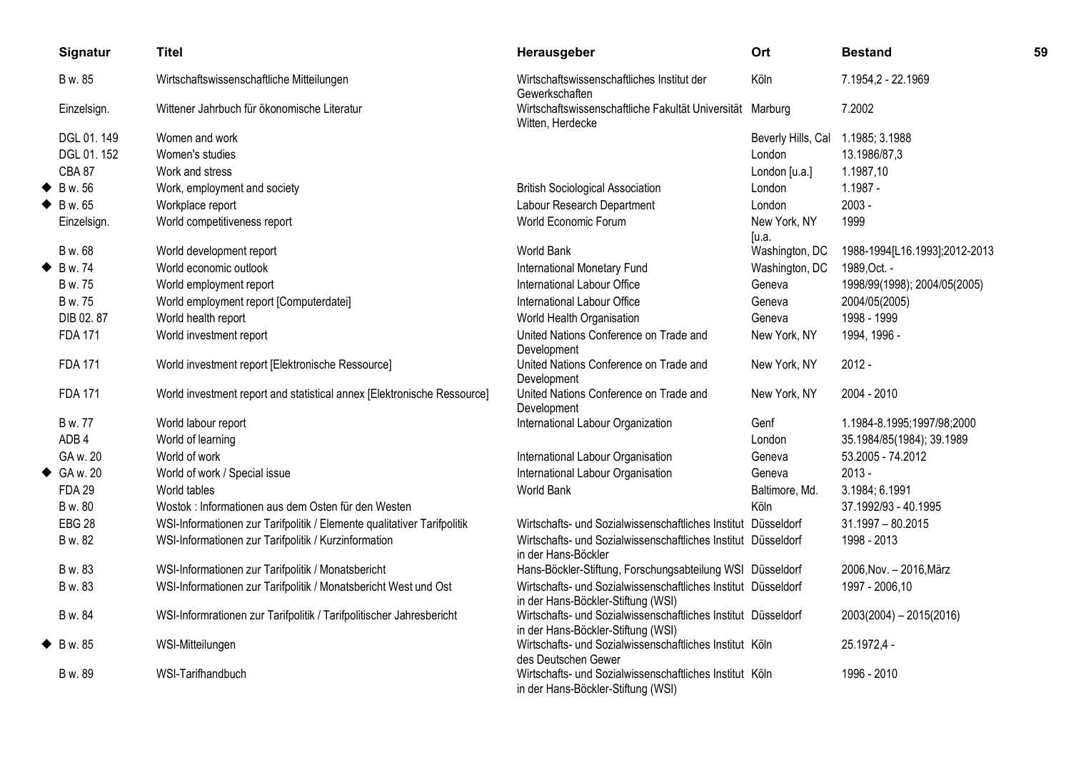| Signatur | Titel | Herausgeber | Ort | Bestand |
|---|---|---|---|---|
| B w. 85 | Wirtschaftswissenschaftliche Mitteilungen | Wirtschaftswissenschaftliches Institut der Gewerkschaften | Köln | 7.1954,2 - 22.1969 |
| Einzelsign. | Wittener Jahrbuch für ökonomische Literatur | Wirtschaftswissenschaftliche Fakultät Universität Witten, Herdecke | Marburg | 7.2002 |
| DGL 01. 149 | Women and work | | Beverly Hills, Cal | 1.1985; 3.1988 |
| DGL 01. 152 | Women's studies | | London | 13.1986/87,3 |
| CBA 87 | Work and stress | | London [u.a.] | 1.1987,10 |
| ◆ B w. 56 | Work, employment and society | British Sociological Association | London | 1.1987 - |
| ◆ B w. 65 | Workplace report | Labour Research Department | London | 2003 - |
| Einzelsign. | World competitiveness report | World Economic Forum | New York, NY [u.a. | 1999 |
| B w. 68 | World development report | World Bank | Washington, DC | 1988-1994[L16.1993];2012-2013 |
| ◆ B w. 74 | World economic outlook | International Monetary Fund | Washington, DC | 1989,Oct. - |
| B w. 75 | World employment report | International Labour Office | Geneva | 1998/99(1998); 2004/05(2005) |
| B w. 75 | World employment report [Computerdatei] | International Labour Office | Geneva | 2004/05(2005) |
| DIB 02. 87 | World health report | World Health Organisation | Geneva | 1998 - 1999 |
| FDA 171 | World investment report | United Nations Conference on Trade and Development | New York, NY | 1994, 1996 - |
| FDA 171 | World investment report [Elektronische Ressource] | United Nations Conference on Trade and Development | New York, NY | 2012 - |
| FDA 171 | World investment report and statistical annex [Elektronische Ressource] | United Nations Conference on Trade and Development | New York, NY | 2004 - 2010 |
| B w. 77 | World labour report | International Labour Organization | Genf | 1.1984-8.1995;1997/98;2000 |
| ADB 4 | World of learning | | London | 35.1984/85(1984); 39.1989 |
| GA w. 20 | World of work | International Labour Organisation | Geneva | 53.2005 - 74.2012 |
| ◆ GA w. 20 | World of work / Special issue | International Labour Organisation | Geneva | 2013 - |
| FDA 29 | World tables | World Bank | Baltimore, Md. | 3.1984; 6.1991 |
| B w. 80 | Wostok : Informationen aus dem Osten für den Westen | | Köln | 37.1992/93 - 40.1995 |
| EBG 28 | WSI-Informationen zur Tarifpolitik / Elemente qualitativer Tarifpolitik | Wirtschafts- und Sozialwissenschaftliches Institut | Düsseldorf | 31.1997 – 80.2015 |
| B w. 82 | WSI-Informationen zur Tarifpolitik / Kurzinformation | Wirtschafts- und Sozialwissenschaftliches Institut in der Hans-Böckler | Düsseldorf | 1998 - 2013 |
| B w. 83 | WSI-Informationen zur Tarifpolitik / Monatsbericht | Hans-Böckler-Stiftung, Forschungsabteilung WSI | Düsseldorf | 2006,Nov. – 2016,März |
| B w. 83 | WSI-Informationen zur Tarifpolitik / Monatsbericht West und Ost | Wirtschafts- und Sozialwissenschaftliches Institut in der Hans-Böckler-Stiftung (WSI) | Düsseldorf | 1997 - 2006,10 |
| B w. 84 | WSI-Informrationen zur Tarifpolitik / Tarifpolitischer Jahresbericht | Wirtschafts- und Sozialwissenschaftliches Institut in der Hans-Böckler-Stiftung (WSI) | Düsseldorf | 2003(2004) – 2015(2016) |
| ◆ B w. 85 | WSI-Mitteilungen | Wirtschafts- und Sozialwissenschaftliches Institut des Deutschen Gewer | Köln | 25.1972,4 - |
| B w. 89 | WSI-Tarifhandbuch | Wirtschafts- und Sozialwissenschaftliches Institut in der Hans-Böckler-Stiftung (WSI) | Köln | 1996 - 2010 |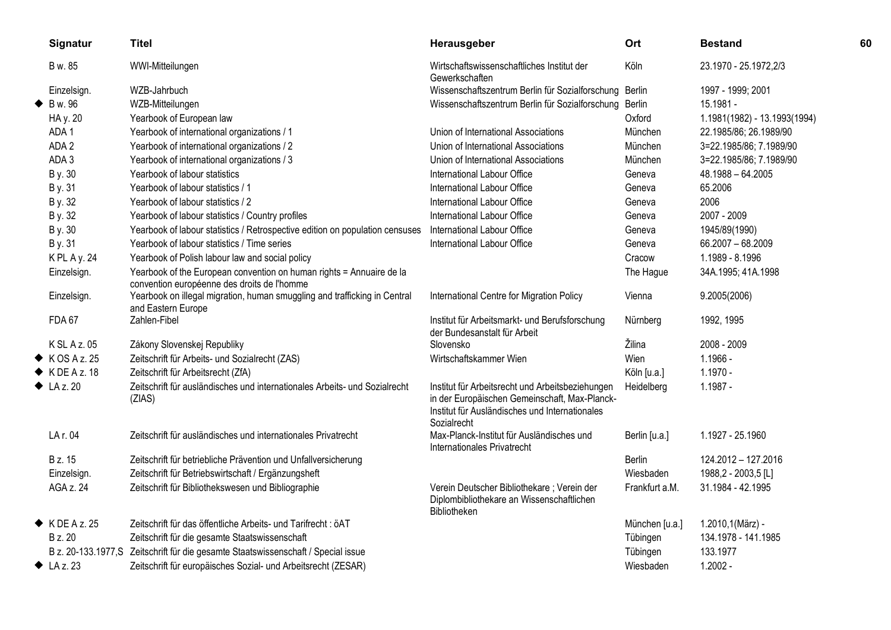| | Signatur | Titel | Herausgeber | Ort | Bestand |
|---|---|---|---|---|---|
| | B w. 85 | WWI-Mitteilungen | Wirtschaftswissenschaftliches Institut der Gewerkschaften | Köln | 23.1970 - 25.1972,2/3 |
| | Einzelsign. | WZB-Jahrbuch | Wissenschaftszentrum Berlin für Sozialforschung | Berlin | 1997 - 1999; 2001 |
| ◆ | B w. 96 | WZB-Mitteilungen | Wissenschaftszentrum Berlin für Sozialforschung | Berlin | 15.1981 - |
| | HA y. 20 | Yearbook of European law | | Oxford | 1.1981(1982) - 13.1993(1994) |
| | ADA 1 | Yearbook of international organizations / 1 | Union of International Associations | München | 22.1985/86; 26.1989/90 |
| | ADA 2 | Yearbook of international organizations / 2 | Union of International Associations | München | 3=22.1985/86; 7.1989/90 |
| | ADA 3 | Yearbook of international organizations / 3 | Union of International Associations | München | 3=22.1985/86; 7.1989/90 |
| | B y. 30 | Yearbook of labour statistics | International Labour Office | Geneva | 48.1988 – 64.2005 |
| | B y. 31 | Yearbook of labour statistics / 1 | International Labour Office | Geneva | 65.2006 |
| | B y. 32 | Yearbook of labour statistics / 2 | International Labour Office | Geneva | 2006 |
| | B y. 32 | Yearbook of labour statistics / Country profiles | International Labour Office | Geneva | 2007 - 2009 |
| | B y. 30 | Yearbook of labour statistics / Retrospective edition on population censuses | International Labour Office | Geneva | 1945/89(1990) |
| | B y. 31 | Yearbook of labour statistics / Time series | International Labour Office | Geneva | 66.2007 – 68.2009 |
| | K PL A y. 24 | Yearbook of Polish labour law and social policy | | Cracow | 1.1989 - 8.1996 |
| | Einzelsign. | Yearbook of the European convention on human rights = Annuaire de la convention européenne des droits de l'homme | | The Hague | 34A.1995; 41A.1998 |
| | Einzelsign. | Yearbook on illegal migration, human smuggling and trafficking in Central and Eastern Europe | International Centre for Migration Policy | Vienna | 9.2005(2006) |
| | FDA 67 | Zahlen-Fibel | Institut für Arbeitsmarkt- und Berufsforschung der Bundesanstalt für Arbeit | Nürnberg | 1992, 1995 |
| | K SL A z. 05 | Zákony Slovenskej Republiky | Slovensko | Žilina | 2008 - 2009 |
| ◆ | K OS A z. 25 | Zeitschrift für Arbeits- und Sozialrecht (ZAS) | Wirtschaftskammer Wien | Wien | 1.1966 - |
| ◆ | K DE A z. 18 | Zeitschrift für Arbeitsrecht (ZfA) | | Köln [u.a.] | 1.1970 - |
| ◆ | LA z. 20 | Zeitschrift für ausländisches und internationales Arbeits- und Sozialrecht (ZIAS) | Institut für Arbeitsrecht und Arbeitsbeziehungen in der Europäischen Gemeinschaft, Max-Planck-Institut für Ausländisches und Internationales Sozialrecht | Heidelberg | 1.1987 - |
| | LA r. 04 | Zeitschrift für ausländisches und internationales Privatrecht | Max-Planck-Institut für Ausländisches und Internationales Privatrecht | Berlin [u.a.] | 1.1927 - 25.1960 |
| | B z. 15 | Zeitschrift für betriebliche Prävention und Unfallversicherung | | Berlin | 124.2012 – 127.2016 |
| | Einzelsign. | Zeitschrift für Betriebswirtschaft / Ergänzungsheft | | Wiesbaden | 1988,2 - 2003,5 [L] |
| | AGA z. 24 | Zeitschrift für Bibliothekswesen und Bibliographie | Verein Deutscher Bibliothekare ; Verein der Diplombibliothekare an Wissenschaftlichen Bibliotheken | Frankfurt a.M. | 31.1984 - 42.1995 |
| ◆ | K DE A z. 25 | Zeitschrift für das öffentliche Arbeits- und Tarifrecht : öAT | | München [u.a.] | 1.2010,1(März) - |
| | B z. 20 | Zeitschrift für die gesamte Staatswissenschaft | | Tübingen | 134.1978 - 141.1985 |
| | B z. 20-133.1977,S | Zeitschrift für die gesamte Staatswissenschaft / Special issue | | Tübingen | 133.1977 |
| ◆ | LA z. 23 | Zeitschrift für europäisches Sozial- und Arbeitsrecht (ZESAR) | | Wiesbaden | 1.2002 - |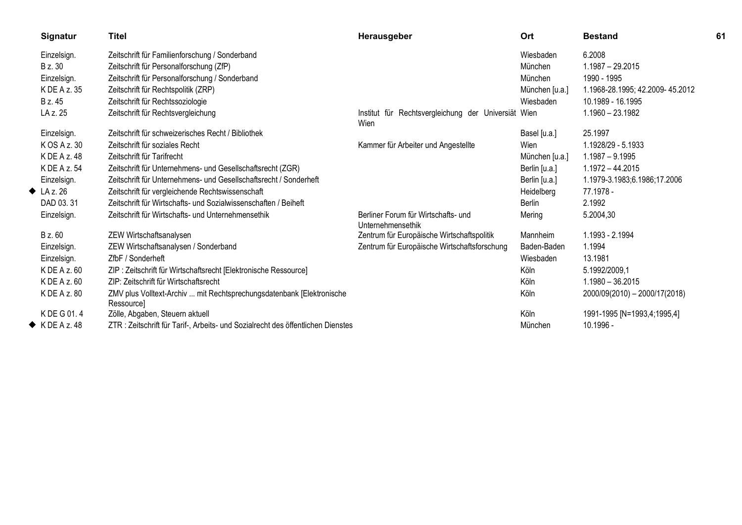| Signatur | Titel | Herausgeber | Ort | Bestand |
|---|---|---|---|---|
| Einzelsign. | Zeitschrift für Familienforschung / Sonderband | | Wiesbaden | 6.2008 |
| B z. 30 | Zeitschrift für Personalforschung (ZfP) | | München | 1.1987 – 29.2015 |
| Einzelsign. | Zeitschrift für Personalforschung / Sonderband | | München | 1990 - 1995 |
| K DE A z. 35 | Zeitschrift für Rechtspolitik (ZRP) | | München [u.a.] | 1.1968-28.1995; 42.2009- 45.2012 |
| B z. 45 | Zeitschrift für Rechtssoziologie | | Wiesbaden | 10.1989 - 16.1995 |
| LA z. 25 | Zeitschrift für Rechtsvergleichung | Institut für Rechtsvergleichung der Universiät Wien | Wien | 1.1960 – 23.1982 |
| Einzelsign. | Zeitschrift für schweizerisches Recht / Bibliothek | | Basel [u.a.] | 25.1997 |
| K OS A z. 30 | Zeitschrift für soziales Recht | Kammer für Arbeiter und Angestellte | Wien | 1.1928/29 - 5.1933 |
| K DE A z. 48 | Zeitschrift für Tarifrecht | | München [u.a.] | 1.1987 – 9.1995 |
| K DE A z. 54 | Zeitschrift für Unternehmens- und Gesellschaftsrecht (ZGR) | | Berlin [u.a.] | 1.1972 – 44.2015 |
| Einzelsign. | Zeitschrift für Unternehmens- und Gesellschaftsrecht / Sonderheft | | Berlin [u.a.] | 1.1979-3.1983;6.1986;17.2006 |
| ◆ LA z. 26 | Zeitschrift für vergleichende Rechtswissenschaft | | Heidelberg | 77.1978 - |
| DAD 03. 31 | Zeitschrift für Wirtschafts- und Sozialwissenschaften / Beiheft | | Berlin | 2.1992 |
| Einzelsign. | Zeitschrift für Wirtschafts- und Unternehmensethik | Berliner Forum für Wirtschafts- und Unternehmensethik | Mering | 5.2004,30 |
| B z. 60 | ZEW Wirtschaftsanalysen | Zentrum für Europäische Wirtschaftspolitik | Mannheim | 1.1993 - 2.1994 |
| Einzelsign. | ZEW Wirtschaftsanalysen / Sonderband | Zentrum für Europäische Wirtschaftsforschung | Baden-Baden | 1.1994 |
| Einzelsign. | ZfbF / Sonderheft | | Wiesbaden | 13.1981 |
| K DE A z. 60 | ZIP : Zeitschrift für Wirtschaftsrecht [Elektronische Ressource] | | Köln | 5.1992/2009,1 |
| K DE A z. 60 | ZIP: Zeitschrift für Wirtschaftsrecht | | Köln | 1.1980 – 36.2015 |
| K DE A z. 80 | ZMV plus Volltext-Archiv ... mit Rechtsprechungsdatenbank [Elektronische Ressource] | | Köln | 2000/09(2010) – 2000/17(2018) |
| K DE G 01. 4 | Zölle, Abgaben, Steuern aktuell | | Köln | 1991-1995 [N=1993,4;1995,4] |
| ◆ K DE A z. 48 | ZTR : Zeitschrift für Tarif-, Arbeits- und Sozialrecht des öffentlichen Dienstes | | München | 10.1996 - |